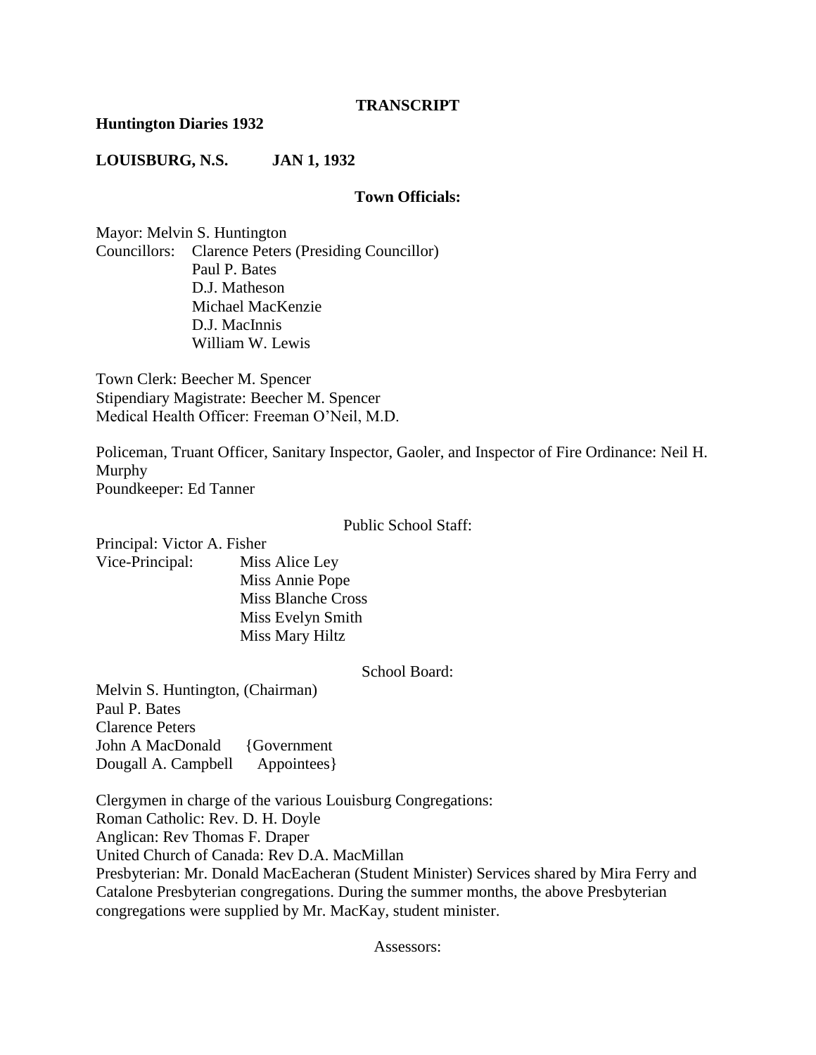**TRANSCRIPT**

**Huntington Diaries 1932**

**LOUISBURG, N.S. JAN 1, 1932**

**Town Officials:**

Mayor: Melvin S. Huntington
Councillors: Clarence Peters (Presiding Councillor)
Paul P. Bates
D.J. Matheson
Michael MacKenzie
D.J. MacInnis
William W. Lewis

Town Clerk: Beecher M. Spencer
Stipendiary Magistrate: Beecher M. Spencer
Medical Health Officer: Freeman O'Neil, M.D.

Policeman, Truant Officer, Sanitary Inspector, Gaoler, and Inspector of Fire Ordinance: Neil H. Murphy
Poundkeeper: Ed Tanner

Public School Staff:

Principal: Victor A. Fisher
Vice-Principal: Miss Alice Ley
Miss Annie Pope
Miss Blanche Cross
Miss Evelyn Smith
Miss Mary Hiltz

School Board:

Melvin S. Huntington, (Chairman)
Paul P. Bates
Clarence Peters
John A MacDonald {Government
Dougall A. Campbell Appointees}

Clergymen in charge of the various Louisburg Congregations:
Roman Catholic: Rev. D. H. Doyle
Anglican: Rev Thomas F. Draper
United Church of Canada: Rev D.A. MacMillan
Presbyterian: Mr. Donald MacEacheran (Student Minister) Services shared by Mira Ferry and Catalone Presbyterian congregations. During the summer months, the above Presbyterian congregations were supplied by Mr. MacKay, student minister.

Assessors: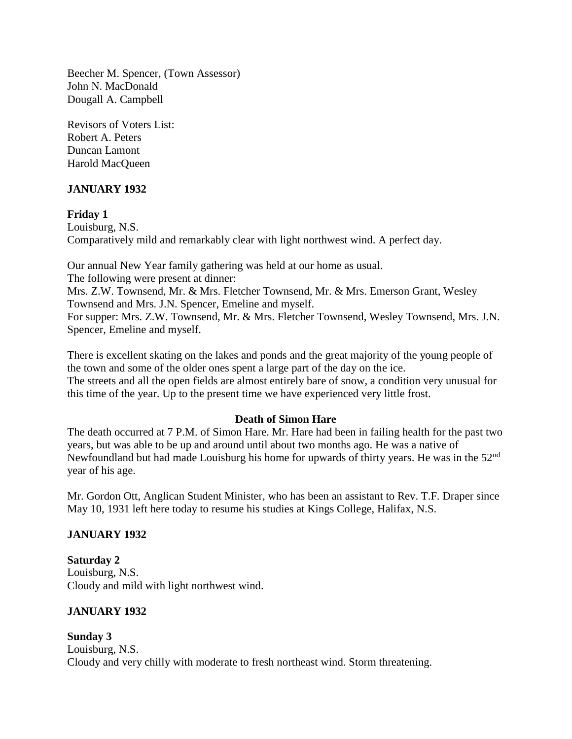Beecher M. Spencer, (Town Assessor)
John N. MacDonald
Dougall A. Campbell

Revisors of Voters List:
Robert A. Peters
Duncan Lamont
Harold MacQueen

## JANUARY 1932

**Friday 1**
Louisburg, N.S.
Comparatively mild and remarkably clear with light northwest wind. A perfect day.

Our annual New Year family gathering was held at our home as usual.
The following were present at dinner:
Mrs. Z.W. Townsend, Mr. & Mrs. Fletcher Townsend, Mr. & Mrs. Emerson Grant, Wesley Townsend and Mrs. J.N. Spencer, Emeline and myself.
For supper: Mrs. Z.W. Townsend, Mr. & Mrs. Fletcher Townsend, Wesley Townsend, Mrs. J.N. Spencer, Emeline and myself.

There is excellent skating on the lakes and ponds and the great majority of the young people of the town and some of the older ones spent a large part of the day on the ice.
The streets and all the open fields are almost entirely bare of snow, a condition very unusual for this time of the year. Up to the present time we have experienced very little frost.

**Death of Simon Hare**

The death occurred at 7 P.M. of Simon Hare. Mr. Hare had been in failing health for the past two years, but was able to be up and around until about two months ago. He was a native of Newfoundland but had made Louisburg his home for upwards of thirty years. He was in the 52nd year of his age.

Mr. Gordon Ott, Anglican Student Minister, who has been an assistant to Rev. T.F. Draper since May 10, 1931 left here today to resume his studies at Kings College, Halifax, N.S.

## JANUARY 1932

**Saturday 2**
Louisburg, N.S.
Cloudy and mild with light northwest wind.

## JANUARY 1932

**Sunday 3**
Louisburg, N.S.
Cloudy and very chilly with moderate to fresh northeast wind. Storm threatening.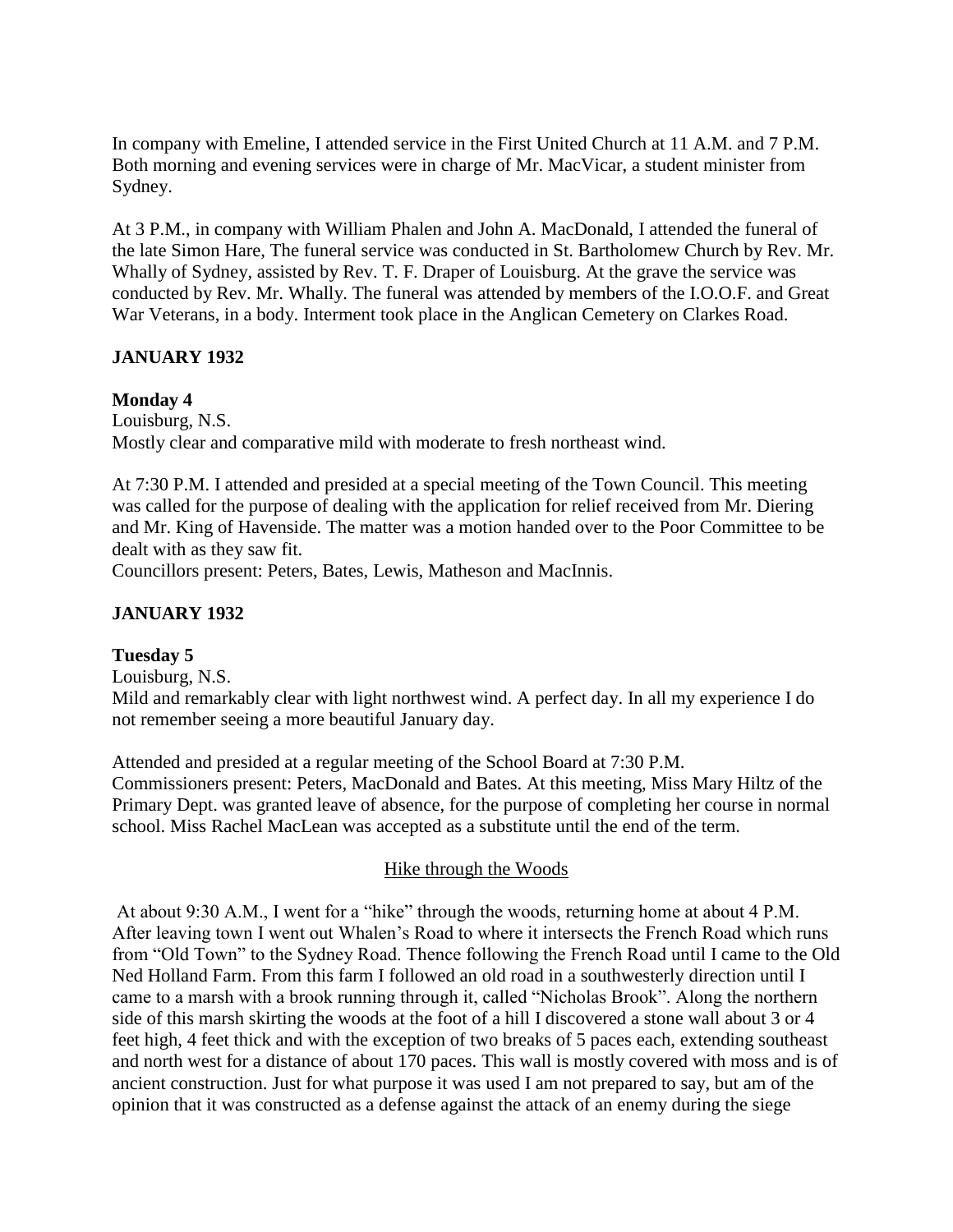In company with Emeline, I attended service in the First United Church at 11 A.M. and 7 P.M. Both morning and evening services were in charge of Mr. MacVicar, a student minister from Sydney.

At 3 P.M., in company with William Phalen and John A. MacDonald, I attended the funeral of the late Simon Hare, The funeral service was conducted in St. Bartholomew Church by Rev. Mr. Whally of Sydney, assisted by Rev. T. F. Draper of Louisburg. At the grave the service was conducted by Rev. Mr. Whally. The funeral was attended by members of the I.O.O.F. and Great War Veterans, in a body. Interment took place in the Anglican Cemetery on Clarkes Road.

**JANUARY 1932**

**Monday 4**
Louisburg, N.S.
Mostly clear and comparative mild with moderate to fresh northeast wind.

At 7:30 P.M. I attended and presided at a special meeting of the Town Council. This meeting was called for the purpose of dealing with the application for relief received from Mr. Diering and Mr. King of Havenside. The matter was a motion handed over to the Poor Committee to be dealt with as they saw fit.
Councillors present: Peters, Bates, Lewis, Matheson and MacInnis.

**JANUARY 1932**

**Tuesday 5**
Louisburg, N.S.
Mild and remarkably clear with light northwest wind. A perfect day. In all my experience I do not remember seeing a more beautiful January day.

Attended and presided at a regular meeting of the School Board at 7:30 P.M.
Commissioners present: Peters, MacDonald and Bates. At this meeting, Miss Mary Hiltz of the Primary Dept. was granted leave of absence, for the purpose of completing her course in normal school. Miss Rachel MacLean was accepted as a substitute until the end of the term.

<u>Hike through the Woods</u>

At about 9:30 A.M., I went for a "hike" through the woods, returning home at about 4 P.M. After leaving town I went out Whalen's Road to where it intersects the French Road which runs from "Old Town" to the Sydney Road. Thence following the French Road until I came to the Old Ned Holland Farm. From this farm I followed an old road in a southwesterly direction until I came to a marsh with a brook running through it, called "Nicholas Brook". Along the northern side of this marsh skirting the woods at the foot of a hill I discovered a stone wall about 3 or 4 feet high, 4 feet thick and with the exception of two breaks of 5 paces each, extending southeast and north west for a distance of about 170 paces. This wall is mostly covered with moss and is of ancient construction. Just for what purpose it was used I am not prepared to say, but am of the opinion that it was constructed as a defense against the attack of an enemy during the siege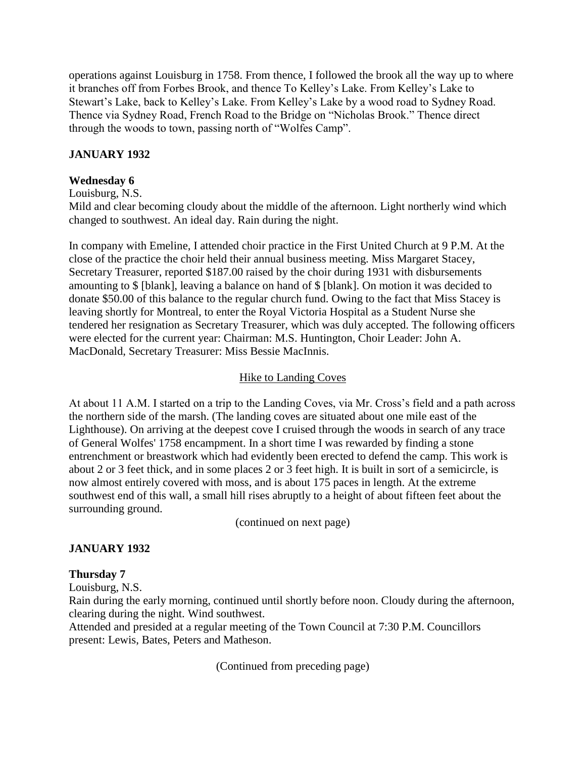operations against Louisburg in 1758. From thence, I followed the brook all the way up to where it branches off from Forbes Brook, and thence To Kelley's Lake. From Kelley's Lake to Stewart's Lake, back to Kelley's Lake. From Kelley's Lake by a wood road to Sydney Road. Thence via Sydney Road, French Road to the Bridge on "Nicholas Brook." Thence direct through the woods to town, passing north of "Wolfes Camp".

## JANUARY 1932

### Wednesday 6

Louisburg, N.S.

Mild and clear becoming cloudy about the middle of the afternoon. Light northerly wind which changed to southwest. An ideal day. Rain during the night.

In company with Emeline, I attended choir practice in the First United Church at 9 P.M. At the close of the practice the choir held their annual business meeting. Miss Margaret Stacey, Secretary Treasurer, reported $187.00 raised by the choir during 1931 with disbursements amounting to $ [blank], leaving a balance on hand of $ [blank]. On motion it was decided to donate $50.00 of this balance to the regular church fund. Owing to the fact that Miss Stacey is leaving shortly for Montreal, to enter the Royal Victoria Hospital as a Student Nurse she tendered her resignation as Secretary Treasurer, which was duly accepted. The following officers were elected for the current year: Chairman: M.S. Huntington, Choir Leader: John A. MacDonald, Secretary Treasurer: Miss Bessie MacInnis.

Hike to Landing Coves

At about 11 A.M. I started on a trip to the Landing Coves, via Mr. Cross's field and a path across the northern side of the marsh. (The landing coves are situated about one mile east of the Lighthouse). On arriving at the deepest cove I cruised through the woods in search of any trace of General Wolfes' 1758 encampment. In a short time I was rewarded by finding a stone entrenchment or breastwork which had evidently been erected to defend the camp. This work is about 2 or 3 feet thick, and in some places 2 or 3 feet high. It is built in sort of a semicircle, is now almost entirely covered with moss, and is about 175 paces in length. At the extreme southwest end of this wall, a small hill rises abruptly to a height of about fifteen feet about the surrounding ground.

(continued on next page)

## JANUARY 1932

### Thursday 7

Louisburg, N.S.

Rain during the early morning, continued until shortly before noon. Cloudy during the afternoon, clearing during the night. Wind southwest.

Attended and presided at a regular meeting of the Town Council at 7:30 P.M. Councillors present: Lewis, Bates, Peters and Matheson.

(Continued from preceding page)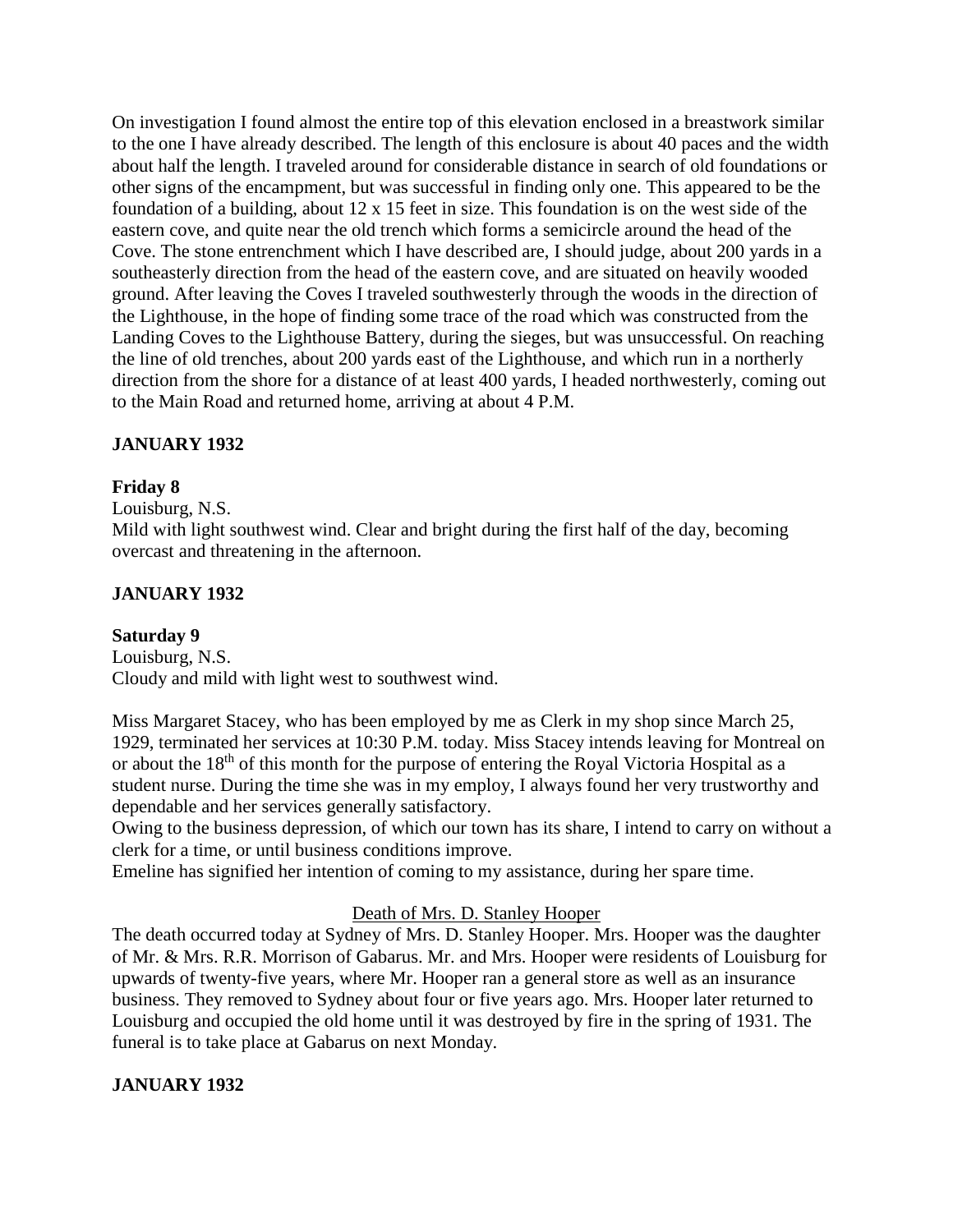On investigation I found almost the entire top of this elevation enclosed in a breastwork similar to the one I have already described. The length of this enclosure is about 40 paces and the width about half the length. I traveled around for considerable distance in search of old foundations or other signs of the encampment, but was successful in finding only one. This appeared to be the foundation of a building, about 12 x 15 feet in size. This foundation is on the west side of the eastern cove, and quite near the old trench which forms a semicircle around the head of the Cove. The stone entrenchment which I have described are, I should judge, about 200 yards in a southeasterly direction from the head of the eastern cove, and are situated on heavily wooded ground. After leaving the Coves I traveled southwesterly through the woods in the direction of the Lighthouse, in the hope of finding some trace of the road which was constructed from the Landing Coves to the Lighthouse Battery, during the sieges, but was unsuccessful. On reaching the line of old trenches, about 200 yards east of the Lighthouse, and which run in a northerly direction from the shore for a distance of at least 400 yards, I headed northwesterly, coming out to the Main Road and returned home, arriving at about 4 P.M.

**JANUARY 1932**

**Friday 8**

Louisburg, N.S.

Mild with light southwest wind. Clear and bright during the first half of the day, becoming overcast and threatening in the afternoon.

**JANUARY 1932**

**Saturday 9**

Louisburg, N.S.

Cloudy and mild with light west to southwest wind.

Miss Margaret Stacey, who has been employed by me as Clerk in my shop since March 25, 1929, terminated her services at 10:30 P.M. today. Miss Stacey intends leaving for Montreal on or about the 18th of this month for the purpose of entering the Royal Victoria Hospital as a student nurse. During the time she was in my employ, I always found her very trustworthy and dependable and her services generally satisfactory.

Owing to the business depression, of which our town has its share, I intend to carry on without a clerk for a time, or until business conditions improve.

Emeline has signified her intention of coming to my assistance, during her spare time.

Death of Mrs. D. Stanley Hooper

The death occurred today at Sydney of Mrs. D. Stanley Hooper. Mrs. Hooper was the daughter of Mr. & Mrs. R.R. Morrison of Gabarus. Mr. and Mrs. Hooper were residents of Louisburg for upwards of twenty-five years, where Mr. Hooper ran a general store as well as an insurance business. They removed to Sydney about four or five years ago. Mrs. Hooper later returned to Louisburg and occupied the old home until it was destroyed by fire in the spring of 1931. The funeral is to take place at Gabarus on next Monday.

**JANUARY 1932**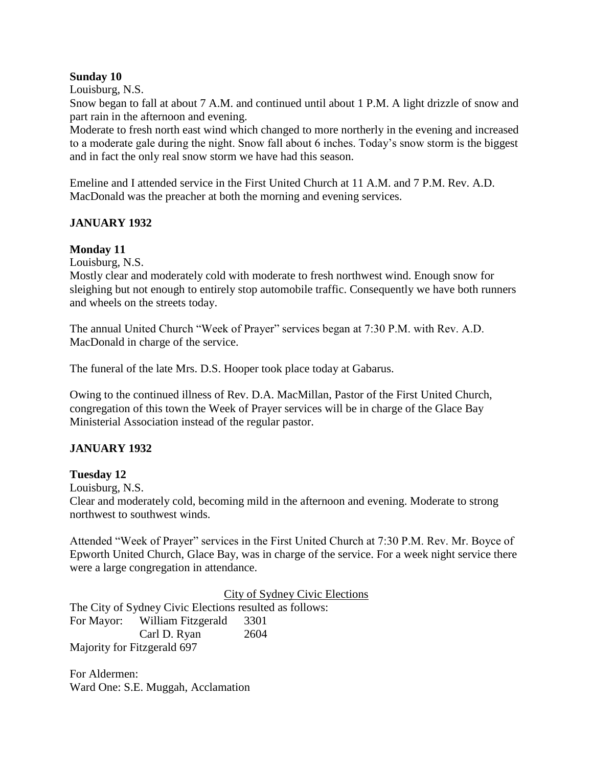**Sunday 10**

Louisburg, N.S.

Snow began to fall at about 7 A.M. and continued until about 1 P.M. A light drizzle of snow and part rain in the afternoon and evening.

Moderate to fresh north east wind which changed to more northerly in the evening and increased to a moderate gale during the night. Snow fall about 6 inches. Today's snow storm is the biggest and in fact the only real snow storm we have had this season.

Emeline and I attended service in the First United Church at 11 A.M. and 7 P.M. Rev. A.D. MacDonald was the preacher at both the morning and evening services.

**JANUARY 1932**

**Monday 11**

Louisburg, N.S.

Mostly clear and moderately cold with moderate to fresh northwest wind. Enough snow for sleighing but not enough to entirely stop automobile traffic. Consequently we have both runners and wheels on the streets today.

The annual United Church "Week of Prayer" services began at 7:30 P.M. with Rev. A.D. MacDonald in charge of the service.

The funeral of the late Mrs. D.S. Hooper took place today at Gabarus.

Owing to the continued illness of Rev. D.A. MacMillan, Pastor of the First United Church, congregation of this town the Week of Prayer services will be in charge of the Glace Bay Ministerial Association instead of the regular pastor.

**JANUARY 1932**

**Tuesday 12**

Louisburg, N.S.

Clear and moderately cold, becoming mild in the afternoon and evening. Moderate to strong northwest to southwest winds.

Attended "Week of Prayer" services in the First United Church at 7:30 P.M. Rev. Mr. Boyce of Epworth United Church, Glace Bay, was in charge of the service. For a week night service there were a large congregation in attendance.

<u>City of Sydney Civic Elections</u>

The City of Sydney Civic Elections resulted as follows:

| For Mayor: | William Fitzgerald | 3301 |
|---|---|---|
| | Carl D. Ryan | 2604 |

Majority for Fitzgerald 697

For Aldermen:

Ward One: S.E. Muggah, Acclamation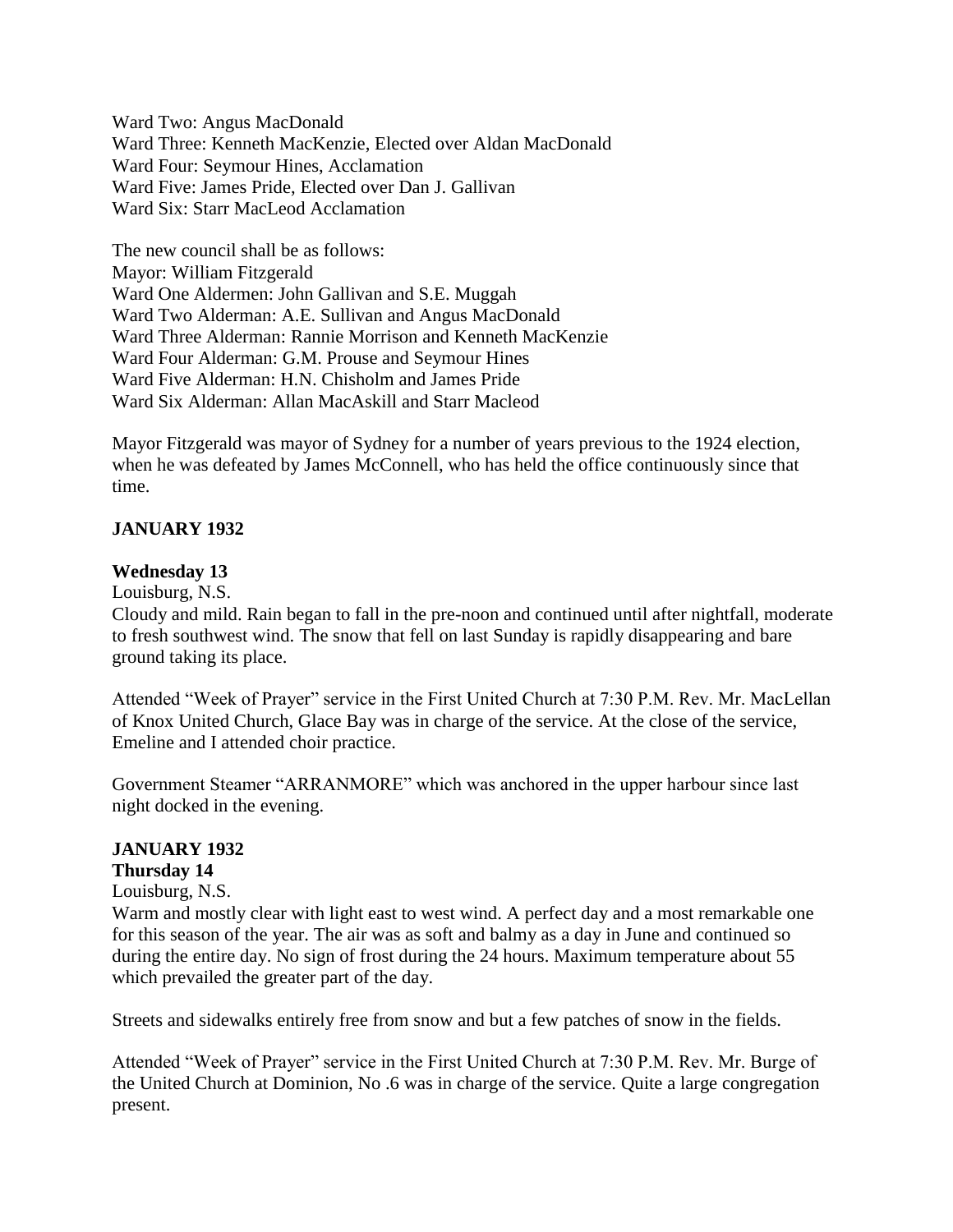Ward Two: Angus MacDonald
Ward Three: Kenneth MacKenzie, Elected over Aldan MacDonald
Ward Four: Seymour Hines, Acclamation
Ward Five: James Pride, Elected over Dan J. Gallivan
Ward Six: Starr MacLeod Acclamation

The new council shall be as follows:
Mayor: William Fitzgerald
Ward One Aldermen: John Gallivan and S.E. Muggah
Ward Two Alderman: A.E. Sullivan and Angus MacDonald
Ward Three Alderman: Rannie Morrison and Kenneth MacKenzie
Ward Four Alderman: G.M. Prouse and Seymour Hines
Ward Five Alderman: H.N. Chisholm and James Pride
Ward Six Alderman: Allan MacAskill and Starr Macleod

Mayor Fitzgerald was mayor of Sydney for a number of years previous to the 1924 election, when he was defeated by James McConnell, who has held the office continuously since that time.

**JANUARY 1932**

**Wednesday 13**

Louisburg, N.S.

Cloudy and mild. Rain began to fall in the pre-noon and continued until after nightfall, moderate to fresh southwest wind. The snow that fell on last Sunday is rapidly disappearing and bare ground taking its place.

Attended "Week of Prayer" service in the First United Church at 7:30 P.M. Rev. Mr. MacLellan of Knox United Church, Glace Bay was in charge of the service. At the close of the service, Emeline and I attended choir practice.

Government Steamer "ARRANMORE" which was anchored in the upper harbour since last night docked in the evening.

**JANUARY 1932**

**Thursday 14**

Louisburg, N.S.

Warm and mostly clear with light east to west wind. A perfect day and a most remarkable one for this season of the year. The air was as soft and balmy as a day in June and continued so during the entire day. No sign of frost during the 24 hours. Maximum temperature about 55 which prevailed the greater part of the day.

Streets and sidewalks entirely free from snow and but a few patches of snow in the fields.

Attended "Week of Prayer" service in the First United Church at 7:30 P.M. Rev. Mr. Burge of the United Church at Dominion, No .6 was in charge of the service. Quite a large congregation present.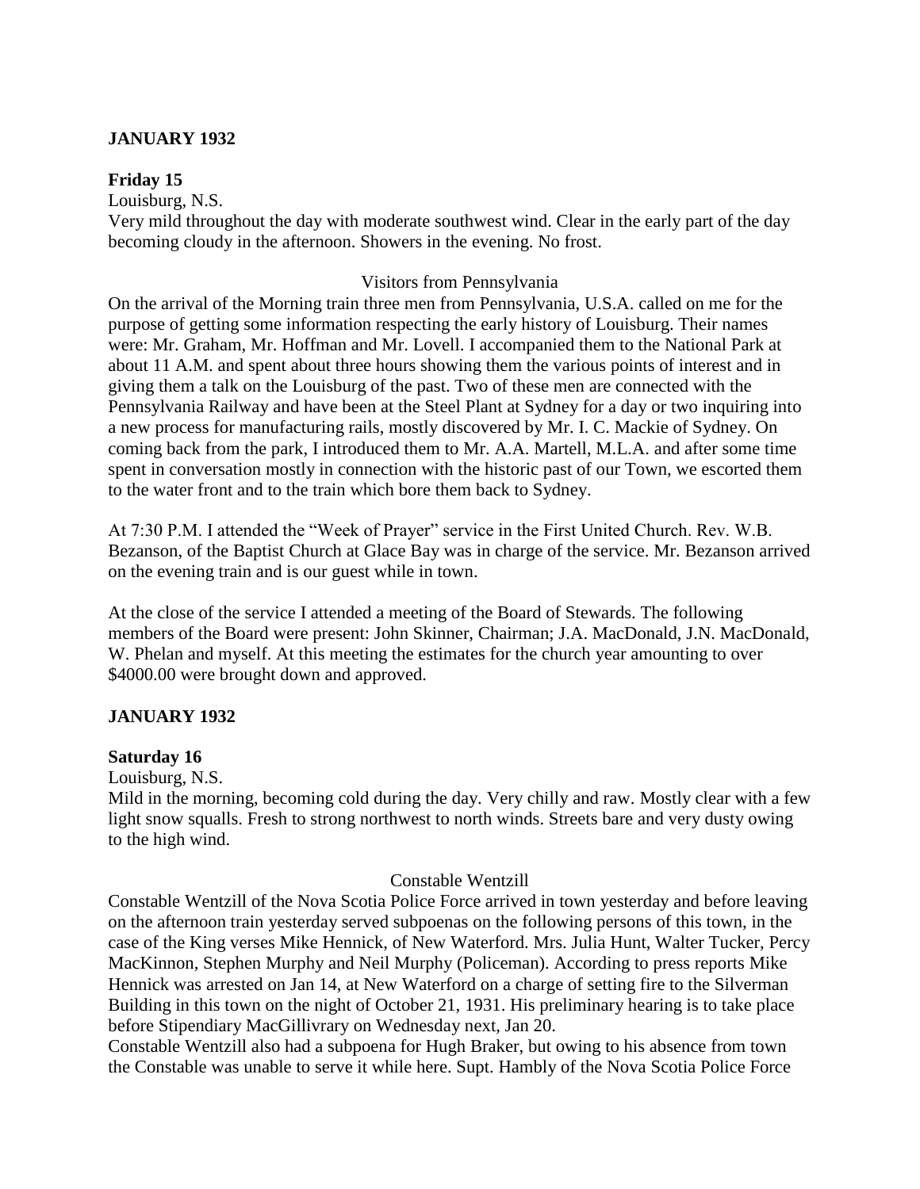**JANUARY 1932**

**Friday 15**

Louisburg, N.S.

Very mild throughout the day with moderate southwest wind. Clear in the early part of the day becoming cloudy in the afternoon. Showers in the evening. No frost.

Visitors from Pennsylvania

On the arrival of the Morning train three men from Pennsylvania, U.S.A. called on me for the purpose of getting some information respecting the early history of Louisburg. Their names were: Mr. Graham, Mr. Hoffman and Mr. Lovell. I accompanied them to the National Park at about 11 A.M. and spent about three hours showing them the various points of interest and in giving them a talk on the Louisburg of the past. Two of these men are connected with the Pennsylvania Railway and have been at the Steel Plant at Sydney for a day or two inquiring into a new process for manufacturing rails, mostly discovered by Mr. I. C. Mackie of Sydney. On coming back from the park, I introduced them to Mr. A.A. Martell, M.L.A. and after some time spent in conversation mostly in connection with the historic past of our Town, we escorted them to the water front and to the train which bore them back to Sydney.

At 7:30 P.M. I attended the "Week of Prayer" service in the First United Church. Rev. W.B. Bezanson, of the Baptist Church at Glace Bay was in charge of the service. Mr. Bezanson arrived on the evening train and is our guest while in town.

At the close of the service I attended a meeting of the Board of Stewards. The following members of the Board were present: John Skinner, Chairman; J.A. MacDonald, J.N. MacDonald, W. Phelan and myself. At this meeting the estimates for the church year amounting to over $4000.00 were brought down and approved.

**JANUARY 1932**

**Saturday 16**

Louisburg, N.S.

Mild in the morning, becoming cold during the day. Very chilly and raw. Mostly clear with a few light snow squalls. Fresh to strong northwest to north winds. Streets bare and very dusty owing to the high wind.

Constable Wentzill

Constable Wentzill of the Nova Scotia Police Force arrived in town yesterday and before leaving on the afternoon train yesterday served subpoenas on the following persons of this town, in the case of the King verses Mike Hennick, of New Waterford. Mrs. Julia Hunt, Walter Tucker, Percy MacKinnon, Stephen Murphy and Neil Murphy (Policeman). According to press reports Mike Hennick was arrested on Jan 14, at New Waterford on a charge of setting fire to the Silverman Building in this town on the night of October 21, 1931. His preliminary hearing is to take place before Stipendiary MacGillivrary on Wednesday next, Jan 20.

Constable Wentzill also had a subpoena for Hugh Braker, but owing to his absence from town the Constable was unable to serve it while here. Supt. Hambly of the Nova Scotia Police Force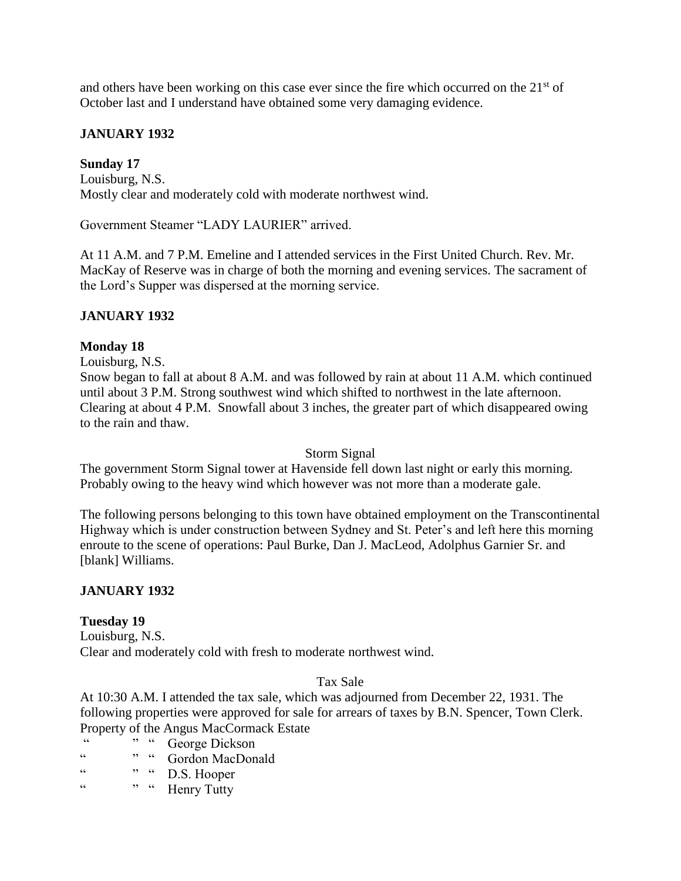and others have been working on this case ever since the fire which occurred on the 21st of October last and I understand have obtained some very damaging evidence.

**JANUARY 1932**

**Sunday 17**
Louisburg, N.S.
Mostly clear and moderately cold with moderate northwest wind.

Government Steamer "LADY LAURIER" arrived.

At 11 A.M. and 7 P.M. Emeline and I attended services in the First United Church. Rev. Mr. MacKay of Reserve was in charge of both the morning and evening services. The sacrament of the Lord's Supper was dispersed at the morning service.

**JANUARY 1932**

**Monday 18**
Louisburg, N.S.
Snow began to fall at about 8 A.M. and was followed by rain at about 11 A.M. which continued until about 3 P.M. Strong southwest wind which shifted to northwest in the late afternoon. Clearing at about 4 P.M. Snowfall about 3 inches, the greater part of which disappeared owing to the rain and thaw.

Storm Signal

The government Storm Signal tower at Havenside fell down last night or early this morning. Probably owing to the heavy wind which however was not more than a moderate gale.

The following persons belonging to this town have obtained employment on the Transcontinental Highway which is under construction between Sydney and St. Peter's and left here this morning enroute to the scene of operations: Paul Burke, Dan J. MacLeod, Adolphus Garnier Sr. and [blank] Williams.

**JANUARY 1932**

**Tuesday 19**
Louisburg, N.S.
Clear and moderately cold with fresh to moderate northwest wind.

Tax Sale

At 10:30 A.M. I attended the tax sale, which was adjourned from December 22, 1931. The following properties were approved for sale for arrears of taxes by B.N. Spencer, Town Clerk.
Property of the Angus MacCormack Estate
" " " George Dickson
" " " Gordon MacDonald
" " " D.S. Hooper
" " " Henry Tutty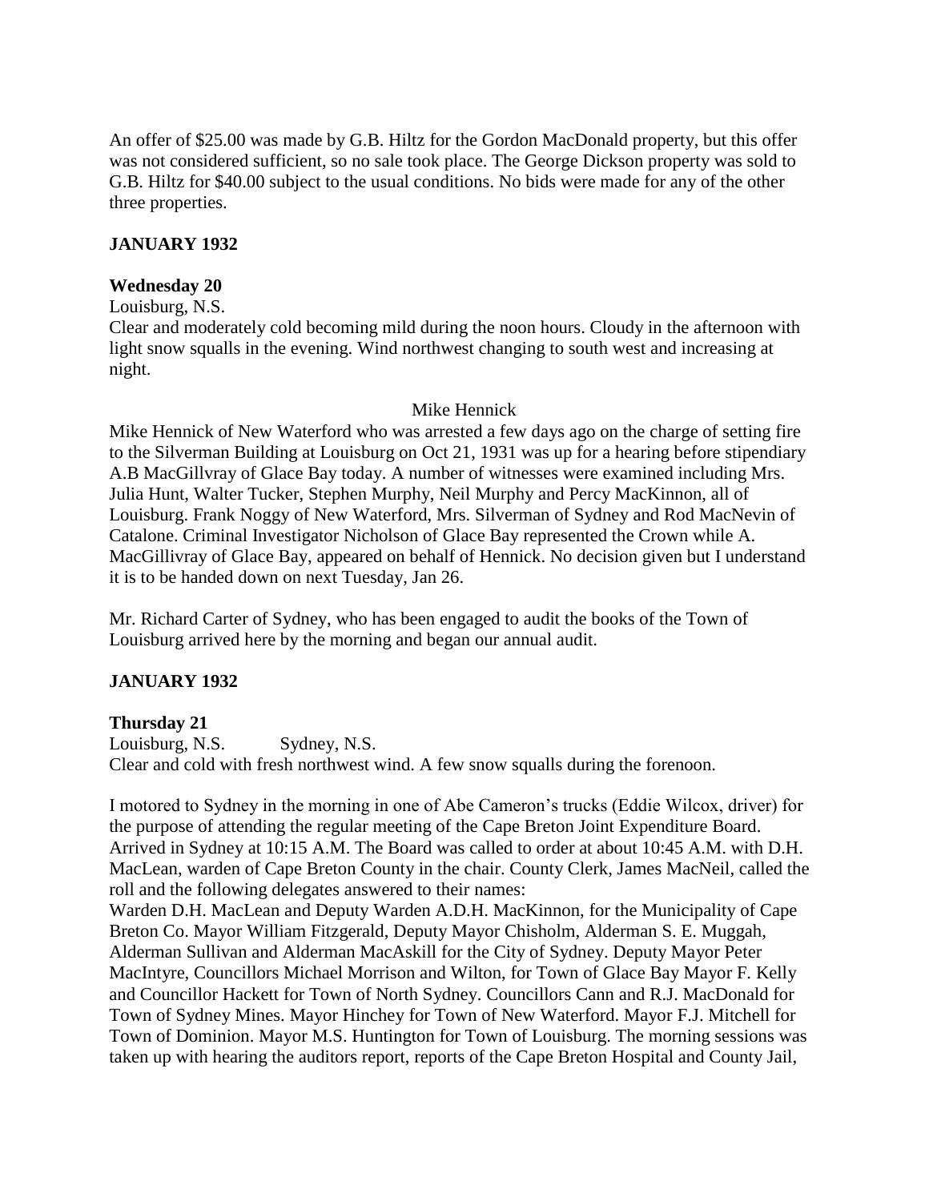An offer of $25.00 was made by G.B. Hiltz for the Gordon MacDonald property, but this offer was not considered sufficient, so no sale took place. The George Dickson property was sold to G.B. Hiltz for $40.00 subject to the usual conditions. No bids were made for any of the other three properties.

**JANUARY 1932**

**Wednesday 20**

Louisburg, N.S.

Clear and moderately cold becoming mild during the noon hours. Cloudy in the afternoon with light snow squalls in the evening. Wind northwest changing to south west and increasing at night.

Mike Hennick

Mike Hennick of New Waterford who was arrested a few days ago on the charge of setting fire to the Silverman Building at Louisburg on Oct 21, 1931 was up for a hearing before stipendiary A.B MacGillvray of Glace Bay today. A number of witnesses were examined including Mrs. Julia Hunt, Walter Tucker, Stephen Murphy, Neil Murphy and Percy MacKinnon, all of Louisburg. Frank Noggy of New Waterford, Mrs. Silverman of Sydney and Rod MacNevin of Catalone. Criminal Investigator Nicholson of Glace Bay represented the Crown while A. MacGillivray of Glace Bay, appeared on behalf of Hennick. No decision given but I understand it is to be handed down on next Tuesday, Jan 26.

Mr. Richard Carter of Sydney, who has been engaged to audit the books of the Town of Louisburg arrived here by the morning and began our annual audit.

**JANUARY 1932**

**Thursday 21**

Louisburg, N.S.    Sydney, N.S.

Clear and cold with fresh northwest wind. A few snow squalls during the forenoon.

I motored to Sydney in the morning in one of Abe Cameron's trucks (Eddie Wilcox, driver) for the purpose of attending the regular meeting of the Cape Breton Joint Expenditure Board. Arrived in Sydney at 10:15 A.M. The Board was called to order at about 10:45 A.M. with D.H. MacLean, warden of Cape Breton County in the chair. County Clerk, James MacNeil, called the roll and the following delegates answered to their names:

Warden D.H. MacLean and Deputy Warden A.D.H. MacKinnon, for the Municipality of Cape Breton Co. Mayor William Fitzgerald, Deputy Mayor Chisholm, Alderman S. E. Muggah, Alderman Sullivan and Alderman MacAskill for the City of Sydney. Deputy Mayor Peter MacIntyre, Councillors Michael Morrison and Wilton, for Town of Glace Bay Mayor F. Kelly and Councillor Hackett for Town of North Sydney. Councillors Cann and R.J. MacDonald for Town of Sydney Mines. Mayor Hinchey for Town of New Waterford. Mayor F.J. Mitchell for Town of Dominion. Mayor M.S. Huntington for Town of Louisburg. The morning sessions was taken up with hearing the auditors report, reports of the Cape Breton Hospital and County Jail,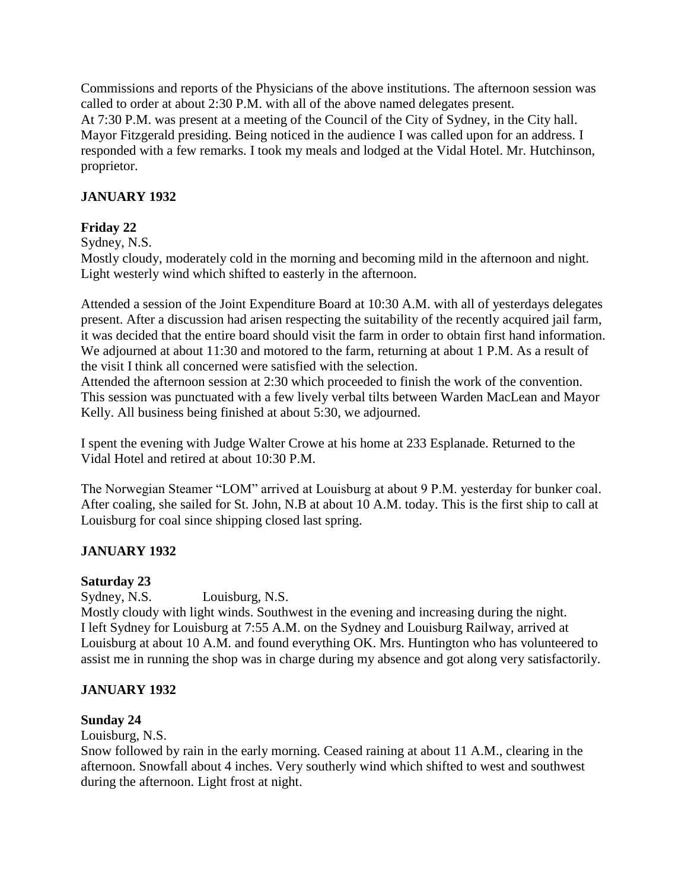Commissions and reports of the Physicians of the above institutions. The afternoon session was called to order at about 2:30 P.M. with all of the above named delegates present.
At 7:30 P.M. was present at a meeting of the Council of the City of Sydney, in the City hall. Mayor Fitzgerald presiding. Being noticed in the audience I was called upon for an address. I responded with a few remarks. I took my meals and lodged at the Vidal Hotel. Mr. Hutchinson, proprietor.

## JANUARY 1932

### Friday 22

Sydney, N.S.
Mostly cloudy, moderately cold in the morning and becoming mild in the afternoon and night. Light westerly wind which shifted to easterly in the afternoon.

Attended a session of the Joint Expenditure Board at 10:30 A.M. with all of yesterdays delegates present. After a discussion had arisen respecting the suitability of the recently acquired jail farm, it was decided that the entire board should visit the farm in order to obtain first hand information. We adjourned at about 11:30 and motored to the farm, returning at about 1 P.M. As a result of the visit I think all concerned were satisfied with the selection.
Attended the afternoon session at 2:30 which proceeded to finish the work of the convention. This session was punctuated with a few lively verbal tilts between Warden MacLean and Mayor Kelly. All business being finished at about 5:30, we adjourned.

I spent the evening with Judge Walter Crowe at his home at 233 Esplanade. Returned to the Vidal Hotel and retired at about 10:30 P.M.

The Norwegian Steamer "LOM" arrived at Louisburg at about 9 P.M. yesterday for bunker coal. After coaling, she sailed for St. John, N.B at about 10 A.M. today. This is the first ship to call at Louisburg for coal since shipping closed last spring.

## JANUARY 1932

### Saturday 23

Sydney, N.S. Louisburg, N.S.
Mostly cloudy with light winds. Southwest in the evening and increasing during the night.
I left Sydney for Louisburg at 7:55 A.M. on the Sydney and Louisburg Railway, arrived at Louisburg at about 10 A.M. and found everything OK. Mrs. Huntington who has volunteered to assist me in running the shop was in charge during my absence and got along very satisfactorily.

## JANUARY 1932

### Sunday 24

Louisburg, N.S.
Snow followed by rain in the early morning. Ceased raining at about 11 A.M., clearing in the afternoon. Snowfall about 4 inches. Very southerly wind which shifted to west and southwest during the afternoon. Light frost at night.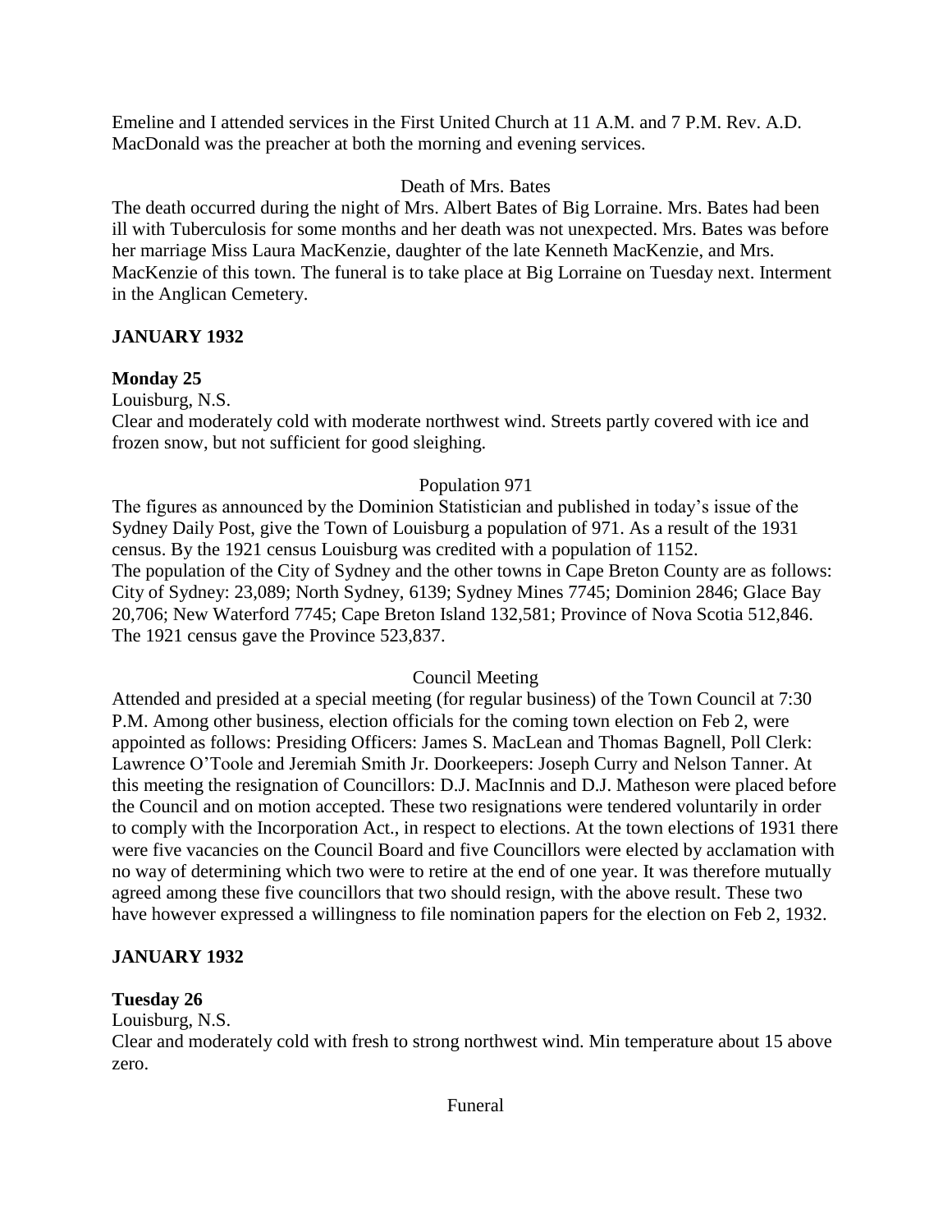Emeline and I attended services in the First United Church at 11 A.M. and 7 P.M. Rev. A.D. MacDonald was the preacher at both the morning and evening services.

Death of Mrs. Bates

The death occurred during the night of Mrs. Albert Bates of Big Lorraine. Mrs. Bates had been ill with Tuberculosis for some months and her death was not unexpected. Mrs. Bates was before her marriage Miss Laura MacKenzie, daughter of the late Kenneth MacKenzie, and Mrs. MacKenzie of this town. The funeral is to take place at Big Lorraine on Tuesday next. Interment in the Anglican Cemetery.

**JANUARY 1932**

**Monday 25**

Louisburg, N.S.

Clear and moderately cold with moderate northwest wind. Streets partly covered with ice and frozen snow, but not sufficient for good sleighing.

Population 971

The figures as announced by the Dominion Statistician and published in today's issue of the Sydney Daily Post, give the Town of Louisburg a population of 971. As a result of the 1931 census. By the 1921 census Louisburg was credited with a population of 1152.

The population of the City of Sydney and the other towns in Cape Breton County are as follows: City of Sydney: 23,089; North Sydney, 6139; Sydney Mines 7745; Dominion 2846; Glace Bay 20,706; New Waterford 7745; Cape Breton Island 132,581; Province of Nova Scotia 512,846. The 1921 census gave the Province 523,837.

Council Meeting

Attended and presided at a special meeting (for regular business) of the Town Council at 7:30 P.M. Among other business, election officials for the coming town election on Feb 2, were appointed as follows: Presiding Officers: James S. MacLean and Thomas Bagnell, Poll Clerk: Lawrence O'Toole and Jeremiah Smith Jr. Doorkeepers: Joseph Curry and Nelson Tanner. At this meeting the resignation of Councillors: D.J. MacInnis and D.J. Matheson were placed before the Council and on motion accepted. These two resignations were tendered voluntarily in order to comply with the Incorporation Act., in respect to elections. At the town elections of 1931 there were five vacancies on the Council Board and five Councillors were elected by acclamation with no way of determining which two were to retire at the end of one year. It was therefore mutually agreed among these five councillors that two should resign, with the above result. These two have however expressed a willingness to file nomination papers for the election on Feb 2, 1932.

**JANUARY 1932**

**Tuesday 26**

Louisburg, N.S.

Clear and moderately cold with fresh to strong northwest wind. Min temperature about 15 above zero.

Funeral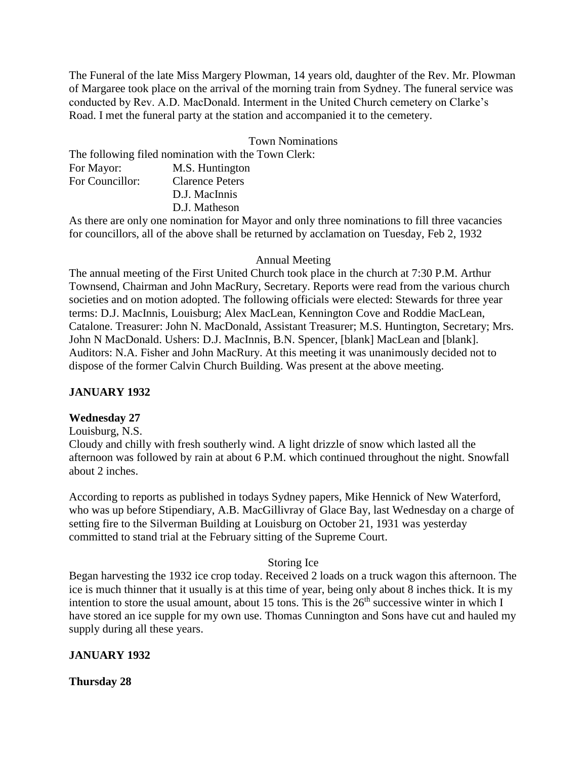The Funeral of the late Miss Margery Plowman, 14 years old, daughter of the Rev. Mr. Plowman of Margaree took place on the arrival of the morning train from Sydney. The funeral service was conducted by Rev. A.D. MacDonald. Interment in the United Church cemetery on Clarke's Road. I met the funeral party at the station and accompanied it to the cemetery.

Town Nominations

The following filed nomination with the Town Clerk:

For Mayor: M.S. Huntington
For Councillor: Clarence Peters
D.J. MacInnis
D.J. Matheson

As there are only one nomination for Mayor and only three nominations to fill three vacancies for councillors, all of the above shall be returned by acclamation on Tuesday, Feb 2, 1932

Annual Meeting

The annual meeting of the First United Church took place in the church at 7:30 P.M. Arthur Townsend, Chairman and John MacRury, Secretary. Reports were read from the various church societies and on motion adopted. The following officials were elected: Stewards for three year terms: D.J. MacInnis, Louisburg; Alex MacLean, Kennington Cove and Roddie MacLean, Catalone. Treasurer: John N. MacDonald, Assistant Treasurer; M.S. Huntington, Secretary; Mrs. John N MacDonald. Ushers: D.J. MacInnis, B.N. Spencer, [blank] MacLean and [blank]. Auditors: N.A. Fisher and John MacRury. At this meeting it was unanimously decided not to dispose of the former Calvin Church Building. Was present at the above meeting.

**JANUARY 1932**

**Wednesday 27**

Louisburg, N.S.

Cloudy and chilly with fresh southerly wind. A light drizzle of snow which lasted all the afternoon was followed by rain at about 6 P.M. which continued throughout the night. Snowfall about 2 inches.

According to reports as published in todays Sydney papers, Mike Hennick of New Waterford, who was up before Stipendiary, A.B. MacGillivray of Glace Bay, last Wednesday on a charge of setting fire to the Silverman Building at Louisburg on October 21, 1931 was yesterday committed to stand trial at the February sitting of the Supreme Court.

Storing Ice

Began harvesting the 1932 ice crop today. Received 2 loads on a truck wagon this afternoon. The ice is much thinner that it usually is at this time of year, being only about 8 inches thick. It is my intention to store the usual amount, about 15 tons. This is the 26th successive winter in which I have stored an ice supple for my own use. Thomas Cunnington and Sons have cut and hauled my supply during all these years.

**JANUARY 1932**

**Thursday 28**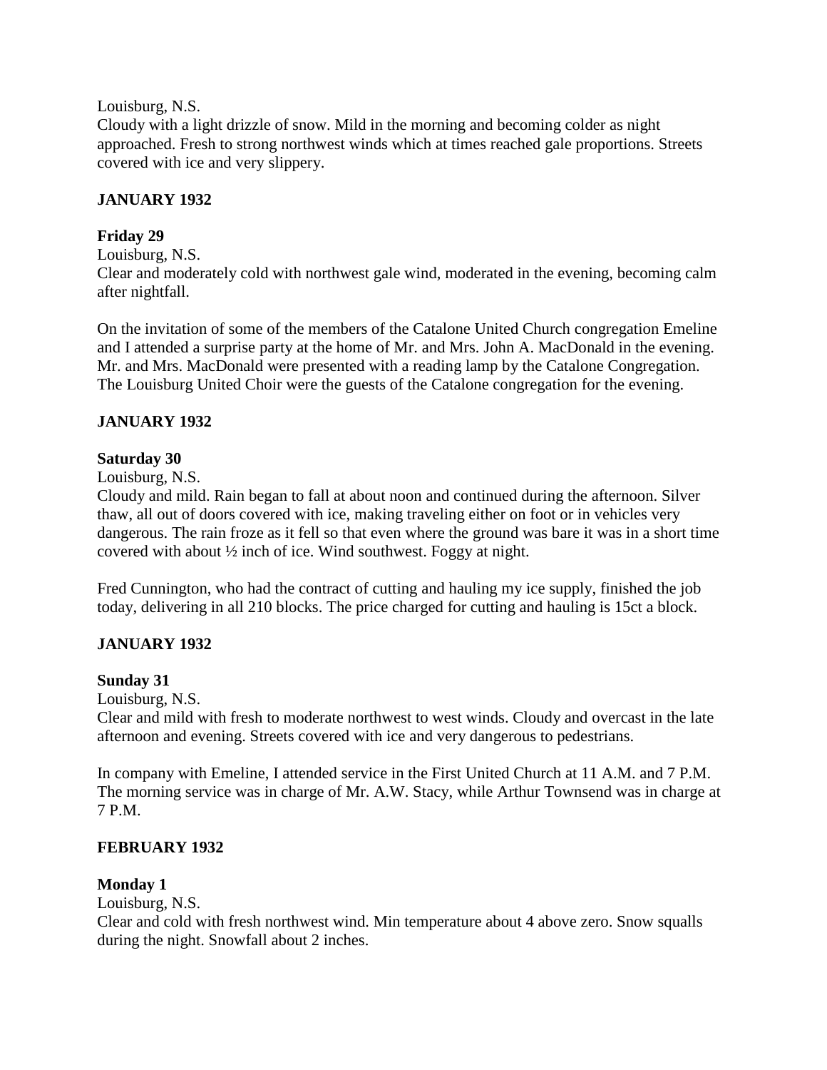Louisburg, N.S.
Cloudy with a light drizzle of snow. Mild in the morning and becoming colder as night approached. Fresh to strong northwest winds which at times reached gale proportions. Streets covered with ice and very slippery.

**JANUARY 1932**

**Friday 29**
Louisburg, N.S.
Clear and moderately cold with northwest gale wind, moderated in the evening, becoming calm after nightfall.

On the invitation of some of the members of the Catalone United Church congregation Emeline and I attended a surprise party at the home of Mr. and Mrs. John A. MacDonald in the evening. Mr. and Mrs. MacDonald were presented with a reading lamp by the Catalone Congregation. The Louisburg United Choir were the guests of the Catalone congregation for the evening.

**JANUARY 1932**

**Saturday 30**
Louisburg, N.S.
Cloudy and mild. Rain began to fall at about noon and continued during the afternoon. Silver thaw, all out of doors covered with ice, making traveling either on foot or in vehicles very dangerous. The rain froze as it fell so that even where the ground was bare it was in a short time covered with about ½ inch of ice. Wind southwest. Foggy at night.

Fred Cunnington, who had the contract of cutting and hauling my ice supply, finished the job today, delivering in all 210 blocks. The price charged for cutting and hauling is 15ct a block.

**JANUARY 1932**

**Sunday 31**
Louisburg, N.S.
Clear and mild with fresh to moderate northwest to west winds. Cloudy and overcast in the late afternoon and evening. Streets covered with ice and very dangerous to pedestrians.

In company with Emeline, I attended service in the First United Church at 11 A.M. and 7 P.M. The morning service was in charge of Mr. A.W. Stacy, while Arthur Townsend was in charge at 7 P.M.

**FEBRUARY 1932**

**Monday 1**
Louisburg, N.S.
Clear and cold with fresh northwest wind. Min temperature about 4 above zero. Snow squalls during the night. Snowfall about 2 inches.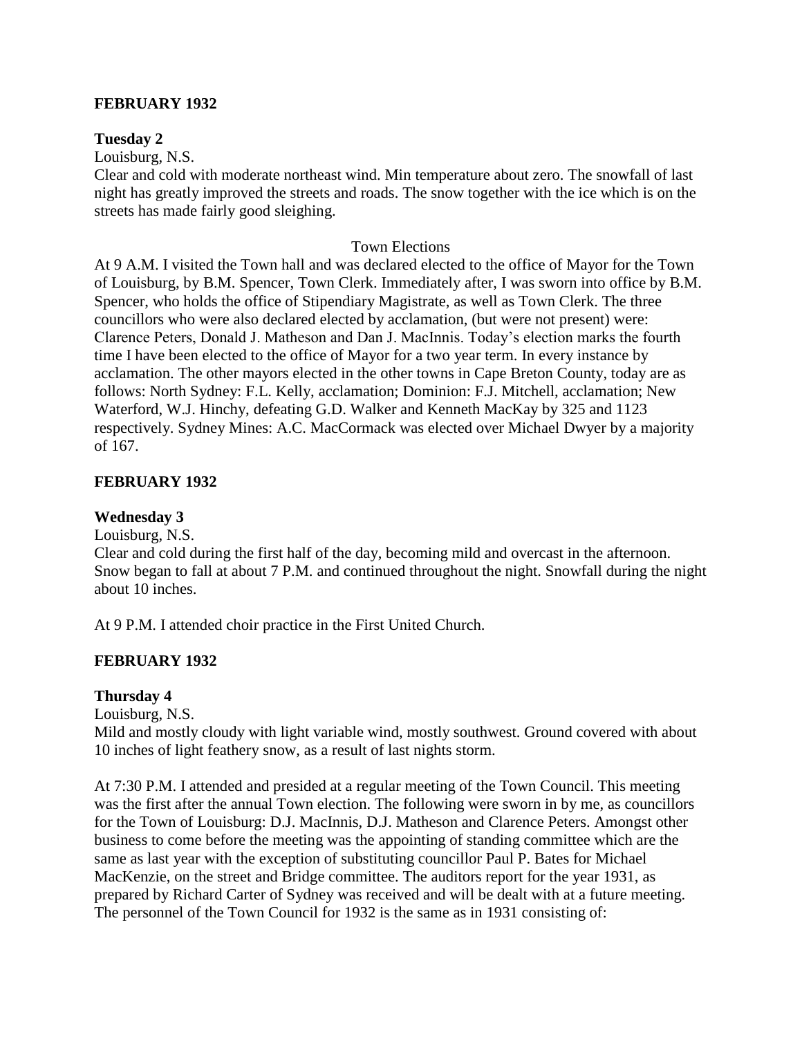**FEBRUARY 1932**

**Tuesday 2**

Louisburg, N.S.

Clear and cold with moderate northeast wind. Min temperature about zero. The snowfall of last night has greatly improved the streets and roads. The snow together with the ice which is on the streets has made fairly good sleighing.

Town Elections

At 9 A.M. I visited the Town hall and was declared elected to the office of Mayor for the Town of Louisburg, by B.M. Spencer, Town Clerk. Immediately after, I was sworn into office by B.M. Spencer, who holds the office of Stipendiary Magistrate, as well as Town Clerk. The three councillors who were also declared elected by acclamation, (but were not present) were: Clarence Peters, Donald J. Matheson and Dan J. MacInnis. Today's election marks the fourth time I have been elected to the office of Mayor for a two year term. In every instance by acclamation. The other mayors elected in the other towns in Cape Breton County, today are as follows: North Sydney: F.L. Kelly, acclamation; Dominion: F.J. Mitchell, acclamation; New Waterford, W.J. Hinchy, defeating G.D. Walker and Kenneth MacKay by 325 and 1123 respectively. Sydney Mines: A.C. MacCormack was elected over Michael Dwyer by a majority of 167.

**FEBRUARY 1932**

**Wednesday 3**

Louisburg, N.S.

Clear and cold during the first half of the day, becoming mild and overcast in the afternoon. Snow began to fall at about 7 P.M. and continued throughout the night. Snowfall during the night about 10 inches.

At 9 P.M. I attended choir practice in the First United Church.

**FEBRUARY 1932**

**Thursday 4**

Louisburg, N.S.

Mild and mostly cloudy with light variable wind, mostly southwest. Ground covered with about 10 inches of light feathery snow, as a result of last nights storm.

At 7:30 P.M. I attended and presided at a regular meeting of the Town Council. This meeting was the first after the annual Town election. The following were sworn in by me, as councillors for the Town of Louisburg: D.J. MacInnis, D.J. Matheson and Clarence Peters. Amongst other business to come before the meeting was the appointing of standing committee which are the same as last year with the exception of substituting councillor Paul P. Bates for Michael MacKenzie, on the street and Bridge committee. The auditors report for the year 1931, as prepared by Richard Carter of Sydney was received and will be dealt with at a future meeting. The personnel of the Town Council for 1932 is the same as in 1931 consisting of: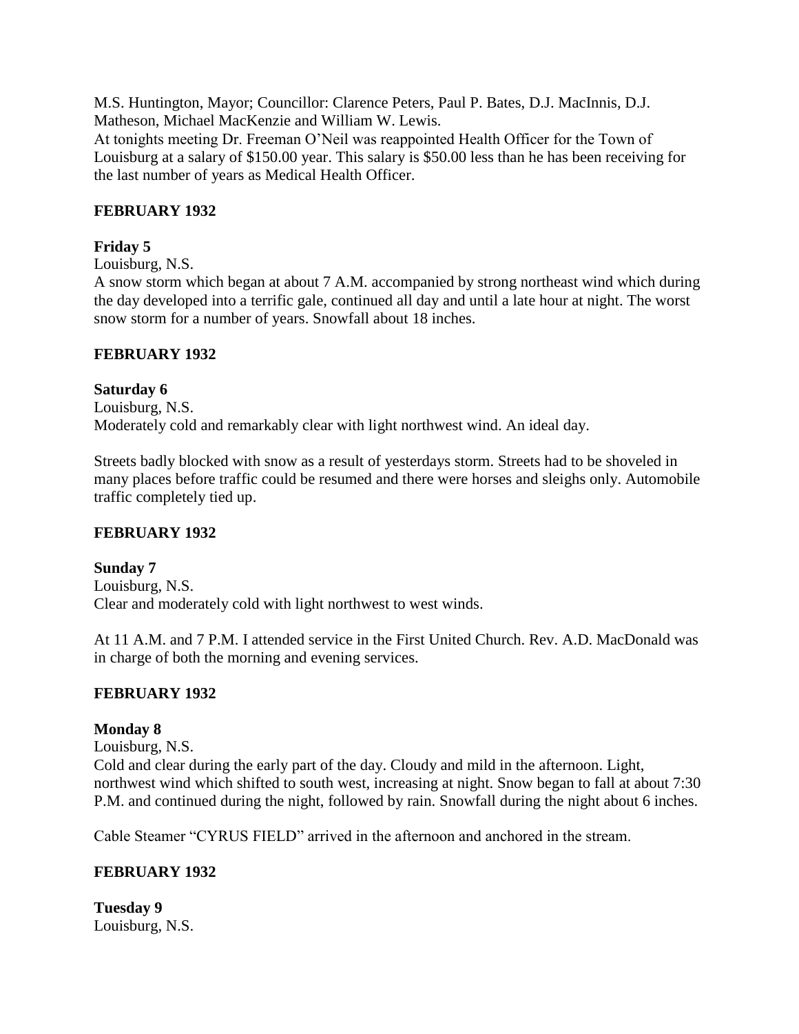M.S. Huntington, Mayor; Councillor: Clarence Peters, Paul P. Bates, D.J. MacInnis, D.J. Matheson, Michael MacKenzie and William W. Lewis.
At tonights meeting Dr. Freeman O'Neil was reappointed Health Officer for the Town of Louisburg at a salary of $150.00 year. This salary is $50.00 less than he has been receiving for the last number of years as Medical Health Officer.

**FEBRUARY 1932**

**Friday 5**
Louisburg, N.S.
A snow storm which began at about 7 A.M. accompanied by strong northeast wind which during the day developed into a terrific gale, continued all day and until a late hour at night. The worst snow storm for a number of years. Snowfall about 18 inches.

**FEBRUARY 1932**

**Saturday 6**
Louisburg, N.S.
Moderately cold and remarkably clear with light northwest wind. An ideal day.

Streets badly blocked with snow as a result of yesterdays storm. Streets had to be shoveled in many places before traffic could be resumed and there were horses and sleighs only. Automobile traffic completely tied up.

**FEBRUARY 1932**

**Sunday 7**
Louisburg, N.S.
Clear and moderately cold with light northwest to west winds.

At 11 A.M. and 7 P.M. I attended service in the First United Church. Rev. A.D. MacDonald was in charge of both the morning and evening services.

**FEBRUARY 1932**

**Monday 8**
Louisburg, N.S.
Cold and clear during the early part of the day. Cloudy and mild in the afternoon. Light, northwest wind which shifted to south west, increasing at night. Snow began to fall at about 7:30 P.M. and continued during the night, followed by rain. Snowfall during the night about 6 inches.

Cable Steamer "CYRUS FIELD" arrived in the afternoon and anchored in the stream.

**FEBRUARY 1932**

**Tuesday 9**
Louisburg, N.S.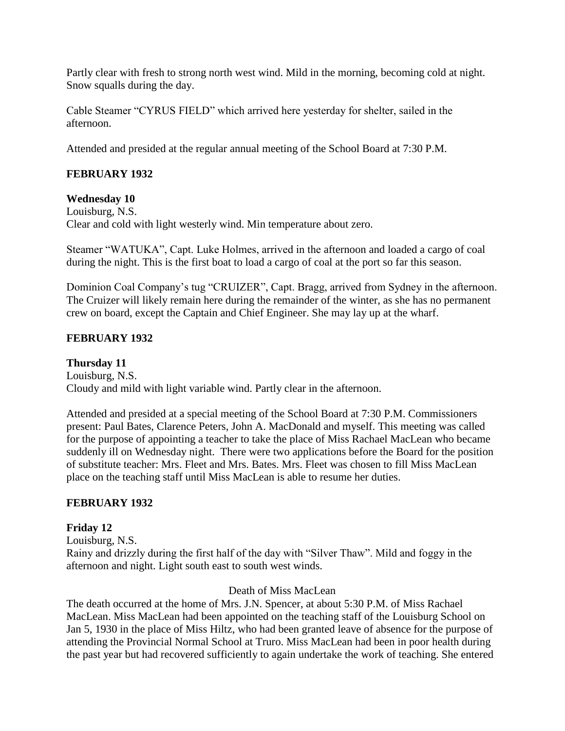Partly clear with fresh to strong north west wind. Mild in the morning, becoming cold at night. Snow squalls during the day.

Cable Steamer "CYRUS FIELD" which arrived here yesterday for shelter, sailed in the afternoon.

Attended and presided at the regular annual meeting of the School Board at 7:30 P.M.

**FEBRUARY 1932**

**Wednesday 10**
Louisburg, N.S.
Clear and cold with light westerly wind. Min temperature about zero.

Steamer "WATUKA", Capt. Luke Holmes, arrived in the afternoon and loaded a cargo of coal during the night. This is the first boat to load a cargo of coal at the port so far this season.

Dominion Coal Company's tug "CRUIZER", Capt. Bragg, arrived from Sydney in the afternoon. The Cruizer will likely remain here during the remainder of the winter, as she has no permanent crew on board, except the Captain and Chief Engineer. She may lay up at the wharf.

**FEBRUARY 1932**

**Thursday 11**
Louisburg, N.S.
Cloudy and mild with light variable wind. Partly clear in the afternoon.

Attended and presided at a special meeting of the School Board at 7:30 P.M. Commissioners present: Paul Bates, Clarence Peters, John A. MacDonald and myself. This meeting was called for the purpose of appointing a teacher to take the place of Miss Rachael MacLean who became suddenly ill on Wednesday night. There were two applications before the Board for the position of substitute teacher: Mrs. Fleet and Mrs. Bates. Mrs. Fleet was chosen to fill Miss MacLean place on the teaching staff until Miss MacLean is able to resume her duties.

**FEBRUARY 1932**

**Friday 12**
Louisburg, N.S.
Rainy and drizzly during the first half of the day with "Silver Thaw". Mild and foggy in the afternoon and night. Light south east to south west winds.

Death of Miss MacLean

The death occurred at the home of Mrs. J.N. Spencer, at about 5:30 P.M. of Miss Rachael MacLean. Miss MacLean had been appointed on the teaching staff of the Louisburg School on Jan 5, 1930 in the place of Miss Hiltz, who had been granted leave of absence for the purpose of attending the Provincial Normal School at Truro. Miss MacLean had been in poor health during the past year but had recovered sufficiently to again undertake the work of teaching. She entered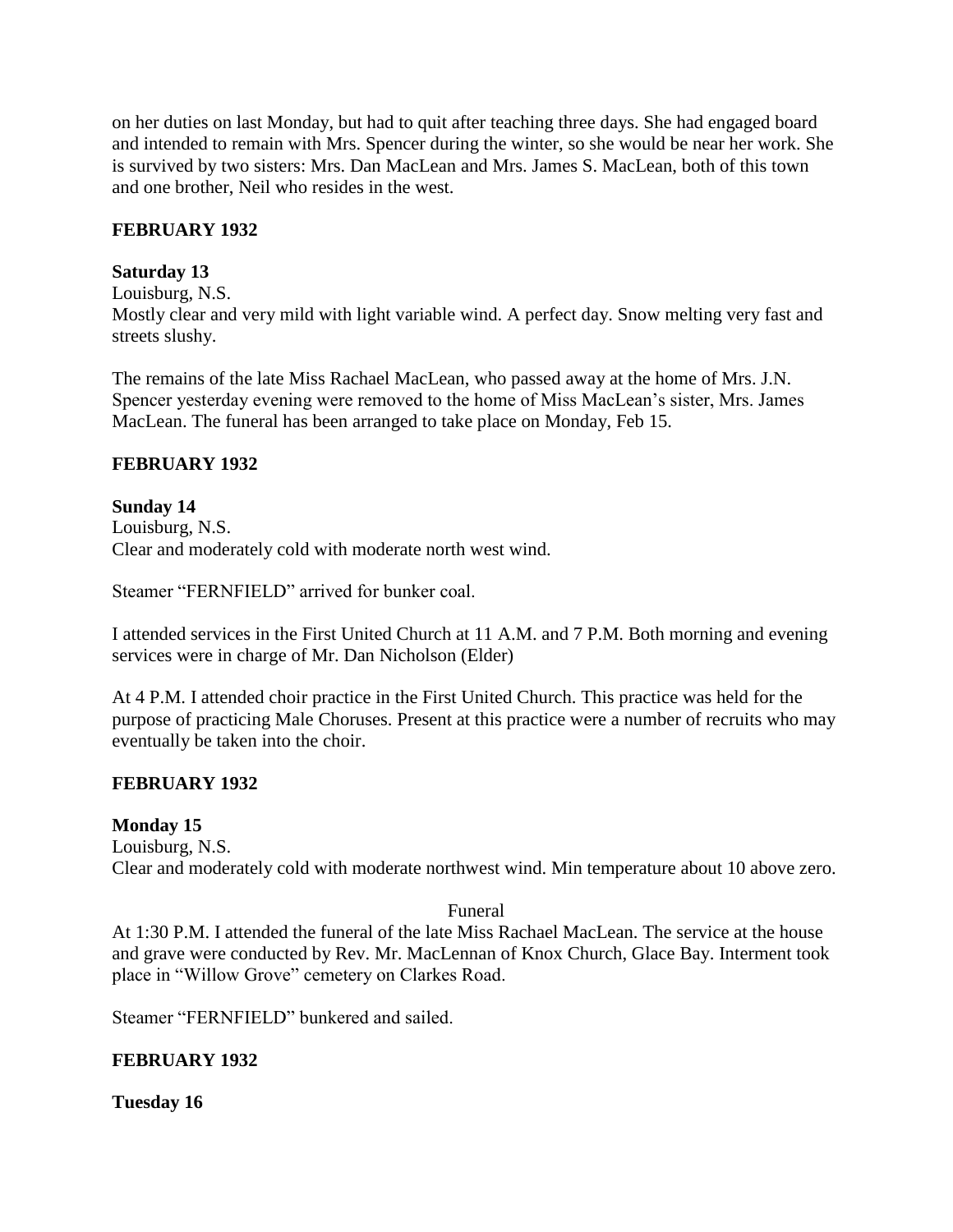on her duties on last Monday, but had to quit after teaching three days. She had engaged board and intended to remain with Mrs. Spencer during the winter, so she would be near her work. She is survived by two sisters: Mrs. Dan MacLean and Mrs. James S. MacLean, both of this town and one brother, Neil who resides in the west.

**FEBRUARY 1932**

**Saturday 13**

Louisburg, N.S.

Mostly clear and very mild with light variable wind. A perfect day. Snow melting very fast and streets slushy.

The remains of the late Miss Rachael MacLean, who passed away at the home of Mrs. J.N. Spencer yesterday evening were removed to the home of Miss MacLean's sister, Mrs. James MacLean. The funeral has been arranged to take place on Monday, Feb 15.

**FEBRUARY 1932**

**Sunday 14**

Louisburg, N.S.

Clear and moderately cold with moderate north west wind.

Steamer "FERNFIELD" arrived for bunker coal.

I attended services in the First United Church at 11 A.M. and 7 P.M. Both morning and evening services were in charge of Mr. Dan Nicholson (Elder)

At 4 P.M. I attended choir practice in the First United Church. This practice was held for the purpose of practicing Male Choruses. Present at this practice were a number of recruits who may eventually be taken into the choir.

**FEBRUARY 1932**

**Monday 15**

Louisburg, N.S.

Clear and moderately cold with moderate northwest wind. Min temperature about 10 above zero.

Funeral

At 1:30 P.M. I attended the funeral of the late Miss Rachael MacLean. The service at the house and grave were conducted by Rev. Mr. MacLennan of Knox Church, Glace Bay. Interment took place in "Willow Grove" cemetery on Clarkes Road.

Steamer "FERNFIELD" bunkered and sailed.

**FEBRUARY 1932**

**Tuesday 16**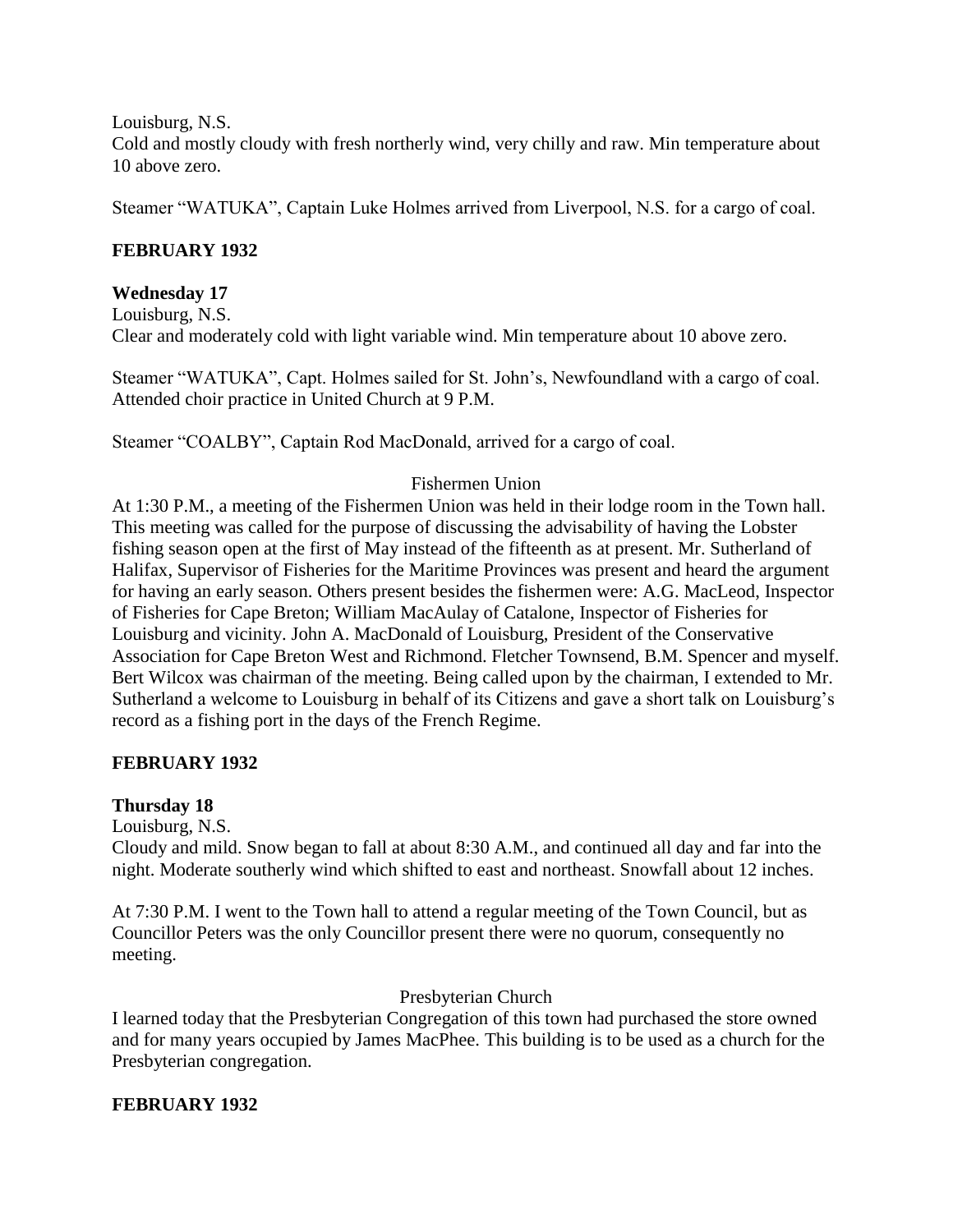Louisburg, N.S.
Cold and mostly cloudy with fresh northerly wind, very chilly and raw. Min temperature about 10 above zero.

Steamer "WATUKA", Captain Luke Holmes arrived from Liverpool, N.S. for a cargo of coal.

## FEBRUARY 1932

### Wednesday 17

Louisburg, N.S.
Clear and moderately cold with light variable wind. Min temperature about 10 above zero.

Steamer "WATUKA", Capt. Holmes sailed for St. John's, Newfoundland with a cargo of coal. Attended choir practice in United Church at 9 P.M.

Steamer "COALBY", Captain Rod MacDonald, arrived for a cargo of coal.

Fishermen Union

At 1:30 P.M., a meeting of the Fishermen Union was held in their lodge room in the Town hall. This meeting was called for the purpose of discussing the advisability of having the Lobster fishing season open at the first of May instead of the fifteenth as at present. Mr. Sutherland of Halifax, Supervisor of Fisheries for the Maritime Provinces was present and heard the argument for having an early season. Others present besides the fishermen were: A.G. MacLeod, Inspector of Fisheries for Cape Breton; William MacAulay of Catalone, Inspector of Fisheries for Louisburg and vicinity. John A. MacDonald of Louisburg, President of the Conservative Association for Cape Breton West and Richmond. Fletcher Townsend, B.M. Spencer and myself. Bert Wilcox was chairman of the meeting. Being called upon by the chairman, I extended to Mr. Sutherland a welcome to Louisburg in behalf of its Citizens and gave a short talk on Louisburg's record as a fishing port in the days of the French Regime.

## FEBRUARY 1932

### Thursday 18

Louisburg, N.S.
Cloudy and mild. Snow began to fall at about 8:30 A.M., and continued all day and far into the night. Moderate southerly wind which shifted to east and northeast. Snowfall about 12 inches.

At 7:30 P.M. I went to the Town hall to attend a regular meeting of the Town Council, but as Councillor Peters was the only Councillor present there were no quorum, consequently no meeting.

Presbyterian Church

I learned today that the Presbyterian Congregation of this town had purchased the store owned and for many years occupied by James MacPhee. This building is to be used as a church for the Presbyterian congregation.

## FEBRUARY 1932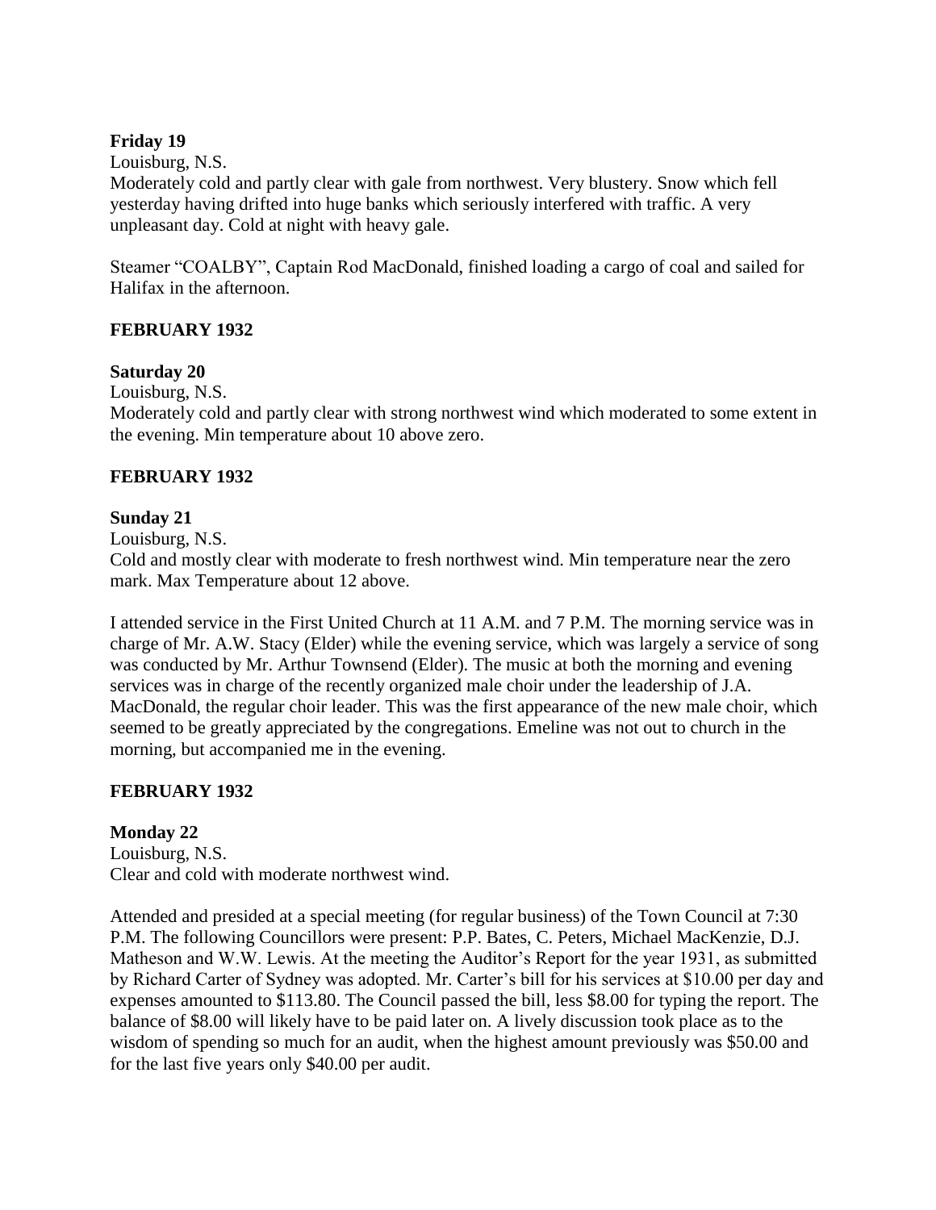**Friday 19**

Louisburg, N.S.

Moderately cold and partly clear with gale from northwest. Very blustery. Snow which fell yesterday having drifted into huge banks which seriously interfered with traffic. A very unpleasant day. Cold at night with heavy gale.

Steamer "COALBY", Captain Rod MacDonald, finished loading a cargo of coal and sailed for Halifax in the afternoon.

**FEBRUARY 1932**

**Saturday 20**

Louisburg, N.S.

Moderately cold and partly clear with strong northwest wind which moderated to some extent in the evening. Min temperature about 10 above zero.

**FEBRUARY 1932**

**Sunday 21**

Louisburg, N.S.

Cold and mostly clear with moderate to fresh northwest wind. Min temperature near the zero mark. Max Temperature about 12 above.

I attended service in the First United Church at 11 A.M. and 7 P.M. The morning service was in charge of Mr. A.W. Stacy (Elder) while the evening service, which was largely a service of song was conducted by Mr. Arthur Townsend (Elder). The music at both the morning and evening services was in charge of the recently organized male choir under the leadership of J.A. MacDonald, the regular choir leader. This was the first appearance of the new male choir, which seemed to be greatly appreciated by the congregations. Emeline was not out to church in the morning, but accompanied me in the evening.

**FEBRUARY 1932**

**Monday 22**

Louisburg, N.S.

Clear and cold with moderate northwest wind.

Attended and presided at a special meeting (for regular business) of the Town Council at 7:30 P.M. The following Councillors were present: P.P. Bates, C. Peters, Michael MacKenzie, D.J. Matheson and W.W. Lewis. At the meeting the Auditor's Report for the year 1931, as submitted by Richard Carter of Sydney was adopted. Mr. Carter's bill for his services at $10.00 per day and expenses amounted to $113.80. The Council passed the bill, less $8.00 for typing the report. The balance of $8.00 will likely have to be paid later on. A lively discussion took place as to the wisdom of spending so much for an audit, when the highest amount previously was $50.00 and for the last five years only $40.00 per audit.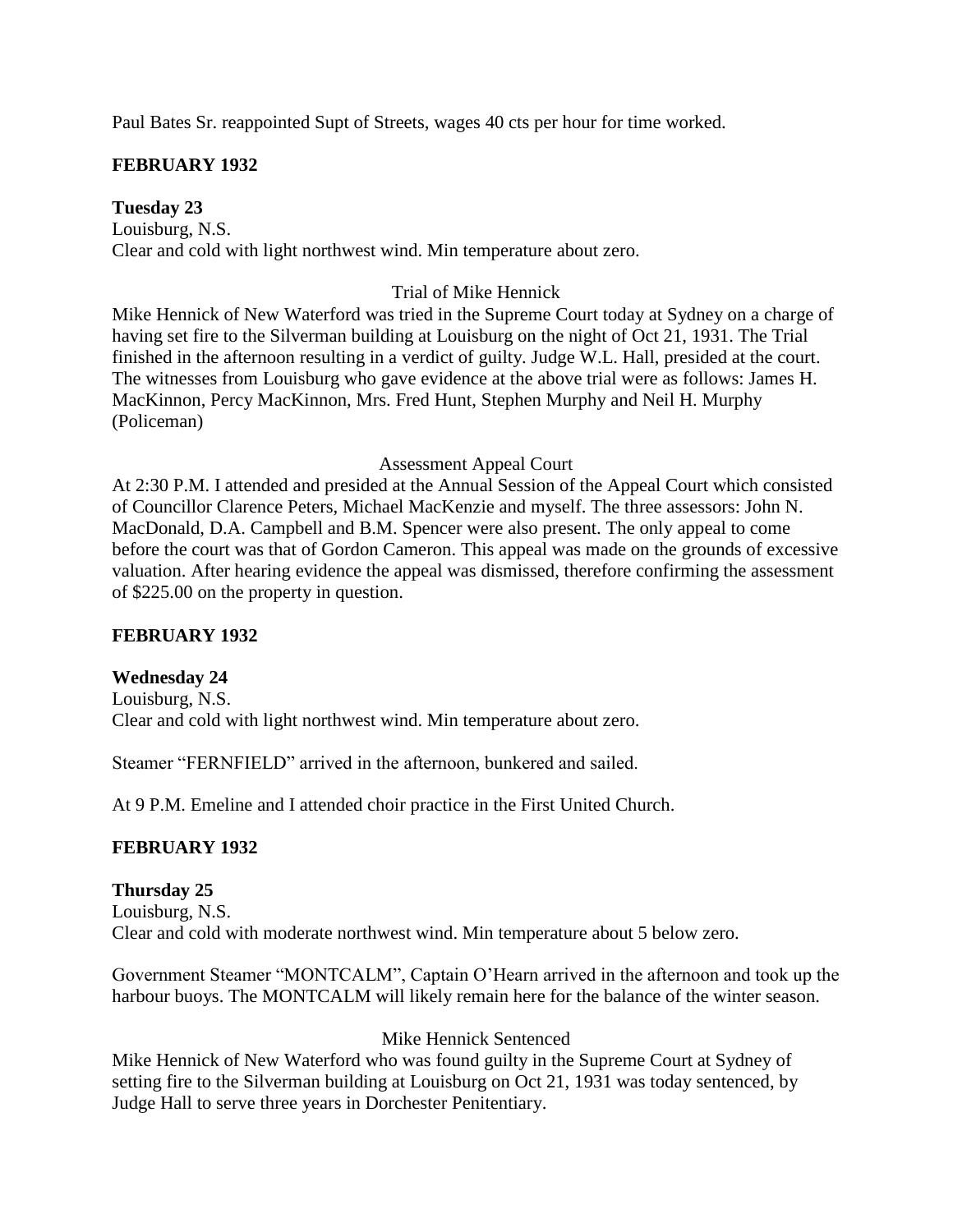Paul Bates Sr. reappointed Supt of Streets, wages 40 cts per hour for time worked.

**FEBRUARY 1932**

**Tuesday 23**
Louisburg, N.S.
Clear and cold with light northwest wind. Min temperature about zero.

Trial of Mike Hennick

Mike Hennick of New Waterford was tried in the Supreme Court today at Sydney on a charge of having set fire to the Silverman building at Louisburg on the night of Oct 21, 1931. The Trial finished in the afternoon resulting in a verdict of guilty. Judge W.L. Hall, presided at the court. The witnesses from Louisburg who gave evidence at the above trial were as follows: James H. MacKinnon, Percy MacKinnon, Mrs. Fred Hunt, Stephen Murphy and Neil H. Murphy (Policeman)

Assessment Appeal Court

At 2:30 P.M. I attended and presided at the Annual Session of the Appeal Court which consisted of Councillor Clarence Peters, Michael MacKenzie and myself. The three assessors: John N. MacDonald, D.A. Campbell and B.M. Spencer were also present. The only appeal to come before the court was that of Gordon Cameron. This appeal was made on the grounds of excessive valuation. After hearing evidence the appeal was dismissed, therefore confirming the assessment of $225.00 on the property in question.

**FEBRUARY 1932**

**Wednesday 24**
Louisburg, N.S.
Clear and cold with light northwest wind. Min temperature about zero.

Steamer "FERNFIELD" arrived in the afternoon, bunkered and sailed.

At 9 P.M. Emeline and I attended choir practice in the First United Church.

**FEBRUARY 1932**

**Thursday 25**
Louisburg, N.S.
Clear and cold with moderate northwest wind. Min temperature about 5 below zero.

Government Steamer "MONTCALM", Captain O'Hearn arrived in the afternoon and took up the harbour buoys. The MONTCALM will likely remain here for the balance of the winter season.

Mike Hennick Sentenced

Mike Hennick of New Waterford who was found guilty in the Supreme Court at Sydney of setting fire to the Silverman building at Louisburg on Oct 21, 1931 was today sentenced, by Judge Hall to serve three years in Dorchester Penitentiary.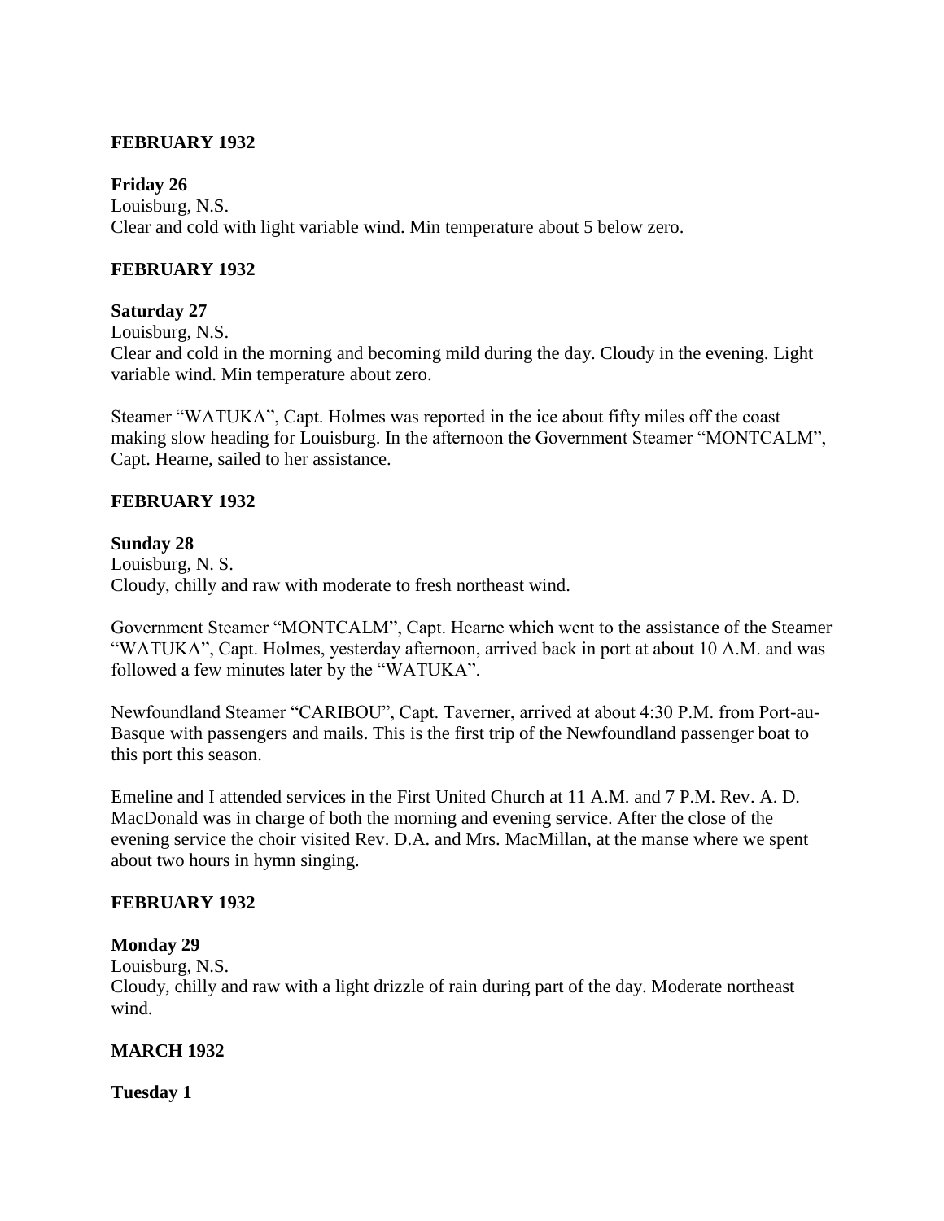**FEBRUARY 1932**

**Friday 26**

Louisburg, N.S.

Clear and cold with light variable wind. Min temperature about 5 below zero.

**FEBRUARY 1932**

**Saturday 27**

Louisburg, N.S.

Clear and cold in the morning and becoming mild during the day. Cloudy in the evening. Light variable wind. Min temperature about zero.

Steamer "WATUKA", Capt. Holmes was reported in the ice about fifty miles off the coast making slow heading for Louisburg. In the afternoon the Government Steamer "MONTCALM", Capt. Hearne, sailed to her assistance.

**FEBRUARY 1932**

**Sunday 28**

Louisburg, N. S.

Cloudy, chilly and raw with moderate to fresh northeast wind.

Government Steamer "MONTCALM", Capt. Hearne which went to the assistance of the Steamer "WATUKA", Capt. Holmes, yesterday afternoon, arrived back in port at about 10 A.M. and was followed a few minutes later by the "WATUKA".

Newfoundland Steamer "CARIBOU", Capt. Taverner, arrived at about 4:30 P.M. from Port-au-Basque with passengers and mails. This is the first trip of the Newfoundland passenger boat to this port this season.

Emeline and I attended services in the First United Church at 11 A.M. and 7 P.M. Rev. A. D. MacDonald was in charge of both the morning and evening service. After the close of the evening service the choir visited Rev. D.A. and Mrs. MacMillan, at the manse where we spent about two hours in hymn singing.

**FEBRUARY 1932**

**Monday 29**

Louisburg, N.S.

Cloudy, chilly and raw with a light drizzle of rain during part of the day. Moderate northeast wind.

**MARCH 1932**

**Tuesday 1**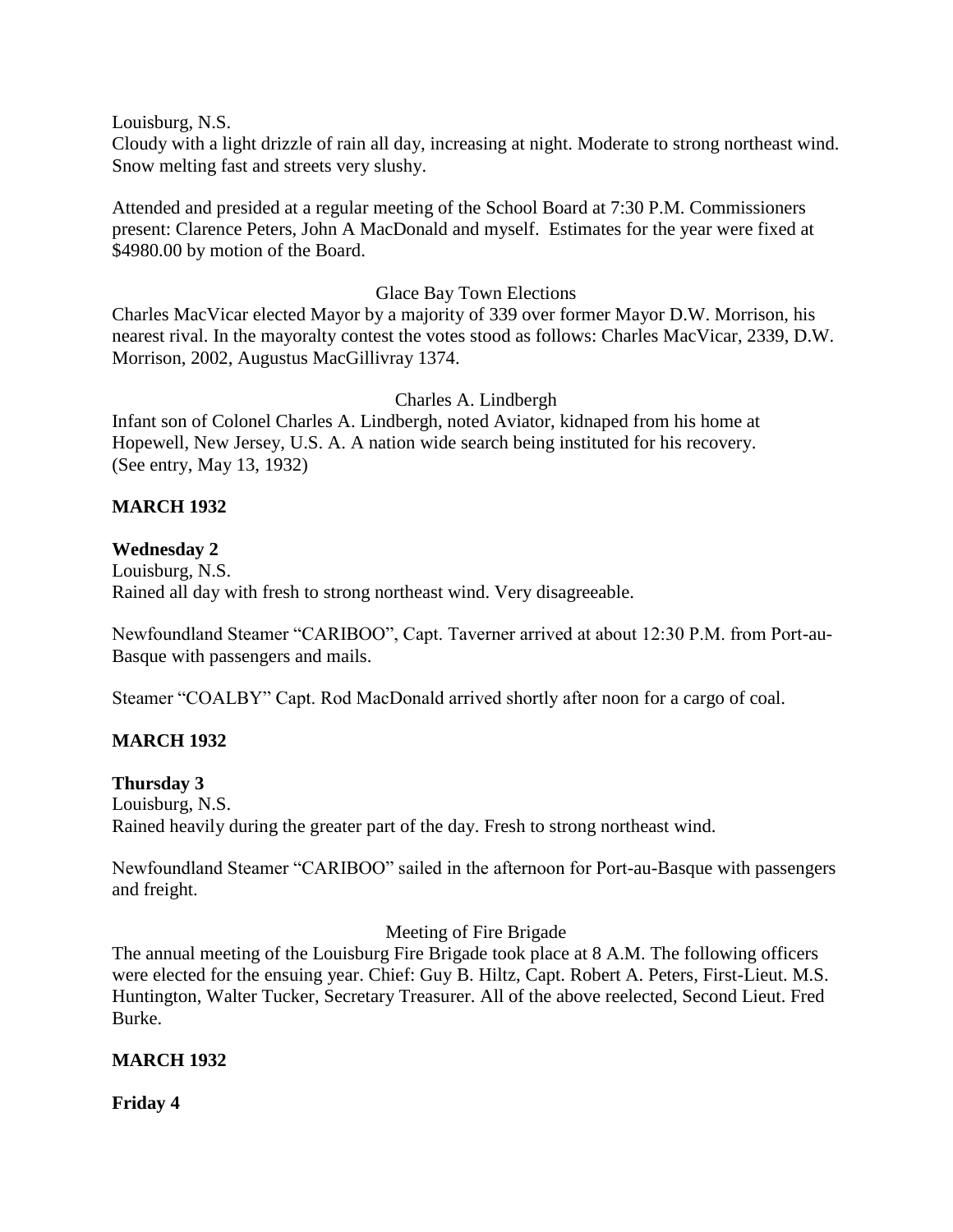Louisburg, N.S.
Cloudy with a light drizzle of rain all day, increasing at night. Moderate to strong northeast wind. Snow melting fast and streets very slushy.

Attended and presided at a regular meeting of the School Board at 7:30 P.M. Commissioners present: Clarence Peters, John A MacDonald and myself. Estimates for the year were fixed at $4980.00 by motion of the Board.

Glace Bay Town Elections

Charles MacVicar elected Mayor by a majority of 339 over former Mayor D.W. Morrison, his nearest rival. In the mayoralty contest the votes stood as follows: Charles MacVicar, 2339, D.W. Morrison, 2002, Augustus MacGillivray 1374.

Charles A. Lindbergh

Infant son of Colonel Charles A. Lindbergh, noted Aviator, kidnaped from his home at Hopewell, New Jersey, U.S. A. A nation wide search being instituted for his recovery. (See entry, May 13, 1932)

**MARCH 1932**

**Wednesday 2**

Louisburg, N.S.
Rained all day with fresh to strong northeast wind. Very disagreeable.

Newfoundland Steamer "CARIBOO", Capt. Taverner arrived at about 12:30 P.M. from Port-au-Basque with passengers and mails.

Steamer "COALBY" Capt. Rod MacDonald arrived shortly after noon for a cargo of coal.

**MARCH 1932**

**Thursday 3**

Louisburg, N.S.
Rained heavily during the greater part of the day. Fresh to strong northeast wind.

Newfoundland Steamer "CARIBOO" sailed in the afternoon for Port-au-Basque with passengers and freight.

Meeting of Fire Brigade

The annual meeting of the Louisburg Fire Brigade took place at 8 A.M. The following officers were elected for the ensuing year. Chief: Guy B. Hiltz, Capt. Robert A. Peters, First-Lieut. M.S. Huntington, Walter Tucker, Secretary Treasurer. All of the above reelected, Second Lieut. Fred Burke.

**MARCH 1932**

**Friday 4**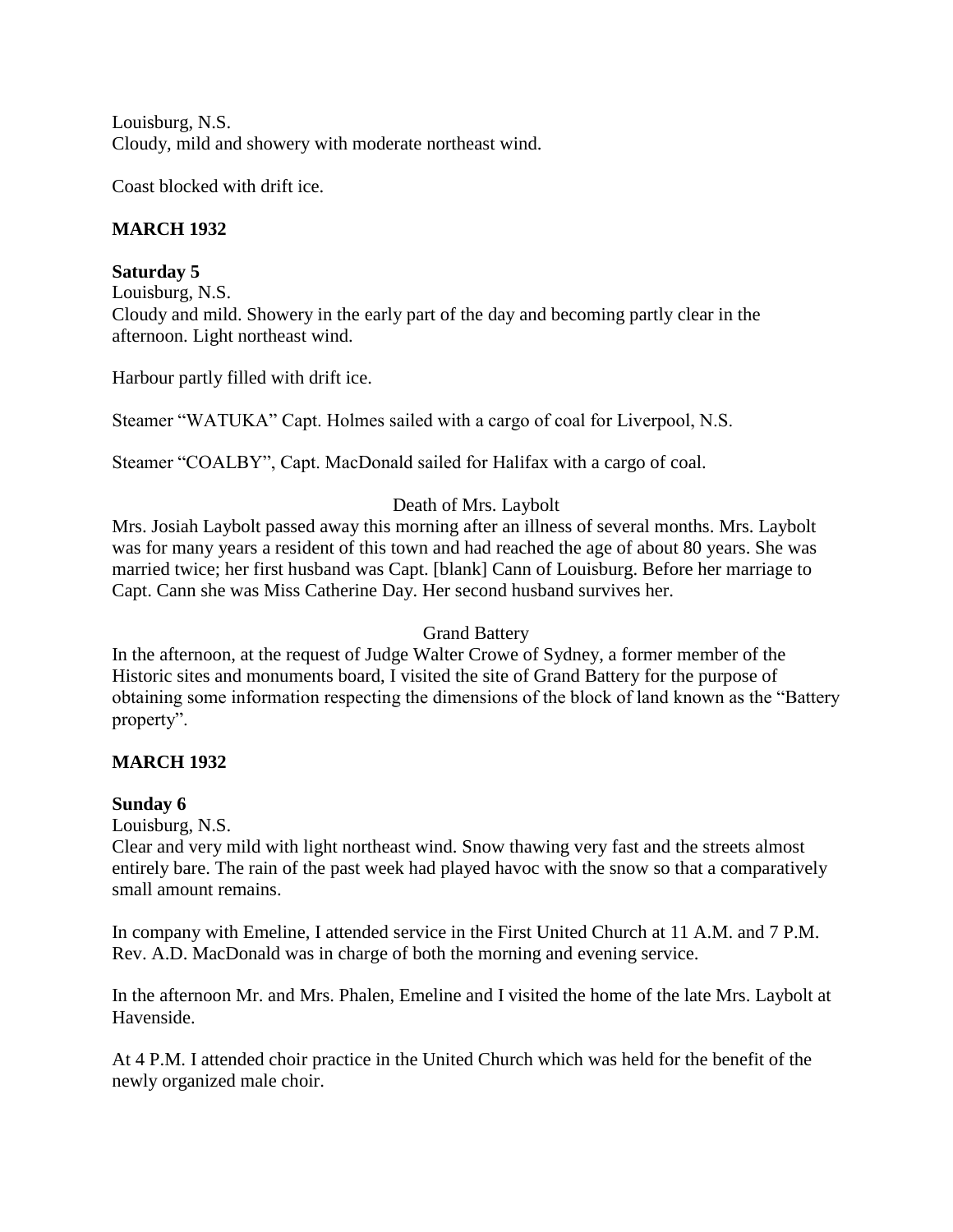Louisburg, N.S.
Cloudy, mild and showery with moderate northeast wind.

Coast blocked with drift ice.

**MARCH 1932**

**Saturday 5**
Louisburg, N.S.
Cloudy and mild. Showery in the early part of the day and becoming partly clear in the afternoon. Light northeast wind.

Harbour partly filled with drift ice.

Steamer "WATUKA" Capt. Holmes sailed with a cargo of coal for Liverpool, N.S.

Steamer "COALBY", Capt. MacDonald sailed for Halifax with a cargo of coal.

Death of Mrs. Laybolt

Mrs. Josiah Laybolt passed away this morning after an illness of several months. Mrs. Laybolt was for many years a resident of this town and had reached the age of about 80 years. She was married twice; her first husband was Capt. [blank] Cann of Louisburg. Before her marriage to Capt. Cann she was Miss Catherine Day. Her second husband survives her.

Grand Battery

In the afternoon, at the request of Judge Walter Crowe of Sydney, a former member of the Historic sites and monuments board, I visited the site of Grand Battery for the purpose of obtaining some information respecting the dimensions of the block of land known as the "Battery property".

**MARCH 1932**

**Sunday 6**
Louisburg, N.S.
Clear and very mild with light northeast wind. Snow thawing very fast and the streets almost entirely bare. The rain of the past week had played havoc with the snow so that a comparatively small amount remains.

In company with Emeline, I attended service in the First United Church at 11 A.M. and 7 P.M. Rev. A.D. MacDonald was in charge of both the morning and evening service.

In the afternoon Mr. and Mrs. Phalen, Emeline and I visited the home of the late Mrs. Laybolt at Havenside.

At 4 P.M. I attended choir practice in the United Church which was held for the benefit of the newly organized male choir.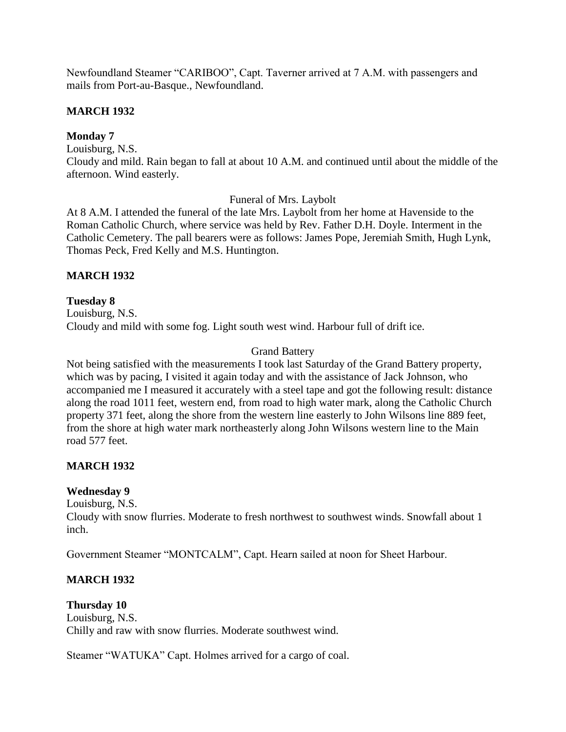Newfoundland Steamer "CARIBOO", Capt. Taverner arrived at 7 A.M. with passengers and mails from Port-au-Basque., Newfoundland.

**MARCH 1932**

**Monday 7**

Louisburg, N.S.

Cloudy and mild. Rain began to fall at about 10 A.M. and continued until about the middle of the afternoon. Wind easterly.

Funeral of Mrs. Laybolt

At 8 A.M. I attended the funeral of the late Mrs. Laybolt from her home at Havenside to the Roman Catholic Church, where service was held by Rev. Father D.H. Doyle. Interment in the Catholic Cemetery. The pall bearers were as follows: James Pope, Jeremiah Smith, Hugh Lynk, Thomas Peck, Fred Kelly and M.S. Huntington.

**MARCH 1932**

**Tuesday 8**

Louisburg, N.S.

Cloudy and mild with some fog. Light south west wind. Harbour full of drift ice.

Grand Battery

Not being satisfied with the measurements I took last Saturday of the Grand Battery property, which was by pacing, I visited it again today and with the assistance of Jack Johnson, who accompanied me I measured it accurately with a steel tape and got the following result: distance along the road 1011 feet, western end, from road to high water mark, along the Catholic Church property 371 feet, along the shore from the western line easterly to John Wilsons line 889 feet, from the shore at high water mark northeasterly along John Wilsons western line to the Main road 577 feet.

**MARCH 1932**

**Wednesday 9**

Louisburg, N.S.

Cloudy with snow flurries. Moderate to fresh northwest to southwest winds. Snowfall about 1 inch.

Government Steamer "MONTCALM", Capt. Hearn sailed at noon for Sheet Harbour.

**MARCH 1932**

**Thursday 10**

Louisburg, N.S.

Chilly and raw with snow flurries. Moderate southwest wind.

Steamer "WATUKA" Capt. Holmes arrived for a cargo of coal.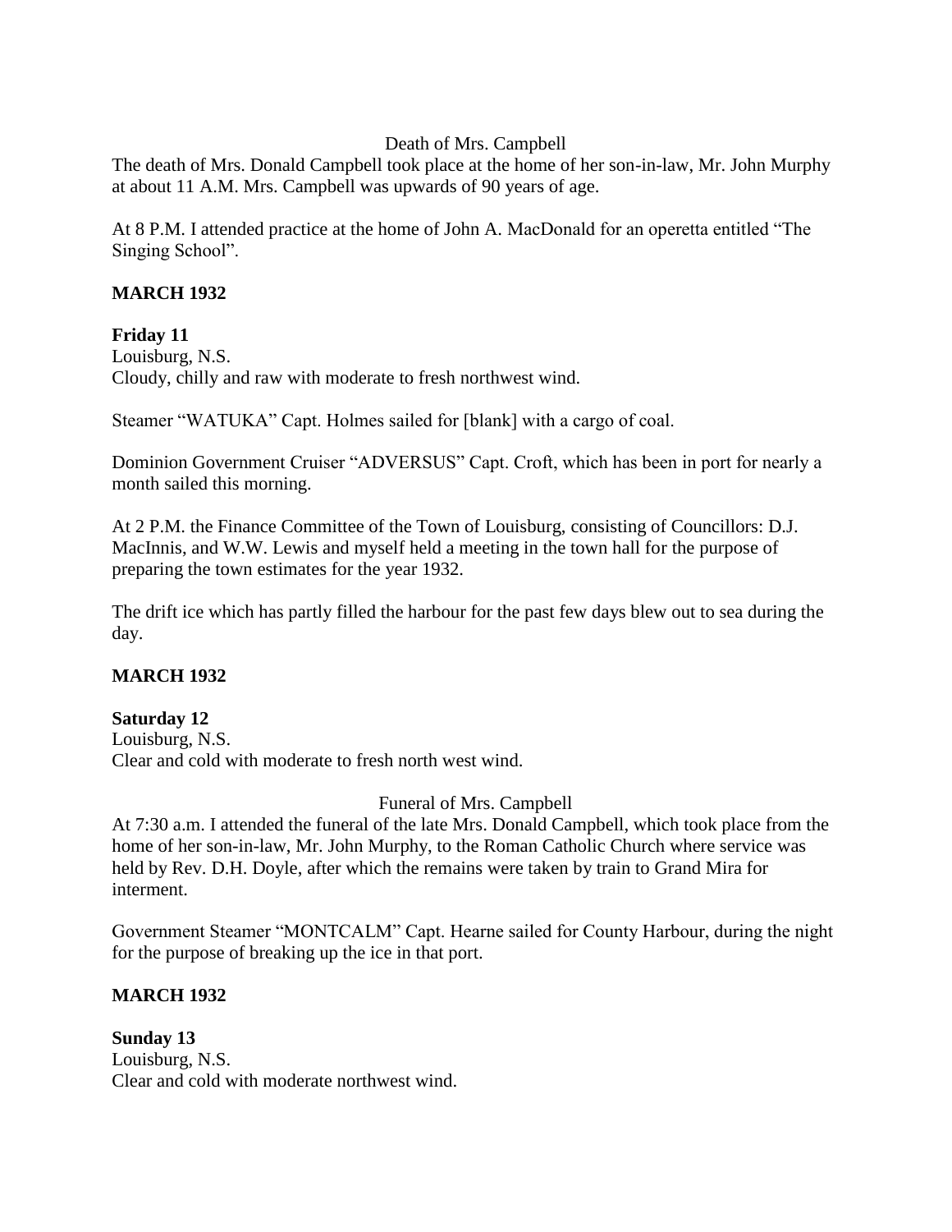Death of Mrs. Campbell

The death of Mrs. Donald Campbell took place at the home of her son-in-law, Mr. John Murphy at about 11 A.M. Mrs. Campbell was upwards of 90 years of age.

At 8 P.M. I attended practice at the home of John A. MacDonald for an operetta entitled "The Singing School".

**MARCH 1932**

**Friday 11**

Louisburg, N.S.

Cloudy, chilly and raw with moderate to fresh northwest wind.

Steamer "WATUKA" Capt. Holmes sailed for [blank] with a cargo of coal.

Dominion Government Cruiser "ADVERSUS" Capt. Croft, which has been in port for nearly a month sailed this morning.

At 2 P.M. the Finance Committee of the Town of Louisburg, consisting of Councillors: D.J. MacInnis, and W.W. Lewis and myself held a meeting in the town hall for the purpose of preparing the town estimates for the year 1932.

The drift ice which has partly filled the harbour for the past few days blew out to sea during the day.

**MARCH 1932**

**Saturday 12**

Louisburg, N.S.

Clear and cold with moderate to fresh north west wind.

Funeral of Mrs. Campbell

At 7:30 a.m. I attended the funeral of the late Mrs. Donald Campbell, which took place from the home of her son-in-law, Mr. John Murphy, to the Roman Catholic Church where service was held by Rev. D.H. Doyle, after which the remains were taken by train to Grand Mira for interment.

Government Steamer "MONTCALM" Capt. Hearne sailed for County Harbour, during the night for the purpose of breaking up the ice in that port.

**MARCH 1932**

**Sunday 13**

Louisburg, N.S.

Clear and cold with moderate northwest wind.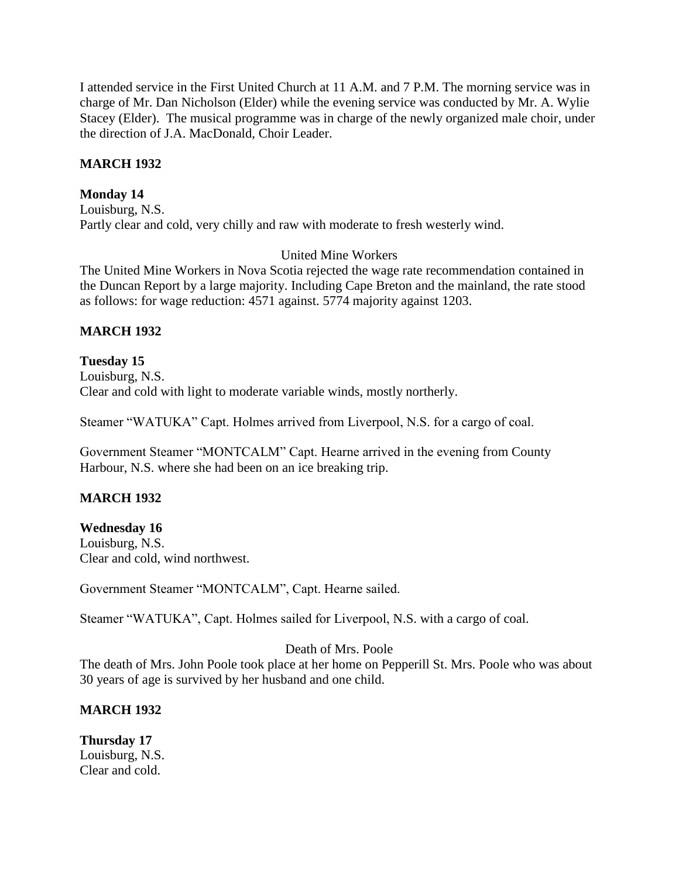I attended service in the First United Church at 11 A.M. and 7 P.M. The morning service was in charge of Mr. Dan Nicholson (Elder) while the evening service was conducted by Mr. A. Wylie Stacey (Elder). The musical programme was in charge of the newly organized male choir, under the direction of J.A. MacDonald, Choir Leader.

**MARCH 1932**

**Monday 14**
Louisburg, N.S.
Partly clear and cold, very chilly and raw with moderate to fresh westerly wind.

United Mine Workers

The United Mine Workers in Nova Scotia rejected the wage rate recommendation contained in the Duncan Report by a large majority. Including Cape Breton and the mainland, the rate stood as follows: for wage reduction: 4571 against. 5774 majority against 1203.

**MARCH 1932**

**Tuesday 15**
Louisburg, N.S.
Clear and cold with light to moderate variable winds, mostly northerly.

Steamer "WATUKA" Capt. Holmes arrived from Liverpool, N.S. for a cargo of coal.

Government Steamer "MONTCALM" Capt. Hearne arrived in the evening from County Harbour, N.S. where she had been on an ice breaking trip.

**MARCH 1932**

**Wednesday 16**
Louisburg, N.S.
Clear and cold, wind northwest.

Government Steamer "MONTCALM", Capt. Hearne sailed.

Steamer "WATUKA", Capt. Holmes sailed for Liverpool, N.S. with a cargo of coal.

Death of Mrs. Poole

The death of Mrs. John Poole took place at her home on Pepperill St. Mrs. Poole who was about 30 years of age is survived by her husband and one child.

**MARCH 1932**

**Thursday 17**
Louisburg, N.S.
Clear and cold.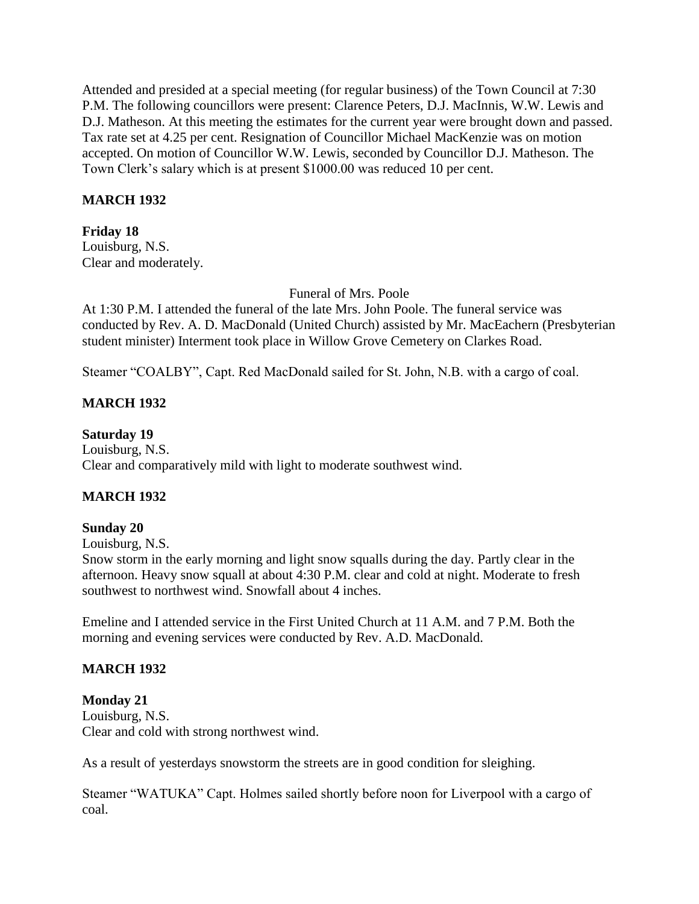Attended and presided at a special meeting (for regular business) of the Town Council at 7:30 P.M. The following councillors were present: Clarence Peters, D.J. MacInnis, W.W. Lewis and D.J. Matheson. At this meeting the estimates for the current year were brought down and passed. Tax rate set at 4.25 per cent. Resignation of Councillor Michael MacKenzie was on motion accepted. On motion of Councillor W.W. Lewis, seconded by Councillor D.J. Matheson. The Town Clerk's salary which is at present $1000.00 was reduced 10 per cent.

**MARCH 1932**

**Friday 18**
Louisburg, N.S.
Clear and moderately.

Funeral of Mrs. Poole

At 1:30 P.M. I attended the funeral of the late Mrs. John Poole. The funeral service was conducted by Rev. A. D. MacDonald (United Church) assisted by Mr. MacEachern (Presbyterian student minister) Interment took place in Willow Grove Cemetery on Clarkes Road.

Steamer "COALBY", Capt. Red MacDonald sailed for St. John, N.B. with a cargo of coal.

**MARCH 1932**

**Saturday 19**
Louisburg, N.S.
Clear and comparatively mild with light to moderate southwest wind.

**MARCH 1932**

**Sunday 20**
Louisburg, N.S.
Snow storm in the early morning and light snow squalls during the day. Partly clear in the afternoon. Heavy snow squall at about 4:30 P.M. clear and cold at night. Moderate to fresh southwest to northwest wind. Snowfall about 4 inches.

Emeline and I attended service in the First United Church at 11 A.M. and 7 P.M. Both the morning and evening services were conducted by Rev. A.D. MacDonald.

**MARCH 1932**

**Monday 21**
Louisburg, N.S.
Clear and cold with strong northwest wind.

As a result of yesterdays snowstorm the streets are in good condition for sleighing.

Steamer "WATUKA" Capt. Holmes sailed shortly before noon for Liverpool with a cargo of coal.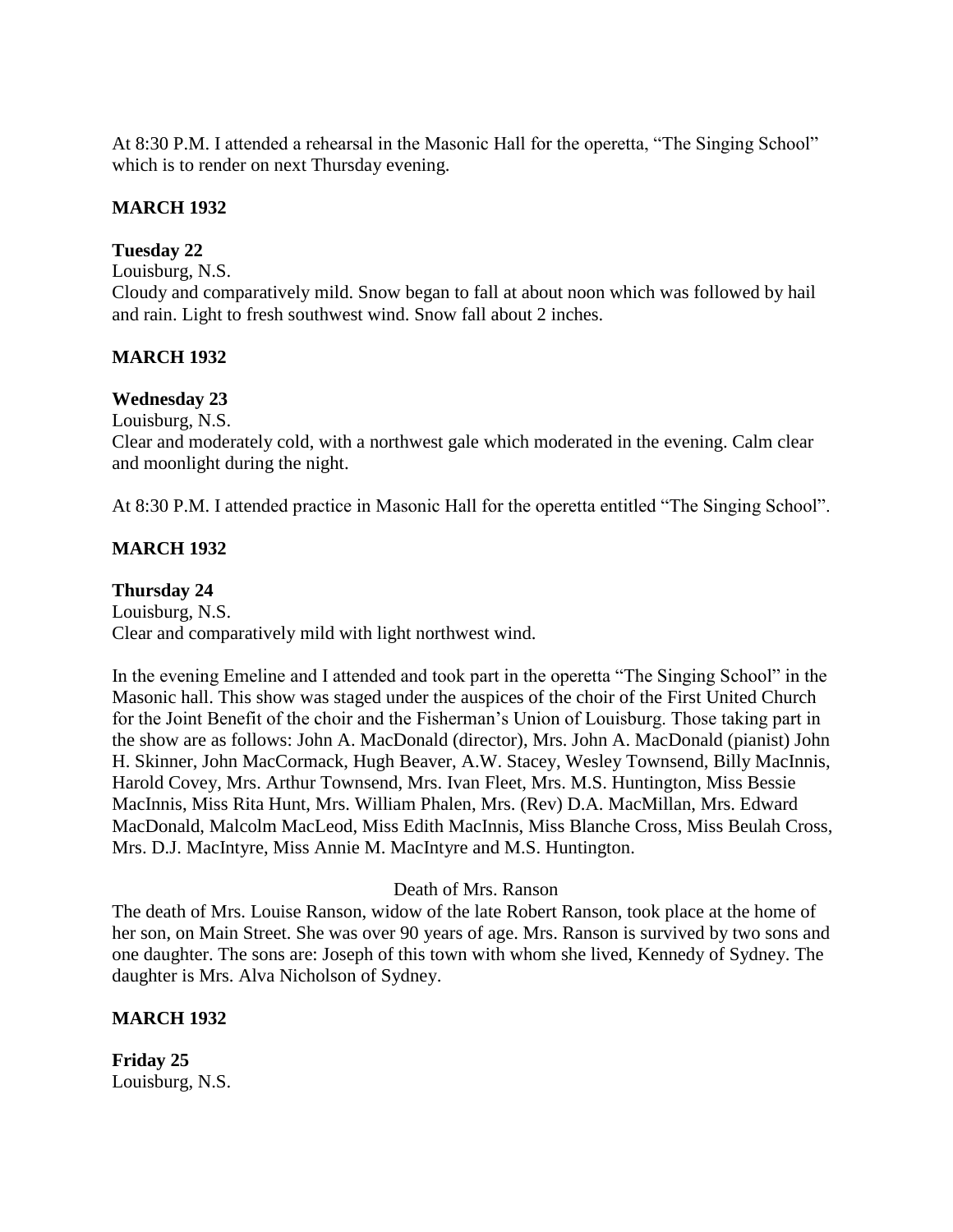At 8:30 P.M. I attended a rehearsal in the Masonic Hall for the operetta, "The Singing School" which is to render on next Thursday evening.

**MARCH 1932**

**Tuesday 22**

Louisburg, N.S.

Cloudy and comparatively mild. Snow began to fall at about noon which was followed by hail and rain. Light to fresh southwest wind. Snow fall about 2 inches.

**MARCH 1932**

**Wednesday 23**

Louisburg, N.S.

Clear and moderately cold, with a northwest gale which moderated in the evening. Calm clear and moonlight during the night.

At 8:30 P.M. I attended practice in Masonic Hall for the operetta entitled "The Singing School".

**MARCH 1932**

**Thursday 24**

Louisburg, N.S.

Clear and comparatively mild with light northwest wind.

In the evening Emeline and I attended and took part in the operetta "The Singing School" in the Masonic hall. This show was staged under the auspices of the choir of the First United Church for the Joint Benefit of the choir and the Fisherman's Union of Louisburg. Those taking part in the show are as follows: John A. MacDonald (director), Mrs. John A. MacDonald (pianist) John H. Skinner, John MacCormack, Hugh Beaver, A.W. Stacey, Wesley Townsend, Billy MacInnis, Harold Covey, Mrs. Arthur Townsend, Mrs. Ivan Fleet, Mrs. M.S. Huntington, Miss Bessie MacInnis, Miss Rita Hunt, Mrs. William Phalen, Mrs. (Rev) D.A. MacMillan, Mrs. Edward MacDonald, Malcolm MacLeod, Miss Edith MacInnis, Miss Blanche Cross, Miss Beulah Cross, Mrs. D.J. MacIntyre, Miss Annie M. MacIntyre and M.S. Huntington.

Death of Mrs. Ranson

The death of Mrs. Louise Ranson, widow of the late Robert Ranson, took place at the home of her son, on Main Street. She was over 90 years of age. Mrs. Ranson is survived by two sons and one daughter. The sons are: Joseph of this town with whom she lived, Kennedy of Sydney. The daughter is Mrs. Alva Nicholson of Sydney.

**MARCH 1932**

**Friday 25**

Louisburg, N.S.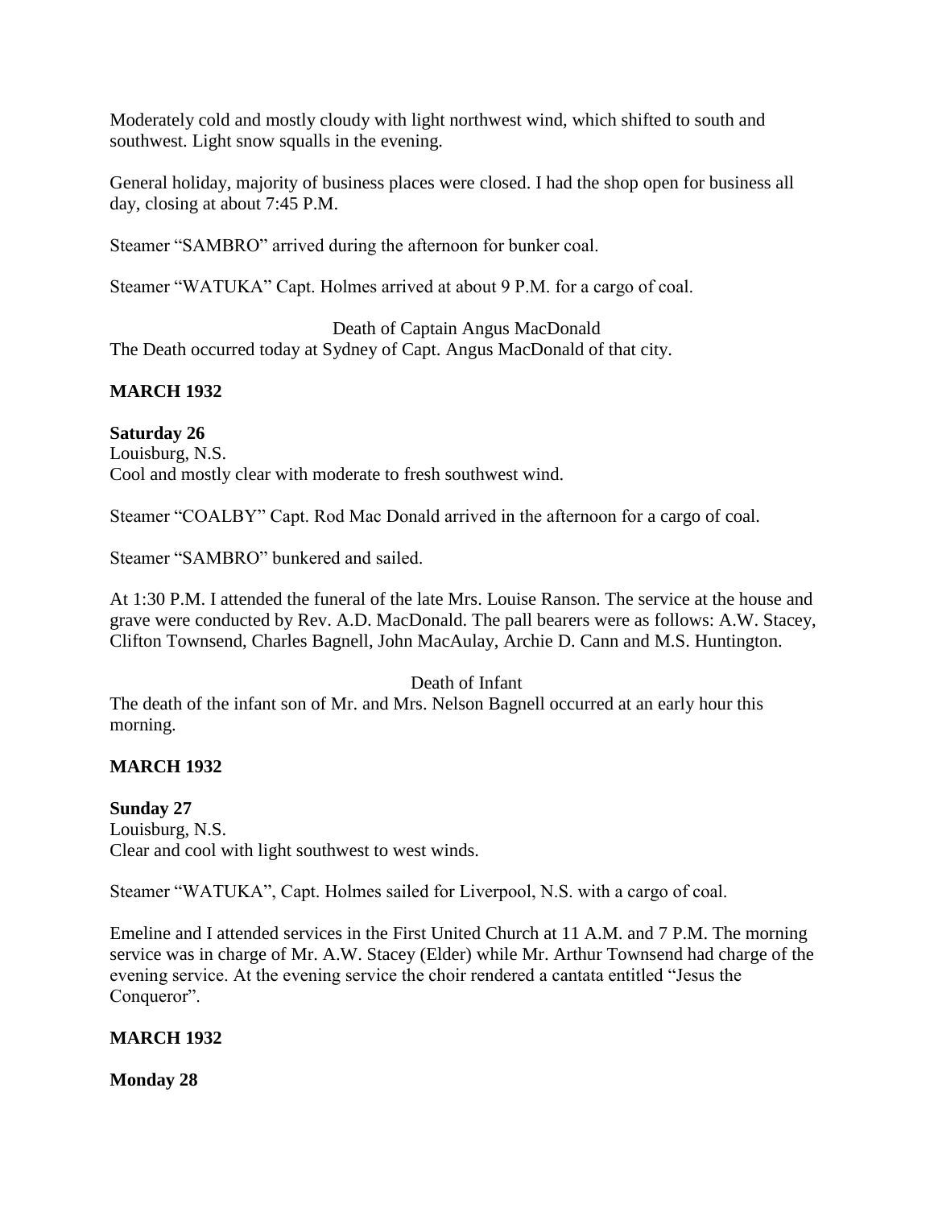Moderately cold and mostly cloudy with light northwest wind, which shifted to south and southwest. Light snow squalls in the evening.

General holiday, majority of business places were closed. I had the shop open for business all day, closing at about 7:45 P.M.

Steamer "SAMBRO" arrived during the afternoon for bunker coal.

Steamer "WATUKA" Capt. Holmes arrived at about 9 P.M. for a cargo of coal.

Death of Captain Angus MacDonald

The Death occurred today at Sydney of Capt. Angus MacDonald of that city.

**MARCH 1932**

**Saturday 26**

Louisburg, N.S.

Cool and mostly clear with moderate to fresh southwest wind.

Steamer "COALBY" Capt. Rod Mac Donald arrived in the afternoon for a cargo of coal.

Steamer "SAMBRO" bunkered and sailed.

At 1:30 P.M. I attended the funeral of the late Mrs. Louise Ranson. The service at the house and grave were conducted by Rev. A.D. MacDonald. The pall bearers were as follows: A.W. Stacey, Clifton Townsend, Charles Bagnell, John MacAulay, Archie D. Cann and M.S. Huntington.

Death of Infant

The death of the infant son of Mr. and Mrs. Nelson Bagnell occurred at an early hour this morning.

**MARCH 1932**

**Sunday 27**

Louisburg, N.S.

Clear and cool with light southwest to west winds.

Steamer "WATUKA", Capt. Holmes sailed for Liverpool, N.S. with a cargo of coal.

Emeline and I attended services in the First United Church at 11 A.M. and 7 P.M. The morning service was in charge of Mr. A.W. Stacey (Elder) while Mr. Arthur Townsend had charge of the evening service. At the evening service the choir rendered a cantata entitled "Jesus the Conqueror".

**MARCH 1932**

**Monday 28**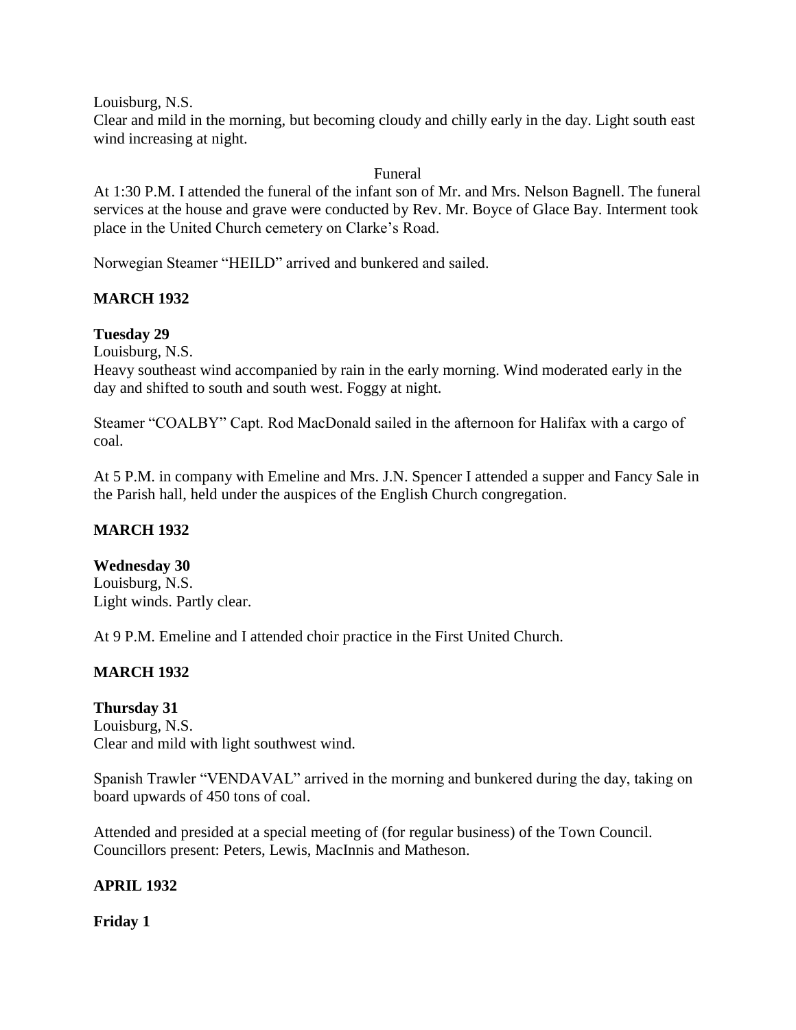Louisburg, N.S.
Clear and mild in the morning, but becoming cloudy and chilly early in the day. Light south east wind increasing at night.

Funeral

At 1:30 P.M. I attended the funeral of the infant son of Mr. and Mrs. Nelson Bagnell. The funeral services at the house and grave were conducted by Rev. Mr. Boyce of Glace Bay. Interment took place in the United Church cemetery on Clarke's Road.

Norwegian Steamer "HEILD" arrived and bunkered and sailed.

**MARCH 1932**

**Tuesday 29**
Louisburg, N.S.
Heavy southeast wind accompanied by rain in the early morning. Wind moderated early in the day and shifted to south and south west. Foggy at night.

Steamer "COALBY" Capt. Rod MacDonald sailed in the afternoon for Halifax with a cargo of coal.

At 5 P.M. in company with Emeline and Mrs. J.N. Spencer I attended a supper and Fancy Sale in the Parish hall, held under the auspices of the English Church congregation.

**MARCH 1932**

**Wednesday 30**
Louisburg, N.S.
Light winds. Partly clear.

At 9 P.M. Emeline and I attended choir practice in the First United Church.

**MARCH 1932**

**Thursday 31**
Louisburg, N.S.
Clear and mild with light southwest wind.

Spanish Trawler "VENDAVAL" arrived in the morning and bunkered during the day, taking on board upwards of 450 tons of coal.

Attended and presided at a special meeting of (for regular business) of the Town Council. Councillors present: Peters, Lewis, MacInnis and Matheson.

**APRIL 1932**

**Friday 1**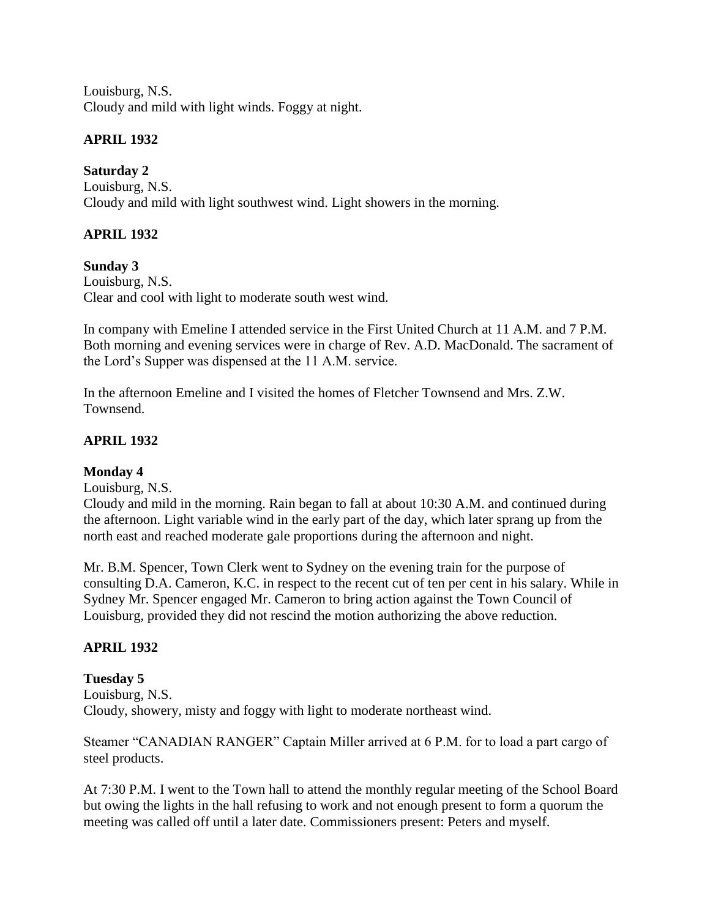Louisburg, N.S.
Cloudy and mild with light winds. Foggy at night.

**APRIL 1932**

**Saturday 2**
Louisburg, N.S.
Cloudy and mild with light southwest wind. Light showers in the morning.

**APRIL 1932**

**Sunday 3**
Louisburg, N.S.
Clear and cool with light to moderate south west wind.

In company with Emeline I attended service in the First United Church at 11 A.M. and 7 P.M. Both morning and evening services were in charge of Rev. A.D. MacDonald. The sacrament of the Lord's Supper was dispensed at the 11 A.M. service.

In the afternoon Emeline and I visited the homes of Fletcher Townsend and Mrs. Z.W. Townsend.

**APRIL 1932**

**Monday 4**
Louisburg, N.S.
Cloudy and mild in the morning. Rain began to fall at about 10:30 A.M. and continued during the afternoon. Light variable wind in the early part of the day, which later sprang up from the north east and reached moderate gale proportions during the afternoon and night.

Mr. B.M. Spencer, Town Clerk went to Sydney on the evening train for the purpose of consulting D.A. Cameron, K.C. in respect to the recent cut of ten per cent in his salary. While in Sydney Mr. Spencer engaged Mr. Cameron to bring action against the Town Council of Louisburg, provided they did not rescind the motion authorizing the above reduction.

**APRIL 1932**

**Tuesday 5**
Louisburg, N.S.
Cloudy, showery, misty and foggy with light to moderate northeast wind.

Steamer "CANADIAN RANGER" Captain Miller arrived at 6 P.M. for to load a part cargo of steel products.

At 7:30 P.M. I went to the Town hall to attend the monthly regular meeting of the School Board but owing the lights in the hall refusing to work and not enough present to form a quorum the meeting was called off until a later date. Commissioners present: Peters and myself.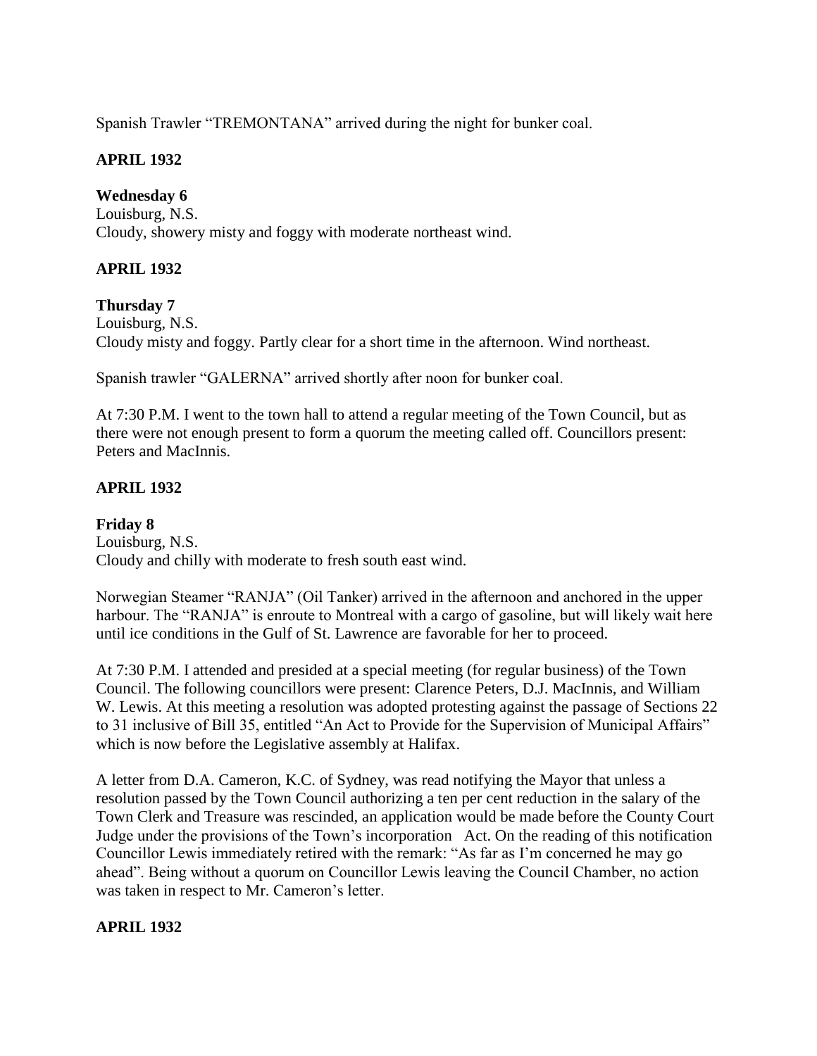Spanish Trawler "TREMONTANA" arrived during the night for bunker coal.

**APRIL 1932**

**Wednesday 6**
Louisburg, N.S.
Cloudy, showery misty and foggy with moderate northeast wind.

**APRIL 1932**

**Thursday 7**
Louisburg, N.S.
Cloudy misty and foggy. Partly clear for a short time in the afternoon. Wind northeast.

Spanish trawler "GALERNA" arrived shortly after noon for bunker coal.

At 7:30 P.M. I went to the town hall to attend a regular meeting of the Town Council, but as there were not enough present to form a quorum the meeting called off. Councillors present: Peters and MacInnis.

**APRIL 1932**

**Friday 8**
Louisburg, N.S.
Cloudy and chilly with moderate to fresh south east wind.

Norwegian Steamer "RANJA" (Oil Tanker) arrived in the afternoon and anchored in the upper harbour. The "RANJA" is enroute to Montreal with a cargo of gasoline, but will likely wait here until ice conditions in the Gulf of St. Lawrence are favorable for her to proceed.

At 7:30 P.M. I attended and presided at a special meeting (for regular business) of the Town Council. The following councillors were present: Clarence Peters, D.J. MacInnis, and William W. Lewis. At this meeting a resolution was adopted protesting against the passage of Sections 22 to 31 inclusive of Bill 35, entitled "An Act to Provide for the Supervision of Municipal Affairs" which is now before the Legislative assembly at Halifax.

A letter from D.A. Cameron, K.C. of Sydney, was read notifying the Mayor that unless a resolution passed by the Town Council authorizing a ten per cent reduction in the salary of the Town Clerk and Treasure was rescinded, an application would be made before the County Court Judge under the provisions of the Town's incorporation Act. On the reading of this notification Councillor Lewis immediately retired with the remark: "As far as I'm concerned he may go ahead". Being without a quorum on Councillor Lewis leaving the Council Chamber, no action was taken in respect to Mr. Cameron's letter.

**APRIL 1932**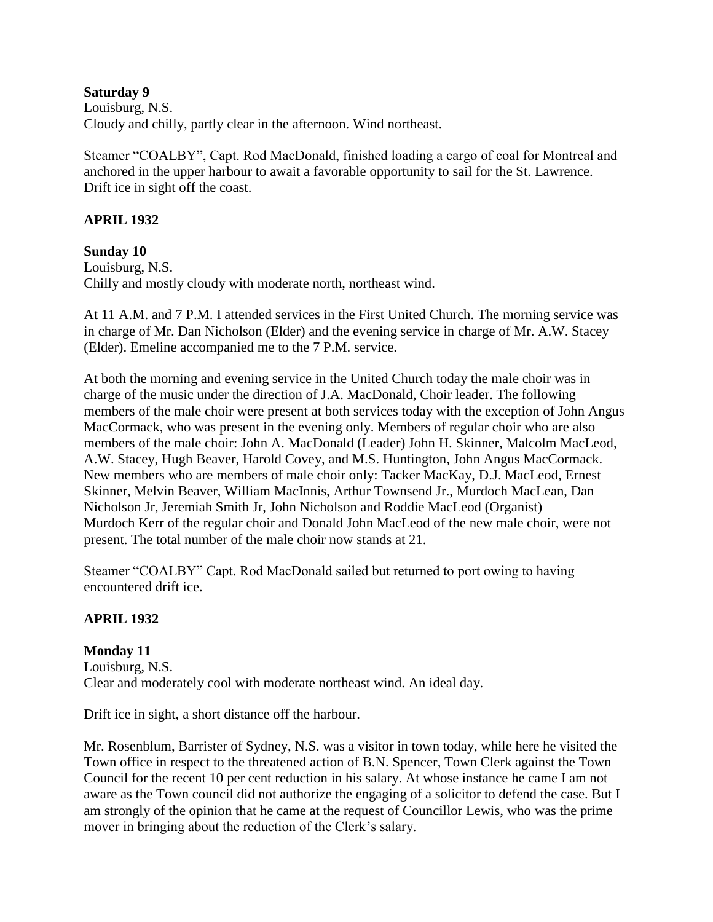**Saturday 9**
Louisburg, N.S.
Cloudy and chilly, partly clear in the afternoon. Wind northeast.

Steamer "COALBY", Capt. Rod MacDonald, finished loading a cargo of coal for Montreal and anchored in the upper harbour to await a favorable opportunity to sail for the St. Lawrence. Drift ice in sight off the coast.

**APRIL 1932**

**Sunday 10**
Louisburg, N.S.
Chilly and mostly cloudy with moderate north, northeast wind.

At 11 A.M. and 7 P.M. I attended services in the First United Church. The morning service was in charge of Mr. Dan Nicholson (Elder) and the evening service in charge of Mr. A.W. Stacey (Elder). Emeline accompanied me to the 7 P.M. service.

At both the morning and evening service in the United Church today the male choir was in charge of the music under the direction of J.A. MacDonald, Choir leader. The following members of the male choir were present at both services today with the exception of John Angus MacCormack, who was present in the evening only. Members of regular choir who are also members of the male choir: John A. MacDonald (Leader) John H. Skinner, Malcolm MacLeod, A.W. Stacey, Hugh Beaver, Harold Covey, and M.S. Huntington, John Angus MacCormack. New members who are members of male choir only: Tacker MacKay, D.J. MacLeod, Ernest Skinner, Melvin Beaver, William MacInnis, Arthur Townsend Jr., Murdoch MacLean, Dan Nicholson Jr, Jeremiah Smith Jr, John Nicholson and Roddie MacLeod (Organist) Murdoch Kerr of the regular choir and Donald John MacLeod of the new male choir, were not present. The total number of the male choir now stands at 21.

Steamer "COALBY" Capt. Rod MacDonald sailed but returned to port owing to having encountered drift ice.

**APRIL 1932**

**Monday 11**
Louisburg, N.S.
Clear and moderately cool with moderate northeast wind. An ideal day.

Drift ice in sight, a short distance off the harbour.

Mr. Rosenblum, Barrister of Sydney, N.S. was a visitor in town today, while here he visited the Town office in respect to the threatened action of B.N. Spencer, Town Clerk against the Town Council for the recent 10 per cent reduction in his salary. At whose instance he came I am not aware as the Town council did not authorize the engaging of a solicitor to defend the case. But I am strongly of the opinion that he came at the request of Councillor Lewis, who was the prime mover in bringing about the reduction of the Clerk's salary.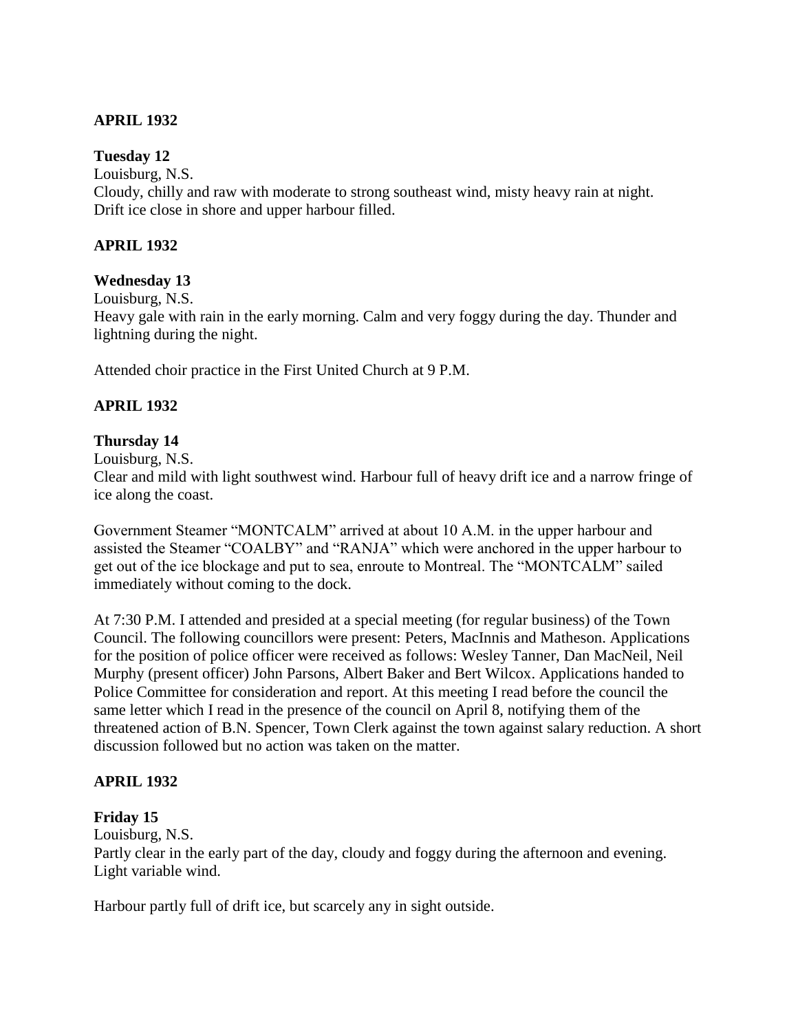**APRIL 1932**

**Tuesday 12**

Louisburg, N.S.

Cloudy, chilly and raw with moderate to strong southeast wind, misty heavy rain at night. Drift ice close in shore and upper harbour filled.

**APRIL 1932**

**Wednesday 13**

Louisburg, N.S.

Heavy gale with rain in the early morning. Calm and very foggy during the day. Thunder and lightning during the night.

Attended choir practice in the First United Church at 9 P.M.

**APRIL 1932**

**Thursday 14**

Louisburg, N.S.

Clear and mild with light southwest wind. Harbour full of heavy drift ice and a narrow fringe of ice along the coast.

Government Steamer "MONTCALM" arrived at about 10 A.M. in the upper harbour and assisted the Steamer "COALBY" and "RANJA" which were anchored in the upper harbour to get out of the ice blockage and put to sea, enroute to Montreal. The "MONTCALM" sailed immediately without coming to the dock.

At 7:30 P.M. I attended and presided at a special meeting (for regular business) of the Town Council. The following councillors were present: Peters, MacInnis and Matheson. Applications for the position of police officer were received as follows: Wesley Tanner, Dan MacNeil, Neil Murphy (present officer) John Parsons, Albert Baker and Bert Wilcox. Applications handed to Police Committee for consideration and report. At this meeting I read before the council the same letter which I read in the presence of the council on April 8, notifying them of the threatened action of B.N. Spencer, Town Clerk against the town against salary reduction. A short discussion followed but no action was taken on the matter.

**APRIL 1932**

**Friday 15**

Louisburg, N.S.

Partly clear in the early part of the day, cloudy and foggy during the afternoon and evening. Light variable wind.

Harbour partly full of drift ice, but scarcely any in sight outside.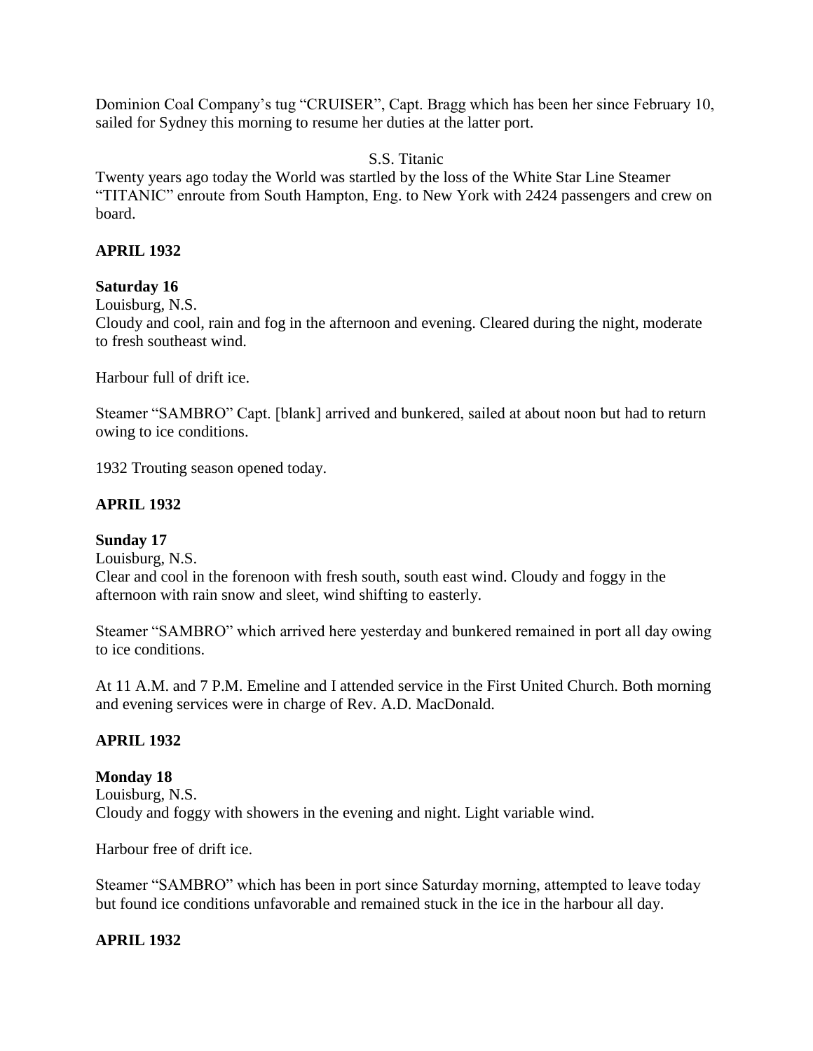Dominion Coal Company's tug "CRUISER", Capt. Bragg which has been her since February 10, sailed for Sydney this morning to resume her duties at the latter port.

S.S. Titanic

Twenty years ago today the World was startled by the loss of the White Star Line Steamer "TITANIC" enroute from South Hampton, Eng. to New York with 2424 passengers and crew on board.

**APRIL 1932**

**Saturday 16**

Louisburg, N.S.

Cloudy and cool, rain and fog in the afternoon and evening. Cleared during the night, moderate to fresh southeast wind.

Harbour full of drift ice.

Steamer "SAMBRO" Capt. [blank] arrived and bunkered, sailed at about noon but had to return owing to ice conditions.

1932 Trouting season opened today.

**APRIL 1932**

**Sunday 17**

Louisburg, N.S.

Clear and cool in the forenoon with fresh south, south east wind. Cloudy and foggy in the afternoon with rain snow and sleet, wind shifting to easterly.

Steamer "SAMBRO" which arrived here yesterday and bunkered remained in port all day owing to ice conditions.

At 11 A.M. and 7 P.M. Emeline and I attended service in the First United Church. Both morning and evening services were in charge of Rev. A.D. MacDonald.

**APRIL 1932**

**Monday 18**

Louisburg, N.S.

Cloudy and foggy with showers in the evening and night. Light variable wind.

Harbour free of drift ice.

Steamer "SAMBRO" which has been in port since Saturday morning, attempted to leave today but found ice conditions unfavorable and remained stuck in the ice in the harbour all day.

**APRIL 1932**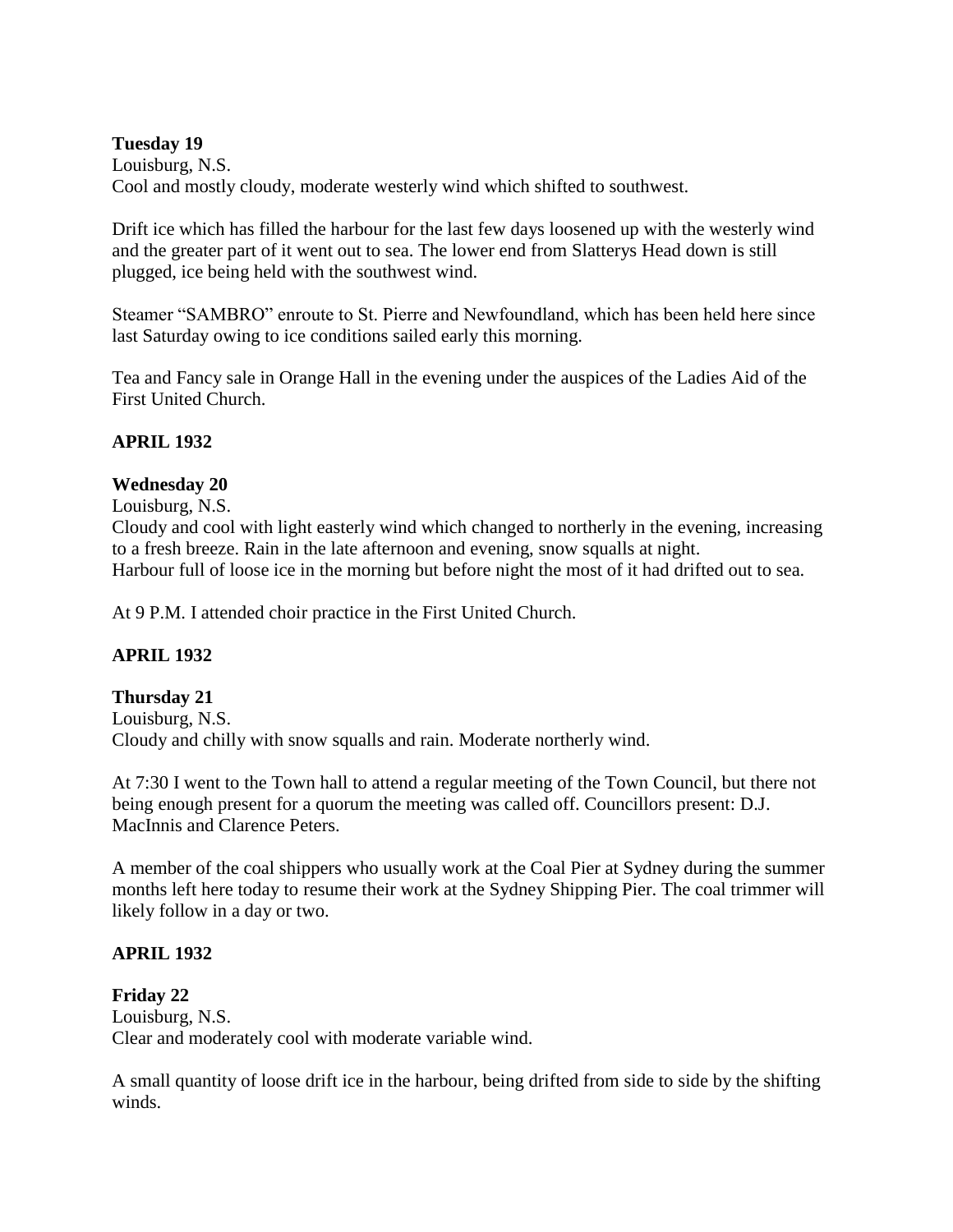**Tuesday 19**
Louisburg, N.S.
Cool and mostly cloudy, moderate westerly wind which shifted to southwest.

Drift ice which has filled the harbour for the last few days loosened up with the westerly wind and the greater part of it went out to sea. The lower end from Slatterys Head down is still plugged, ice being held with the southwest wind.

Steamer "SAMBRO" enroute to St. Pierre and Newfoundland, which has been held here since last Saturday owing to ice conditions sailed early this morning.

Tea and Fancy sale in Orange Hall in the evening under the auspices of the Ladies Aid of the First United Church.

**APRIL 1932**

**Wednesday 20**
Louisburg, N.S.
Cloudy and cool with light easterly wind which changed to northerly in the evening, increasing to a fresh breeze. Rain in the late afternoon and evening, snow squalls at night.
Harbour full of loose ice in the morning but before night the most of it had drifted out to sea.

At 9 P.M. I attended choir practice in the First United Church.

**APRIL 1932**

**Thursday 21**
Louisburg, N.S.
Cloudy and chilly with snow squalls and rain. Moderate northerly wind.

At 7:30 I went to the Town hall to attend a regular meeting of the Town Council, but there not being enough present for a quorum the meeting was called off. Councillors present: D.J. MacInnis and Clarence Peters.

A member of the coal shippers who usually work at the Coal Pier at Sydney during the summer months left here today to resume their work at the Sydney Shipping Pier. The coal trimmer will likely follow in a day or two.

**APRIL 1932**

**Friday 22**
Louisburg, N.S.
Clear and moderately cool with moderate variable wind.

A small quantity of loose drift ice in the harbour, being drifted from side to side by the shifting winds.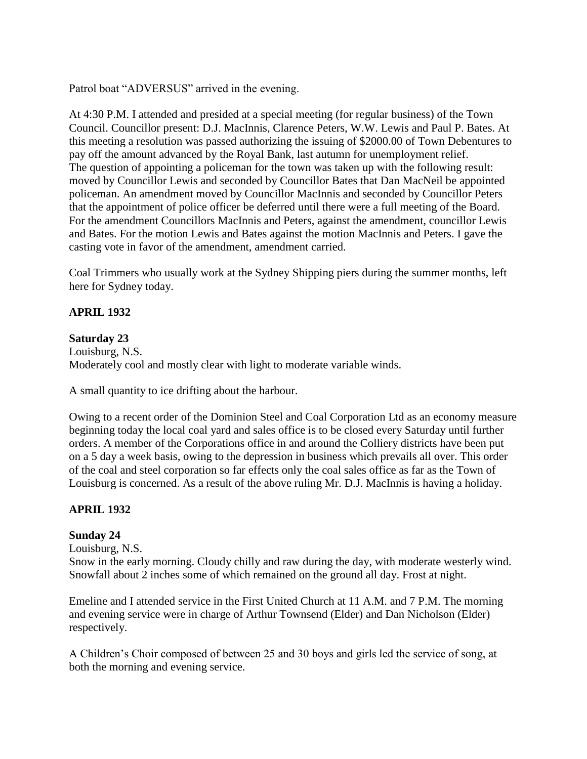Patrol boat "ADVERSUS" arrived in the evening.

At 4:30 P.M. I attended and presided at a special meeting (for regular business) of the Town Council. Councillor present: D.J. MacInnis, Clarence Peters, W.W. Lewis and Paul P. Bates. At this meeting a resolution was passed authorizing the issuing of $2000.00 of Town Debentures to pay off the amount advanced by the Royal Bank, last autumn for unemployment relief. The question of appointing a policeman for the town was taken up with the following result: moved by Councillor Lewis and seconded by Councillor Bates that Dan MacNeil be appointed policeman. An amendment moved by Councillor MacInnis and seconded by Councillor Peters that the appointment of police officer be deferred until there were a full meeting of the Board. For the amendment Councillors MacInnis and Peters, against the amendment, councillor Lewis and Bates. For the motion Lewis and Bates against the motion MacInnis and Peters. I gave the casting vote in favor of the amendment, amendment carried.

Coal Trimmers who usually work at the Sydney Shipping piers during the summer months, left here for Sydney today.

**APRIL 1932**

**Saturday 23**
Louisburg, N.S.
Moderately cool and mostly clear with light to moderate variable winds.

A small quantity to ice drifting about the harbour.

Owing to a recent order of the Dominion Steel and Coal Corporation Ltd as an economy measure beginning today the local coal yard and sales office is to be closed every Saturday until further orders. A member of the Corporations office in and around the Colliery districts have been put on a 5 day a week basis, owing to the depression in business which prevails all over. This order of the coal and steel corporation so far effects only the coal sales office as far as the Town of Louisburg is concerned. As a result of the above ruling Mr. D.J. MacInnis is having a holiday.

**APRIL 1932**

**Sunday 24**
Louisburg, N.S.
Snow in the early morning. Cloudy chilly and raw during the day, with moderate westerly wind. Snowfall about 2 inches some of which remained on the ground all day. Frost at night.

Emeline and I attended service in the First United Church at 11 A.M. and 7 P.M. The morning and evening service were in charge of Arthur Townsend (Elder) and Dan Nicholson (Elder) respectively.

A Children's Choir composed of between 25 and 30 boys and girls led the service of song, at both the morning and evening service.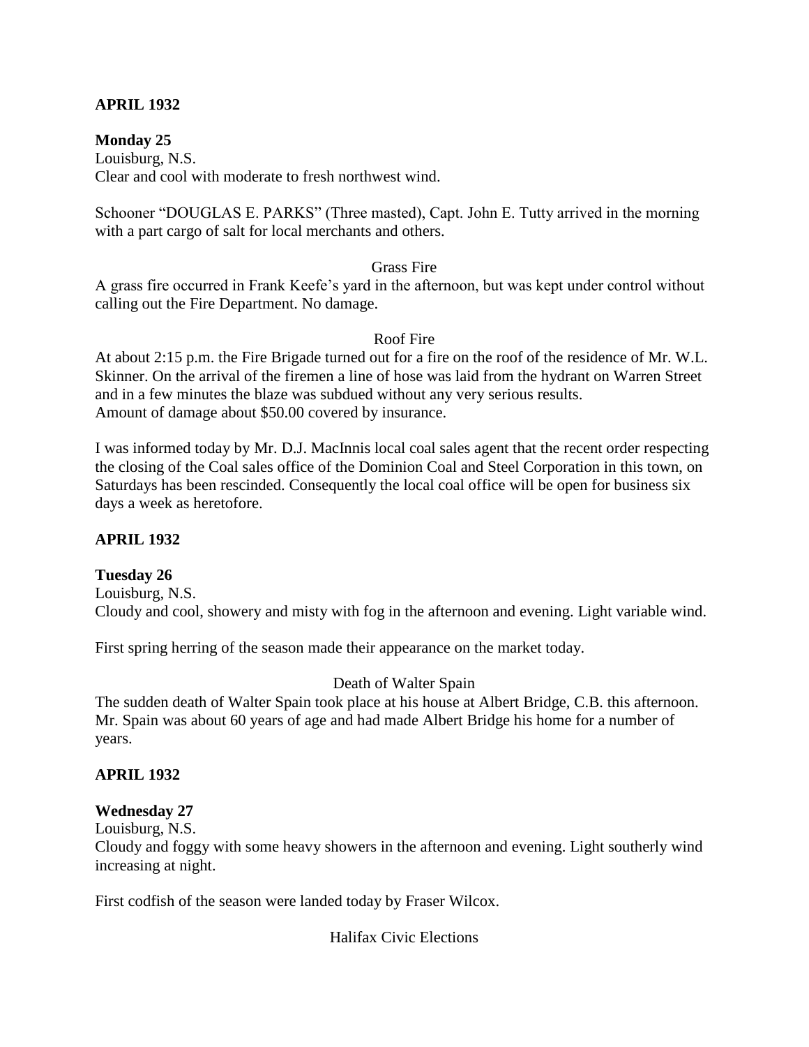**APRIL 1932**

**Monday 25**
Louisburg, N.S.
Clear and cool with moderate to fresh northwest wind.

Schooner "DOUGLAS E. PARKS" (Three masted), Capt. John E. Tutty arrived in the morning with a part cargo of salt for local merchants and others.

Grass Fire

A grass fire occurred in Frank Keefe's yard in the afternoon, but was kept under control without calling out the Fire Department. No damage.

Roof Fire

At about 2:15 p.m. the Fire Brigade turned out for a fire on the roof of the residence of Mr. W.L. Skinner. On the arrival of the firemen a line of hose was laid from the hydrant on Warren Street and in a few minutes the blaze was subdued without any very serious results.
Amount of damage about $50.00 covered by insurance.

I was informed today by Mr. D.J. MacInnis local coal sales agent that the recent order respecting the closing of the Coal sales office of the Dominion Coal and Steel Corporation in this town, on Saturdays has been rescinded. Consequently the local coal office will be open for business six days a week as heretofore.

**APRIL 1932**

**Tuesday 26**
Louisburg, N.S.
Cloudy and cool, showery and misty with fog in the afternoon and evening. Light variable wind.

First spring herring of the season made their appearance on the market today.

Death of Walter Spain

The sudden death of Walter Spain took place at his house at Albert Bridge, C.B. this afternoon. Mr. Spain was about 60 years of age and had made Albert Bridge his home for a number of years.

**APRIL 1932**

**Wednesday 27**
Louisburg, N.S.
Cloudy and foggy with some heavy showers in the afternoon and evening. Light southerly wind increasing at night.

First codfish of the season were landed today by Fraser Wilcox.

Halifax Civic Elections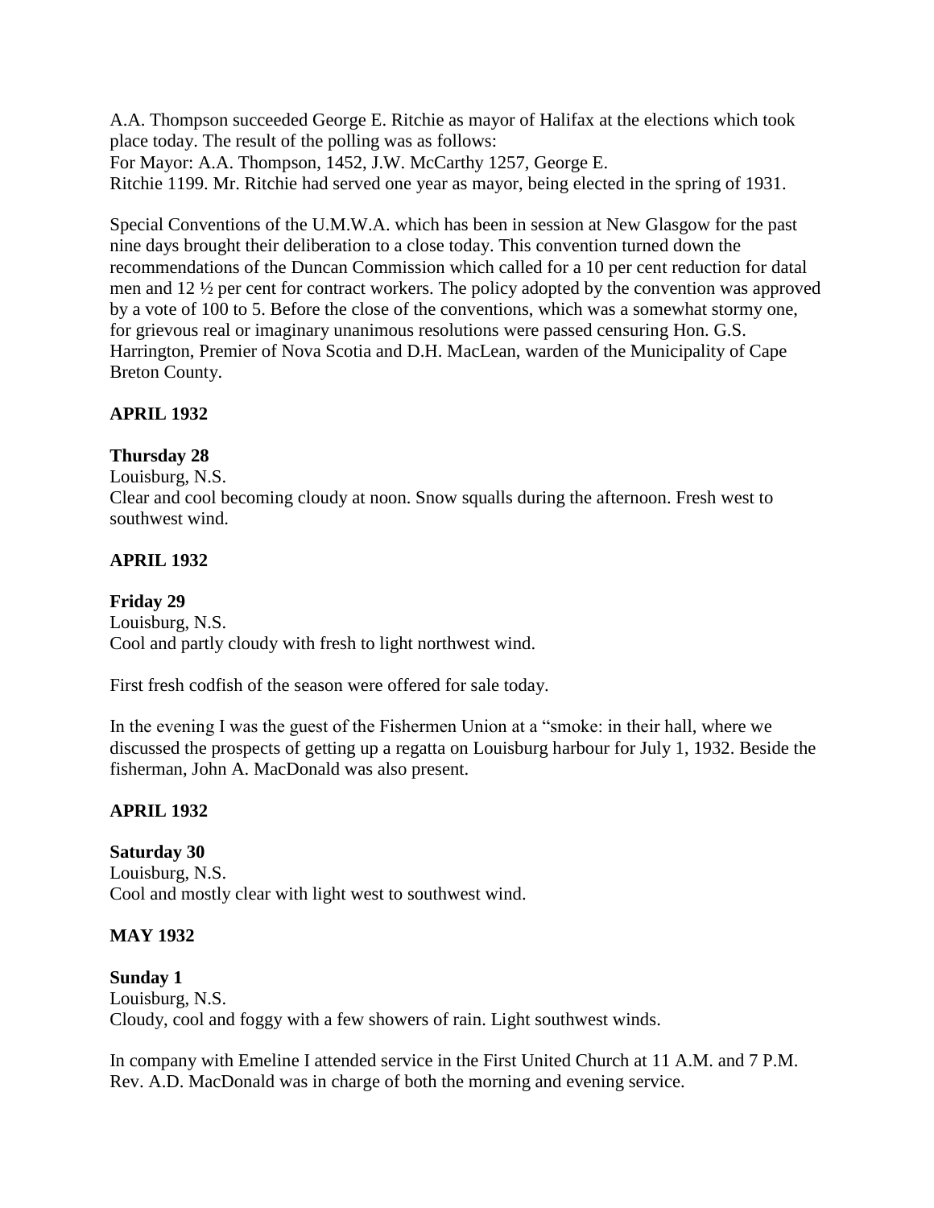A.A. Thompson succeeded George E. Ritchie as mayor of Halifax at the elections which took place today. The result of the polling was as follows:
For Mayor: A.A. Thompson, 1452, J.W. McCarthy 1257, George E. Ritchie 1199. Mr. Ritchie had served one year as mayor, being elected in the spring of 1931.

Special Conventions of the U.M.W.A. which has been in session at New Glasgow for the past nine days brought their deliberation to a close today. This convention turned down the recommendations of the Duncan Commission which called for a 10 per cent reduction for datal men and 12 ½ per cent for contract workers. The policy adopted by the convention was approved by a vote of 100 to 5. Before the close of the conventions, which was a somewhat stormy one, for grievous real or imaginary unanimous resolutions were passed censuring Hon. G.S. Harrington, Premier of Nova Scotia and D.H. MacLean, warden of the Municipality of Cape Breton County.

**APRIL 1932**

**Thursday 28**
Louisburg, N.S.
Clear and cool becoming cloudy at noon. Snow squalls during the afternoon. Fresh west to southwest wind.

**APRIL 1932**

**Friday 29**
Louisburg, N.S.
Cool and partly cloudy with fresh to light northwest wind.

First fresh codfish of the season were offered for sale today.

In the evening I was the guest of the Fishermen Union at a "smoke: in their hall, where we discussed the prospects of getting up a regatta on Louisburg harbour for July 1, 1932. Beside the fisherman, John A. MacDonald was also present.

**APRIL 1932**

**Saturday 30**
Louisburg, N.S.
Cool and mostly clear with light west to southwest wind.

**MAY 1932**

**Sunday 1**
Louisburg, N.S.
Cloudy, cool and foggy with a few showers of rain. Light southwest winds.

In company with Emeline I attended service in the First United Church at 11 A.M. and 7 P.M. Rev. A.D. MacDonald was in charge of both the morning and evening service.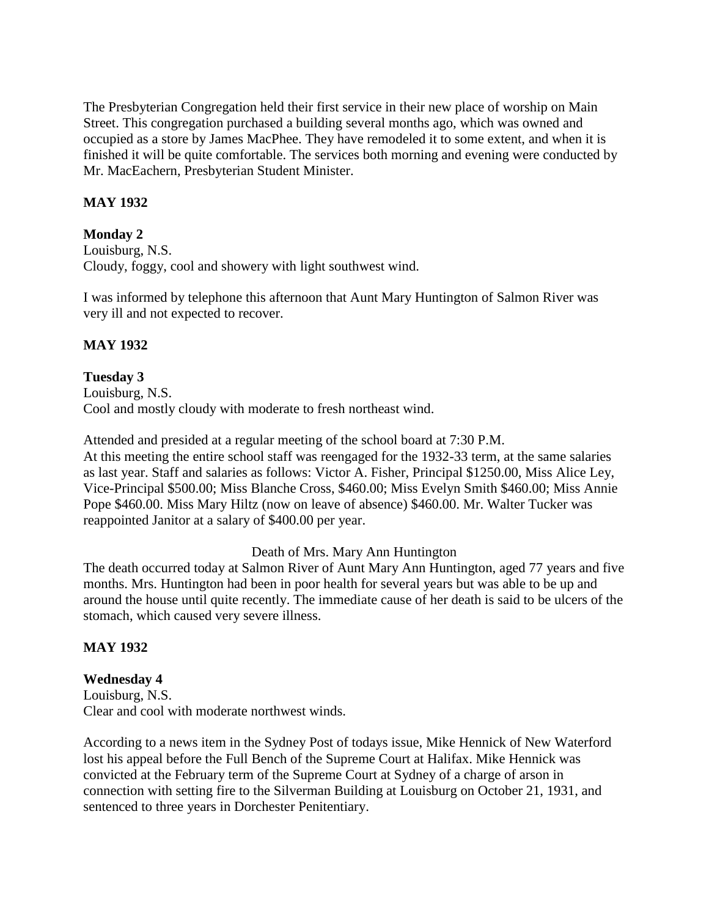The Presbyterian Congregation held their first service in their new place of worship on Main Street. This congregation purchased a building several months ago, which was owned and occupied as a store by James MacPhee. They have remodeled it to some extent, and when it is finished it will be quite comfortable. The services both morning and evening were conducted by Mr. MacEachern, Presbyterian Student Minister.

**MAY 1932**

**Monday 2**
Louisburg, N.S.
Cloudy, foggy, cool and showery with light southwest wind.

I was informed by telephone this afternoon that Aunt Mary Huntington of Salmon River was very ill and not expected to recover.

**MAY 1932**

**Tuesday 3**
Louisburg, N.S.
Cool and mostly cloudy with moderate to fresh northeast wind.

Attended and presided at a regular meeting of the school board at 7:30 P.M.
At this meeting the entire school staff was reengaged for the 1932-33 term, at the same salaries as last year. Staff and salaries as follows: Victor A. Fisher, Principal $1250.00, Miss Alice Ley, Vice-Principal $500.00; Miss Blanche Cross, $460.00; Miss Evelyn Smith $460.00; Miss Annie Pope $460.00. Miss Mary Hiltz (now on leave of absence) $460.00. Mr. Walter Tucker was reappointed Janitor at a salary of $400.00 per year.

Death of Mrs. Mary Ann Huntington

The death occurred today at Salmon River of Aunt Mary Ann Huntington, aged 77 years and five months. Mrs. Huntington had been in poor health for several years but was able to be up and around the house until quite recently. The immediate cause of her death is said to be ulcers of the stomach, which caused very severe illness.

**MAY 1932**

**Wednesday 4**
Louisburg, N.S.
Clear and cool with moderate northwest winds.

According to a news item in the Sydney Post of todays issue, Mike Hennick of New Waterford lost his appeal before the Full Bench of the Supreme Court at Halifax. Mike Hennick was convicted at the February term of the Supreme Court at Sydney of a charge of arson in connection with setting fire to the Silverman Building at Louisburg on October 21, 1931, and sentenced to three years in Dorchester Penitentiary.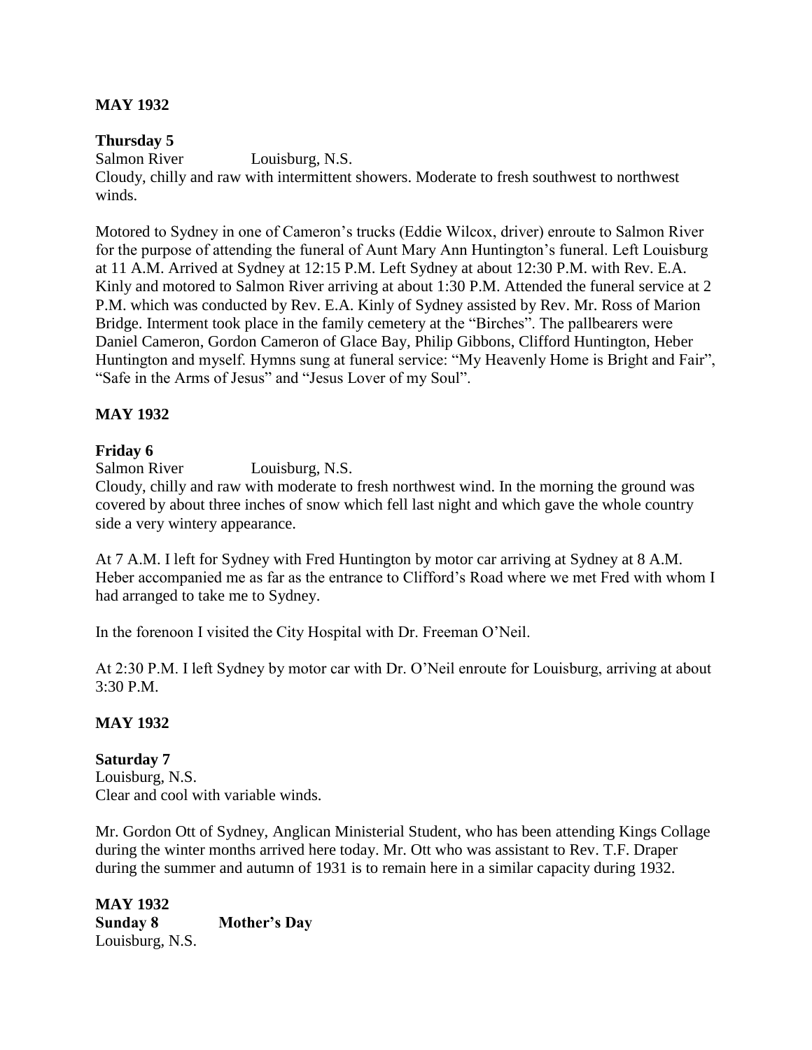**MAY 1932**

**Thursday 5**
Salmon River Louisburg, N.S.
Cloudy, chilly and raw with intermittent showers. Moderate to fresh southwest to northwest winds.

Motored to Sydney in one of Cameron's trucks (Eddie Wilcox, driver) enroute to Salmon River for the purpose of attending the funeral of Aunt Mary Ann Huntington's funeral. Left Louisburg at 11 A.M. Arrived at Sydney at 12:15 P.M. Left Sydney at about 12:30 P.M. with Rev. E.A. Kinly and motored to Salmon River arriving at about 1:30 P.M. Attended the funeral service at 2 P.M. which was conducted by Rev. E.A. Kinly of Sydney assisted by Rev. Mr. Ross of Marion Bridge. Interment took place in the family cemetery at the "Birches". The pallbearers were Daniel Cameron, Gordon Cameron of Glace Bay, Philip Gibbons, Clifford Huntington, Heber Huntington and myself. Hymns sung at funeral service: "My Heavenly Home is Bright and Fair", "Safe in the Arms of Jesus" and "Jesus Lover of my Soul".

**MAY 1932**

**Friday 6**
Salmon River Louisburg, N.S.
Cloudy, chilly and raw with moderate to fresh northwest wind. In the morning the ground was covered by about three inches of snow which fell last night and which gave the whole country side a very wintery appearance.

At 7 A.M. I left for Sydney with Fred Huntington by motor car arriving at Sydney at 8 A.M. Heber accompanied me as far as the entrance to Clifford's Road where we met Fred with whom I had arranged to take me to Sydney.

In the forenoon I visited the City Hospital with Dr. Freeman O'Neil.

At 2:30 P.M. I left Sydney by motor car with Dr. O'Neil enroute for Louisburg, arriving at about 3:30 P.M.

**MAY 1932**

**Saturday 7**
Louisburg, N.S.
Clear and cool with variable winds.

Mr. Gordon Ott of Sydney, Anglican Ministerial Student, who has been attending Kings Collage during the winter months arrived here today. Mr. Ott who was assistant to Rev. T.F. Draper during the summer and autumn of 1931 is to remain here in a similar capacity during 1932.

**MAY 1932**
**Sunday 8** **Mother's Day**
Louisburg, N.S.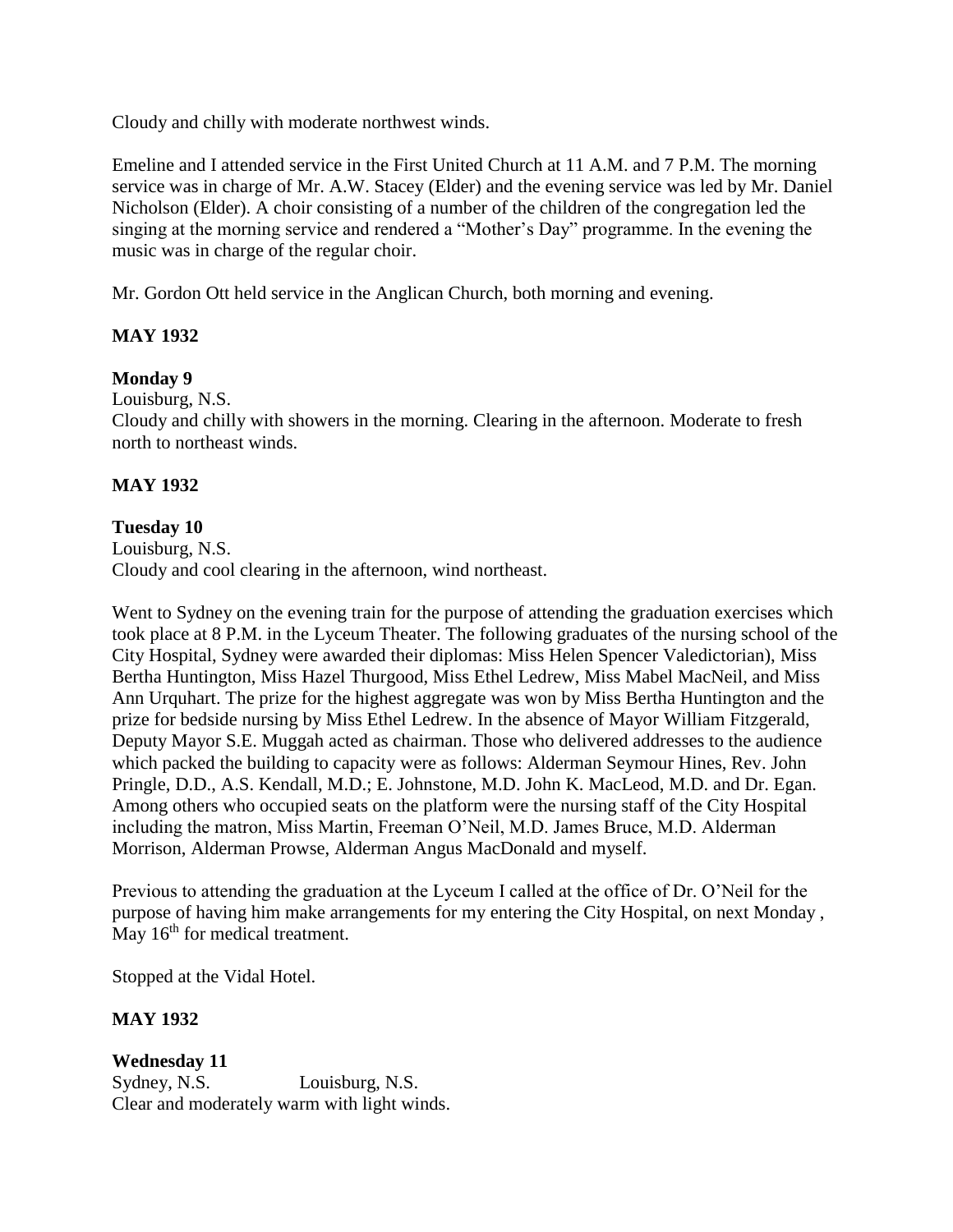Cloudy and chilly with moderate northwest winds.

Emeline and I attended service in the First United Church at 11 A.M. and 7 P.M. The morning service was in charge of Mr. A.W. Stacey (Elder) and the evening service was led by Mr. Daniel Nicholson (Elder). A choir consisting of a number of the children of the congregation led the singing at the morning service and rendered a "Mother's Day" programme. In the evening the music was in charge of the regular choir.

Mr. Gordon Ott held service in the Anglican Church, both morning and evening.

**MAY 1932**

**Monday 9**

Louisburg, N.S.
Cloudy and chilly with showers in the morning. Clearing in the afternoon. Moderate to fresh north to northeast winds.

**MAY 1932**

**Tuesday 10**

Louisburg, N.S.
Cloudy and cool clearing in the afternoon, wind northeast.

Went to Sydney on the evening train for the purpose of attending the graduation exercises which took place at 8 P.M. in the Lyceum Theater. The following graduates of the nursing school of the City Hospital, Sydney were awarded their diplomas: Miss Helen Spencer Valedictorian), Miss Bertha Huntington, Miss Hazel Thurgood, Miss Ethel Ledrew, Miss Mabel MacNeil, and Miss Ann Urquhart. The prize for the highest aggregate was won by Miss Bertha Huntington and the prize for bedside nursing by Miss Ethel Ledrew. In the absence of Mayor William Fitzgerald, Deputy Mayor S.E. Muggah acted as chairman. Those who delivered addresses to the audience which packed the building to capacity were as follows: Alderman Seymour Hines, Rev. John Pringle, D.D., A.S. Kendall, M.D.; E. Johnstone, M.D. John K. MacLeod, M.D. and Dr. Egan. Among others who occupied seats on the platform were the nursing staff of the City Hospital including the matron, Miss Martin, Freeman O'Neil, M.D. James Bruce, M.D. Alderman Morrison, Alderman Prowse, Alderman Angus MacDonald and myself.

Previous to attending the graduation at the Lyceum I called at the office of Dr. O'Neil for the purpose of having him make arrangements for my entering the City Hospital, on next Monday , May 16th for medical treatment.

Stopped at the Vidal Hotel.

**MAY 1932**

**Wednesday 11**

Sydney, N.S. Louisburg, N.S.
Clear and moderately warm with light winds.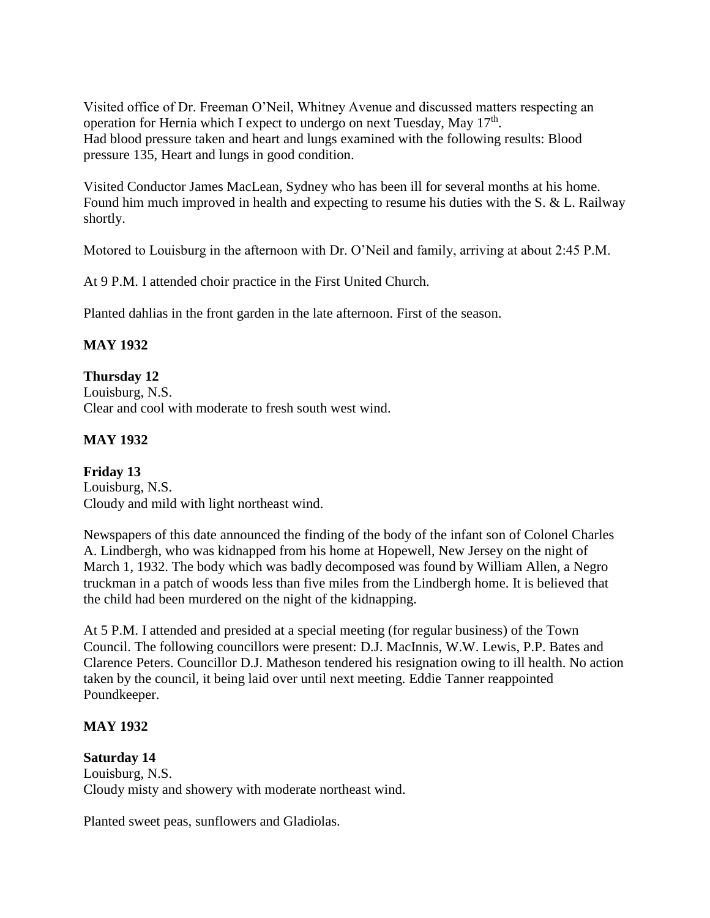Visited office of Dr. Freeman O'Neil, Whitney Avenue and discussed matters respecting an operation for Hernia which I expect to undergo on next Tuesday, May 17th.
Had blood pressure taken and heart and lungs examined with the following results: Blood pressure 135, Heart and lungs in good condition.

Visited Conductor James MacLean, Sydney who has been ill for several months at his home. Found him much improved in health and expecting to resume his duties with the S. & L. Railway shortly.

Motored to Louisburg in the afternoon with Dr. O'Neil and family, arriving at about 2:45 P.M.

At 9 P.M. I attended choir practice in the First United Church.

Planted dahlias in the front garden in the late afternoon. First of the season.

**MAY 1932**

**Thursday 12**
Louisburg, N.S.
Clear and cool with moderate to fresh south west wind.

**MAY 1932**

**Friday 13**
Louisburg, N.S.
Cloudy and mild with light northeast wind.

Newspapers of this date announced the finding of the body of the infant son of Colonel Charles A. Lindbergh, who was kidnapped from his home at Hopewell, New Jersey on the night of March 1, 1932. The body which was badly decomposed was found by William Allen, a Negro truckman in a patch of woods less than five miles from the Lindbergh home. It is believed that the child had been murdered on the night of the kidnapping.

At 5 P.M. I attended and presided at a special meeting (for regular business) of the Town Council. The following councillors were present: D.J. MacInnis, W.W. Lewis, P.P. Bates and Clarence Peters. Councillor D.J. Matheson tendered his resignation owing to ill health. No action taken by the council, it being laid over until next meeting. Eddie Tanner reappointed Poundkeeper.

**MAY 1932**

**Saturday 14**
Louisburg, N.S.
Cloudy misty and showery with moderate northeast wind.

Planted sweet peas, sunflowers and Gladiolas.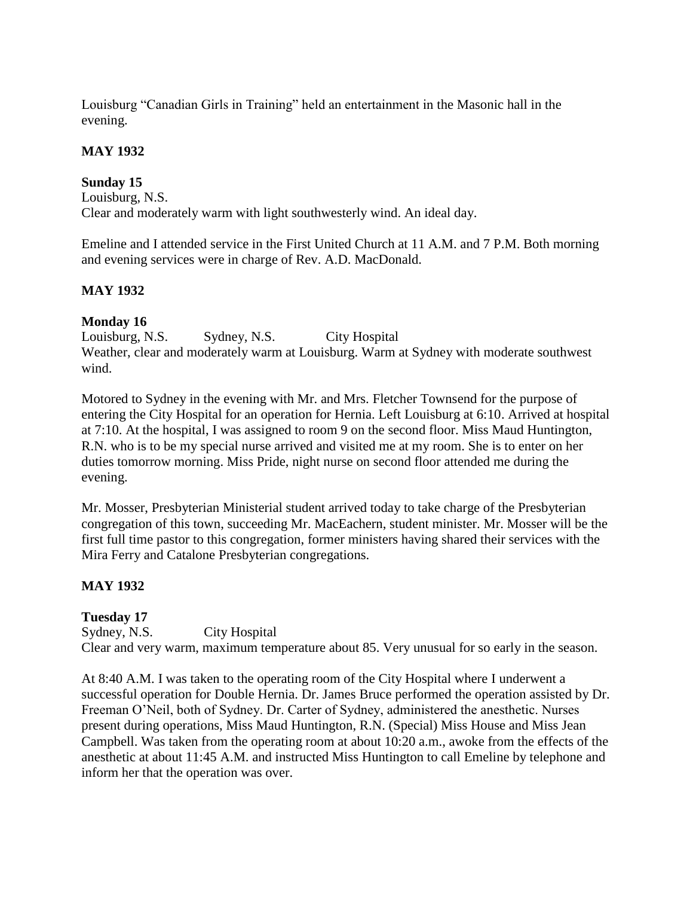Louisburg "Canadian Girls in Training" held an entertainment in the Masonic hall in the evening.

**MAY 1932**

**Sunday 15**
Louisburg, N.S.
Clear and moderately warm with light southwesterly wind. An ideal day.

Emeline and I attended service in the First United Church at 11 A.M. and 7 P.M. Both morning and evening services were in charge of Rev. A.D. MacDonald.

**MAY 1932**

**Monday 16**
Louisburg, N.S. Sydney, N.S. City Hospital
Weather, clear and moderately warm at Louisburg. Warm at Sydney with moderate southwest wind.

Motored to Sydney in the evening with Mr. and Mrs. Fletcher Townsend for the purpose of entering the City Hospital for an operation for Hernia. Left Louisburg at 6:10. Arrived at hospital at 7:10. At the hospital, I was assigned to room 9 on the second floor. Miss Maud Huntington, R.N. who is to be my special nurse arrived and visited me at my room. She is to enter on her duties tomorrow morning. Miss Pride, night nurse on second floor attended me during the evening.

Mr. Mosser, Presbyterian Ministerial student arrived today to take charge of the Presbyterian congregation of this town, succeeding Mr. MacEachern, student minister. Mr. Mosser will be the first full time pastor to this congregation, former ministers having shared their services with the Mira Ferry and Catalone Presbyterian congregations.

**MAY 1932**

**Tuesday 17**
Sydney, N.S. City Hospital
Clear and very warm, maximum temperature about 85. Very unusual for so early in the season.

At 8:40 A.M. I was taken to the operating room of the City Hospital where I underwent a successful operation for Double Hernia. Dr. James Bruce performed the operation assisted by Dr. Freeman O'Neil, both of Sydney. Dr. Carter of Sydney, administered the anesthetic. Nurses present during operations, Miss Maud Huntington, R.N. (Special) Miss House and Miss Jean Campbell. Was taken from the operating room at about 10:20 a.m., awoke from the effects of the anesthetic at about 11:45 A.M. and instructed Miss Huntington to call Emeline by telephone and inform her that the operation was over.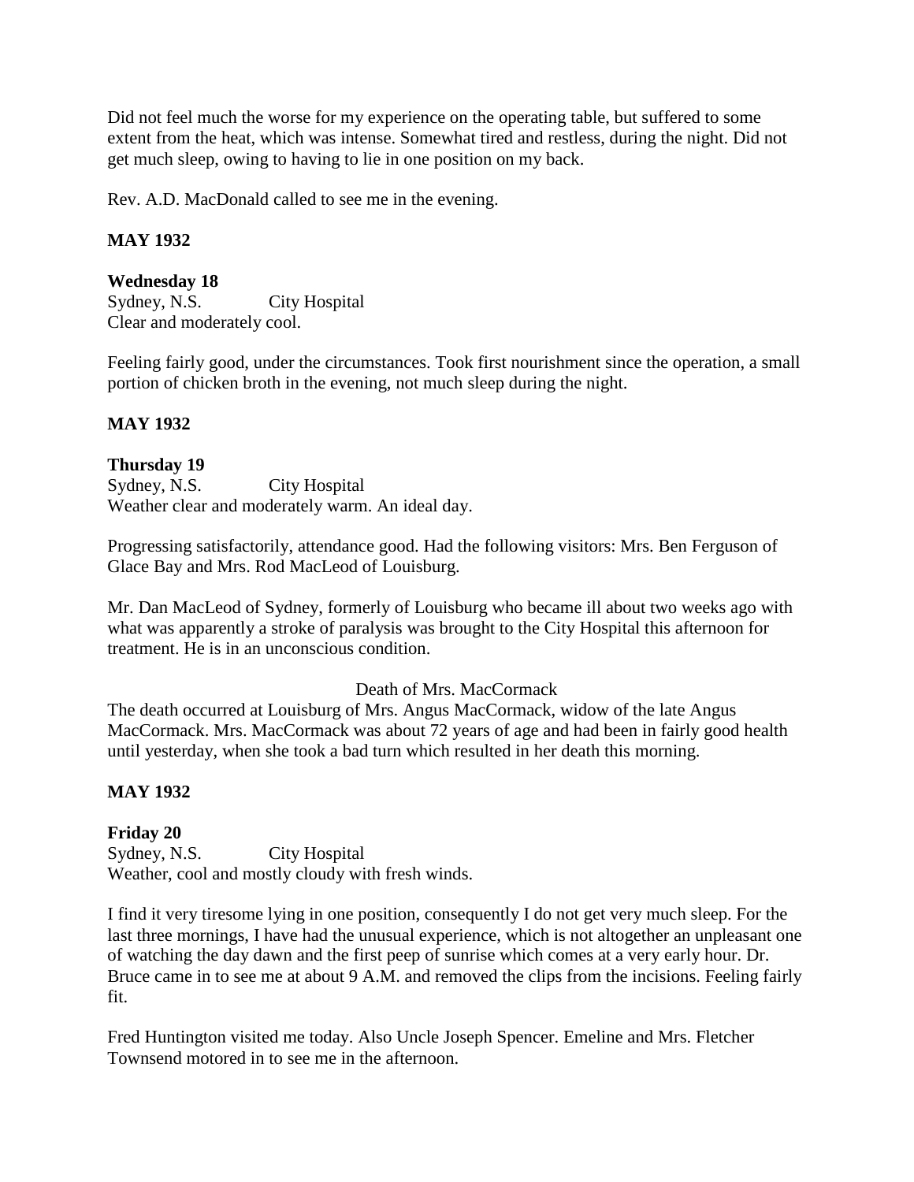Did not feel much the worse for my experience on the operating table, but suffered to some extent from the heat, which was intense. Somewhat tired and restless, during the night. Did not get much sleep, owing to having to lie in one position on my back.

Rev. A.D. MacDonald called to see me in the evening.

**MAY 1932**

**Wednesday 18**
Sydney, N.S. City Hospital
Clear and moderately cool.

Feeling fairly good, under the circumstances. Took first nourishment since the operation, a small portion of chicken broth in the evening, not much sleep during the night.

**MAY 1932**

**Thursday 19**
Sydney, N.S. City Hospital
Weather clear and moderately warm. An ideal day.

Progressing satisfactorily, attendance good. Had the following visitors: Mrs. Ben Ferguson of Glace Bay and Mrs. Rod MacLeod of Louisburg.

Mr. Dan MacLeod of Sydney, formerly of Louisburg who became ill about two weeks ago with what was apparently a stroke of paralysis was brought to the City Hospital this afternoon for treatment. He is in an unconscious condition.

Death of Mrs. MacCormack

The death occurred at Louisburg of Mrs. Angus MacCormack, widow of the late Angus MacCormack. Mrs. MacCormack was about 72 years of age and had been in fairly good health until yesterday, when she took a bad turn which resulted in her death this morning.

**MAY 1932**

**Friday 20**
Sydney, N.S. City Hospital
Weather, cool and mostly cloudy with fresh winds.

I find it very tiresome lying in one position, consequently I do not get very much sleep. For the last three mornings, I have had the unusual experience, which is not altogether an unpleasant one of watching the day dawn and the first peep of sunrise which comes at a very early hour. Dr. Bruce came in to see me at about 9 A.M. and removed the clips from the incisions. Feeling fairly fit.

Fred Huntington visited me today. Also Uncle Joseph Spencer. Emeline and Mrs. Fletcher Townsend motored in to see me in the afternoon.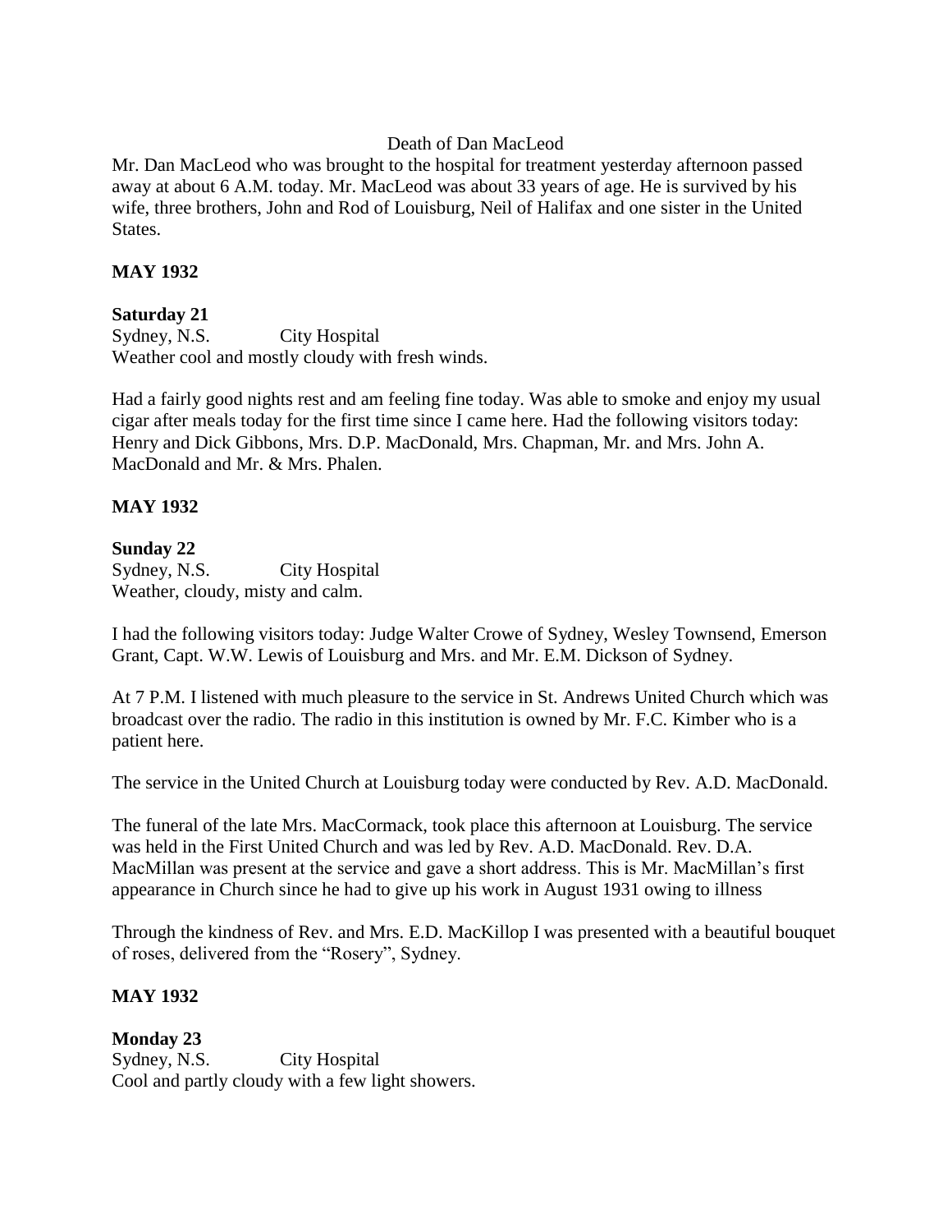Death of Dan MacLeod

Mr. Dan MacLeod who was brought to the hospital for treatment yesterday afternoon passed away at about 6 A.M. today. Mr. MacLeod was about 33 years of age. He is survived by his wife, three brothers, John and Rod of Louisburg, Neil of Halifax and one sister in the United States.

**MAY 1932**

**Saturday 21**

Sydney, N.S. City Hospital

Weather cool and mostly cloudy with fresh winds.

Had a fairly good nights rest and am feeling fine today. Was able to smoke and enjoy my usual cigar after meals today for the first time since I came here. Had the following visitors today: Henry and Dick Gibbons, Mrs. D.P. MacDonald, Mrs. Chapman, Mr. and Mrs. John A. MacDonald and Mr. & Mrs. Phalen.

**MAY 1932**

**Sunday 22**

Sydney, N.S. City Hospital

Weather, cloudy, misty and calm.

I had the following visitors today: Judge Walter Crowe of Sydney, Wesley Townsend, Emerson Grant, Capt. W.W. Lewis of Louisburg and Mrs. and Mr. E.M. Dickson of Sydney.

At 7 P.M. I listened with much pleasure to the service in St. Andrews United Church which was broadcast over the radio. The radio in this institution is owned by Mr. F.C. Kimber who is a patient here.

The service in the United Church at Louisburg today were conducted by Rev. A.D. MacDonald.

The funeral of the late Mrs. MacCormack, took place this afternoon at Louisburg. The service was held in the First United Church and was led by Rev. A.D. MacDonald. Rev. D.A. MacMillan was present at the service and gave a short address. This is Mr. MacMillan's first appearance in Church since he had to give up his work in August 1931 owing to illness

Through the kindness of Rev. and Mrs. E.D. MacKillop I was presented with a beautiful bouquet of roses, delivered from the "Rosery", Sydney.

**MAY 1932**

**Monday 23**

Sydney, N.S. City Hospital

Cool and partly cloudy with a few light showers.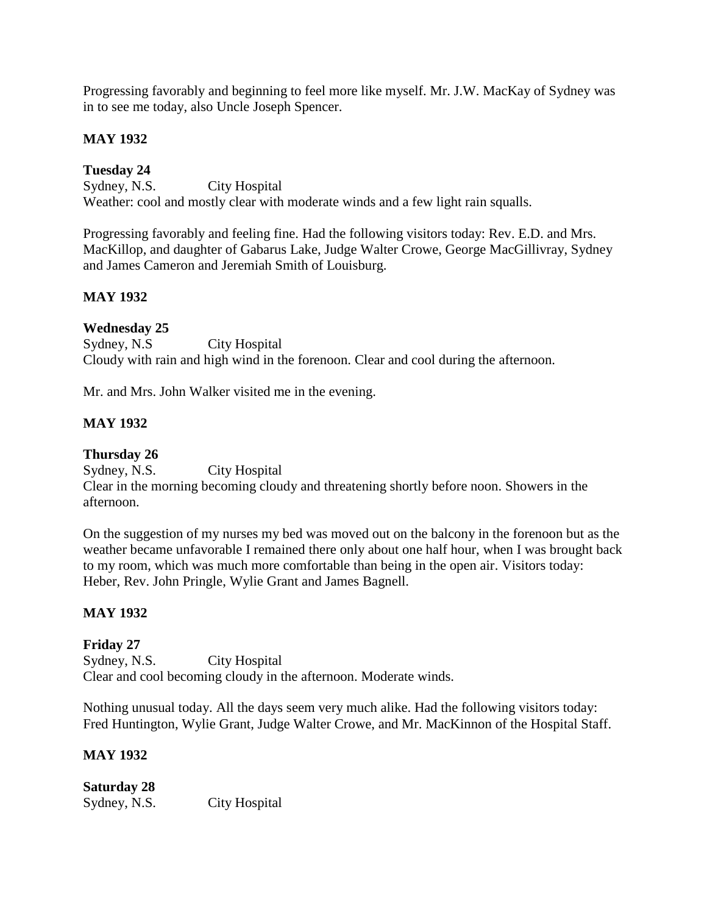Progressing favorably and beginning to feel more like myself. Mr. J.W. MacKay of Sydney was in to see me today, also Uncle Joseph Spencer.

**MAY 1932**

**Tuesday 24**
Sydney, N.S. City Hospital
Weather: cool and mostly clear with moderate winds and a few light rain squalls.

Progressing favorably and feeling fine. Had the following visitors today: Rev. E.D. and Mrs. MacKillop, and daughter of Gabarus Lake, Judge Walter Crowe, George MacGillivray, Sydney and James Cameron and Jeremiah Smith of Louisburg.

**MAY 1932**

**Wednesday 25**
Sydney, N.S City Hospital
Cloudy with rain and high wind in the forenoon. Clear and cool during the afternoon.

Mr. and Mrs. John Walker visited me in the evening.

**MAY 1932**

**Thursday 26**
Sydney, N.S. City Hospital
Clear in the morning becoming cloudy and threatening shortly before noon. Showers in the afternoon.

On the suggestion of my nurses my bed was moved out on the balcony in the forenoon but as the weather became unfavorable I remained there only about one half hour, when I was brought back to my room, which was much more comfortable than being in the open air. Visitors today: Heber, Rev. John Pringle, Wylie Grant and James Bagnell.

**MAY 1932**

**Friday 27**
Sydney, N.S. City Hospital
Clear and cool becoming cloudy in the afternoon. Moderate winds.

Nothing unusual today. All the days seem very much alike. Had the following visitors today: Fred Huntington, Wylie Grant, Judge Walter Crowe, and Mr. MacKinnon of the Hospital Staff.

**MAY 1932**

**Saturday 28**
Sydney, N.S. City Hospital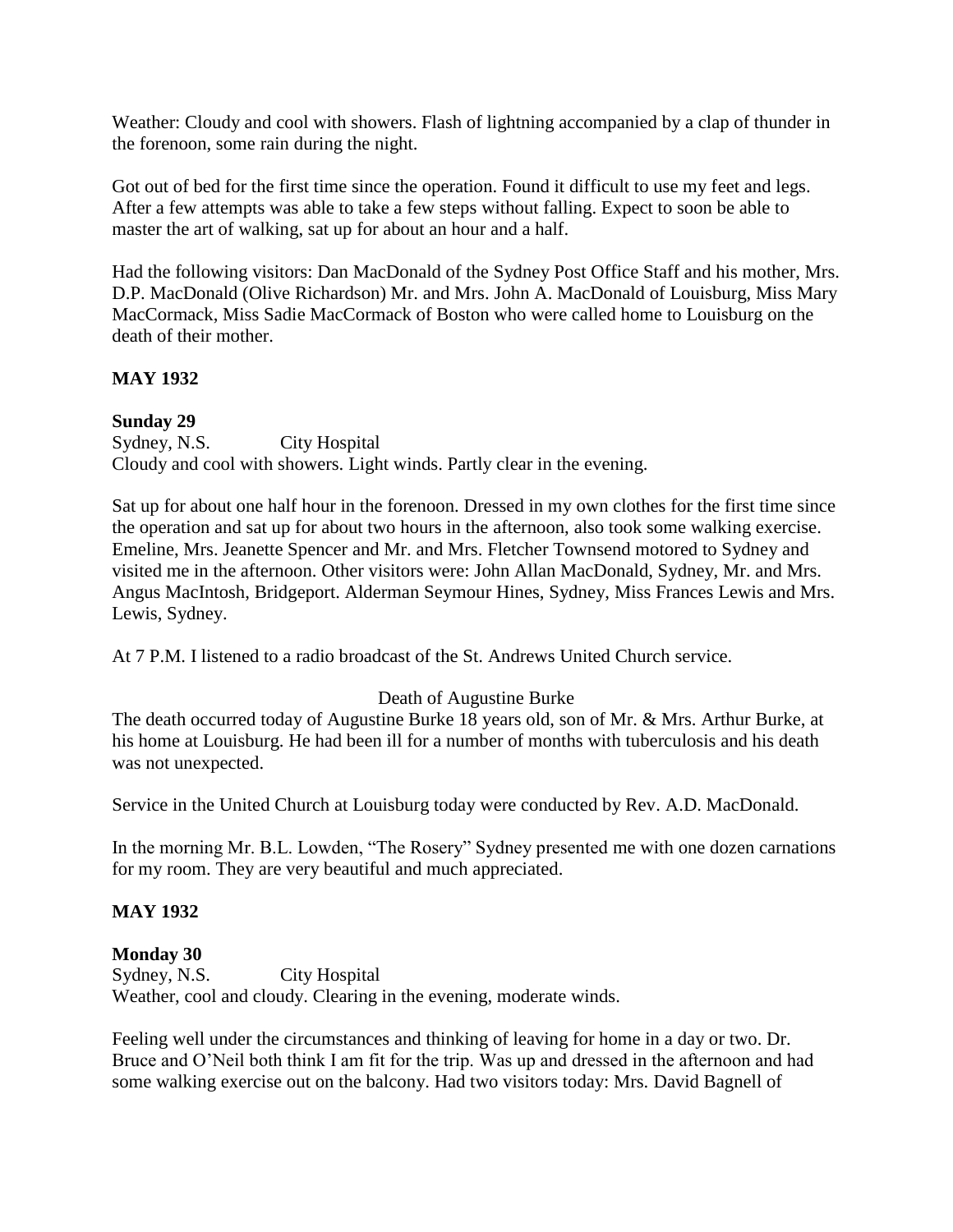Weather: Cloudy and cool with showers. Flash of lightning accompanied by a clap of thunder in the forenoon, some rain during the night.

Got out of bed for the first time since the operation. Found it difficult to use my feet and legs. After a few attempts was able to take a few steps without falling. Expect to soon be able to master the art of walking, sat up for about an hour and a half.

Had the following visitors: Dan MacDonald of the Sydney Post Office Staff and his mother, Mrs. D.P. MacDonald (Olive Richardson) Mr. and Mrs. John A. MacDonald of Louisburg, Miss Mary MacCormack, Miss Sadie MacCormack of Boston who were called home to Louisburg on the death of their mother.

**MAY 1932**

**Sunday 29**
Sydney, N.S. City Hospital
Cloudy and cool with showers. Light winds. Partly clear in the evening.

Sat up for about one half hour in the forenoon. Dressed in my own clothes for the first time since the operation and sat up for about two hours in the afternoon, also took some walking exercise. Emeline, Mrs. Jeanette Spencer and Mr. and Mrs. Fletcher Townsend motored to Sydney and visited me in the afternoon. Other visitors were: John Allan MacDonald, Sydney, Mr. and Mrs. Angus MacIntosh, Bridgeport. Alderman Seymour Hines, Sydney, Miss Frances Lewis and Mrs. Lewis, Sydney.

At 7 P.M. I listened to a radio broadcast of the St. Andrews United Church service.

Death of Augustine Burke

The death occurred today of Augustine Burke 18 years old, son of Mr. & Mrs. Arthur Burke, at his home at Louisburg. He had been ill for a number of months with tuberculosis and his death was not unexpected.

Service in the United Church at Louisburg today were conducted by Rev. A.D. MacDonald.

In the morning Mr. B.L. Lowden, "The Rosery" Sydney presented me with one dozen carnations for my room. They are very beautiful and much appreciated.

**MAY 1932**

**Monday 30**
Sydney, N.S. City Hospital
Weather, cool and cloudy. Clearing in the evening, moderate winds.

Feeling well under the circumstances and thinking of leaving for home in a day or two. Dr. Bruce and O'Neil both think I am fit for the trip. Was up and dressed in the afternoon and had some walking exercise out on the balcony. Had two visitors today: Mrs. David Bagnell of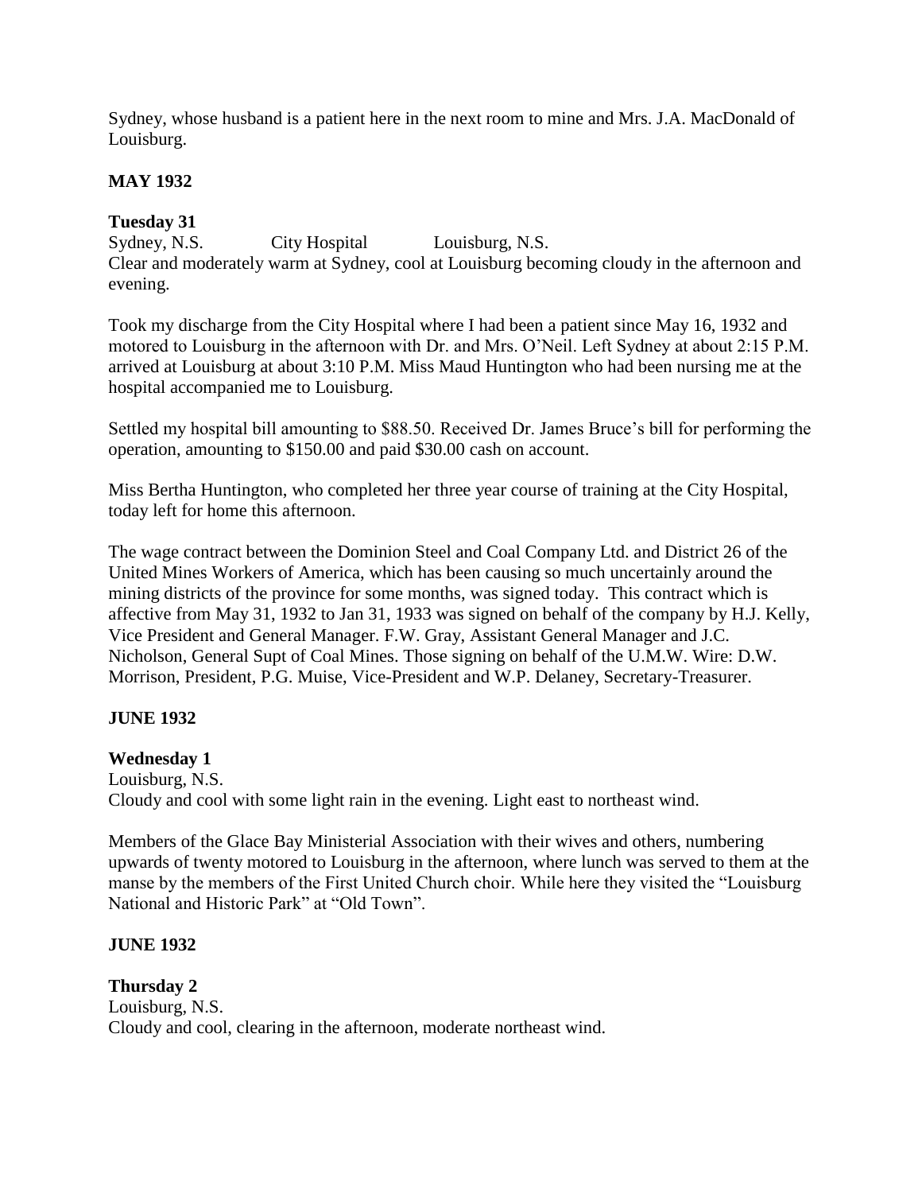Sydney, whose husband is a patient here in the next room to mine and Mrs. J.A. MacDonald of Louisburg.

**MAY 1932**

**Tuesday 31**
Sydney, N.S. City Hospital Louisburg, N.S.
Clear and moderately warm at Sydney, cool at Louisburg becoming cloudy in the afternoon and evening.

Took my discharge from the City Hospital where I had been a patient since May 16, 1932 and motored to Louisburg in the afternoon with Dr. and Mrs. O'Neil. Left Sydney at about 2:15 P.M. arrived at Louisburg at about 3:10 P.M. Miss Maud Huntington who had been nursing me at the hospital accompanied me to Louisburg.

Settled my hospital bill amounting to $88.50. Received Dr. James Bruce's bill for performing the operation, amounting to $150.00 and paid $30.00 cash on account.

Miss Bertha Huntington, who completed her three year course of training at the City Hospital, today left for home this afternoon.

The wage contract between the Dominion Steel and Coal Company Ltd. and District 26 of the United Mines Workers of America, which has been causing so much uncertainly around the mining districts of the province for some months, was signed today. This contract which is affective from May 31, 1932 to Jan 31, 1933 was signed on behalf of the company by H.J. Kelly, Vice President and General Manager. F.W. Gray, Assistant General Manager and J.C. Nicholson, General Supt of Coal Mines. Those signing on behalf of the U.M.W. Wire: D.W. Morrison, President, P.G. Muise, Vice-President and W.P. Delaney, Secretary-Treasurer.

**JUNE 1932**

**Wednesday 1**
Louisburg, N.S.
Cloudy and cool with some light rain in the evening. Light east to northeast wind.

Members of the Glace Bay Ministerial Association with their wives and others, numbering upwards of twenty motored to Louisburg in the afternoon, where lunch was served to them at the manse by the members of the First United Church choir. While here they visited the "Louisburg National and Historic Park" at "Old Town".

**JUNE 1932**

**Thursday 2**
Louisburg, N.S.
Cloudy and cool, clearing in the afternoon, moderate northeast wind.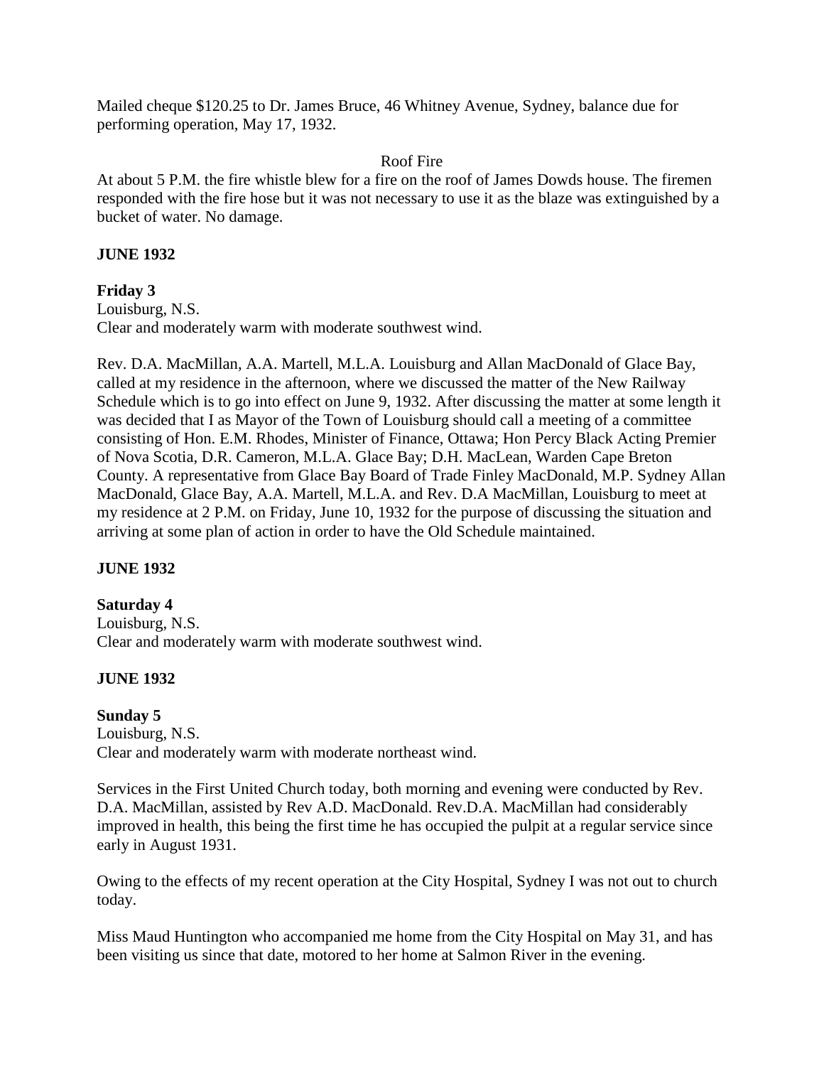Mailed cheque $120.25 to Dr. James Bruce, 46 Whitney Avenue, Sydney, balance due for performing operation, May 17, 1932.

Roof Fire

At about 5 P.M. the fire whistle blew for a fire on the roof of James Dowds house. The firemen responded with the fire hose but it was not necessary to use it as the blaze was extinguished by a bucket of water. No damage.

**JUNE 1932**

**Friday 3**
Louisburg, N.S.
Clear and moderately warm with moderate southwest wind.

Rev. D.A. MacMillan, A.A. Martell, M.L.A. Louisburg and Allan MacDonald of Glace Bay, called at my residence in the afternoon, where we discussed the matter of the New Railway Schedule which is to go into effect on June 9, 1932. After discussing the matter at some length it was decided that I as Mayor of the Town of Louisburg should call a meeting of a committee consisting of Hon. E.M. Rhodes, Minister of Finance, Ottawa; Hon Percy Black Acting Premier of Nova Scotia, D.R. Cameron, M.L.A. Glace Bay; D.H. MacLean, Warden Cape Breton County. A representative from Glace Bay Board of Trade Finley MacDonald, M.P. Sydney Allan MacDonald, Glace Bay, A.A. Martell, M.L.A. and Rev. D.A MacMillan, Louisburg to meet at my residence at 2 P.M. on Friday, June 10, 1932 for the purpose of discussing the situation and arriving at some plan of action in order to have the Old Schedule maintained.

**JUNE 1932**

**Saturday 4**
Louisburg, N.S.
Clear and moderately warm with moderate southwest wind.

**JUNE 1932**

**Sunday 5**
Louisburg, N.S.
Clear and moderately warm with moderate northeast wind.

Services in the First United Church today, both morning and evening were conducted by Rev. D.A. MacMillan, assisted by Rev A.D. MacDonald. Rev.D.A. MacMillan had considerably improved in health, this being the first time he has occupied the pulpit at a regular service since early in August 1931.

Owing to the effects of my recent operation at the City Hospital, Sydney I was not out to church today.

Miss Maud Huntington who accompanied me home from the City Hospital on May 31, and has been visiting us since that date, motored to her home at Salmon River in the evening.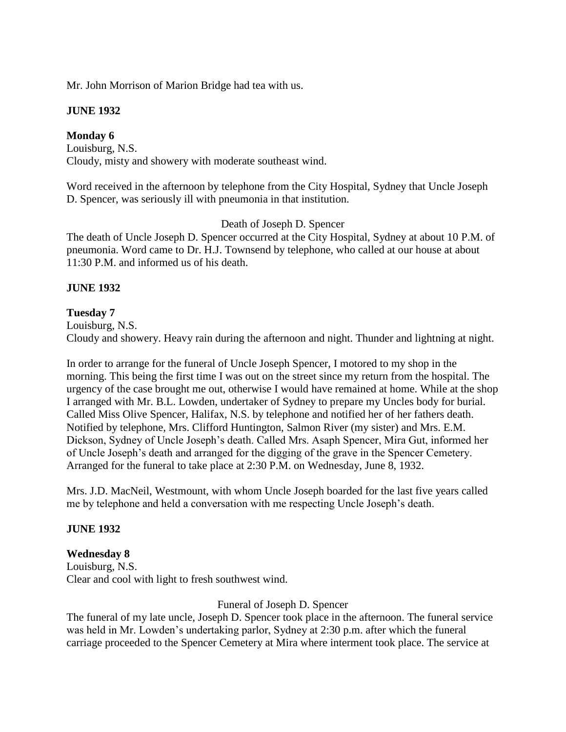Mr. John Morrison of Marion Bridge had tea with us.

**JUNE 1932**

**Monday 6**
Louisburg, N.S.
Cloudy, misty and showery with moderate southeast wind.

Word received in the afternoon by telephone from the City Hospital, Sydney that Uncle Joseph D. Spencer, was seriously ill with pneumonia in that institution.

Death of Joseph D. Spencer

The death of Uncle Joseph D. Spencer occurred at the City Hospital, Sydney at about 10 P.M. of pneumonia. Word came to Dr. H.J. Townsend by telephone, who called at our house at about 11:30 P.M. and informed us of his death.

**JUNE 1932**

**Tuesday 7**
Louisburg, N.S.
Cloudy and showery. Heavy rain during the afternoon and night. Thunder and lightning at night.

In order to arrange for the funeral of Uncle Joseph Spencer, I motored to my shop in the morning. This being the first time I was out on the street since my return from the hospital. The urgency of the case brought me out, otherwise I would have remained at home. While at the shop I arranged with Mr. B.L. Lowden, undertaker of Sydney to prepare my Uncles body for burial. Called Miss Olive Spencer, Halifax, N.S. by telephone and notified her of her fathers death. Notified by telephone, Mrs. Clifford Huntington, Salmon River (my sister) and Mrs. E.M. Dickson, Sydney of Uncle Joseph's death. Called Mrs. Asaph Spencer, Mira Gut, informed her of Uncle Joseph's death and arranged for the digging of the grave in the Spencer Cemetery. Arranged for the funeral to take place at 2:30 P.M. on Wednesday, June 8, 1932.

Mrs. J.D. MacNeil, Westmount, with whom Uncle Joseph boarded for the last five years called me by telephone and held a conversation with me respecting Uncle Joseph's death.

**JUNE 1932**

**Wednesday 8**
Louisburg, N.S.
Clear and cool with light to fresh southwest wind.

Funeral of Joseph D. Spencer

The funeral of my late uncle, Joseph D. Spencer took place in the afternoon. The funeral service was held in Mr. Lowden's undertaking parlor, Sydney at 2:30 p.m. after which the funeral carriage proceeded to the Spencer Cemetery at Mira where interment took place. The service at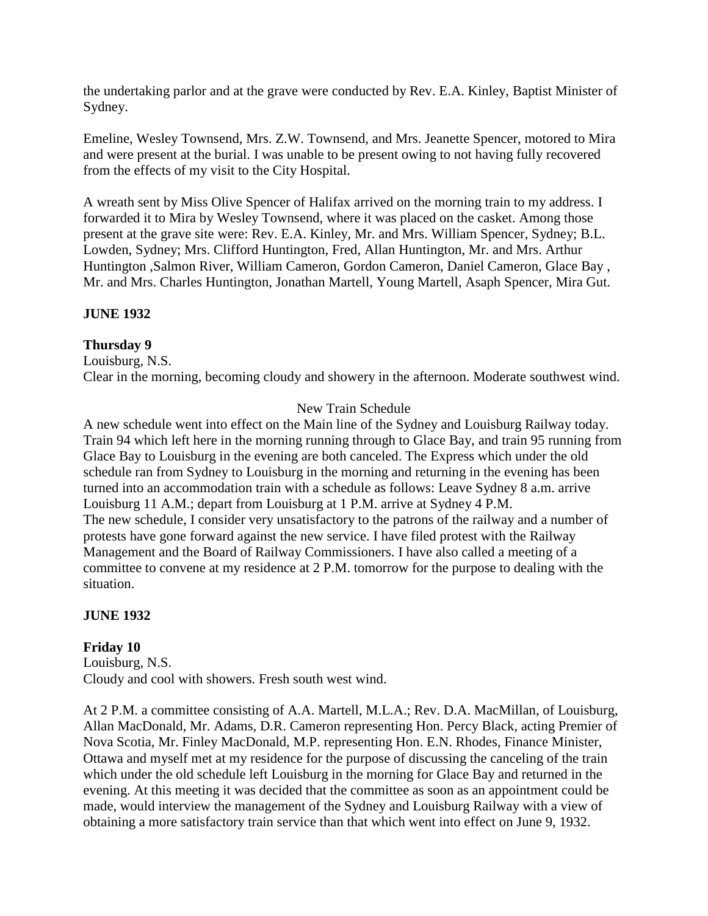the undertaking parlor and at the grave were conducted by Rev. E.A. Kinley, Baptist Minister of Sydney.

Emeline, Wesley Townsend, Mrs. Z.W. Townsend, and Mrs. Jeanette Spencer, motored to Mira and were present at the burial. I was unable to be present owing to not having fully recovered from the effects of my visit to the City Hospital.

A wreath sent by Miss Olive Spencer of Halifax arrived on the morning train to my address. I forwarded it to Mira by Wesley Townsend, where it was placed on the casket. Among those present at the grave site were: Rev. E.A. Kinley, Mr. and Mrs. William Spencer, Sydney; B.L. Lowden, Sydney; Mrs. Clifford Huntington, Fred, Allan Huntington, Mr. and Mrs. Arthur Huntington ,Salmon River, William Cameron, Gordon Cameron, Daniel Cameron, Glace Bay , Mr. and Mrs. Charles Huntington, Jonathan Martell, Young Martell, Asaph Spencer, Mira Gut.

**JUNE 1932**

**Thursday 9**

Louisburg, N.S.

Clear in the morning, becoming cloudy and showery in the afternoon. Moderate southwest wind.

New Train Schedule

A new schedule went into effect on the Main line of the Sydney and Louisburg Railway today. Train 94 which left here in the morning running through to Glace Bay, and train 95 running from Glace Bay to Louisburg in the evening are both canceled. The Express which under the old schedule ran from Sydney to Louisburg in the morning and returning in the evening has been turned into an accommodation train with a schedule as follows: Leave Sydney 8 a.m. arrive Louisburg 11 A.M.; depart from Louisburg at 1 P.M. arrive at Sydney 4 P.M.

The new schedule, I consider very unsatisfactory to the patrons of the railway and a number of protests have gone forward against the new service. I have filed protest with the Railway Management and the Board of Railway Commissioners. I have also called a meeting of a committee to convene at my residence at 2 P.M. tomorrow for the purpose to dealing with the situation.

**JUNE 1932**

**Friday 10**

Louisburg, N.S.

Cloudy and cool with showers. Fresh south west wind.

At 2 P.M. a committee consisting of A.A. Martell, M.L.A.; Rev. D.A. MacMillan, of Louisburg, Allan MacDonald, Mr. Adams, D.R. Cameron representing Hon. Percy Black, acting Premier of Nova Scotia, Mr. Finley MacDonald, M.P. representing Hon. E.N. Rhodes, Finance Minister, Ottawa and myself met at my residence for the purpose of discussing the canceling of the train which under the old schedule left Louisburg in the morning for Glace Bay and returned in the evening. At this meeting it was decided that the committee as soon as an appointment could be made, would interview the management of the Sydney and Louisburg Railway with a view of obtaining a more satisfactory train service than that which went into effect on June 9, 1932.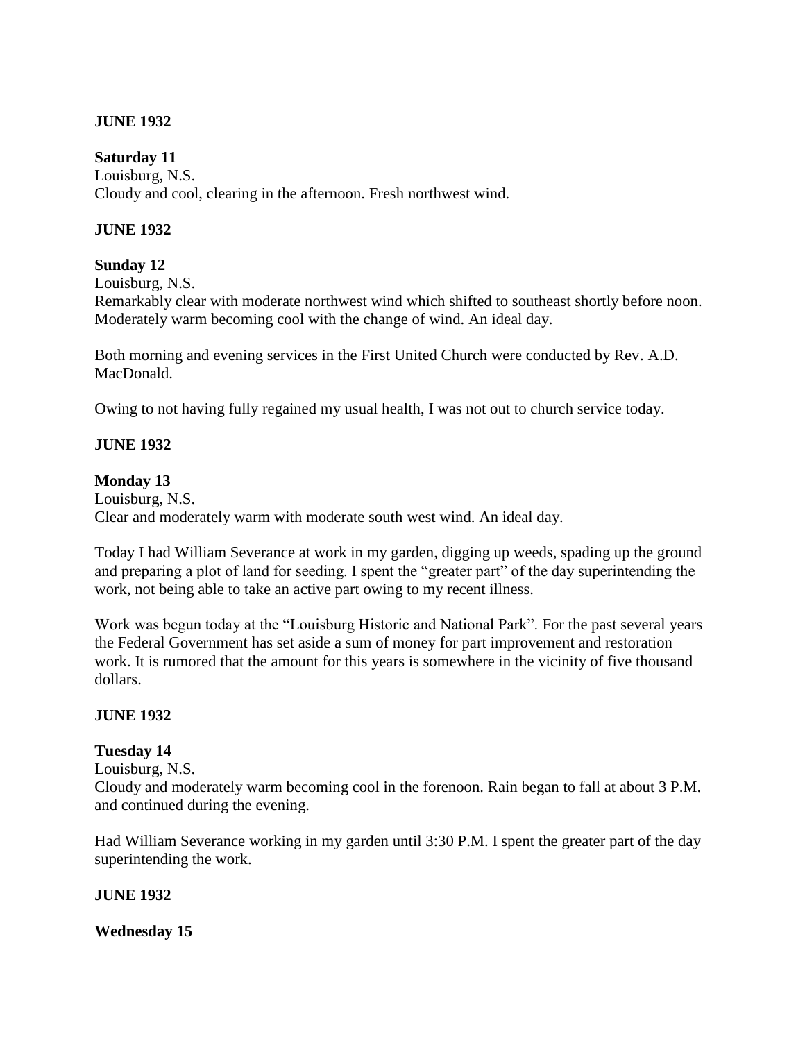**JUNE 1932**

**Saturday 11**

Louisburg, N.S.
Cloudy and cool, clearing in the afternoon. Fresh northwest wind.

**JUNE 1932**

**Sunday 12**

Louisburg, N.S.
Remarkably clear with moderate northwest wind which shifted to southeast shortly before noon. Moderately warm becoming cool with the change of wind. An ideal day.

Both morning and evening services in the First United Church were conducted by Rev. A.D. MacDonald.

Owing to not having fully regained my usual health, I was not out to church service today.

**JUNE 1932**

**Monday 13**

Louisburg, N.S.
Clear and moderately warm with moderate south west wind. An ideal day.

Today I had William Severance at work in my garden, digging up weeds, spading up the ground and preparing a plot of land for seeding. I spent the "greater part" of the day superintending the work, not being able to take an active part owing to my recent illness.

Work was begun today at the "Louisburg Historic and National Park". For the past several years the Federal Government has set aside a sum of money for part improvement and restoration work. It is rumored that the amount for this years is somewhere in the vicinity of five thousand dollars.

**JUNE 1932**

**Tuesday 14**

Louisburg, N.S.
Cloudy and moderately warm becoming cool in the forenoon. Rain began to fall at about 3 P.M. and continued during the evening.

Had William Severance working in my garden until 3:30 P.M. I spent the greater part of the day superintending the work.

**JUNE 1932**

**Wednesday 15**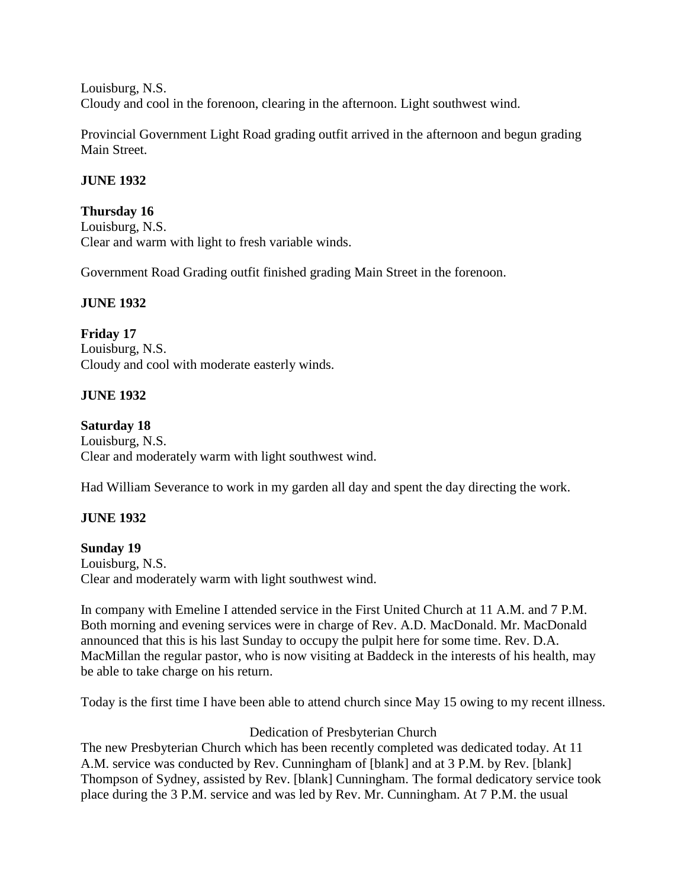Louisburg, N.S.
Cloudy and cool in the forenoon, clearing in the afternoon. Light southwest wind.

Provincial Government Light Road grading outfit arrived in the afternoon and begun grading Main Street.

**JUNE 1932**

**Thursday 16**
Louisburg, N.S.
Clear and warm with light to fresh variable winds.

Government Road Grading outfit finished grading Main Street in the forenoon.

**JUNE 1932**

**Friday 17**
Louisburg, N.S.
Cloudy and cool with moderate easterly winds.

**JUNE 1932**

**Saturday 18**
Louisburg, N.S.
Clear and moderately warm with light southwest wind.

Had William Severance to work in my garden all day and spent the day directing the work.

**JUNE 1932**

**Sunday 19**
Louisburg, N.S.
Clear and moderately warm with light southwest wind.

In company with Emeline I attended service in the First United Church at 11 A.M. and 7 P.M. Both morning and evening services were in charge of Rev. A.D. MacDonald. Mr. MacDonald announced that this is his last Sunday to occupy the pulpit here for some time. Rev. D.A. MacMillan the regular pastor, who is now visiting at Baddeck in the interests of his health, may be able to take charge on his return.

Today is the first time I have been able to attend church since May 15 owing to my recent illness.

Dedication of Presbyterian Church

The new Presbyterian Church which has been recently completed was dedicated today. At 11 A.M. service was conducted by Rev. Cunningham of [blank] and at 3 P.M. by Rev. [blank] Thompson of Sydney, assisted by Rev. [blank] Cunningham. The formal dedicatory service took place during the 3 P.M. service and was led by Rev. Mr. Cunningham. At 7 P.M. the usual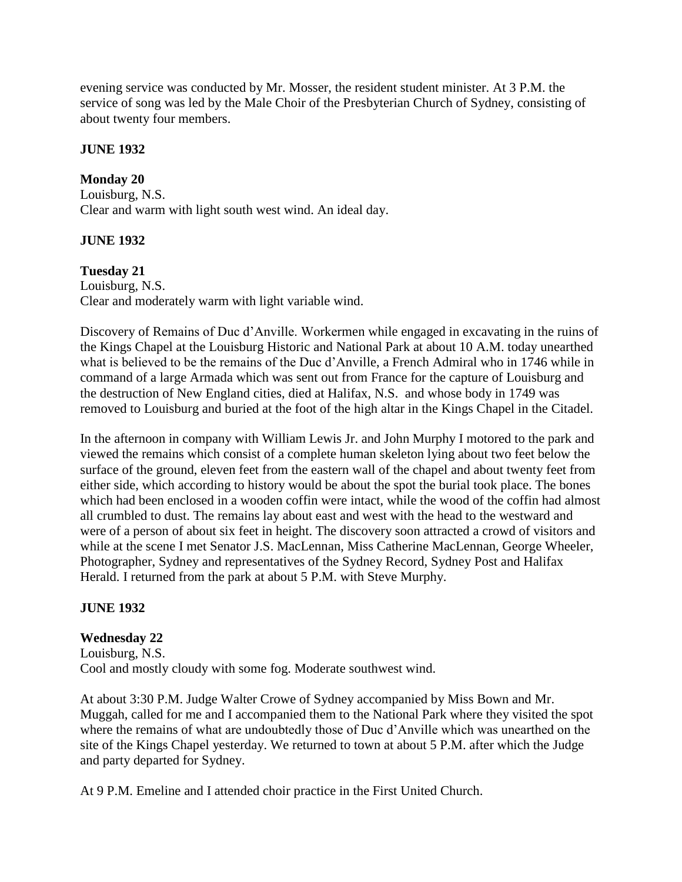evening service was conducted by Mr. Mosser, the resident student minister. At 3 P.M. the service of song was led by the Male Choir of the Presbyterian Church of Sydney, consisting of about twenty four members.

**JUNE 1932**

**Monday 20**
Louisburg, N.S.
Clear and warm with light south west wind. An ideal day.

**JUNE 1932**

**Tuesday 21**
Louisburg, N.S.
Clear and moderately warm with light variable wind.

Discovery of Remains of Duc d'Anville. Workermen while engaged in excavating in the ruins of the Kings Chapel at the Louisburg Historic and National Park at about 10 A.M. today unearthed what is believed to be the remains of the Duc d'Anville, a French Admiral who in 1746 while in command of a large Armada which was sent out from France for the capture of Louisburg and the destruction of New England cities, died at Halifax, N.S. and whose body in 1749 was removed to Louisburg and buried at the foot of the high altar in the Kings Chapel in the Citadel.

In the afternoon in company with William Lewis Jr. and John Murphy I motored to the park and viewed the remains which consist of a complete human skeleton lying about two feet below the surface of the ground, eleven feet from the eastern wall of the chapel and about twenty feet from either side, which according to history would be about the spot the burial took place. The bones which had been enclosed in a wooden coffin were intact, while the wood of the coffin had almost all crumbled to dust. The remains lay about east and west with the head to the westward and were of a person of about six feet in height. The discovery soon attracted a crowd of visitors and while at the scene I met Senator J.S. MacLennan, Miss Catherine MacLennan, George Wheeler, Photographer, Sydney and representatives of the Sydney Record, Sydney Post and Halifax Herald. I returned from the park at about 5 P.M. with Steve Murphy.

**JUNE 1932**

**Wednesday 22**
Louisburg, N.S.
Cool and mostly cloudy with some fog. Moderate southwest wind.

At about 3:30 P.M. Judge Walter Crowe of Sydney accompanied by Miss Bown and Mr. Muggah, called for me and I accompanied them to the National Park where they visited the spot where the remains of what are undoubtedly those of Duc d'Anville which was unearthed on the site of the Kings Chapel yesterday. We returned to town at about 5 P.M. after which the Judge and party departed for Sydney.

At 9 P.M. Emeline and I attended choir practice in the First United Church.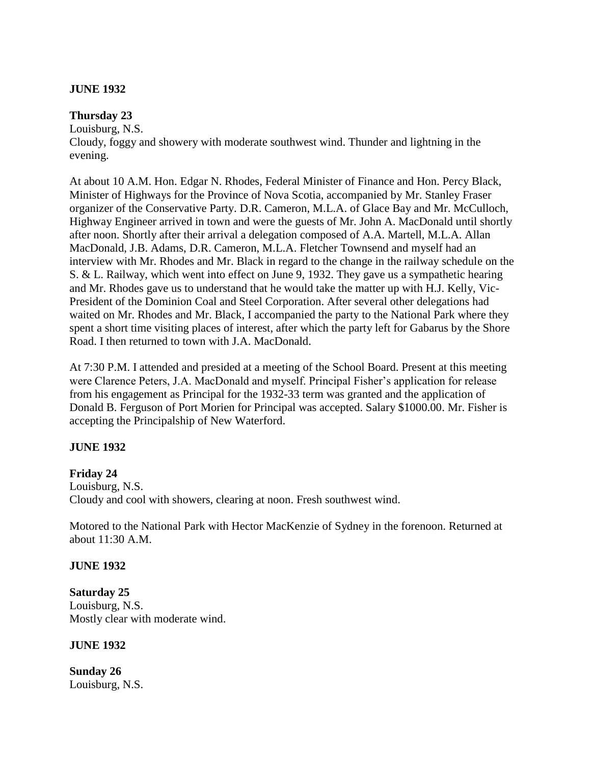**JUNE 1932**

**Thursday 23**
Louisburg, N.S.
Cloudy, foggy and showery with moderate southwest wind. Thunder and lightning in the evening.

At about 10 A.M. Hon. Edgar N. Rhodes, Federal Minister of Finance and Hon. Percy Black, Minister of Highways for the Province of Nova Scotia, accompanied by Mr. Stanley Fraser organizer of the Conservative Party. D.R. Cameron, M.L.A. of Glace Bay and Mr. McCulloch, Highway Engineer arrived in town and were the guests of Mr. John A. MacDonald until shortly after noon. Shortly after their arrival a delegation composed of A.A. Martell, M.L.A. Allan MacDonald, J.B. Adams, D.R. Cameron, M.L.A. Fletcher Townsend and myself had an interview with Mr. Rhodes and Mr. Black in regard to the change in the railway schedule on the S. & L. Railway, which went into effect on June 9, 1932. They gave us a sympathetic hearing and Mr. Rhodes gave us to understand that he would take the matter up with H.J. Kelly, Vic-President of the Dominion Coal and Steel Corporation. After several other delegations had waited on Mr. Rhodes and Mr. Black, I accompanied the party to the National Park where they spent a short time visiting places of interest, after which the party left for Gabarus by the Shore Road. I then returned to town with J.A. MacDonald.

At 7:30 P.M. I attended and presided at a meeting of the School Board. Present at this meeting were Clarence Peters, J.A. MacDonald and myself. Principal Fisher's application for release from his engagement as Principal for the 1932-33 term was granted and the application of Donald B. Ferguson of Port Morien for Principal was accepted. Salary $1000.00. Mr. Fisher is accepting the Principalship of New Waterford.

**JUNE 1932**

**Friday 24**
Louisburg, N.S.
Cloudy and cool with showers, clearing at noon. Fresh southwest wind.

Motored to the National Park with Hector MacKenzie of Sydney in the forenoon. Returned at about 11:30 A.M.

**JUNE 1932**

**Saturday 25**
Louisburg, N.S.
Mostly clear with moderate wind.

**JUNE 1932**

**Sunday 26**
Louisburg, N.S.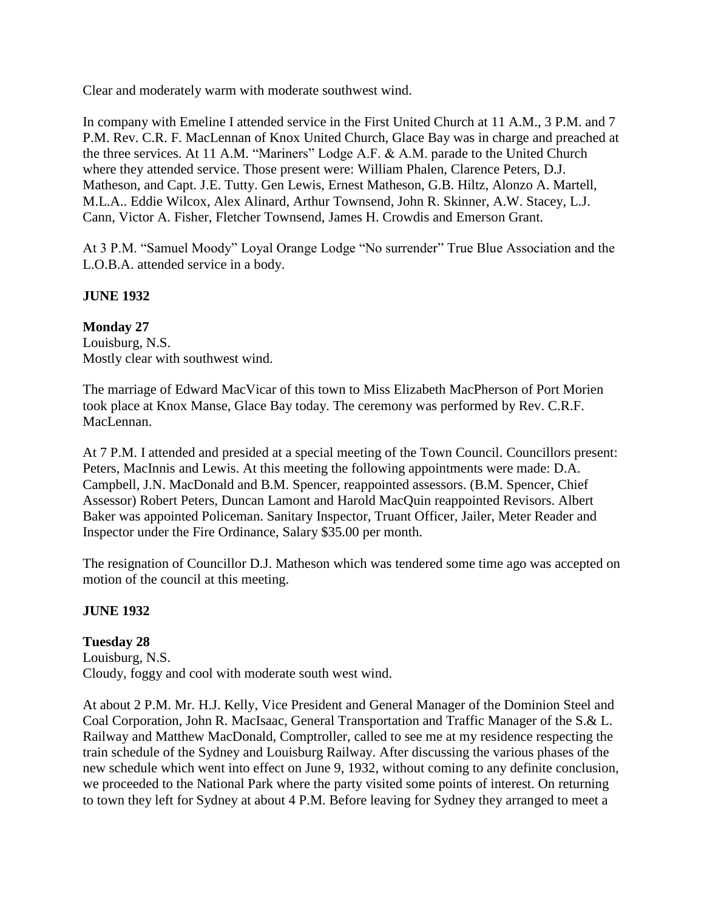Clear and moderately warm with moderate southwest wind.

In company with Emeline I attended service in the First United Church at 11 A.M., 3 P.M. and 7 P.M. Rev. C.R. F. MacLennan of Knox United Church, Glace Bay was in charge and preached at the three services. At 11 A.M. "Mariners" Lodge A.F. & A.M. parade to the United Church where they attended service. Those present were: William Phalen, Clarence Peters, D.J. Matheson, and Capt. J.E. Tutty. Gen Lewis, Ernest Matheson, G.B. Hiltz, Alonzo A. Martell, M.L.A.. Eddie Wilcox, Alex Alinard, Arthur Townsend, John R. Skinner, A.W. Stacey, L.J. Cann, Victor A. Fisher, Fletcher Townsend, James H. Crowdis and Emerson Grant.

At 3 P.M. "Samuel Moody" Loyal Orange Lodge "No surrender" True Blue Association and the L.O.B.A. attended service in a body.

**JUNE 1932**

**Monday 27**
Louisburg, N.S.
Mostly clear with southwest wind.

The marriage of Edward MacVicar of this town to Miss Elizabeth MacPherson of Port Morien took place at Knox Manse, Glace Bay today. The ceremony was performed by Rev. C.R.F. MacLennan.

At 7 P.M. I attended and presided at a special meeting of the Town Council. Councillors present: Peters, MacInnis and Lewis. At this meeting the following appointments were made: D.A. Campbell, J.N. MacDonald and B.M. Spencer, reappointed assessors. (B.M. Spencer, Chief Assessor) Robert Peters, Duncan Lamont and Harold MacQuin reappointed Revisors. Albert Baker was appointed Policeman. Sanitary Inspector, Truant Officer, Jailer, Meter Reader and Inspector under the Fire Ordinance, Salary $35.00 per month.

The resignation of Councillor D.J. Matheson which was tendered some time ago was accepted on motion of the council at this meeting.

**JUNE 1932**

**Tuesday 28**
Louisburg, N.S.
Cloudy, foggy and cool with moderate south west wind.

At about 2 P.M. Mr. H.J. Kelly, Vice President and General Manager of the Dominion Steel and Coal Corporation, John R. MacIsaac, General Transportation and Traffic Manager of the S.& L. Railway and Matthew MacDonald, Comptroller, called to see me at my residence respecting the train schedule of the Sydney and Louisburg Railway. After discussing the various phases of the new schedule which went into effect on June 9, 1932, without coming to any definite conclusion, we proceeded to the National Park where the party visited some points of interest. On returning to town they left for Sydney at about 4 P.M. Before leaving for Sydney they arranged to meet a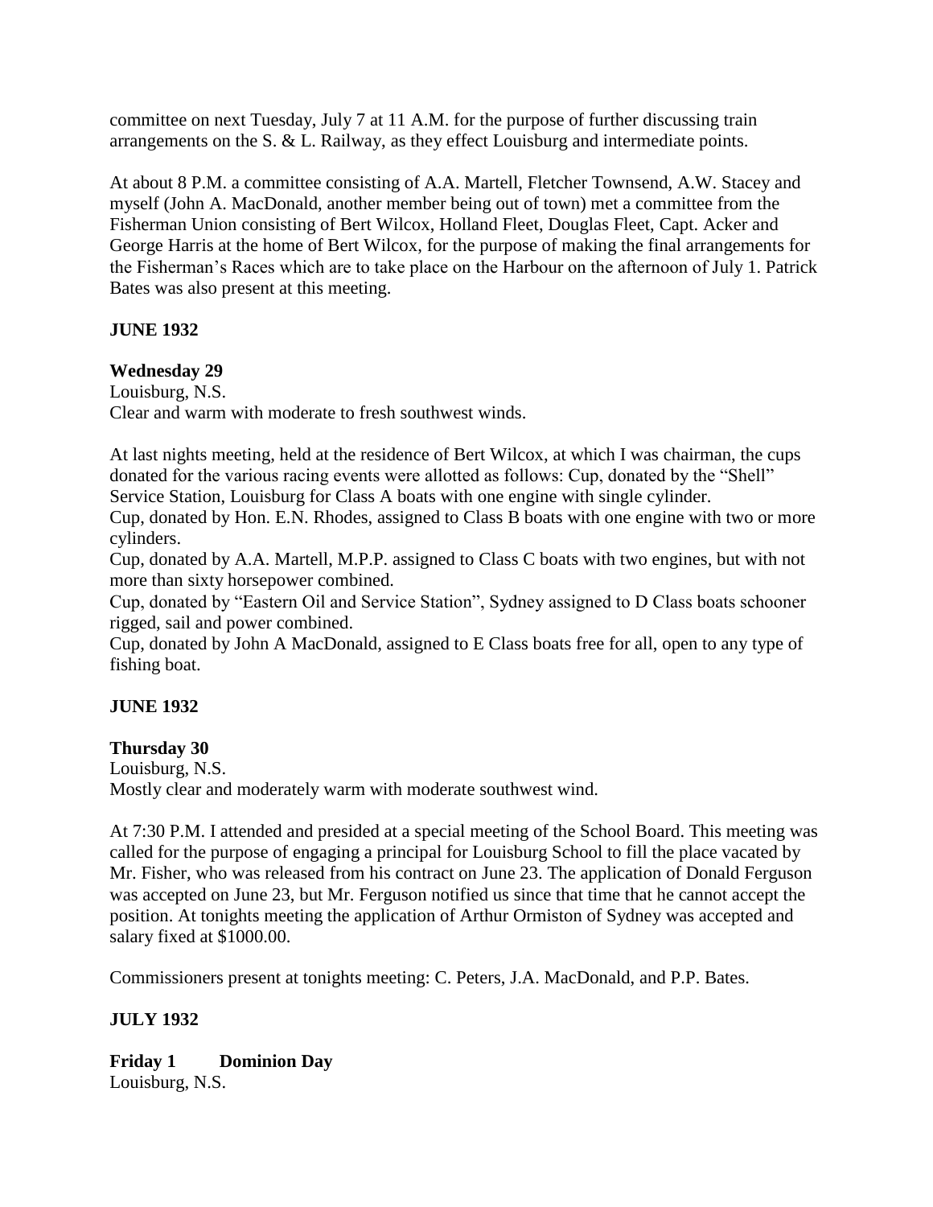committee on next Tuesday, July 7 at 11 A.M. for the purpose of further discussing train arrangements on the S. & L. Railway, as they effect Louisburg and intermediate points.

At about 8 P.M. a committee consisting of A.A. Martell, Fletcher Townsend, A.W. Stacey and myself (John A. MacDonald, another member being out of town) met a committee from the Fisherman Union consisting of Bert Wilcox, Holland Fleet, Douglas Fleet, Capt. Acker and George Harris at the home of Bert Wilcox, for the purpose of making the final arrangements for the Fisherman's Races which are to take place on the Harbour on the afternoon of July 1. Patrick Bates was also present at this meeting.

**JUNE 1932**

**Wednesday 29**
Louisburg, N.S.
Clear and warm with moderate to fresh southwest winds.

At last nights meeting, held at the residence of Bert Wilcox, at which I was chairman, the cups donated for the various racing events were allotted as follows: Cup, donated by the "Shell" Service Station, Louisburg for Class A boats with one engine with single cylinder.
Cup, donated by Hon. E.N. Rhodes, assigned to Class B boats with one engine with two or more cylinders.
Cup, donated by A.A. Martell, M.P.P. assigned to Class C boats with two engines, but with not more than sixty horsepower combined.
Cup, donated by "Eastern Oil and Service Station", Sydney assigned to D Class boats schooner rigged, sail and power combined.
Cup, donated by John A MacDonald, assigned to E Class boats free for all, open to any type of fishing boat.

**JUNE 1932**

**Thursday 30**
Louisburg, N.S.
Mostly clear and moderately warm with moderate southwest wind.

At 7:30 P.M. I attended and presided at a special meeting of the School Board. This meeting was called for the purpose of engaging a principal for Louisburg School to fill the place vacated by Mr. Fisher, who was released from his contract on June 23. The application of Donald Ferguson was accepted on June 23, but Mr. Ferguson notified us since that time that he cannot accept the position. At tonights meeting the application of Arthur Ormiston of Sydney was accepted and salary fixed at $1000.00.

Commissioners present at tonights meeting: C. Peters, J.A. MacDonald, and P.P. Bates.

**JULY 1932**

**Friday 1 Dominion Day**
Louisburg, N.S.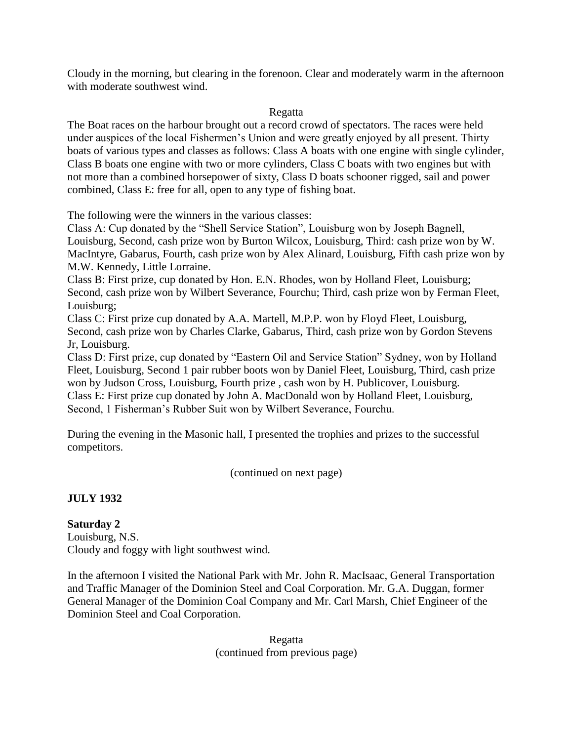Cloudy in the morning, but clearing in the forenoon. Clear and moderately warm in the afternoon with moderate southwest wind.

Regatta

The Boat races on the harbour brought out a record crowd of spectators. The races were held under auspices of the local Fishermen's Union and were greatly enjoyed by all present. Thirty boats of various types and classes as follows: Class A boats with one engine with single cylinder, Class B boats one engine with two or more cylinders, Class C boats with two engines but with not more than a combined horsepower of sixty, Class D boats schooner rigged, sail and power combined, Class E: free for all, open to any type of fishing boat.

The following were the winners in the various classes:
Class A: Cup donated by the "Shell Service Station", Louisburg won by Joseph Bagnell, Louisburg, Second, cash prize won by Burton Wilcox, Louisburg, Third: cash prize won by W. MacIntyre, Gabarus, Fourth, cash prize won by Alex Alinard, Louisburg, Fifth cash prize won by M.W. Kennedy, Little Lorraine.
Class B: First prize, cup donated by Hon. E.N. Rhodes, won by Holland Fleet, Louisburg; Second, cash prize won by Wilbert Severance, Fourchu; Third, cash prize won by Ferman Fleet, Louisburg;
Class C: First prize cup donated by A.A. Martell, M.P.P. won by Floyd Fleet, Louisburg, Second, cash prize won by Charles Clarke, Gabarus, Third, cash prize won by Gordon Stevens Jr, Louisburg.
Class D: First prize, cup donated by "Eastern Oil and Service Station" Sydney, won by Holland Fleet, Louisburg, Second 1 pair rubber boots won by Daniel Fleet, Louisburg, Third, cash prize won by Judson Cross, Louisburg, Fourth prize , cash won by H. Publicover, Louisburg.
Class E: First prize cup donated by John A. MacDonald won by Holland Fleet, Louisburg, Second, 1 Fisherman's Rubber Suit won by Wilbert Severance, Fourchu.

During the evening in the Masonic hall, I presented the trophies and prizes to the successful competitors.

(continued on next page)

**JULY 1932**

**Saturday 2**
Louisburg, N.S.
Cloudy and foggy with light southwest wind.

In the afternoon I visited the National Park with Mr. John R. MacIsaac, General Transportation and Traffic Manager of the Dominion Steel and Coal Corporation. Mr. G.A. Duggan, former General Manager of the Dominion Coal Company and Mr. Carl Marsh, Chief Engineer of the Dominion Steel and Coal Corporation.

Regatta
(continued from previous page)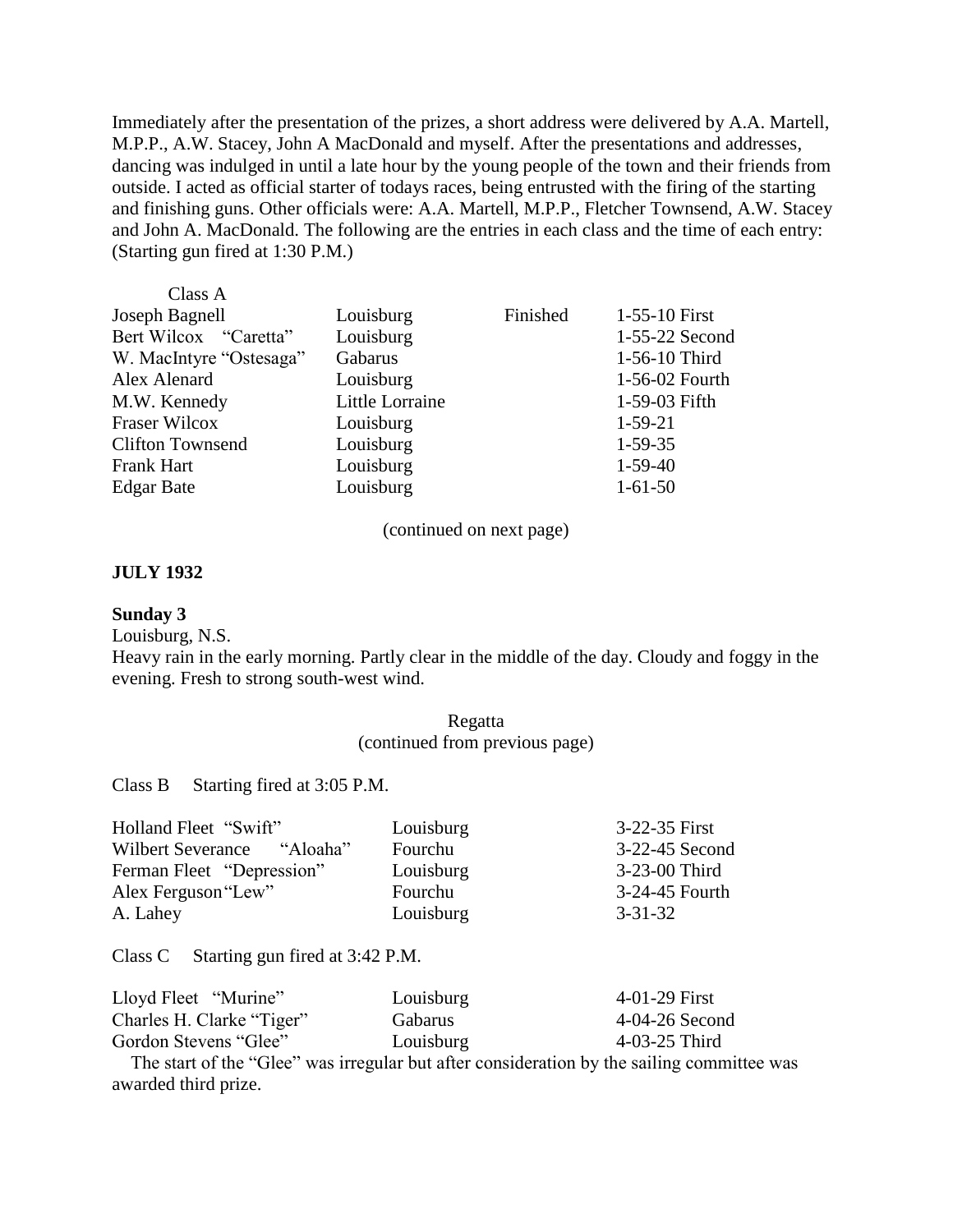Immediately after the presentation of the prizes, a short address were delivered by A.A. Martell, M.P.P., A.W. Stacey, John A MacDonald and myself. After the presentations and addresses, dancing was indulged in until a late hour by the young people of the town and their friends from outside. I acted as official starter of todays races, being entrusted with the firing of the starting and finishing guns. Other officials were: A.A. Martell, M.P.P., Fletcher Townsend, A.W. Stacey and John A. MacDonald. The following are the entries in each class and the time of each entry: (Starting gun fired at 1:30 P.M.)

| Class A | | | |
|---|---|---|---|
| Joseph Bagnell | Louisburg | Finished | 1-55-10 First |
| Bert Wilcox "Caretta" | Louisburg | | 1-55-22 Second |
| W. MacIntyre "Ostesaga" | Gabarus | | 1-56-10 Third |
| Alex Alenard | Louisburg | | 1-56-02 Fourth |
| M.W. Kennedy | Little Lorraine | | 1-59-03 Fifth |
| Fraser Wilcox | Louisburg | | 1-59-21 |
| Clifton Townsend | Louisburg | | 1-59-35 |
| Frank Hart | Louisburg | | 1-59-40 |
| Edgar Bate | Louisburg | | 1-61-50 |

(continued on next page)

**JULY 1932**

**Sunday 3**

Louisburg, N.S.

Heavy rain in the early morning. Partly clear in the middle of the day. Cloudy and foggy in the evening. Fresh to strong south-west wind.

Regatta
(continued from previous page)

Class B Starting fired at 3:05 P.M.

| | | |
|---|---|---|
| Holland Fleet "Swift" | Louisburg | 3-22-35 First |
| Wilbert Severance "Aloaha" | Fourchu | 3-22-45 Second |
| Ferman Fleet "Depression" | Louisburg | 3-23-00 Third |
| Alex Ferguson "Lew" | Fourchu | 3-24-45 Fourth |
| A. Lahey | Louisburg | 3-31-32 |

Class C Starting gun fired at 3:42 P.M.

| | | |
|---|---|---|
| Lloyd Fleet "Murine" | Louisburg | 4-01-29 First |
| Charles H. Clarke "Tiger" | Gabarus | 4-04-26 Second |
| Gordon Stevens "Glee" | Louisburg | 4-03-25 Third |

The start of the "Glee" was irregular but after consideration by the sailing committee was awarded third prize.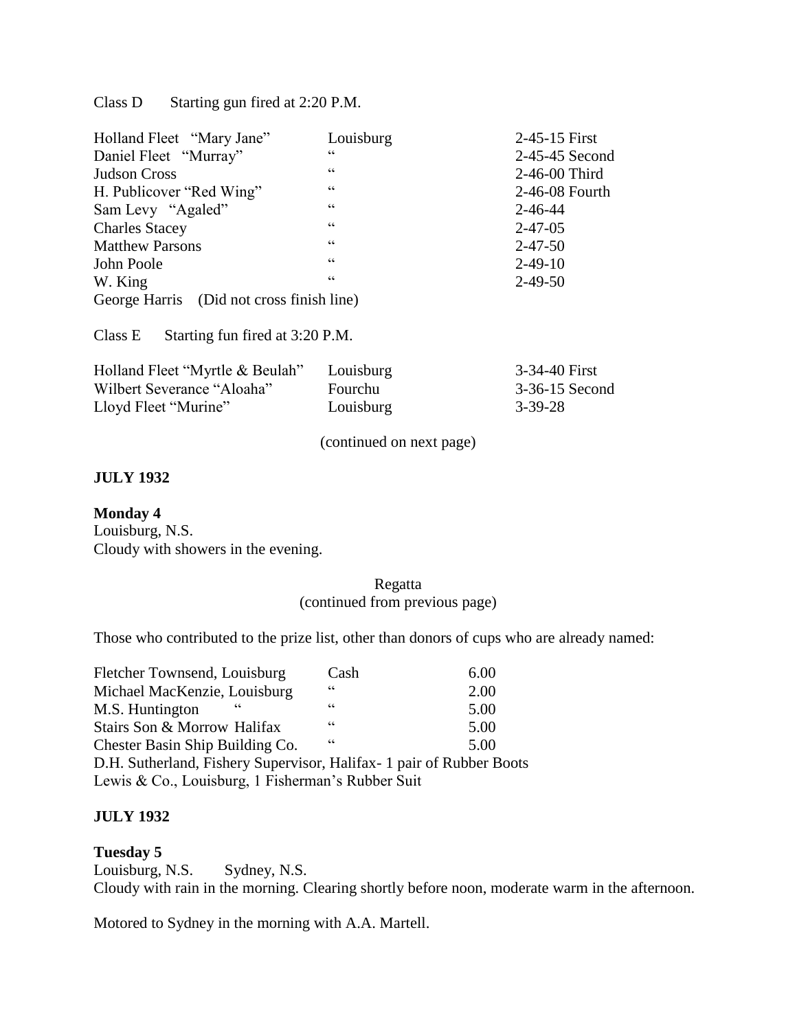Class D  Starting gun fired at 2:20 P.M.

| | | |
|---|---|---|
| Holland Fleet "Mary Jane" | Louisburg | 2-45-15 First |
| Daniel Fleet "Murray" | " | 2-45-45 Second |
| Judson Cross | " | 2-46-00 Third |
| H. Publicover "Red Wing" | " | 2-46-08 Fourth |
| Sam Levy "Agaled" | " | 2-46-44 |
| Charles Stacey | " | 2-47-05 |
| Matthew Parsons | " | 2-47-50 |
| John Poole | " | 2-49-10 |
| W. King | " | 2-49-50 |
| George Harris (Did not cross finish line) | | |

Class E  Starting fun fired at 3:20 P.M.

| | | |
|---|---|---|
| Holland Fleet "Myrtle & Beulah" | Louisburg | 3-34-40 First |
| Wilbert Severance "Aloaha" | Fourchu | 3-36-15 Second |
| Lloyd Fleet "Murine" | Louisburg | 3-39-28 |

(continued on next page)

**JULY 1932**

**Monday 4**
Louisburg, N.S.
Cloudy with showers in the evening.

Regatta
(continued from previous page)

Those who contributed to the prize list, other than donors of cups who are already named:

| | | |
|---|---|---|
| Fletcher Townsend, Louisburg | Cash | 6.00 |
| Michael MacKenzie, Louisburg | " | 2.00 |
| M.S. Huntington " | " | 5.00 |
| Stairs Son & Morrow Halifax | " | 5.00 |
| Chester Basin Ship Building Co. | " | 5.00 |

D.H. Sutherland, Fishery Supervisor, Halifax- 1 pair of Rubber Boots
Lewis & Co., Louisburg, 1 Fisherman's Rubber Suit

**JULY 1932**

**Tuesday 5**
Louisburg, N.S.  Sydney, N.S.
Cloudy with rain in the morning. Clearing shortly before noon, moderate warm in the afternoon.

Motored to Sydney in the morning with A.A. Martell.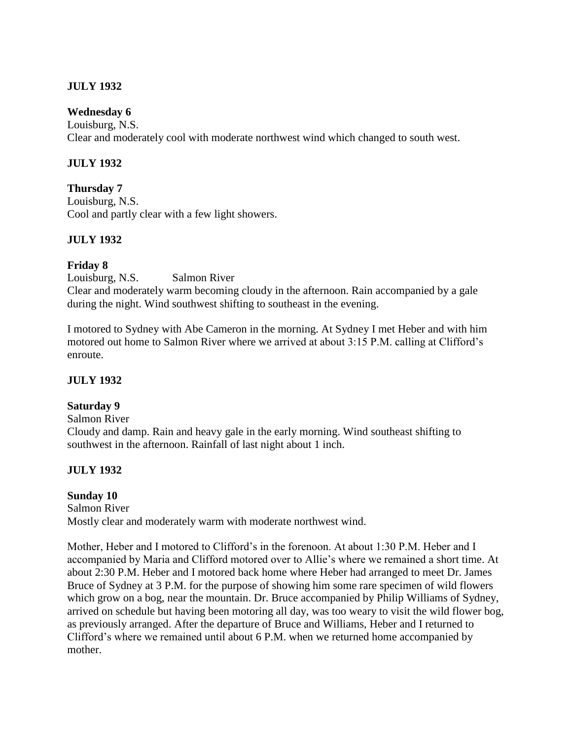**JULY 1932**

**Wednesday 6**
Louisburg, N.S.
Clear and moderately cool with moderate northwest wind which changed to south west.

**JULY 1932**

**Thursday 7**
Louisburg, N.S.
Cool and partly clear with a few light showers.

**JULY 1932**

**Friday 8**
Louisburg, N.S. Salmon River
Clear and moderately warm becoming cloudy in the afternoon. Rain accompanied by a gale during the night. Wind southwest shifting to southeast in the evening.

I motored to Sydney with Abe Cameron in the morning. At Sydney I met Heber and with him motored out home to Salmon River where we arrived at about 3:15 P.M. calling at Clifford's enroute.

**JULY 1932**

**Saturday 9**
Salmon River
Cloudy and damp. Rain and heavy gale in the early morning. Wind southeast shifting to southwest in the afternoon. Rainfall of last night about 1 inch.

**JULY 1932**

**Sunday 10**
Salmon River
Mostly clear and moderately warm with moderate northwest wind.

Mother, Heber and I motored to Clifford's in the forenoon. At about 1:30 P.M. Heber and I accompanied by Maria and Clifford motored over to Allie's where we remained a short time. At about 2:30 P.M. Heber and I motored back home where Heber had arranged to meet Dr. James Bruce of Sydney at 3 P.M. for the purpose of showing him some rare specimen of wild flowers which grow on a bog, near the mountain. Dr. Bruce accompanied by Philip Williams of Sydney, arrived on schedule but having been motoring all day, was too weary to visit the wild flower bog, as previously arranged. After the departure of Bruce and Williams, Heber and I returned to Clifford's where we remained until about 6 P.M. when we returned home accompanied by mother.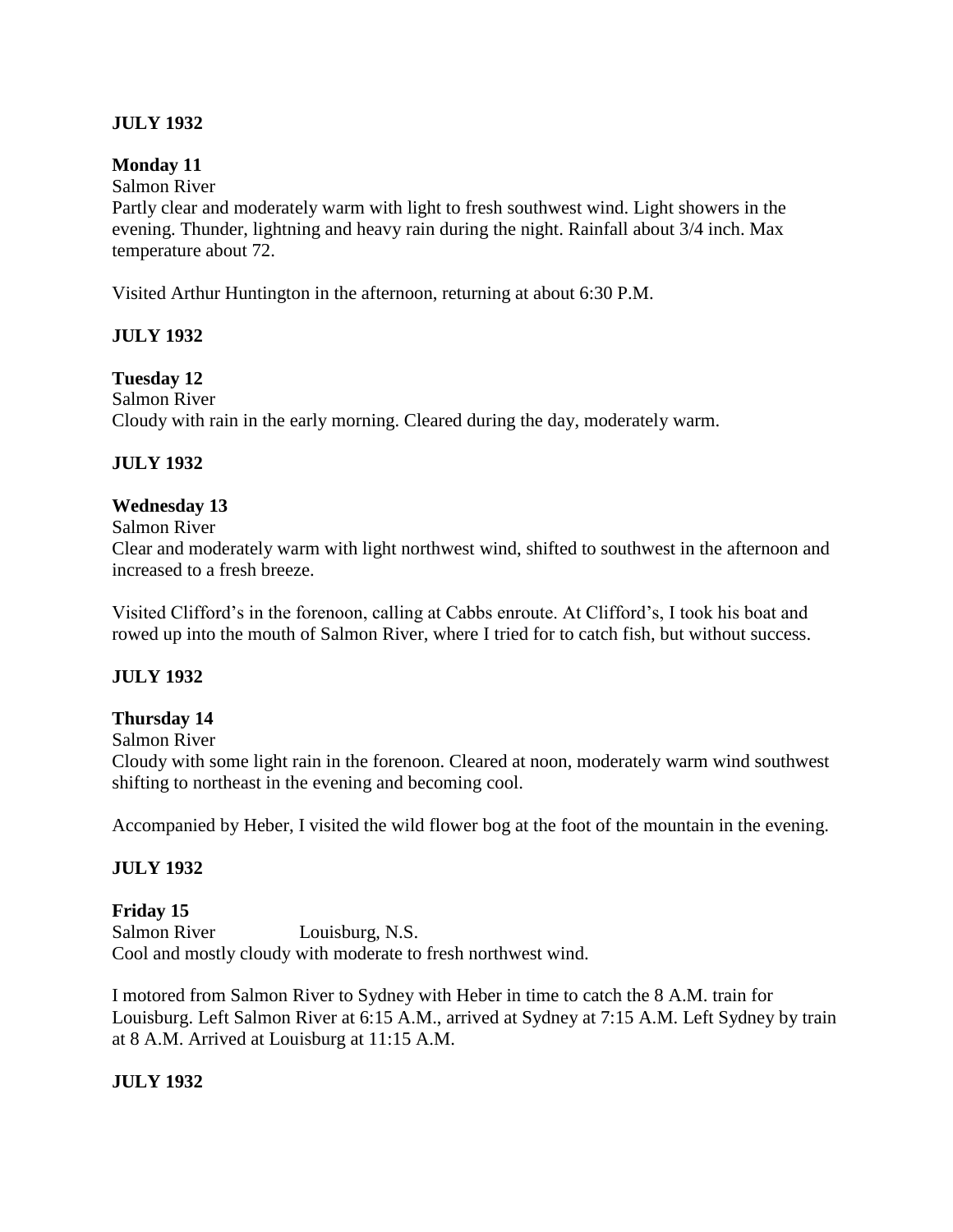**JULY 1932**

**Monday 11**

Salmon River

Partly clear and moderately warm with light to fresh southwest wind. Light showers in the evening. Thunder, lightning and heavy rain during the night. Rainfall about 3/4 inch. Max temperature about 72.

Visited Arthur Huntington in the afternoon, returning at about 6:30 P.M.

**JULY 1932**

**Tuesday 12**

Salmon River

Cloudy with rain in the early morning. Cleared during the day, moderately warm.

**JULY 1932**

**Wednesday 13**

Salmon River

Clear and moderately warm with light northwest wind, shifted to southwest in the afternoon and increased to a fresh breeze.

Visited Clifford's in the forenoon, calling at Cabbs enroute. At Clifford's, I took his boat and rowed up into the mouth of Salmon River, where I tried for to catch fish, but without success.

**JULY 1932**

**Thursday 14**

Salmon River

Cloudy with some light rain in the forenoon. Cleared at noon, moderately warm wind southwest shifting to northeast in the evening and becoming cool.

Accompanied by Heber, I visited the wild flower bog at the foot of the mountain in the evening.

**JULY 1932**

**Friday 15**

Salmon River Louisburg, N.S.

Cool and mostly cloudy with moderate to fresh northwest wind.

I motored from Salmon River to Sydney with Heber in time to catch the 8 A.M. train for Louisburg. Left Salmon River at 6:15 A.M., arrived at Sydney at 7:15 A.M. Left Sydney by train at 8 A.M. Arrived at Louisburg at 11:15 A.M.

**JULY 1932**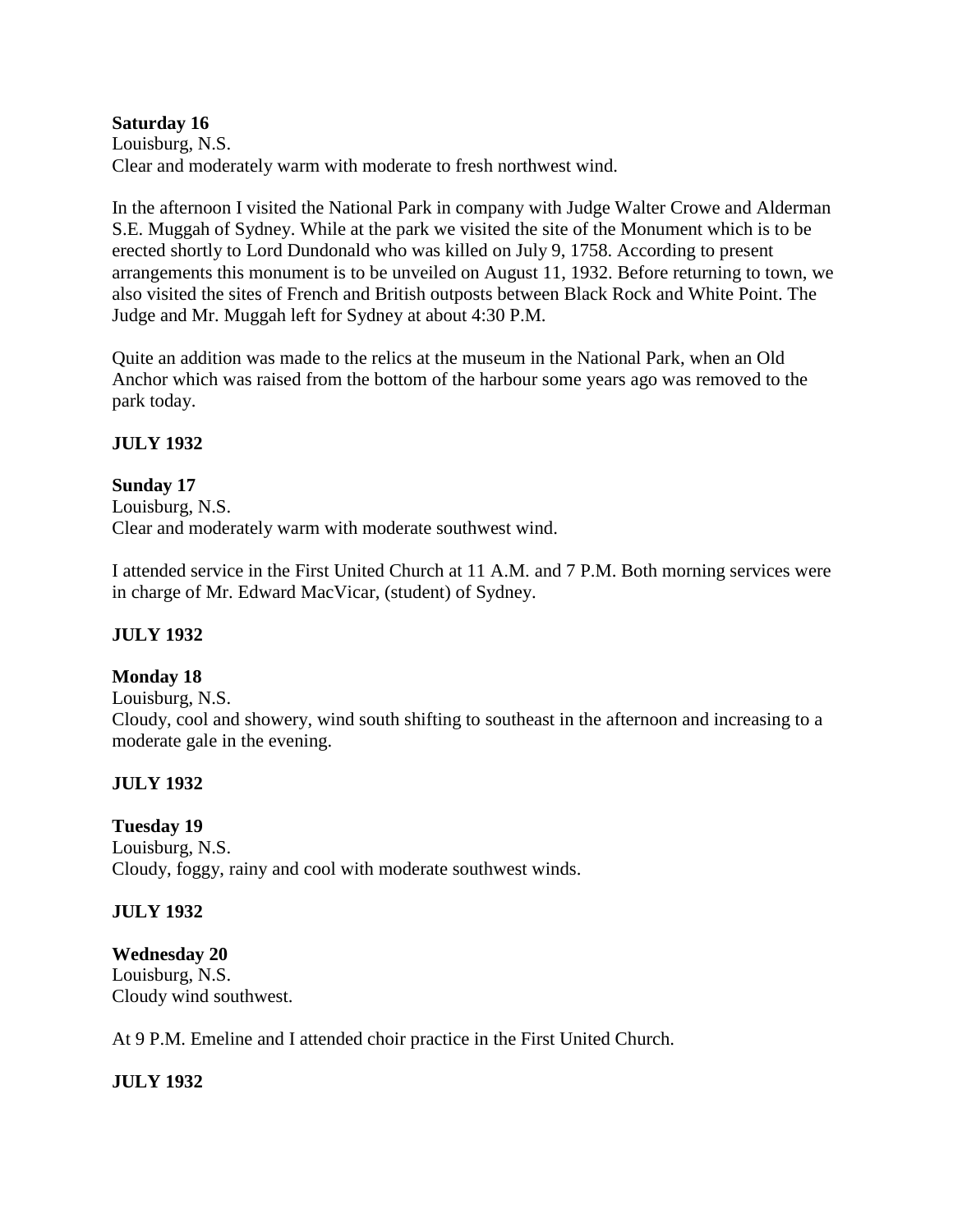**Saturday 16**
Louisburg, N.S.
Clear and moderately warm with moderate to fresh northwest wind.

In the afternoon I visited the National Park in company with Judge Walter Crowe and Alderman S.E. Muggah of Sydney. While at the park we visited the site of the Monument which is to be erected shortly to Lord Dundonald who was killed on July 9, 1758. According to present arrangements this monument is to be unveiled on August 11, 1932. Before returning to town, we also visited the sites of French and British outposts between Black Rock and White Point. The Judge and Mr. Muggah left for Sydney at about 4:30 P.M.

Quite an addition was made to the relics at the museum in the National Park, when an Old Anchor which was raised from the bottom of the harbour some years ago was removed to the park today.

**JULY 1932**

**Sunday 17**
Louisburg, N.S.
Clear and moderately warm with moderate southwest wind.

I attended service in the First United Church at 11 A.M. and 7 P.M. Both morning services were in charge of Mr. Edward MacVicar, (student) of Sydney.

**JULY 1932**

**Monday 18**
Louisburg, N.S.
Cloudy, cool and showery, wind south shifting to southeast in the afternoon and increasing to a moderate gale in the evening.

**JULY 1932**

**Tuesday 19**
Louisburg, N.S.
Cloudy, foggy, rainy and cool with moderate southwest winds.

**JULY 1932**

**Wednesday 20**
Louisburg, N.S.
Cloudy wind southwest.

At 9 P.M. Emeline and I attended choir practice in the First United Church.

**JULY 1932**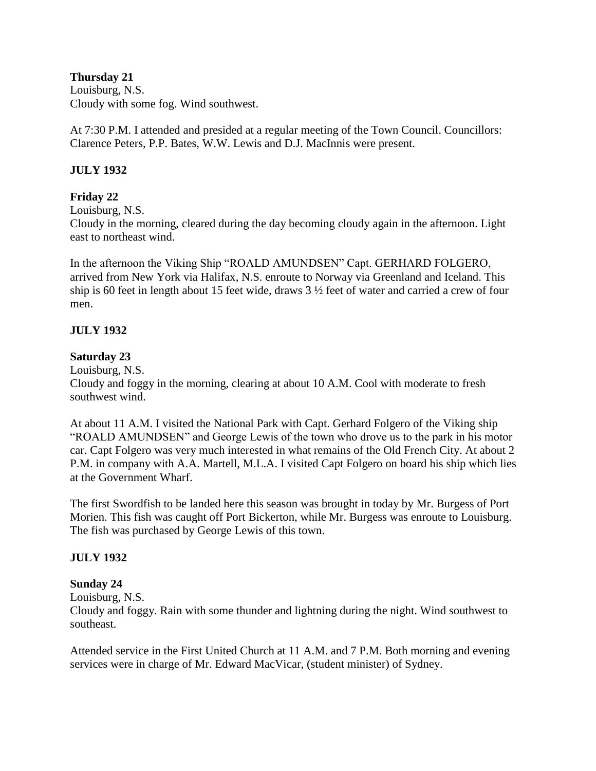**Thursday 21**
Louisburg, N.S.
Cloudy with some fog. Wind southwest.

At 7:30 P.M. I attended and presided at a regular meeting of the Town Council. Councillors: Clarence Peters, P.P. Bates, W.W. Lewis and D.J. MacInnis were present.

**JULY 1932**

**Friday 22**
Louisburg, N.S.
Cloudy in the morning, cleared during the day becoming cloudy again in the afternoon. Light east to northeast wind.

In the afternoon the Viking Ship "ROALD AMUNDSEN" Capt. GERHARD FOLGERO, arrived from New York via Halifax, N.S. enroute to Norway via Greenland and Iceland. This ship is 60 feet in length about 15 feet wide, draws 3 ½ feet of water and carried a crew of four men.

**JULY 1932**

**Saturday 23**
Louisburg, N.S.
Cloudy and foggy in the morning, clearing at about 10 A.M. Cool with moderate to fresh southwest wind.

At about 11 A.M. I visited the National Park with Capt. Gerhard Folgero of the Viking ship "ROALD AMUNDSEN" and George Lewis of the town who drove us to the park in his motor car. Capt Folgero was very much interested in what remains of the Old French City. At about 2 P.M. in company with A.A. Martell, M.L.A. I visited Capt Folgero on board his ship which lies at the Government Wharf.

The first Swordfish to be landed here this season was brought in today by Mr. Burgess of Port Morien. This fish was caught off Port Bickerton, while Mr. Burgess was enroute to Louisburg. The fish was purchased by George Lewis of this town.

**JULY 1932**

**Sunday 24**
Louisburg, N.S.
Cloudy and foggy. Rain with some thunder and lightning during the night. Wind southwest to southeast.

Attended service in the First United Church at 11 A.M. and 7 P.M. Both morning and evening services were in charge of Mr. Edward MacVicar, (student minister) of Sydney.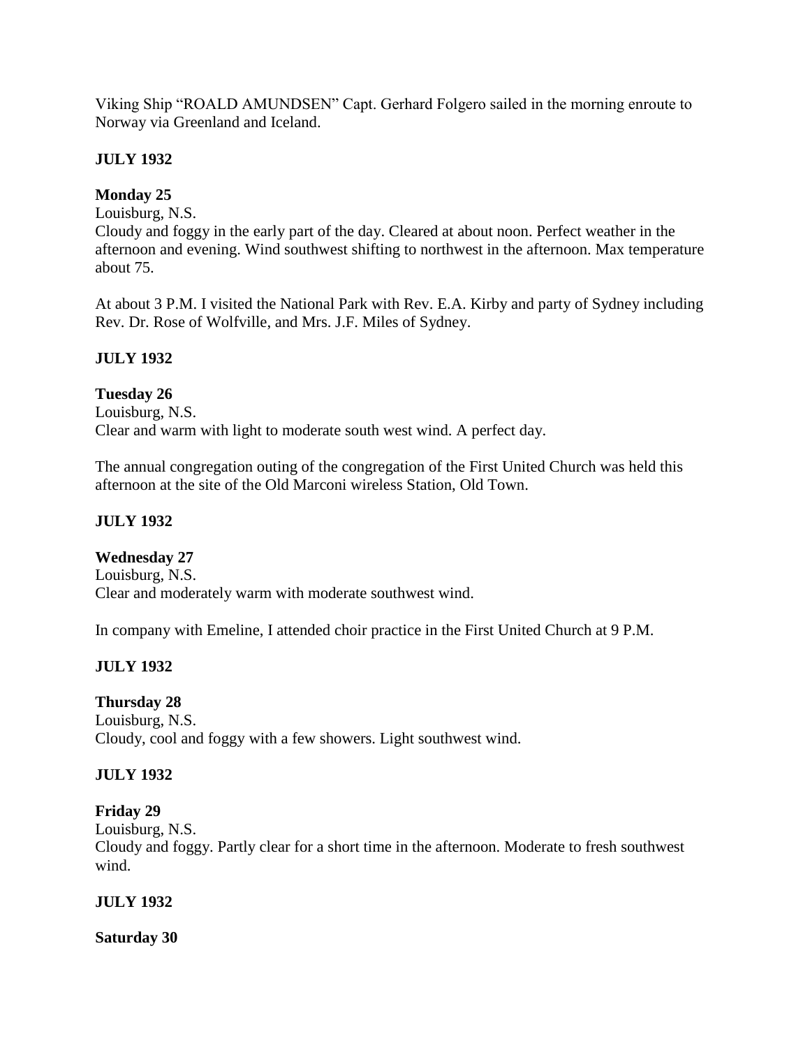Viking Ship "ROALD AMUNDSEN" Capt. Gerhard Folgero sailed in the morning enroute to Norway via Greenland and Iceland.

**JULY 1932**

**Monday 25**
Louisburg, N.S.
Cloudy and foggy in the early part of the day. Cleared at about noon. Perfect weather in the afternoon and evening. Wind southwest shifting to northwest in the afternoon. Max temperature about 75.

At about 3 P.M. I visited the National Park with Rev. E.A. Kirby and party of Sydney including Rev. Dr. Rose of Wolfville, and Mrs. J.F. Miles of Sydney.

**JULY 1932**

**Tuesday 26**
Louisburg, N.S.
Clear and warm with light to moderate south west wind. A perfect day.

The annual congregation outing of the congregation of the First United Church was held this afternoon at the site of the Old Marconi wireless Station, Old Town.

**JULY 1932**

**Wednesday 27**
Louisburg, N.S.
Clear and moderately warm with moderate southwest wind.

In company with Emeline, I attended choir practice in the First United Church at 9 P.M.

**JULY 1932**

**Thursday 28**
Louisburg, N.S.
Cloudy, cool and foggy with a few showers. Light southwest wind.

**JULY 1932**

**Friday 29**
Louisburg, N.S.
Cloudy and foggy. Partly clear for a short time in the afternoon. Moderate to fresh southwest wind.

**JULY 1932**

**Saturday 30**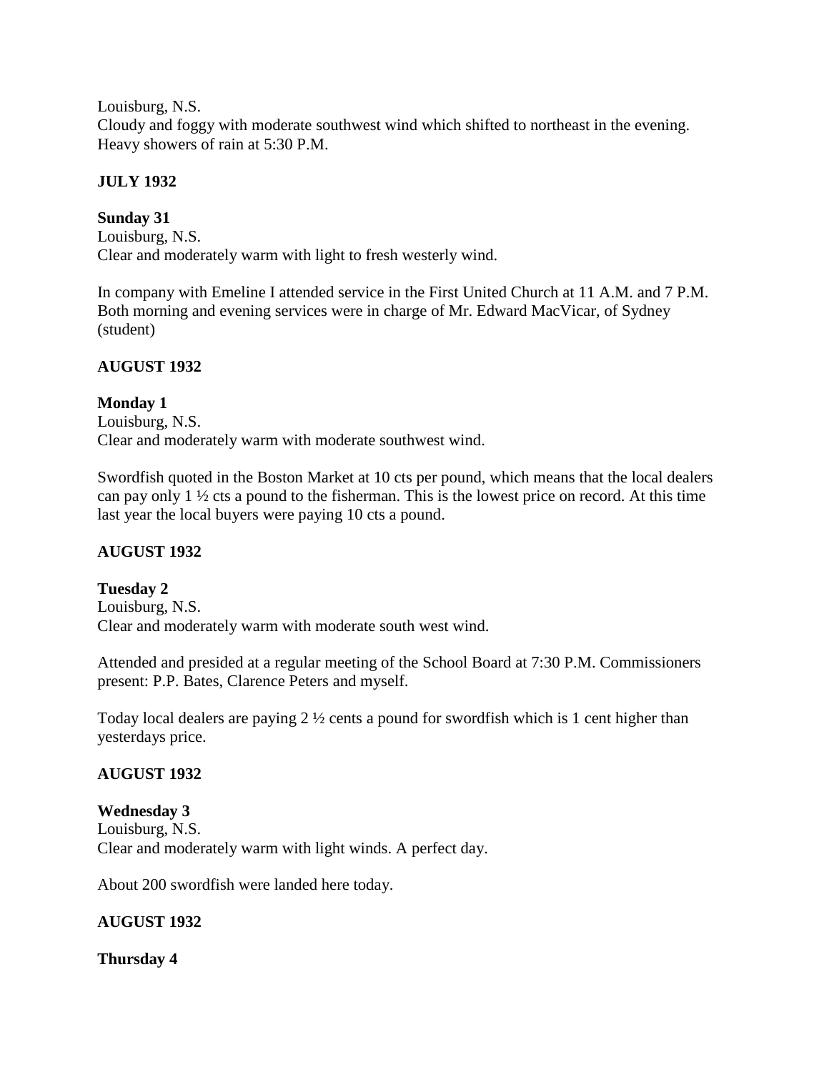Louisburg, N.S.
Cloudy and foggy with moderate southwest wind which shifted to northeast in the evening. Heavy showers of rain at 5:30 P.M.

**JULY 1932**

**Sunday 31**
Louisburg, N.S.
Clear and moderately warm with light to fresh westerly wind.

In company with Emeline I attended service in the First United Church at 11 A.M. and 7 P.M. Both morning and evening services were in charge of Mr. Edward MacVicar, of Sydney (student)

**AUGUST 1932**

**Monday 1**
Louisburg, N.S.
Clear and moderately warm with moderate southwest wind.

Swordfish quoted in the Boston Market at 10 cts per pound, which means that the local dealers can pay only 1 ½ cts a pound to the fisherman. This is the lowest price on record. At this time last year the local buyers were paying 10 cts a pound.

**AUGUST 1932**

**Tuesday 2**
Louisburg, N.S.
Clear and moderately warm with moderate south west wind.

Attended and presided at a regular meeting of the School Board at 7:30 P.M. Commissioners present: P.P. Bates, Clarence Peters and myself.

Today local dealers are paying 2 ½ cents a pound for swordfish which is 1 cent higher than yesterdays price.

**AUGUST 1932**

**Wednesday 3**
Louisburg, N.S.
Clear and moderately warm with light winds. A perfect day.

About 200 swordfish were landed here today.

**AUGUST 1932**

**Thursday 4**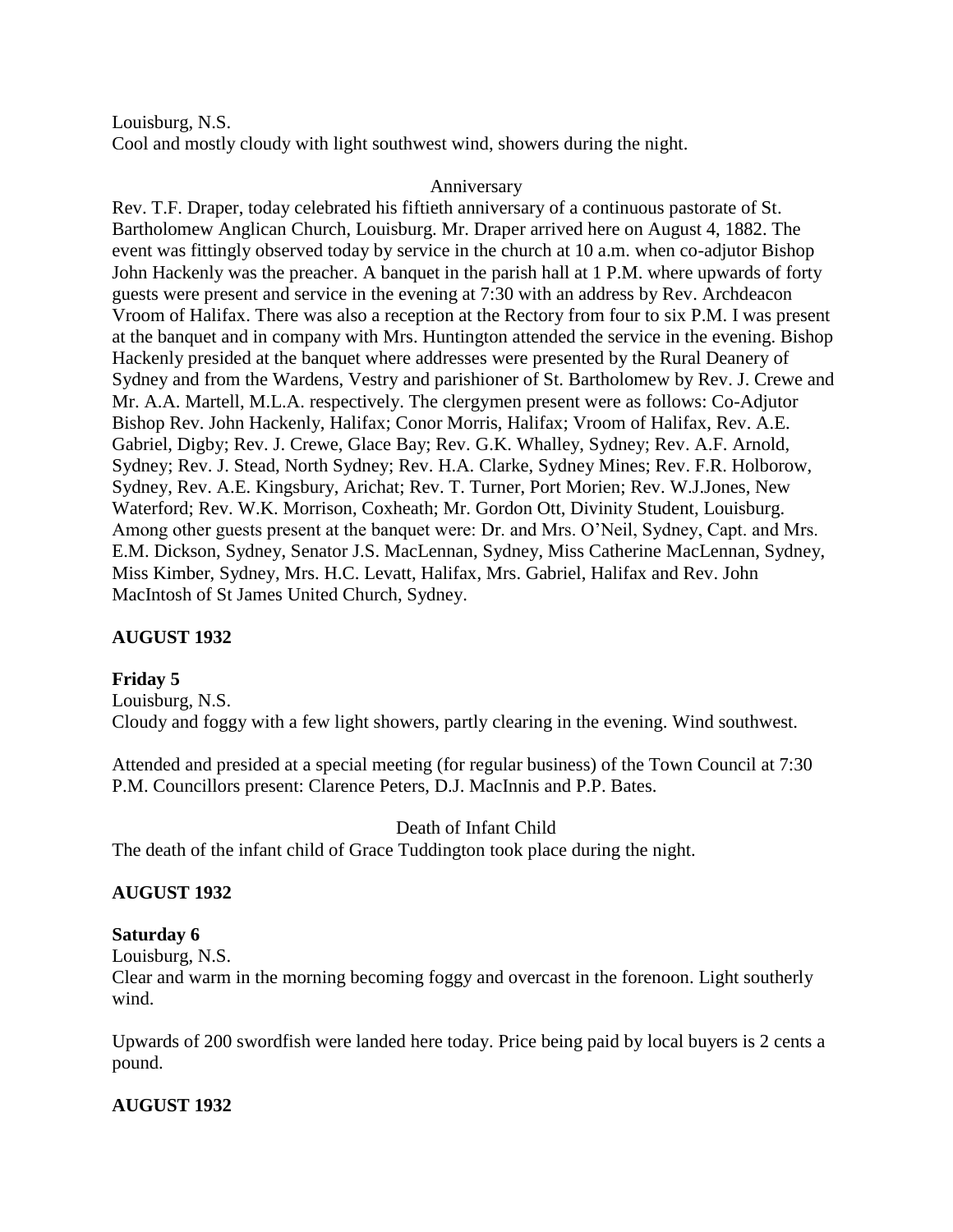Louisburg, N.S.
Cool and mostly cloudy with light southwest wind, showers during the night.

Anniversary

Rev. T.F. Draper, today celebrated his fiftieth anniversary of a continuous pastorate of St. Bartholomew Anglican Church, Louisburg. Mr. Draper arrived here on August 4, 1882. The event was fittingly observed today by service in the church at 10 a.m. when co-adjutor Bishop John Hackenly was the preacher. A banquet in the parish hall at 1 P.M. where upwards of forty guests were present and service in the evening at 7:30 with an address by Rev. Archdeacon Vroom of Halifax. There was also a reception at the Rectory from four to six P.M. I was present at the banquet and in company with Mrs. Huntington attended the service in the evening. Bishop Hackenly presided at the banquet where addresses were presented by the Rural Deanery of Sydney and from the Wardens, Vestry and parishioner of St. Bartholomew by Rev. J. Crewe and Mr. A.A. Martell, M.L.A. respectively. The clergymen present were as follows: Co-Adjutor Bishop Rev. John Hackenly, Halifax; Conor Morris, Halifax; Vroom of Halifax, Rev. A.E. Gabriel, Digby; Rev. J. Crewe, Glace Bay; Rev. G.K. Whalley, Sydney; Rev. A.F. Arnold, Sydney; Rev. J. Stead, North Sydney; Rev. H.A. Clarke, Sydney Mines; Rev. F.R. Holborow, Sydney, Rev. A.E. Kingsbury, Arichat; Rev. T. Turner, Port Morien; Rev. W.J.Jones, New Waterford; Rev. W.K. Morrison, Coxheath; Mr. Gordon Ott, Divinity Student, Louisburg. Among other guests present at the banquet were: Dr. and Mrs. O'Neil, Sydney, Capt. and Mrs. E.M. Dickson, Sydney, Senator J.S. MacLennan, Sydney, Miss Catherine MacLennan, Sydney, Miss Kimber, Sydney, Mrs. H.C. Levatt, Halifax, Mrs. Gabriel, Halifax and Rev. John MacIntosh of St James United Church, Sydney.

**AUGUST 1932**

**Friday 5**

Louisburg, N.S.
Cloudy and foggy with a few light showers, partly clearing in the evening. Wind southwest.

Attended and presided at a special meeting (for regular business) of the Town Council at 7:30 P.M. Councillors present: Clarence Peters, D.J. MacInnis and P.P. Bates.

Death of Infant Child

The death of the infant child of Grace Tuddington took place during the night.

**AUGUST 1932**

**Saturday 6**

Louisburg, N.S.
Clear and warm in the morning becoming foggy and overcast in the forenoon. Light southerly wind.

Upwards of 200 swordfish were landed here today. Price being paid by local buyers is 2 cents a pound.

**AUGUST 1932**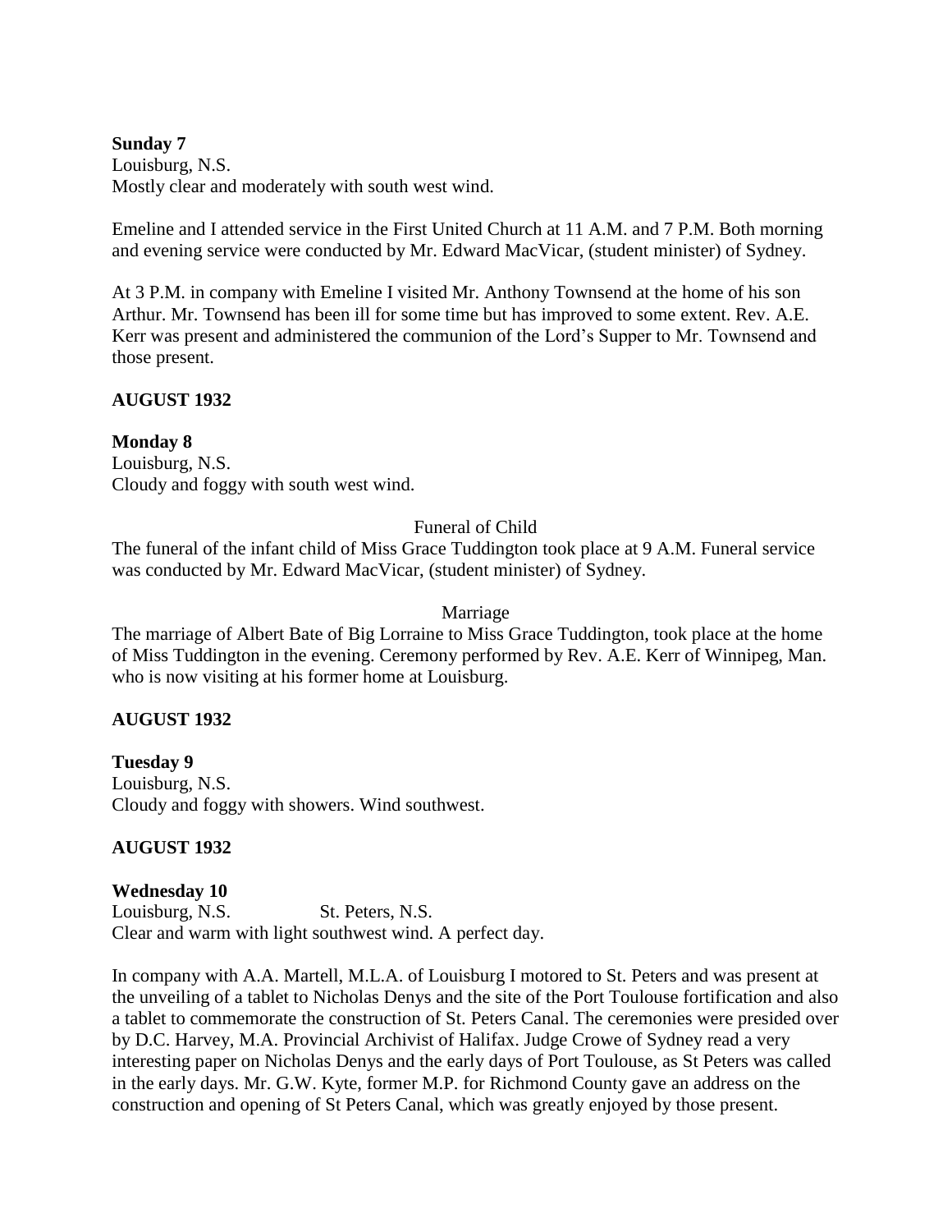**Sunday 7**
Louisburg, N.S.
Mostly clear and moderately with south west wind.

Emeline and I attended service in the First United Church at 11 A.M. and 7 P.M. Both morning and evening service were conducted by Mr. Edward MacVicar, (student minister) of Sydney.

At 3 P.M. in company with Emeline I visited Mr. Anthony Townsend at the home of his son Arthur. Mr. Townsend has been ill for some time but has improved to some extent. Rev. A.E. Kerr was present and administered the communion of the Lord's Supper to Mr. Townsend and those present.

**AUGUST 1932**

**Monday 8**
Louisburg, N.S.
Cloudy and foggy with south west wind.

Funeral of Child

The funeral of the infant child of Miss Grace Tuddington took place at 9 A.M. Funeral service was conducted by Mr. Edward MacVicar, (student minister) of Sydney.

Marriage

The marriage of Albert Bate of Big Lorraine to Miss Grace Tuddington, took place at the home of Miss Tuddington in the evening. Ceremony performed by Rev. A.E. Kerr of Winnipeg, Man. who is now visiting at his former home at Louisburg.

**AUGUST 1932**

**Tuesday 9**
Louisburg, N.S.
Cloudy and foggy with showers. Wind southwest.

**AUGUST 1932**

**Wednesday 10**
Louisburg, N.S. St. Peters, N.S.
Clear and warm with light southwest wind. A perfect day.

In company with A.A. Martell, M.L.A. of Louisburg I motored to St. Peters and was present at the unveiling of a tablet to Nicholas Denys and the site of the Port Toulouse fortification and also a tablet to commemorate the construction of St. Peters Canal. The ceremonies were presided over by D.C. Harvey, M.A. Provincial Archivist of Halifax. Judge Crowe of Sydney read a very interesting paper on Nicholas Denys and the early days of Port Toulouse, as St Peters was called in the early days. Mr. G.W. Kyte, former M.P. for Richmond County gave an address on the construction and opening of St Peters Canal, which was greatly enjoyed by those present.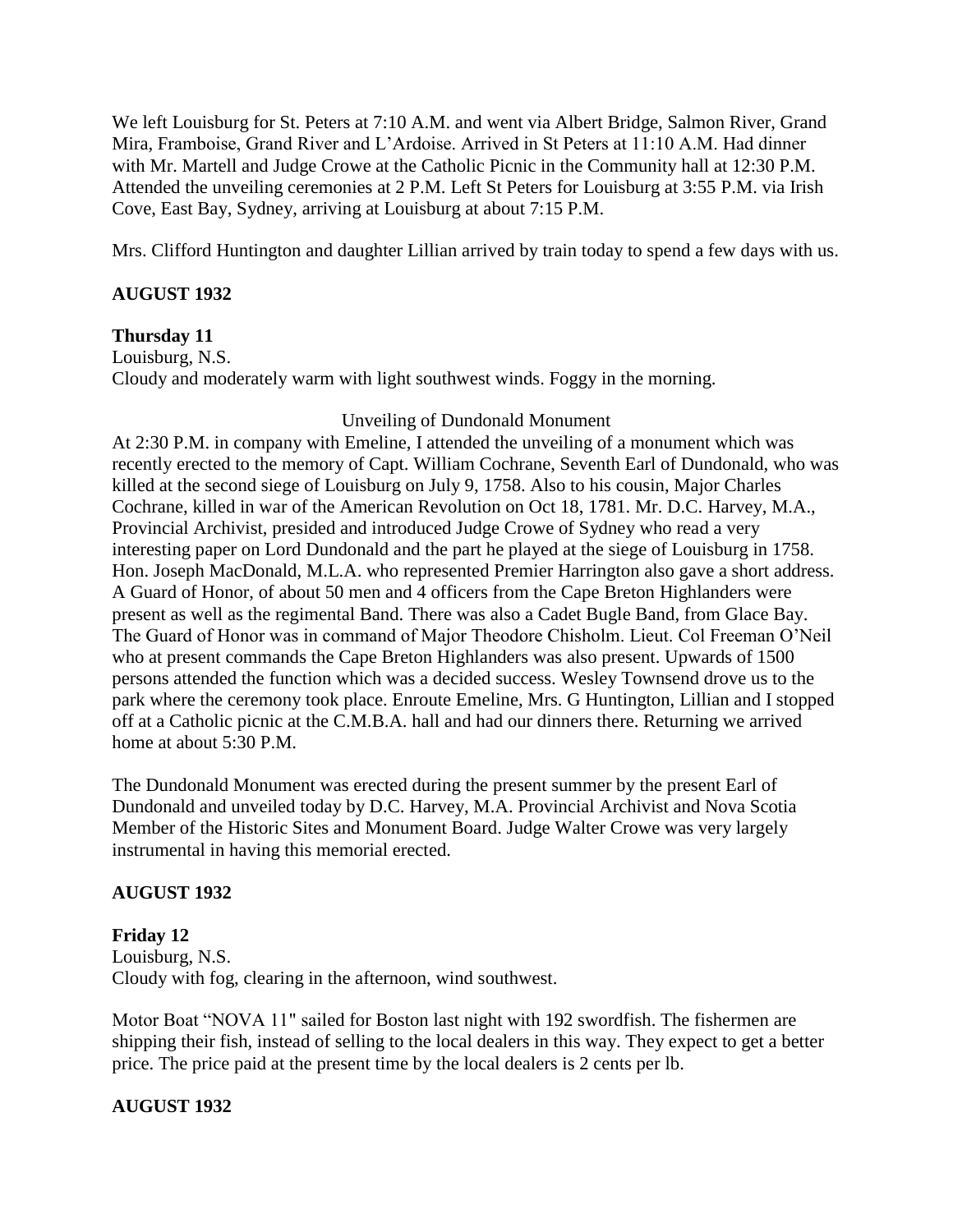We left Louisburg for St. Peters at 7:10 A.M. and went via Albert Bridge, Salmon River, Grand Mira, Framboise, Grand River and L'Ardoise. Arrived in St Peters at 11:10 A.M. Had dinner with Mr. Martell and Judge Crowe at the Catholic Picnic in the Community hall at 12:30 P.M. Attended the unveiling ceremonies at 2 P.M. Left St Peters for Louisburg at 3:55 P.M. via Irish Cove, East Bay, Sydney, arriving at Louisburg at about 7:15 P.M.

Mrs. Clifford Huntington and daughter Lillian arrived by train today to spend a few days with us.

**AUGUST 1932**

**Thursday 11**
Louisburg, N.S.
Cloudy and moderately warm with light southwest winds. Foggy in the morning.

Unveiling of Dundonald Monument

At 2:30 P.M. in company with Emeline, I attended the unveiling of a monument which was recently erected to the memory of Capt. William Cochrane, Seventh Earl of Dundonald, who was killed at the second siege of Louisburg on July 9, 1758. Also to his cousin, Major Charles Cochrane, killed in war of the American Revolution on Oct 18, 1781. Mr. D.C. Harvey, M.A., Provincial Archivist, presided and introduced Judge Crowe of Sydney who read a very interesting paper on Lord Dundonald and the part he played at the siege of Louisburg in 1758. Hon. Joseph MacDonald, M.L.A. who represented Premier Harrington also gave a short address. A Guard of Honor, of about 50 men and 4 officers from the Cape Breton Highlanders were present as well as the regimental Band. There was also a Cadet Bugle Band, from Glace Bay. The Guard of Honor was in command of Major Theodore Chisholm. Lieut. Col Freeman O'Neil who at present commands the Cape Breton Highlanders was also present. Upwards of 1500 persons attended the function which was a decided success. Wesley Townsend drove us to the park where the ceremony took place. Enroute Emeline, Mrs. G Huntington, Lillian and I stopped off at a Catholic picnic at the C.M.B.A. hall and had our dinners there. Returning we arrived home at about 5:30 P.M.

The Dundonald Monument was erected during the present summer by the present Earl of Dundonald and unveiled today by D.C. Harvey, M.A. Provincial Archivist and Nova Scotia Member of the Historic Sites and Monument Board. Judge Walter Crowe was very largely instrumental in having this memorial erected.

**AUGUST 1932**

**Friday 12**
Louisburg, N.S.
Cloudy with fog, clearing in the afternoon, wind southwest.

Motor Boat "NOVA 11" sailed for Boston last night with 192 swordfish. The fishermen are shipping their fish, instead of selling to the local dealers in this way. They expect to get a better price. The price paid at the present time by the local dealers is 2 cents per lb.

**AUGUST 1932**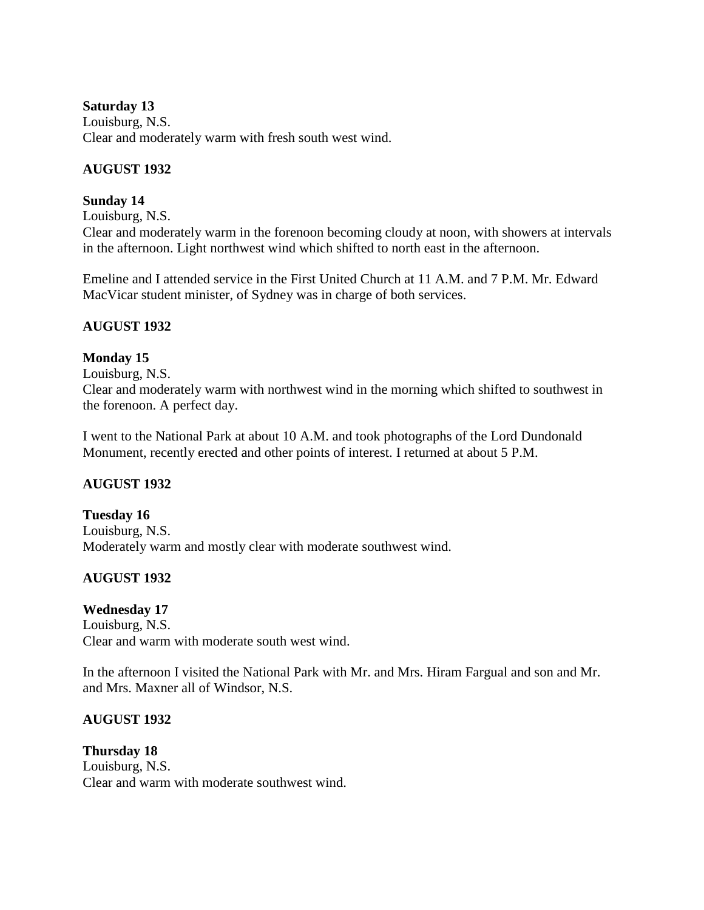**Saturday 13**
Louisburg, N.S.
Clear and moderately warm with fresh south west wind.

**AUGUST 1932**

**Sunday 14**
Louisburg, N.S.
Clear and moderately warm in the forenoon becoming cloudy at noon, with showers at intervals in the afternoon. Light northwest wind which shifted to north east in the afternoon.

Emeline and I attended service in the First United Church at 11 A.M. and 7 P.M. Mr. Edward MacVicar student minister, of Sydney was in charge of both services.

**AUGUST 1932**

**Monday 15**
Louisburg, N.S.
Clear and moderately warm with northwest wind in the morning which shifted to southwest in the forenoon. A perfect day.

I went to the National Park at about 10 A.M. and took photographs of the Lord Dundonald Monument, recently erected and other points of interest. I returned at about 5 P.M.

**AUGUST 1932**

**Tuesday 16**
Louisburg, N.S.
Moderately warm and mostly clear with moderate southwest wind.

**AUGUST 1932**

**Wednesday 17**
Louisburg, N.S.
Clear and warm with moderate south west wind.

In the afternoon I visited the National Park with Mr. and Mrs. Hiram Fargual and son and Mr. and Mrs. Maxner all of Windsor, N.S.

**AUGUST 1932**

**Thursday 18**
Louisburg, N.S.
Clear and warm with moderate southwest wind.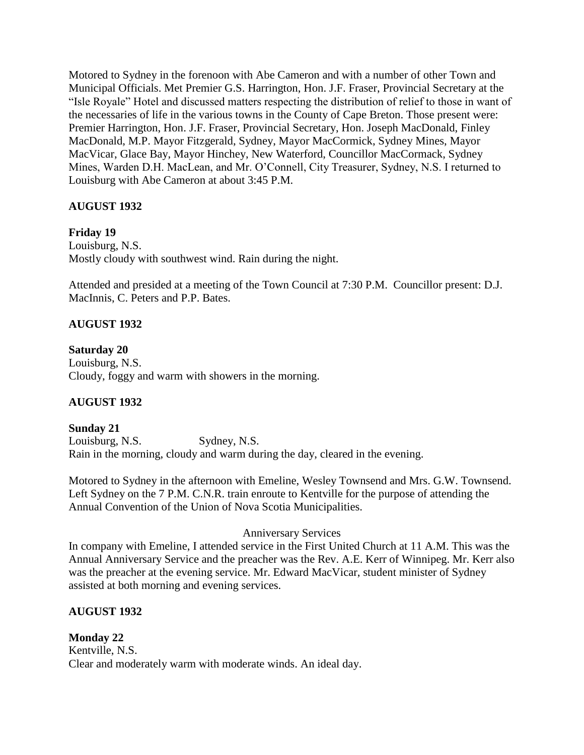Motored to Sydney in the forenoon with Abe Cameron and with a number of other Town and Municipal Officials. Met Premier G.S. Harrington, Hon. J.F. Fraser, Provincial Secretary at the "Isle Royale" Hotel and discussed matters respecting the distribution of relief to those in want of the necessaries of life in the various towns in the County of Cape Breton. Those present were: Premier Harrington, Hon. J.F. Fraser, Provincial Secretary, Hon. Joseph MacDonald, Finley MacDonald, M.P. Mayor Fitzgerald, Sydney, Mayor MacCormick, Sydney Mines, Mayor MacVicar, Glace Bay, Mayor Hinchey, New Waterford, Councillor MacCormack, Sydney Mines, Warden D.H. MacLean, and Mr. O'Connell, City Treasurer, Sydney, N.S. I returned to Louisburg with Abe Cameron at about 3:45 P.M.

**AUGUST 1932**

**Friday 19**
Louisburg, N.S.
Mostly cloudy with southwest wind. Rain during the night.

Attended and presided at a meeting of the Town Council at 7:30 P.M. Councillor present: D.J. MacInnis, C. Peters and P.P. Bates.

**AUGUST 1932**

**Saturday 20**
Louisburg, N.S.
Cloudy, foggy and warm with showers in the morning.

**AUGUST 1932**

**Sunday 21**
Louisburg, N.S. Sydney, N.S.
Rain in the morning, cloudy and warm during the day, cleared in the evening.

Motored to Sydney in the afternoon with Emeline, Wesley Townsend and Mrs. G.W. Townsend. Left Sydney on the 7 P.M. C.N.R. train enroute to Kentville for the purpose of attending the Annual Convention of the Union of Nova Scotia Municipalities.

Anniversary Services

In company with Emeline, I attended service in the First United Church at 11 A.M. This was the Annual Anniversary Service and the preacher was the Rev. A.E. Kerr of Winnipeg. Mr. Kerr also was the preacher at the evening service. Mr. Edward MacVicar, student minister of Sydney assisted at both morning and evening services.

**AUGUST 1932**

**Monday 22**
Kentville, N.S.
Clear and moderately warm with moderate winds. An ideal day.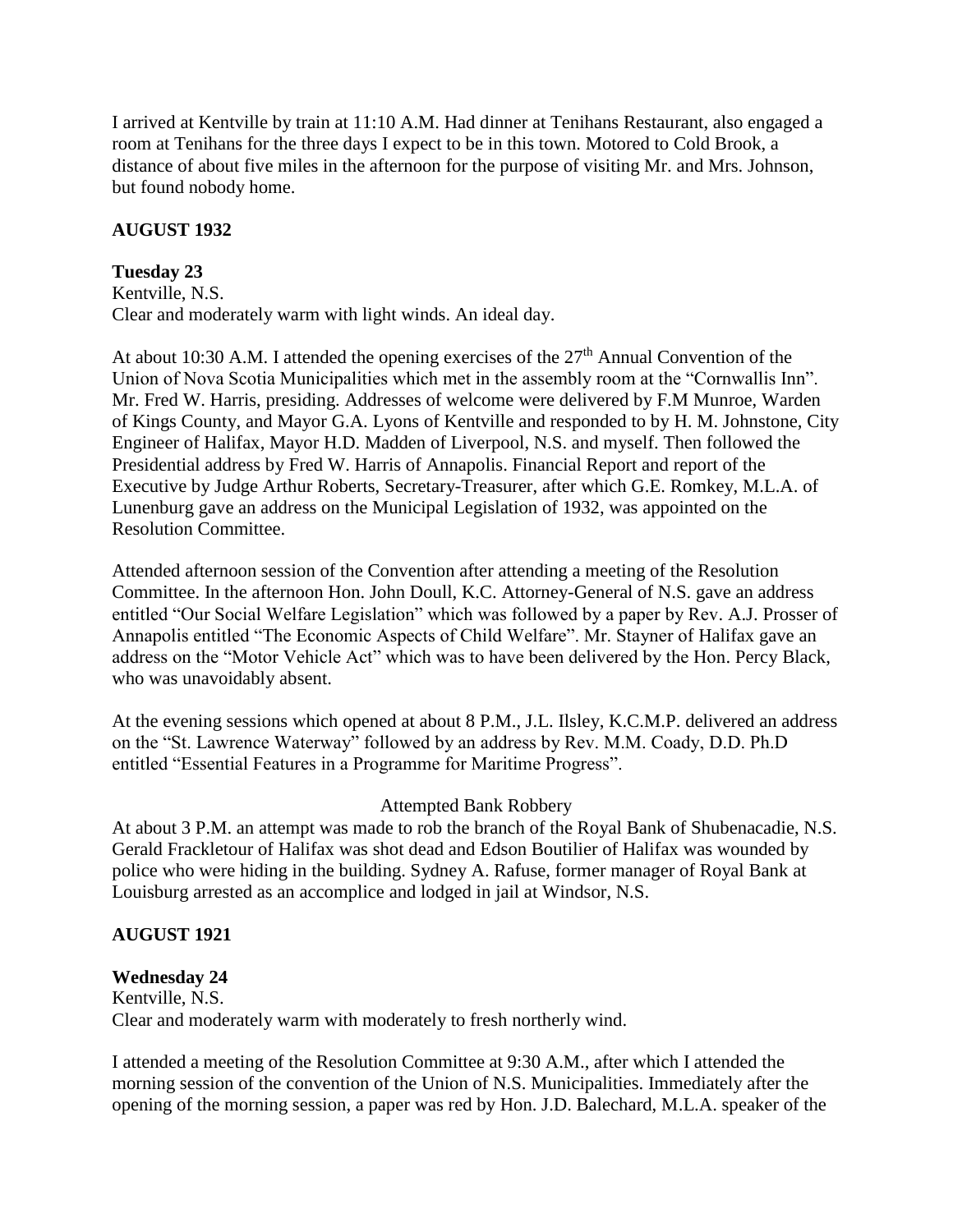I arrived at Kentville by train at 11:10 A.M. Had dinner at Tenihans Restaurant, also engaged a room at Tenihans for the three days I expect to be in this town. Motored to Cold Brook, a distance of about five miles in the afternoon for the purpose of visiting Mr. and Mrs. Johnson, but found nobody home.

**AUGUST 1932**

**Tuesday 23**
Kentville, N.S.
Clear and moderately warm with light winds. An ideal day.

At about 10:30 A.M. I attended the opening exercises of the 27th Annual Convention of the Union of Nova Scotia Municipalities which met in the assembly room at the "Cornwallis Inn". Mr. Fred W. Harris, presiding. Addresses of welcome were delivered by F.M Munroe, Warden of Kings County, and Mayor G.A. Lyons of Kentville and responded to by H. M. Johnstone, City Engineer of Halifax, Mayor H.D. Madden of Liverpool, N.S. and myself. Then followed the Presidential address by Fred W. Harris of Annapolis. Financial Report and report of the Executive by Judge Arthur Roberts, Secretary-Treasurer, after which G.E. Romkey, M.L.A. of Lunenburg gave an address on the Municipal Legislation of 1932, was appointed on the Resolution Committee.

Attended afternoon session of the Convention after attending a meeting of the Resolution Committee. In the afternoon Hon. John Doull, K.C. Attorney-General of N.S. gave an address entitled "Our Social Welfare Legislation" which was followed by a paper by Rev. A.J. Prosser of Annapolis entitled "The Economic Aspects of Child Welfare". Mr. Stayner of Halifax gave an address on the "Motor Vehicle Act" which was to have been delivered by the Hon. Percy Black, who was unavoidably absent.

At the evening sessions which opened at about 8 P.M., J.L. Ilsley, K.C.M.P. delivered an address on the "St. Lawrence Waterway" followed by an address by Rev. M.M. Coady, D.D. Ph.D entitled "Essential Features in a Programme for Maritime Progress".

Attempted Bank Robbery

At about 3 P.M. an attempt was made to rob the branch of the Royal Bank of Shubenacadie, N.S. Gerald Frackletour of Halifax was shot dead and Edson Boutilier of Halifax was wounded by police who were hiding in the building. Sydney A. Rafuse, former manager of Royal Bank at Louisburg arrested as an accomplice and lodged in jail at Windsor, N.S.

**AUGUST 1921**

**Wednesday 24**
Kentville, N.S.
Clear and moderately warm with moderately to fresh northerly wind.

I attended a meeting of the Resolution Committee at 9:30 A.M., after which I attended the morning session of the convention of the Union of N.S. Municipalities. Immediately after the opening of the morning session, a paper was red by Hon. J.D. Balechard, M.L.A. speaker of the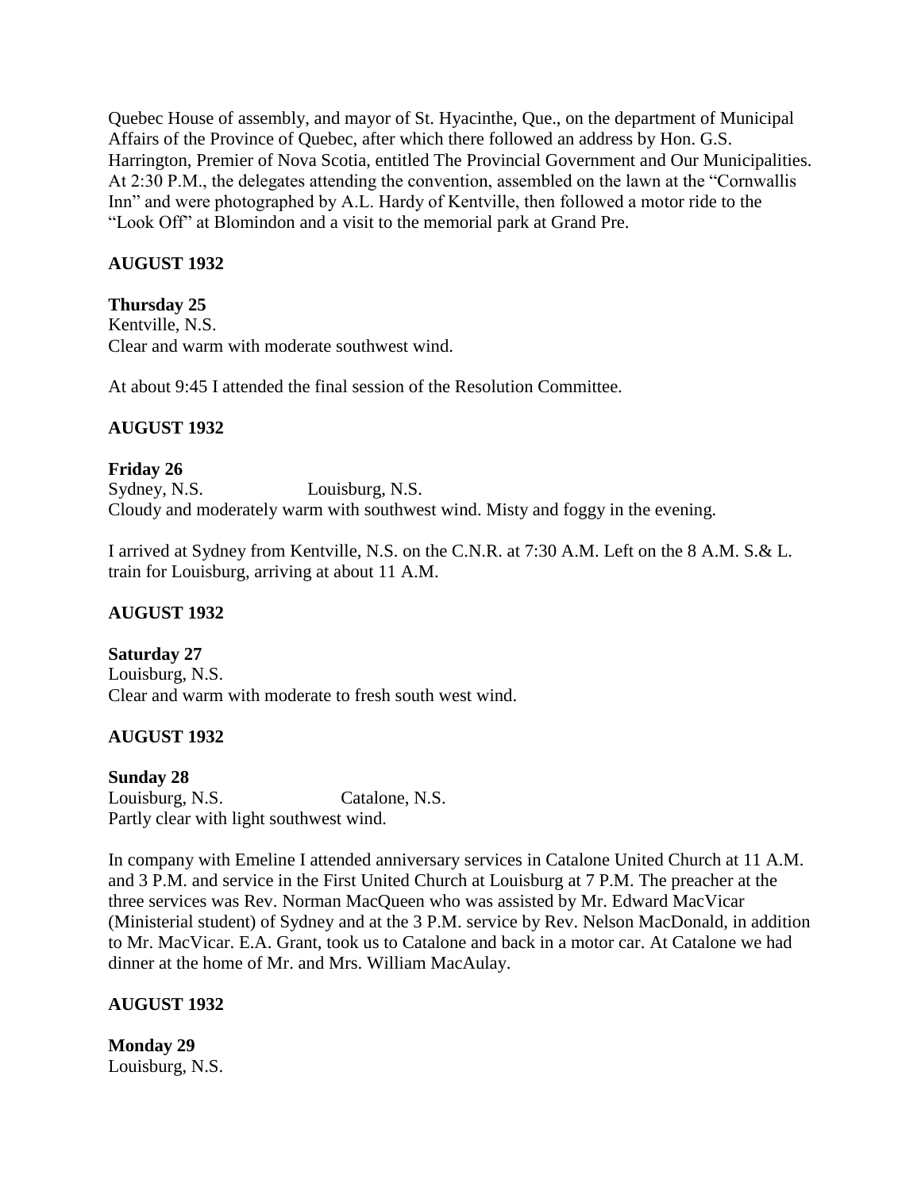Quebec House of assembly, and mayor of St. Hyacinthe, Que., on the department of Municipal Affairs of the Province of Quebec, after which there followed an address by Hon. G.S. Harrington, Premier of Nova Scotia, entitled The Provincial Government and Our Municipalities. At 2:30 P.M., the delegates attending the convention, assembled on the lawn at the "Cornwallis Inn" and were photographed by A.L. Hardy of Kentville, then followed a motor ride to the "Look Off" at Blomindon and a visit to the memorial park at Grand Pre.

**AUGUST 1932**

**Thursday 25**
Kentville, N.S.
Clear and warm with moderate southwest wind.

At about 9:45 I attended the final session of the Resolution Committee.

**AUGUST 1932**

**Friday 26**
Sydney, N.S. Louisburg, N.S.
Cloudy and moderately warm with southwest wind. Misty and foggy in the evening.

I arrived at Sydney from Kentville, N.S. on the C.N.R. at 7:30 A.M. Left on the 8 A.M. S.& L. train for Louisburg, arriving at about 11 A.M.

**AUGUST 1932**

**Saturday 27**
Louisburg, N.S.
Clear and warm with moderate to fresh south west wind.

**AUGUST 1932**

**Sunday 28**
Louisburg, N.S. Catalone, N.S.
Partly clear with light southwest wind.

In company with Emeline I attended anniversary services in Catalone United Church at 11 A.M. and 3 P.M. and service in the First United Church at Louisburg at 7 P.M. The preacher at the three services was Rev. Norman MacQueen who was assisted by Mr. Edward MacVicar (Ministerial student) of Sydney and at the 3 P.M. service by Rev. Nelson MacDonald, in addition to Mr. MacVicar. E.A. Grant, took us to Catalone and back in a motor car. At Catalone we had dinner at the home of Mr. and Mrs. William MacAulay.

**AUGUST 1932**

**Monday 29**
Louisburg, N.S.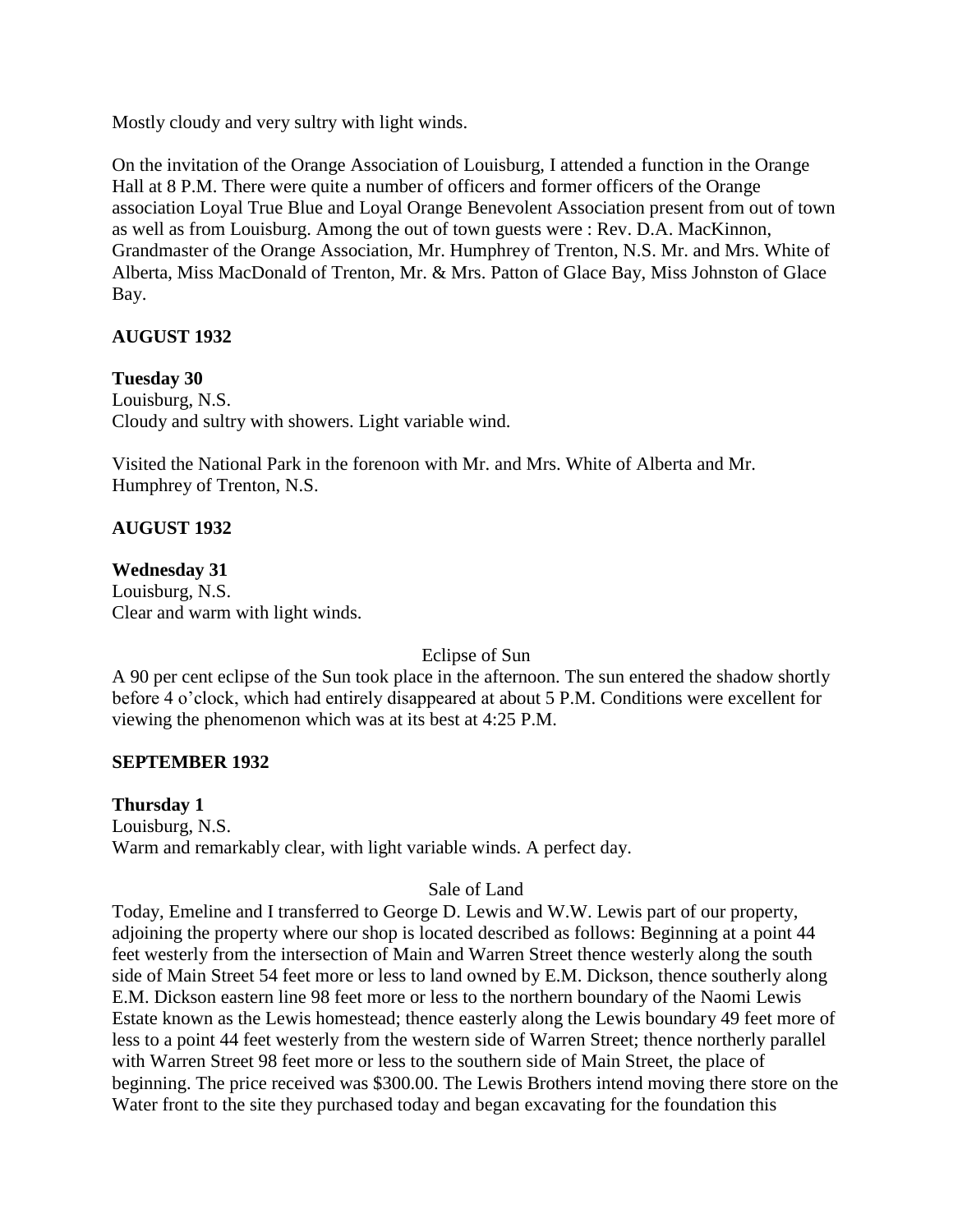Mostly cloudy and very sultry with light winds.

On the invitation of the Orange Association of Louisburg, I attended a function in the Orange Hall at 8 P.M. There were quite a number of officers and former officers of the Orange association Loyal True Blue and Loyal Orange Benevolent Association present from out of town as well as from Louisburg. Among the out of town guests were : Rev. D.A. MacKinnon, Grandmaster of the Orange Association, Mr. Humphrey of Trenton, N.S. Mr. and Mrs. White of Alberta, Miss MacDonald of Trenton, Mr. & Mrs. Patton of Glace Bay, Miss Johnston of Glace Bay.

**AUGUST 1932**

**Tuesday 30**
Louisburg, N.S.
Cloudy and sultry with showers. Light variable wind.

Visited the National Park in the forenoon with Mr. and Mrs. White of Alberta and Mr. Humphrey of Trenton, N.S.

**AUGUST 1932**

**Wednesday 31**
Louisburg, N.S.
Clear and warm with light winds.

Eclipse of Sun

A 90 per cent eclipse of the Sun took place in the afternoon. The sun entered the shadow shortly before 4 o'clock, which had entirely disappeared at about 5 P.M. Conditions were excellent for viewing the phenomenon which was at its best at 4:25 P.M.

**SEPTEMBER 1932**

**Thursday 1**
Louisburg, N.S.
Warm and remarkably clear, with light variable winds. A perfect day.

Sale of Land

Today, Emeline and I transferred to George D. Lewis and W.W. Lewis part of our property, adjoining the property where our shop is located described as follows: Beginning at a point 44 feet westerly from the intersection of Main and Warren Street thence westerly along the south side of Main Street 54 feet more or less to land owned by E.M. Dickson, thence southerly along E.M. Dickson eastern line 98 feet more or less to the northern boundary of the Naomi Lewis Estate known as the Lewis homestead; thence easterly along the Lewis boundary 49 feet more of less to a point 44 feet westerly from the western side of Warren Street; thence northerly parallel with Warren Street 98 feet more or less to the southern side of Main Street, the place of beginning. The price received was $300.00. The Lewis Brothers intend moving there store on the Water front to the site they purchased today and began excavating for the foundation this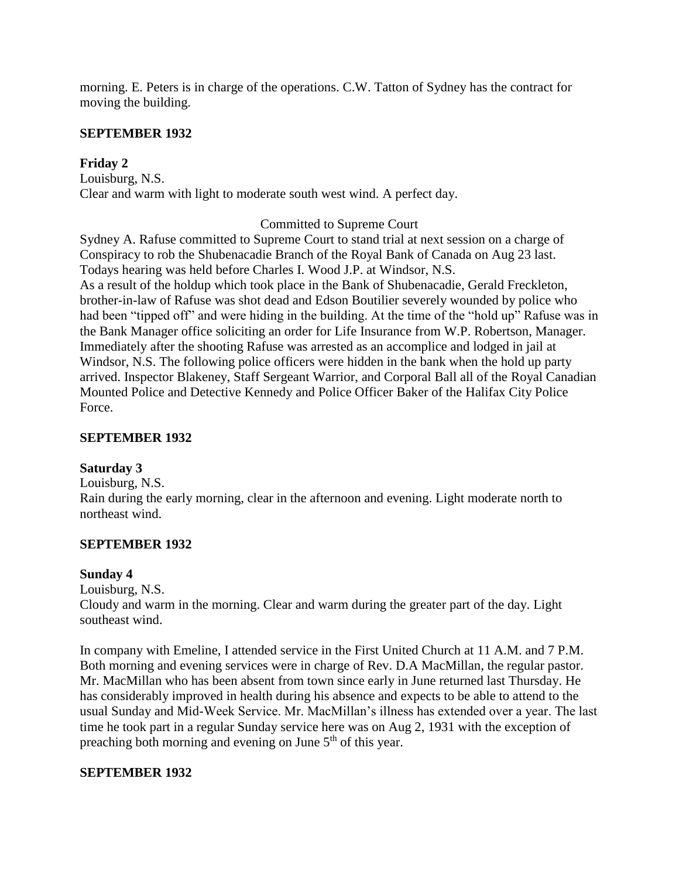morning. E. Peters is in charge of the operations. C.W. Tatton of Sydney has the contract for moving the building.

**SEPTEMBER 1932**

**Friday 2**

Louisburg, N.S.

Clear and warm with light to moderate south west wind. A perfect day.

Committed to Supreme Court

Sydney A. Rafuse committed to Supreme Court to stand trial at next session on a charge of Conspiracy to rob the Shubenacadie Branch of the Royal Bank of Canada on Aug 23 last. Todays hearing was held before Charles I. Wood J.P. at Windsor, N.S.

As a result of the holdup which took place in the Bank of Shubenacadie, Gerald Freckleton, brother-in-law of Rafuse was shot dead and Edson Boutilier severely wounded by police who had been "tipped off" and were hiding in the building. At the time of the "hold up" Rafuse was in the Bank Manager office soliciting an order for Life Insurance from W.P. Robertson, Manager. Immediately after the shooting Rafuse was arrested as an accomplice and lodged in jail at Windsor, N.S. The following police officers were hidden in the bank when the hold up party arrived. Inspector Blakeney, Staff Sergeant Warrior, and Corporal Ball all of the Royal Canadian Mounted Police and Detective Kennedy and Police Officer Baker of the Halifax City Police Force.

**SEPTEMBER 1932**

**Saturday 3**

Louisburg, N.S.

Rain during the early morning, clear in the afternoon and evening. Light moderate north to northeast wind.

**SEPTEMBER 1932**

**Sunday 4**

Louisburg, N.S.

Cloudy and warm in the morning. Clear and warm during the greater part of the day. Light southeast wind.

In company with Emeline, I attended service in the First United Church at 11 A.M. and 7 P.M. Both morning and evening services were in charge of Rev. D.A MacMillan, the regular pastor. Mr. MacMillan who has been absent from town since early in June returned last Thursday. He has considerably improved in health during his absence and expects to be able to attend to the usual Sunday and Mid-Week Service. Mr. MacMillan's illness has extended over a year. The last time he took part in a regular Sunday service here was on Aug 2, 1931 with the exception of preaching both morning and evening on June 5th of this year.

**SEPTEMBER 1932**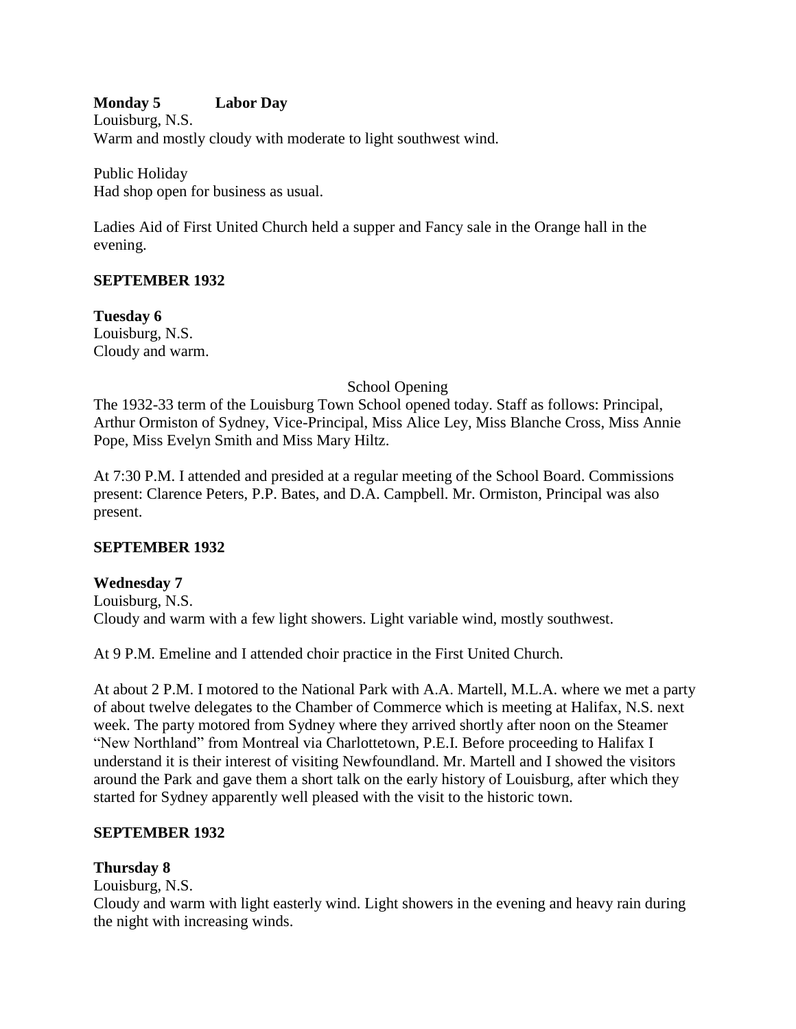**Monday 5 Labor Day**
Louisburg, N.S.
Warm and mostly cloudy with moderate to light southwest wind.

Public Holiday
Had shop open for business as usual.

Ladies Aid of First United Church held a supper and Fancy sale in the Orange hall in the evening.

**SEPTEMBER 1932**

**Tuesday 6**
Louisburg, N.S.
Cloudy and warm.

School Opening

The 1932-33 term of the Louisburg Town School opened today. Staff as follows: Principal, Arthur Ormiston of Sydney, Vice-Principal, Miss Alice Ley, Miss Blanche Cross, Miss Annie Pope, Miss Evelyn Smith and Miss Mary Hiltz.

At 7:30 P.M. I attended and presided at a regular meeting of the School Board. Commissions present: Clarence Peters, P.P. Bates, and D.A. Campbell. Mr. Ormiston, Principal was also present.

**SEPTEMBER 1932**

**Wednesday 7**
Louisburg, N.S.
Cloudy and warm with a few light showers. Light variable wind, mostly southwest.

At 9 P.M. Emeline and I attended choir practice in the First United Church.

At about 2 P.M. I motored to the National Park with A.A. Martell, M.L.A. where we met a party of about twelve delegates to the Chamber of Commerce which is meeting at Halifax, N.S. next week. The party motored from Sydney where they arrived shortly after noon on the Steamer "New Northland" from Montreal via Charlottetown, P.E.I. Before proceeding to Halifax I understand it is their interest of visiting Newfoundland. Mr. Martell and I showed the visitors around the Park and gave them a short talk on the early history of Louisburg, after which they started for Sydney apparently well pleased with the visit to the historic town.

**SEPTEMBER 1932**

**Thursday 8**
Louisburg, N.S.
Cloudy and warm with light easterly wind. Light showers in the evening and heavy rain during the night with increasing winds.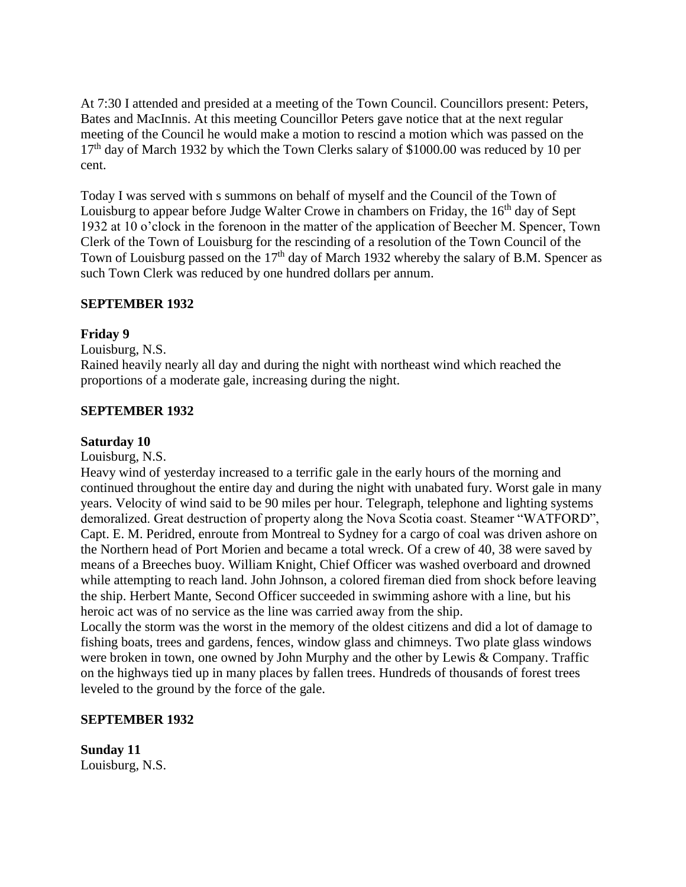At 7:30 I attended and presided at a meeting of the Town Council. Councillors present: Peters, Bates and MacInnis. At this meeting Councillor Peters gave notice that at the next regular meeting of the Council he would make a motion to rescind a motion which was passed on the 17th day of March 1932 by which the Town Clerks salary of $1000.00 was reduced by 10 per cent.

Today I was served with s summons on behalf of myself and the Council of the Town of Louisburg to appear before Judge Walter Crowe in chambers on Friday, the 16th day of Sept 1932 at 10 o'clock in the forenoon in the matter of the application of Beecher M. Spencer, Town Clerk of the Town of Louisburg for the rescinding of a resolution of the Town Council of the Town of Louisburg passed on the 17th day of March 1932 whereby the salary of B.M. Spencer as such Town Clerk was reduced by one hundred dollars per annum.

**SEPTEMBER 1932**

**Friday 9**

Louisburg, N.S.

Rained heavily nearly all day and during the night with northeast wind which reached the proportions of a moderate gale, increasing during the night.

**SEPTEMBER 1932**

**Saturday 10**

Louisburg, N.S.

Heavy wind of yesterday increased to a terrific gale in the early hours of the morning and continued throughout the entire day and during the night with unabated fury. Worst gale in many years. Velocity of wind said to be 90 miles per hour. Telegraph, telephone and lighting systems demoralized. Great destruction of property along the Nova Scotia coast. Steamer "WATFORD", Capt. E. M. Peridred, enroute from Montreal to Sydney for a cargo of coal was driven ashore on the Northern head of Port Morien and became a total wreck. Of a crew of 40, 38 were saved by means of a Breeches buoy. William Knight, Chief Officer was washed overboard and drowned while attempting to reach land. John Johnson, a colored fireman died from shock before leaving the ship. Herbert Mante, Second Officer succeeded in swimming ashore with a line, but his heroic act was of no service as the line was carried away from the ship.

Locally the storm was the worst in the memory of the oldest citizens and did a lot of damage to fishing boats, trees and gardens, fences, window glass and chimneys. Two plate glass windows were broken in town, one owned by John Murphy and the other by Lewis & Company. Traffic on the highways tied up in many places by fallen trees. Hundreds of thousands of forest trees leveled to the ground by the force of the gale.

**SEPTEMBER 1932**

**Sunday 11**

Louisburg, N.S.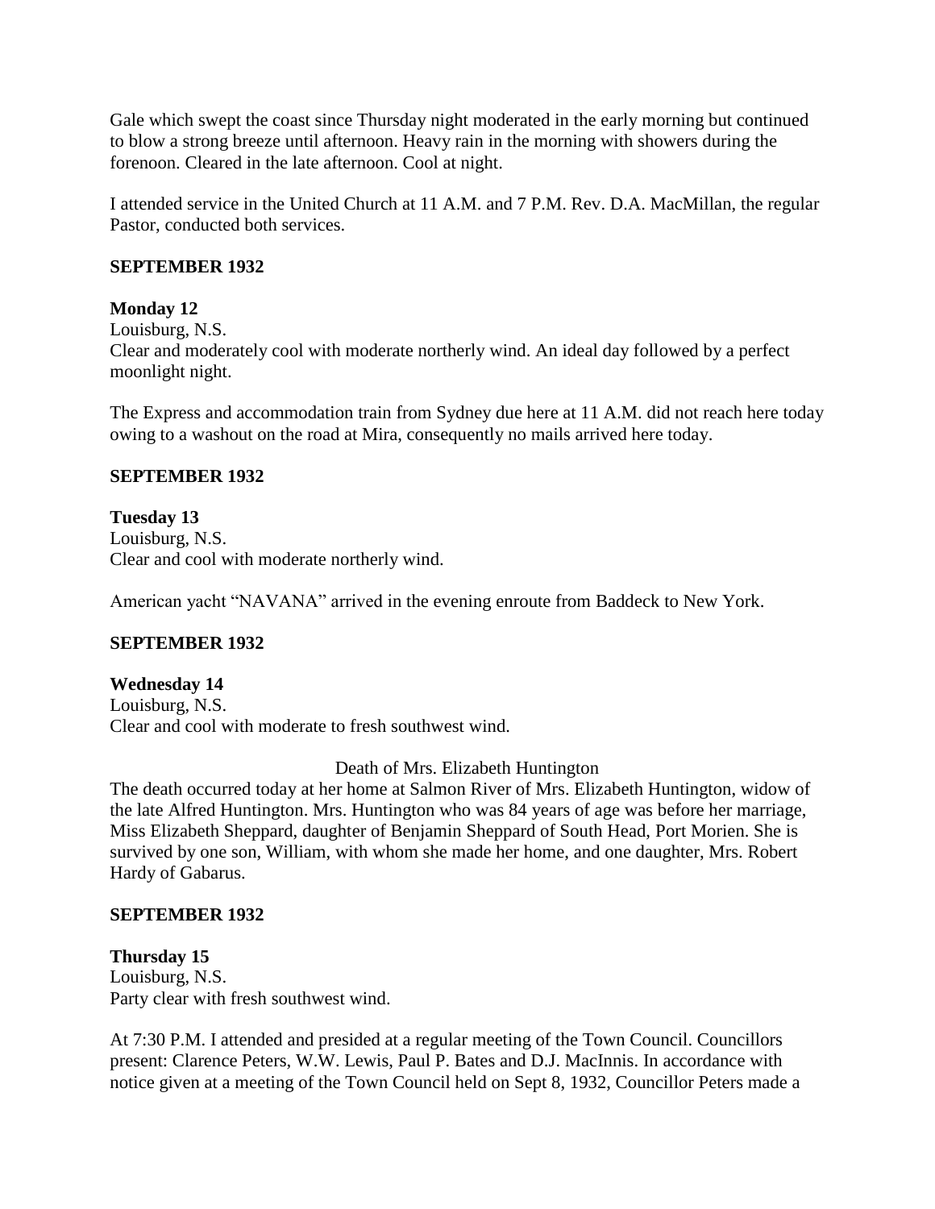Gale which swept the coast since Thursday night moderated in the early morning but continued to blow a strong breeze until afternoon. Heavy rain in the morning with showers during the forenoon. Cleared in the late afternoon. Cool at night.

I attended service in the United Church at 11 A.M. and 7 P.M. Rev. D.A. MacMillan, the regular Pastor, conducted both services.

**SEPTEMBER 1932**

**Monday 12**
Louisburg, N.S.
Clear and moderately cool with moderate northerly wind. An ideal day followed by a perfect moonlight night.

The Express and accommodation train from Sydney due here at 11 A.M. did not reach here today owing to a washout on the road at Mira, consequently no mails arrived here today.

**SEPTEMBER 1932**

**Tuesday 13**
Louisburg, N.S.
Clear and cool with moderate northerly wind.

American yacht "NAVANA" arrived in the evening enroute from Baddeck to New York.

**SEPTEMBER 1932**

**Wednesday 14**
Louisburg, N.S.
Clear and cool with moderate to fresh southwest wind.

Death of Mrs. Elizabeth Huntington

The death occurred today at her home at Salmon River of Mrs. Elizabeth Huntington, widow of the late Alfred Huntington. Mrs. Huntington who was 84 years of age was before her marriage, Miss Elizabeth Sheppard, daughter of Benjamin Sheppard of South Head, Port Morien. She is survived by one son, William, with whom she made her home, and one daughter, Mrs. Robert Hardy of Gabarus.

**SEPTEMBER 1932**

**Thursday 15**
Louisburg, N.S.
Party clear with fresh southwest wind.

At 7:30 P.M. I attended and presided at a regular meeting of the Town Council. Councillors present: Clarence Peters, W.W. Lewis, Paul P. Bates and D.J. MacInnis. In accordance with notice given at a meeting of the Town Council held on Sept 8, 1932, Councillor Peters made a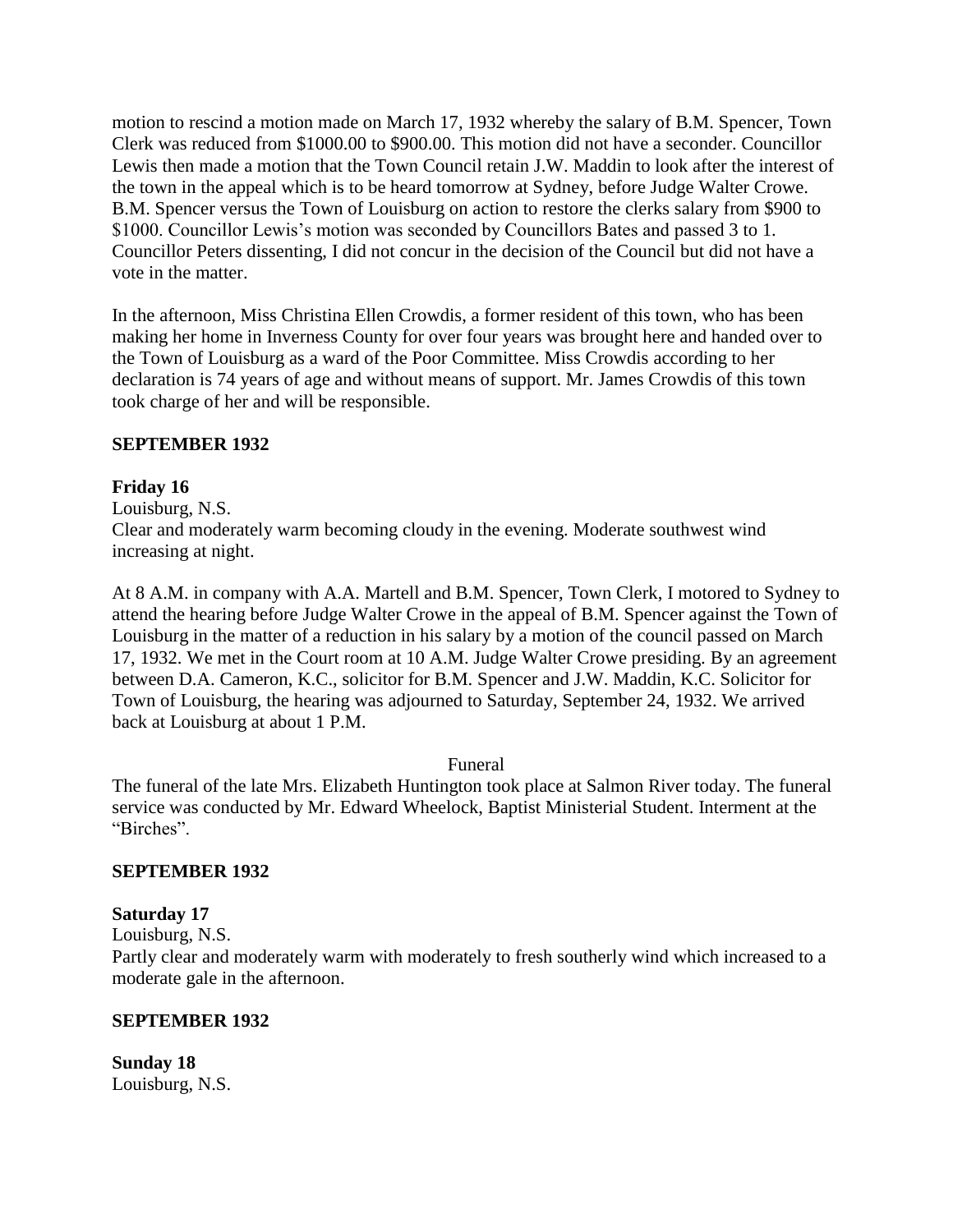motion to rescind a motion made on March 17, 1932 whereby the salary of B.M. Spencer, Town Clerk was reduced from $1000.00 to $900.00. This motion did not have a seconder. Councillor Lewis then made a motion that the Town Council retain J.W. Maddin to look after the interest of the town in the appeal which is to be heard tomorrow at Sydney, before Judge Walter Crowe. B.M. Spencer versus the Town of Louisburg on action to restore the clerks salary from $900 to $1000. Councillor Lewis's motion was seconded by Councillors Bates and passed 3 to 1. Councillor Peters dissenting, I did not concur in the decision of the Council but did not have a vote in the matter.

In the afternoon, Miss Christina Ellen Crowdis, a former resident of this town, who has been making her home in Inverness County for over four years was brought here and handed over to the Town of Louisburg as a ward of the Poor Committee. Miss Crowdis according to her declaration is 74 years of age and without means of support. Mr. James Crowdis of this town took charge of her and will be responsible.

**SEPTEMBER 1932**

**Friday 16**
Louisburg, N.S.
Clear and moderately warm becoming cloudy in the evening. Moderate southwest wind increasing at night.

At 8 A.M. in company with A.A. Martell and B.M. Spencer, Town Clerk, I motored to Sydney to attend the hearing before Judge Walter Crowe in the appeal of B.M. Spencer against the Town of Louisburg in the matter of a reduction in his salary by a motion of the council passed on March 17, 1932. We met in the Court room at 10 A.M. Judge Walter Crowe presiding. By an agreement between D.A. Cameron, K.C., solicitor for B.M. Spencer and J.W. Maddin, K.C. Solicitor for Town of Louisburg, the hearing was adjourned to Saturday, September 24, 1932. We arrived back at Louisburg at about 1 P.M.

Funeral

The funeral of the late Mrs. Elizabeth Huntington took place at Salmon River today. The funeral service was conducted by Mr. Edward Wheelock, Baptist Ministerial Student. Interment at the "Birches".

**SEPTEMBER 1932**

**Saturday 17**
Louisburg, N.S.
Partly clear and moderately warm with moderately to fresh southerly wind which increased to a moderate gale in the afternoon.

**SEPTEMBER 1932**

**Sunday 18**
Louisburg, N.S.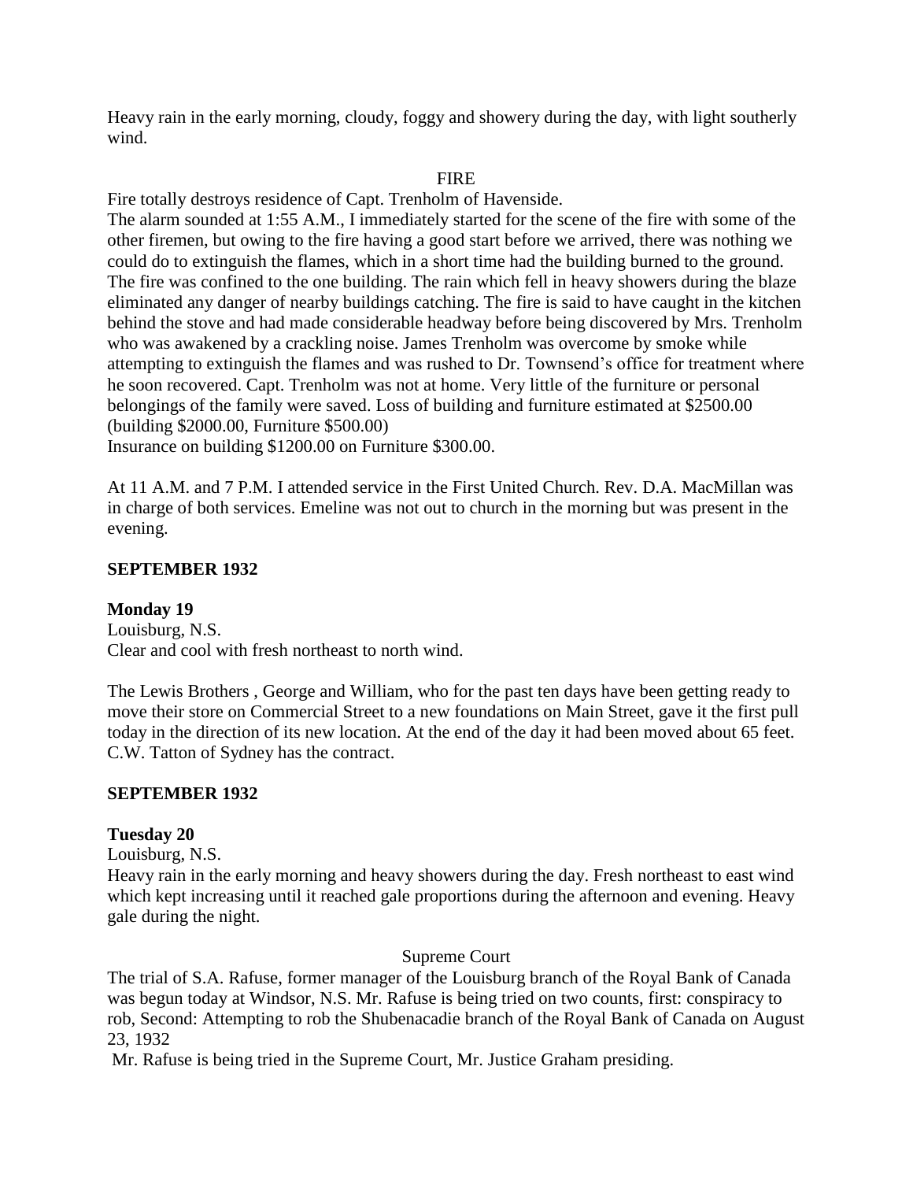Heavy rain in the early morning, cloudy, foggy and showery during the day, with light southerly wind.

FIRE

Fire totally destroys residence of Capt. Trenholm of Havenside.
The alarm sounded at 1:55 A.M., I immediately started for the scene of the fire with some of the other firemen, but owing to the fire having a good start before we arrived, there was nothing we could do to extinguish the flames, which in a short time had the building burned to the ground. The fire was confined to the one building. The rain which fell in heavy showers during the blaze eliminated any danger of nearby buildings catching. The fire is said to have caught in the kitchen behind the stove and had made considerable headway before being discovered by Mrs. Trenholm who was awakened by a crackling noise. James Trenholm was overcome by smoke while attempting to extinguish the flames and was rushed to Dr. Townsend's office for treatment where he soon recovered. Capt. Trenholm was not at home. Very little of the furniture or personal belongings of the family were saved. Loss of building and furniture estimated at $2500.00 (building $2000.00, Furniture $500.00)
Insurance on building $1200.00 on Furniture $300.00.

At 11 A.M. and 7 P.M. I attended service in the First United Church. Rev. D.A. MacMillan was in charge of both services. Emeline was not out to church in the morning but was present in the evening.

**SEPTEMBER 1932**

**Monday 19**
Louisburg, N.S.
Clear and cool with fresh northeast to north wind.

The Lewis Brothers , George and William, who for the past ten days have been getting ready to move their store on Commercial Street to a new foundations on Main Street, gave it the first pull today in the direction of its new location. At the end of the day it had been moved about 65 feet. C.W. Tatton of Sydney has the contract.

**SEPTEMBER 1932**

**Tuesday 20**
Louisburg, N.S.
Heavy rain in the early morning and heavy showers during the day. Fresh northeast to east wind which kept increasing until it reached gale proportions during the afternoon and evening. Heavy gale during the night.

Supreme Court

The trial of S.A. Rafuse, former manager of the Louisburg branch of the Royal Bank of Canada was begun today at Windsor, N.S. Mr. Rafuse is being tried on two counts, first: conspiracy to rob, Second: Attempting to rob the Shubenacadie branch of the Royal Bank of Canada on August 23, 1932

Mr. Rafuse is being tried in the Supreme Court, Mr. Justice Graham presiding.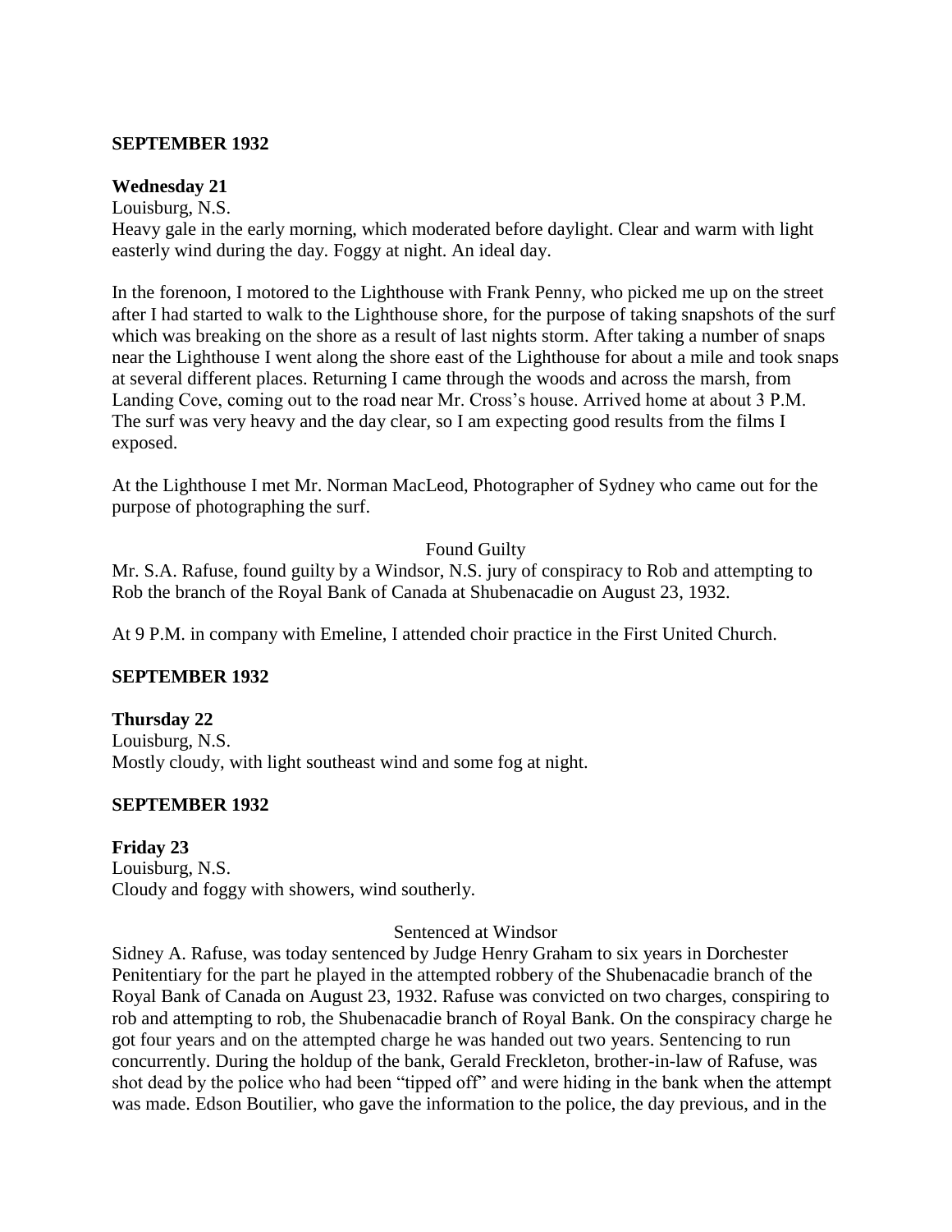**SEPTEMBER 1932**

**Wednesday 21**

Louisburg, N.S.

Heavy gale in the early morning, which moderated before daylight. Clear and warm with light easterly wind during the day. Foggy at night. An ideal day.

In the forenoon, I motored to the Lighthouse with Frank Penny, who picked me up on the street after I had started to walk to the Lighthouse shore, for the purpose of taking snapshots of the surf which was breaking on the shore as a result of last nights storm. After taking a number of snaps near the Lighthouse I went along the shore east of the Lighthouse for about a mile and took snaps at several different places. Returning I came through the woods and across the marsh, from Landing Cove, coming out to the road near Mr. Cross's house. Arrived home at about 3 P.M. The surf was very heavy and the day clear, so I am expecting good results from the films I exposed.

At the Lighthouse I met Mr. Norman MacLeod, Photographer of Sydney who came out for the purpose of photographing the surf.

Found Guilty

Mr. S.A. Rafuse, found guilty by a Windsor, N.S. jury of conspiracy to Rob and attempting to Rob the branch of the Royal Bank of Canada at Shubenacadie on August 23, 1932.

At 9 P.M. in company with Emeline, I attended choir practice in the First United Church.

**SEPTEMBER 1932**

**Thursday 22**

Louisburg, N.S.

Mostly cloudy, with light southeast wind and some fog at night.

**SEPTEMBER 1932**

**Friday 23**

Louisburg, N.S.

Cloudy and foggy with showers, wind southerly.

Sentenced at Windsor

Sidney A. Rafuse, was today sentenced by Judge Henry Graham to six years in Dorchester Penitentiary for the part he played in the attempted robbery of the Shubenacadie branch of the Royal Bank of Canada on August 23, 1932. Rafuse was convicted on two charges, conspiring to rob and attempting to rob, the Shubenacadie branch of Royal Bank. On the conspiracy charge he got four years and on the attempted charge he was handed out two years. Sentencing to run concurrently. During the holdup of the bank, Gerald Freckleton, brother-in-law of Rafuse, was shot dead by the police who had been "tipped off" and were hiding in the bank when the attempt was made. Edson Boutilier, who gave the information to the police, the day previous, and in the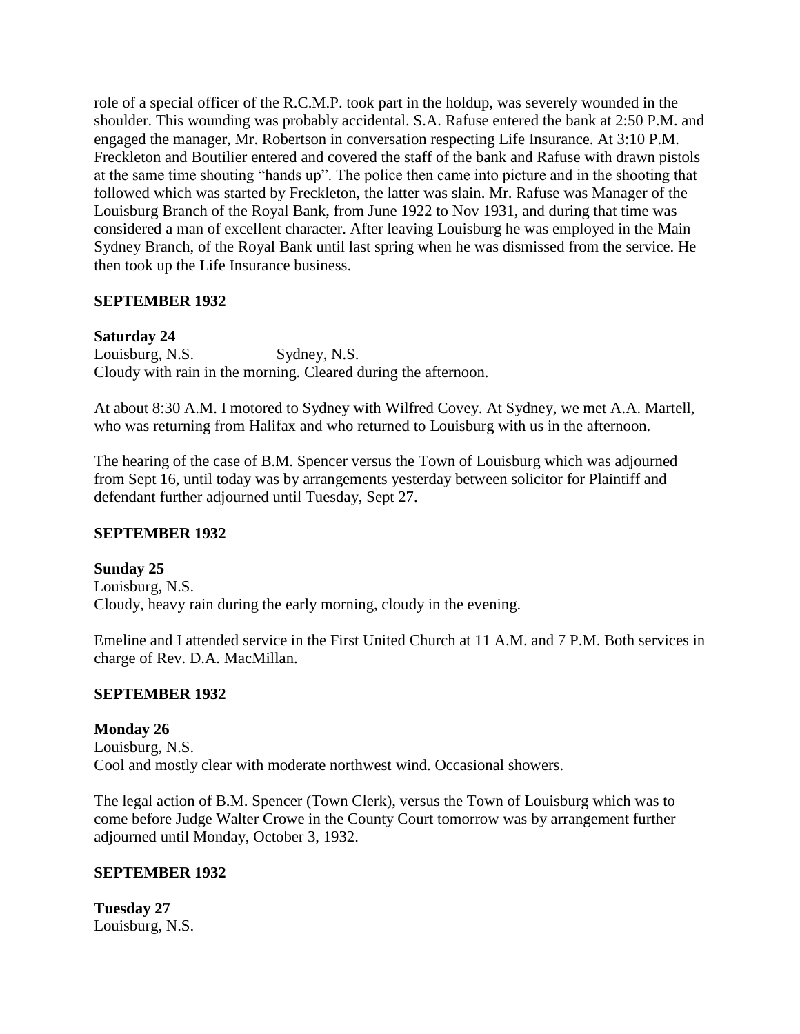role of a special officer of the R.C.M.P. took part in the holdup, was severely wounded in the shoulder. This wounding was probably accidental. S.A. Rafuse entered the bank at 2:50 P.M. and engaged the manager, Mr. Robertson in conversation respecting Life Insurance. At 3:10 P.M. Freckleton and Boutilier entered and covered the staff of the bank and Rafuse with drawn pistols at the same time shouting "hands up". The police then came into picture and in the shooting that followed which was started by Freckleton, the latter was slain. Mr. Rafuse was Manager of the Louisburg Branch of the Royal Bank, from June 1922 to Nov 1931, and during that time was considered a man of excellent character. After leaving Louisburg he was employed in the Main Sydney Branch, of the Royal Bank until last spring when he was dismissed from the service. He then took up the Life Insurance business.

**SEPTEMBER 1932**

**Saturday 24**
Louisburg, N.S. Sydney, N.S.
Cloudy with rain in the morning. Cleared during the afternoon.

At about 8:30 A.M. I motored to Sydney with Wilfred Covey. At Sydney, we met A.A. Martell, who was returning from Halifax and who returned to Louisburg with us in the afternoon.

The hearing of the case of B.M. Spencer versus the Town of Louisburg which was adjourned from Sept 16, until today was by arrangements yesterday between solicitor for Plaintiff and defendant further adjourned until Tuesday, Sept 27.

**SEPTEMBER 1932**

**Sunday 25**
Louisburg, N.S.
Cloudy, heavy rain during the early morning, cloudy in the evening.

Emeline and I attended service in the First United Church at 11 A.M. and 7 P.M. Both services in charge of Rev. D.A. MacMillan.

**SEPTEMBER 1932**

**Monday 26**
Louisburg, N.S.
Cool and mostly clear with moderate northwest wind. Occasional showers.

The legal action of B.M. Spencer (Town Clerk), versus the Town of Louisburg which was to come before Judge Walter Crowe in the County Court tomorrow was by arrangement further adjourned until Monday, October 3, 1932.

**SEPTEMBER 1932**

**Tuesday 27**
Louisburg, N.S.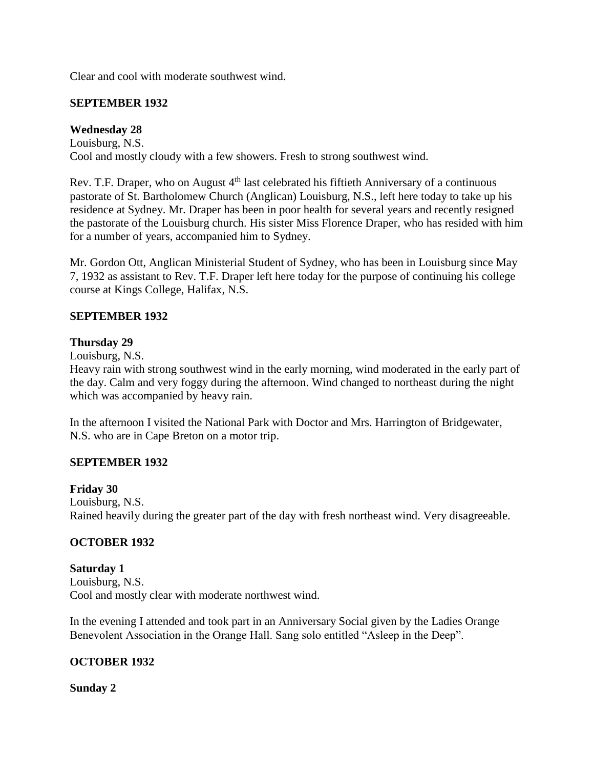Clear and cool with moderate southwest wind.

**SEPTEMBER 1932**

**Wednesday 28**

Louisburg, N.S.

Cool and mostly cloudy with a few showers. Fresh to strong southwest wind.

Rev. T.F. Draper, who on August 4th last celebrated his fiftieth Anniversary of a continuous pastorate of St. Bartholomew Church (Anglican) Louisburg, N.S., left here today to take up his residence at Sydney. Mr. Draper has been in poor health for several years and recently resigned the pastorate of the Louisburg church. His sister Miss Florence Draper, who has resided with him for a number of years, accompanied him to Sydney.

Mr. Gordon Ott, Anglican Ministerial Student of Sydney, who has been in Louisburg since May 7, 1932 as assistant to Rev. T.F. Draper left here today for the purpose of continuing his college course at Kings College, Halifax, N.S.

**SEPTEMBER 1932**

**Thursday 29**

Louisburg, N.S.

Heavy rain with strong southwest wind in the early morning, wind moderated in the early part of the day. Calm and very foggy during the afternoon. Wind changed to northeast during the night which was accompanied by heavy rain.

In the afternoon I visited the National Park with Doctor and Mrs. Harrington of Bridgewater, N.S. who are in Cape Breton on a motor trip.

**SEPTEMBER 1932**

**Friday 30**

Louisburg, N.S.

Rained heavily during the greater part of the day with fresh northeast wind. Very disagreeable.

**OCTOBER 1932**

**Saturday 1**

Louisburg, N.S.

Cool and mostly clear with moderate northwest wind.

In the evening I attended and took part in an Anniversary Social given by the Ladies Orange Benevolent Association in the Orange Hall. Sang solo entitled "Asleep in the Deep".

**OCTOBER 1932**

**Sunday 2**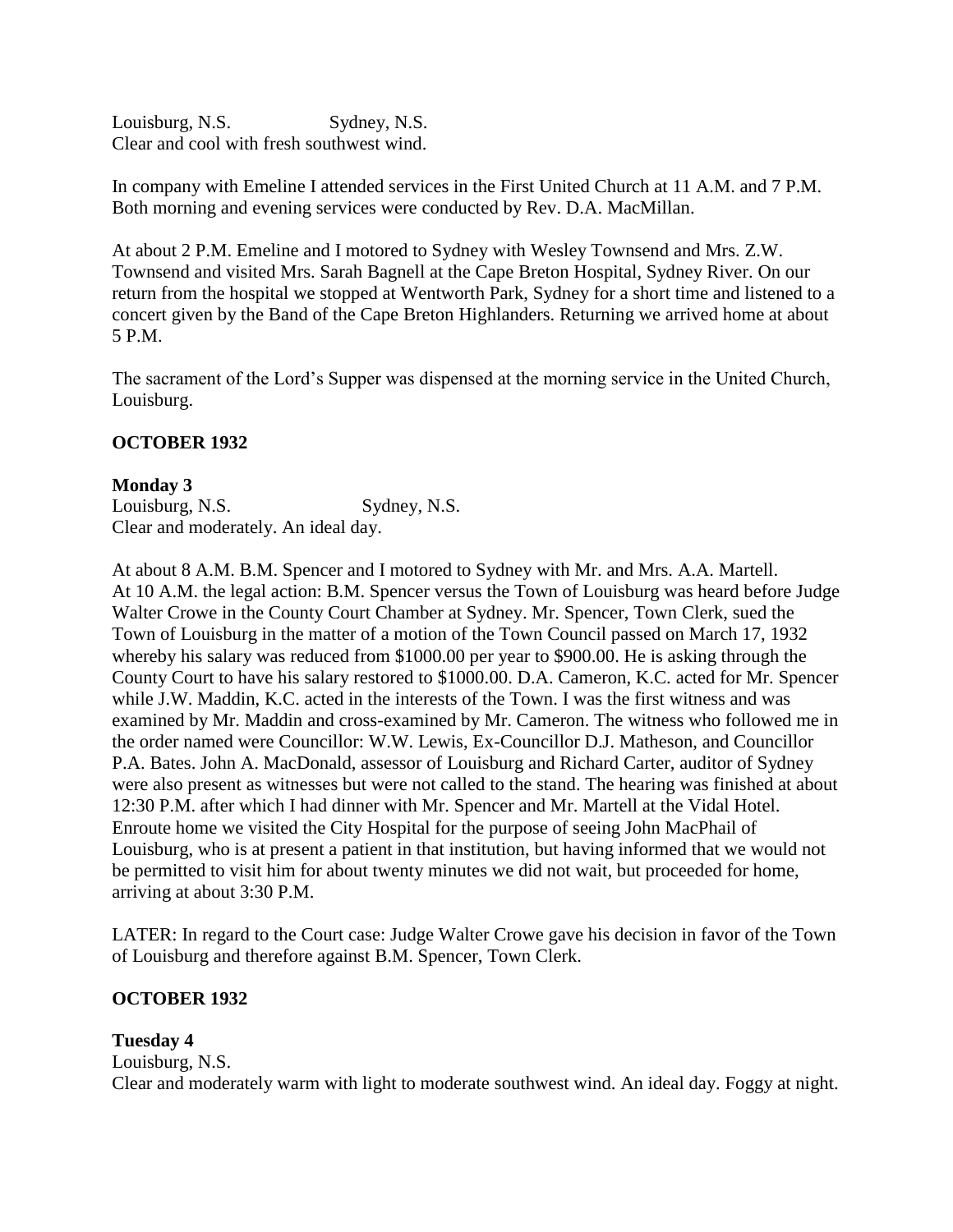Louisburg, N.S. Sydney, N.S.
Clear and cool with fresh southwest wind.

In company with Emeline I attended services in the First United Church at 11 A.M. and 7 P.M. Both morning and evening services were conducted by Rev. D.A. MacMillan.

At about 2 P.M. Emeline and I motored to Sydney with Wesley Townsend and Mrs. Z.W. Townsend and visited Mrs. Sarah Bagnell at the Cape Breton Hospital, Sydney River. On our return from the hospital we stopped at Wentworth Park, Sydney for a short time and listened to a concert given by the Band of the Cape Breton Highlanders. Returning we arrived home at about 5 P.M.

The sacrament of the Lord's Supper was dispensed at the morning service in the United Church, Louisburg.

**OCTOBER 1932**

**Monday 3**
Louisburg, N.S. Sydney, N.S.
Clear and moderately. An ideal day.

At about 8 A.M. B.M. Spencer and I motored to Sydney with Mr. and Mrs. A.A. Martell. At 10 A.M. the legal action: B.M. Spencer versus the Town of Louisburg was heard before Judge Walter Crowe in the County Court Chamber at Sydney. Mr. Spencer, Town Clerk, sued the Town of Louisburg in the matter of a motion of the Town Council passed on March 17, 1932 whereby his salary was reduced from $1000.00 per year to $900.00. He is asking through the County Court to have his salary restored to $1000.00. D.A. Cameron, K.C. acted for Mr. Spencer while J.W. Maddin, K.C. acted in the interests of the Town. I was the first witness and was examined by Mr. Maddin and cross-examined by Mr. Cameron. The witness who followed me in the order named were Councillor: W.W. Lewis, Ex-Councillor D.J. Matheson, and Councillor P.A. Bates. John A. MacDonald, assessor of Louisburg and Richard Carter, auditor of Sydney were also present as witnesses but were not called to the stand. The hearing was finished at about 12:30 P.M. after which I had dinner with Mr. Spencer and Mr. Martell at the Vidal Hotel. Enroute home we visited the City Hospital for the purpose of seeing John MacPhail of Louisburg, who is at present a patient in that institution, but having informed that we would not be permitted to visit him for about twenty minutes we did not wait, but proceeded for home, arriving at about 3:30 P.M.

LATER: In regard to the Court case: Judge Walter Crowe gave his decision in favor of the Town of Louisburg and therefore against B.M. Spencer, Town Clerk.

**OCTOBER 1932**

**Tuesday 4**
Louisburg, N.S.
Clear and moderately warm with light to moderate southwest wind. An ideal day. Foggy at night.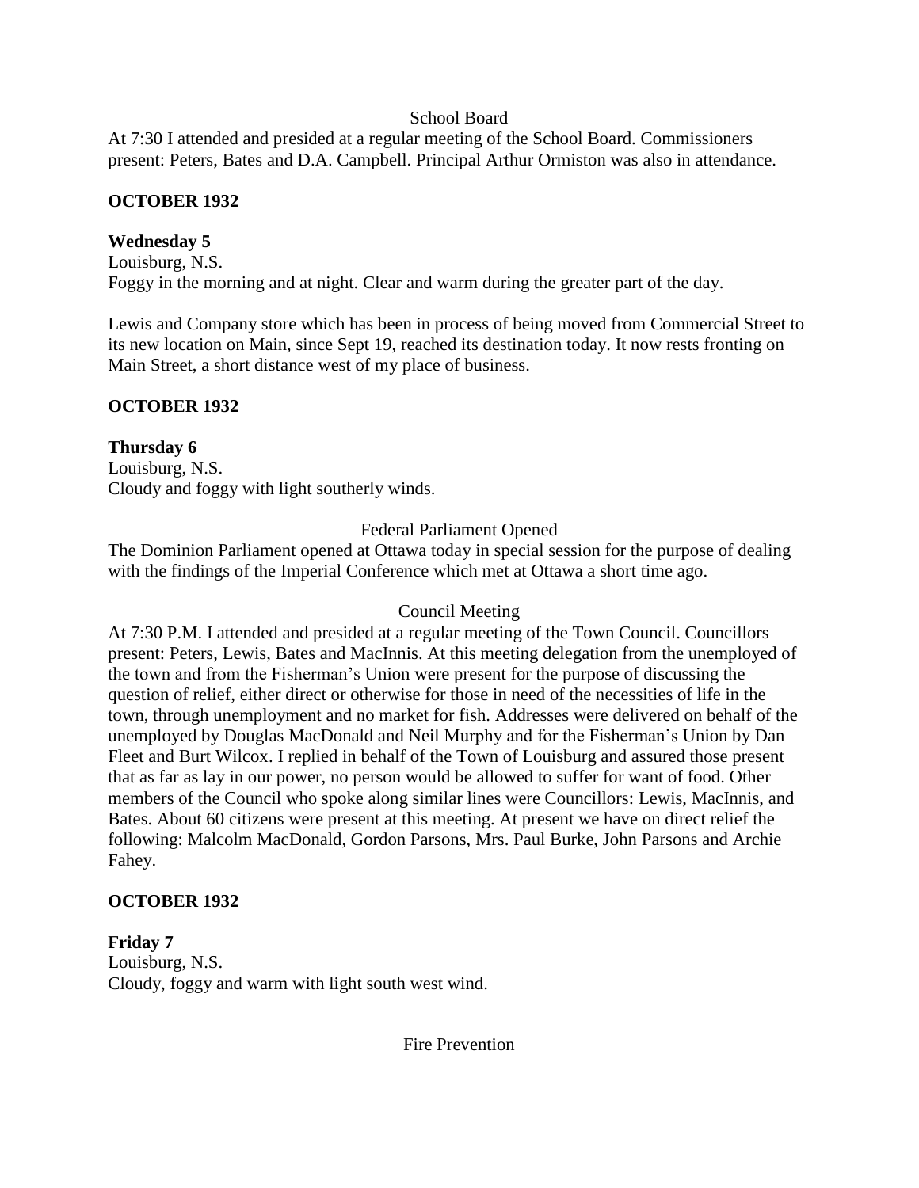School Board

At 7:30 I attended and presided at a regular meeting of the School Board. Commissioners present: Peters, Bates and D.A. Campbell. Principal Arthur Ormiston was also in attendance.

**OCTOBER 1932**

**Wednesday 5**

Louisburg, N.S.

Foggy in the morning and at night. Clear and warm during the greater part of the day.

Lewis and Company store which has been in process of being moved from Commercial Street to its new location on Main, since Sept 19, reached its destination today. It now rests fronting on Main Street, a short distance west of my place of business.

**OCTOBER 1932**

**Thursday 6**

Louisburg, N.S.

Cloudy and foggy with light southerly winds.

Federal Parliament Opened

The Dominion Parliament opened at Ottawa today in special session for the purpose of dealing with the findings of the Imperial Conference which met at Ottawa a short time ago.

Council Meeting

At 7:30 P.M. I attended and presided at a regular meeting of the Town Council. Councillors present: Peters, Lewis, Bates and MacInnis. At this meeting delegation from the unemployed of the town and from the Fisherman's Union were present for the purpose of discussing the question of relief, either direct or otherwise for those in need of the necessities of life in the town, through unemployment and no market for fish. Addresses were delivered on behalf of the unemployed by Douglas MacDonald and Neil Murphy and for the Fisherman's Union by Dan Fleet and Burt Wilcox. I replied in behalf of the Town of Louisburg and assured those present that as far as lay in our power, no person would be allowed to suffer for want of food. Other members of the Council who spoke along similar lines were Councillors: Lewis, MacInnis, and Bates. About 60 citizens were present at this meeting. At present we have on direct relief the following: Malcolm MacDonald, Gordon Parsons, Mrs. Paul Burke, John Parsons and Archie Fahey.

**OCTOBER 1932**

**Friday 7**

Louisburg, N.S.

Cloudy, foggy and warm with light south west wind.

Fire Prevention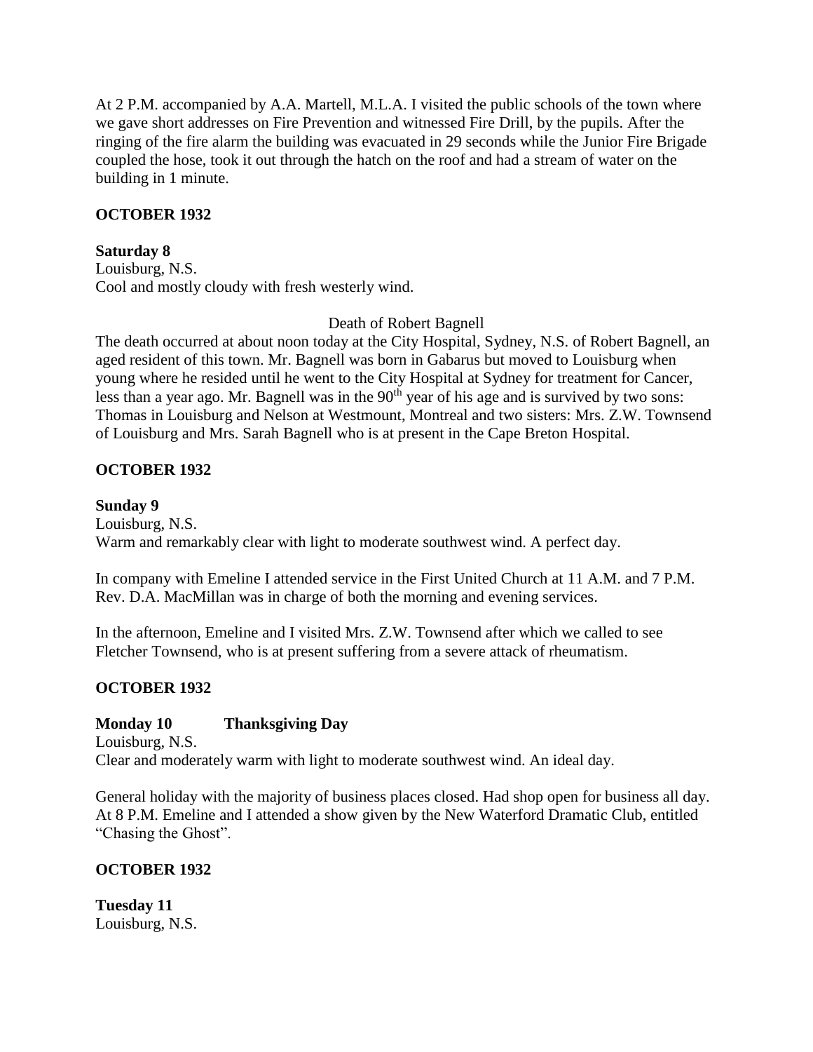At 2 P.M. accompanied by A.A. Martell, M.L.A. I visited the public schools of the town where we gave short addresses on Fire Prevention and witnessed Fire Drill, by the pupils. After the ringing of the fire alarm the building was evacuated in 29 seconds while the Junior Fire Brigade coupled the hose, took it out through the hatch on the roof and had a stream of water on the building in 1 minute.

**OCTOBER 1932**

**Saturday 8**
Louisburg, N.S.
Cool and mostly cloudy with fresh westerly wind.

Death of Robert Bagnell

The death occurred at about noon today at the City Hospital, Sydney, N.S. of Robert Bagnell, an aged resident of this town. Mr. Bagnell was born in Gabarus but moved to Louisburg when young where he resided until he went to the City Hospital at Sydney for treatment for Cancer, less than a year ago. Mr. Bagnell was in the 90th year of his age and is survived by two sons: Thomas in Louisburg and Nelson at Westmount, Montreal and two sisters: Mrs. Z.W. Townsend of Louisburg and Mrs. Sarah Bagnell who is at present in the Cape Breton Hospital.

**OCTOBER 1932**

**Sunday 9**
Louisburg, N.S.
Warm and remarkably clear with light to moderate southwest wind. A perfect day.

In company with Emeline I attended service in the First United Church at 11 A.M. and 7 P.M. Rev. D.A. MacMillan was in charge of both the morning and evening services.

In the afternoon, Emeline and I visited Mrs. Z.W. Townsend after which we called to see Fletcher Townsend, who is at present suffering from a severe attack of rheumatism.

**OCTOBER 1932**

**Monday 10 Thanksgiving Day**
Louisburg, N.S.
Clear and moderately warm with light to moderate southwest wind. An ideal day.

General holiday with the majority of business places closed. Had shop open for business all day. At 8 P.M. Emeline and I attended a show given by the New Waterford Dramatic Club, entitled "Chasing the Ghost".

**OCTOBER 1932**

**Tuesday 11**
Louisburg, N.S.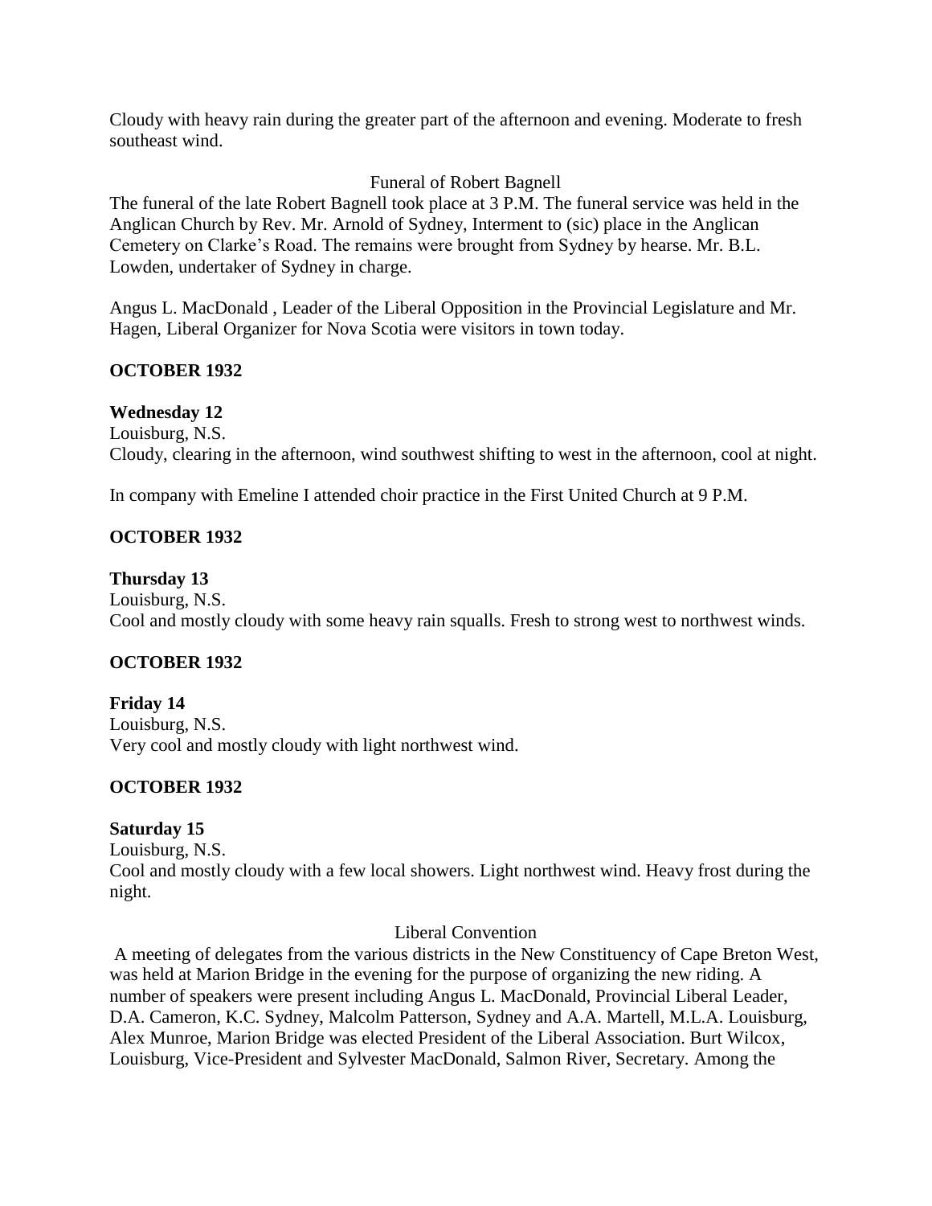Cloudy with heavy rain during the greater part of the afternoon and evening. Moderate to fresh southeast wind.

Funeral of Robert Bagnell

The funeral of the late Robert Bagnell took place at 3 P.M. The funeral service was held in the Anglican Church by Rev. Mr. Arnold of Sydney, Interment to (sic) place in the Anglican Cemetery on Clarke's Road. The remains were brought from Sydney by hearse. Mr. B.L. Lowden, undertaker of Sydney in charge.

Angus L. MacDonald , Leader of the Liberal Opposition in the Provincial Legislature and Mr. Hagen, Liberal Organizer for Nova Scotia were visitors in town today.

**OCTOBER 1932**

**Wednesday 12**
Louisburg, N.S.
Cloudy, clearing in the afternoon, wind southwest shifting to west in the afternoon, cool at night.

In company with Emeline I attended choir practice in the First United Church at 9 P.M.

**OCTOBER 1932**

**Thursday 13**
Louisburg, N.S.
Cool and mostly cloudy with some heavy rain squalls. Fresh to strong west to northwest winds.

**OCTOBER 1932**

**Friday 14**
Louisburg, N.S.
Very cool and mostly cloudy with light northwest wind.

**OCTOBER 1932**

**Saturday 15**
Louisburg, N.S.
Cool and mostly cloudy with a few local showers. Light northwest wind. Heavy frost during the night.

Liberal Convention

A meeting of delegates from the various districts in the New Constituency of Cape Breton West, was held at Marion Bridge in the evening for the purpose of organizing the new riding. A number of speakers were present including Angus L. MacDonald, Provincial Liberal Leader, D.A. Cameron, K.C. Sydney, Malcolm Patterson, Sydney and A.A. Martell, M.L.A. Louisburg, Alex Munroe, Marion Bridge was elected President of the Liberal Association. Burt Wilcox, Louisburg, Vice-President and Sylvester MacDonald, Salmon River, Secretary. Among the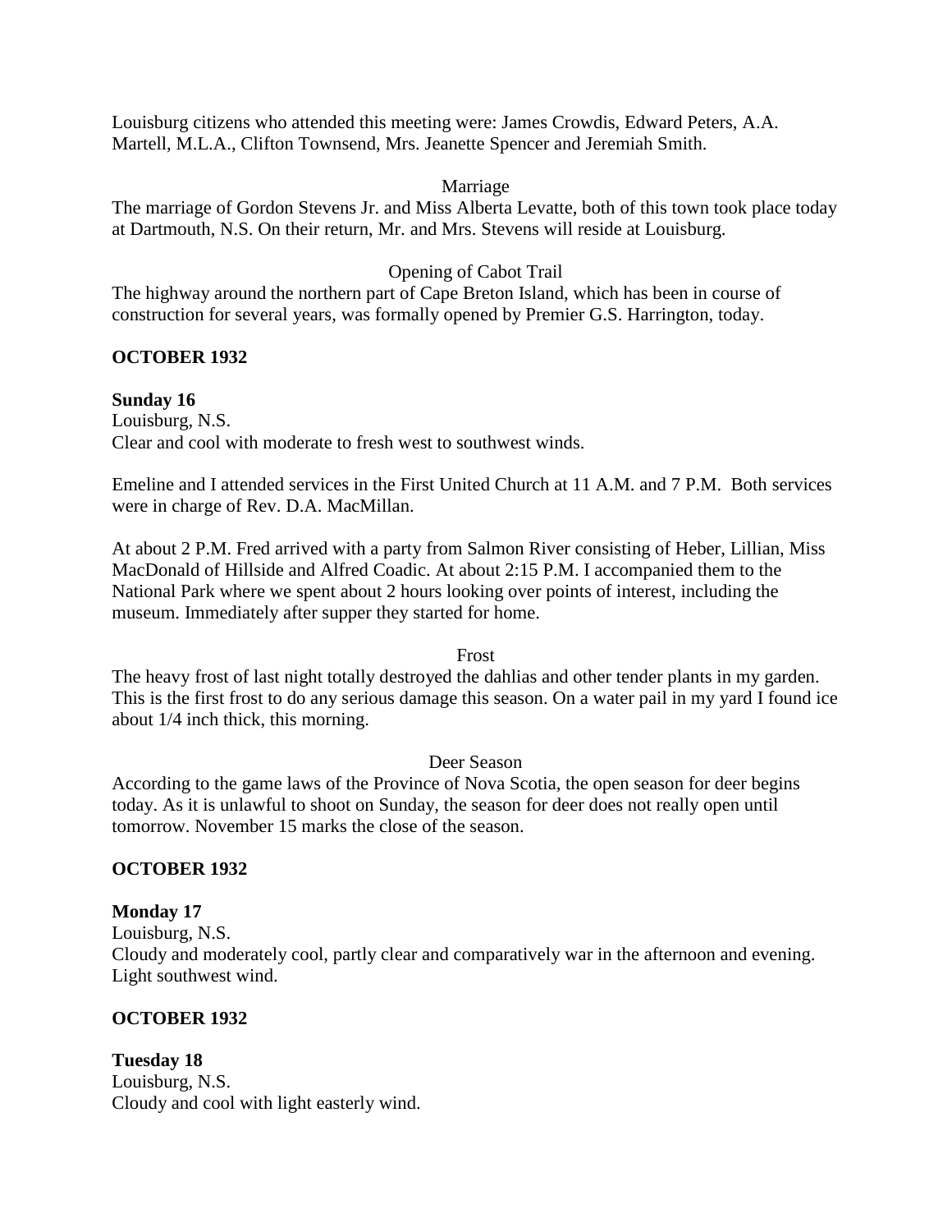Louisburg citizens who attended this meeting were: James Crowdis, Edward Peters, A.A. Martell, M.L.A., Clifton Townsend, Mrs. Jeanette Spencer and Jeremiah Smith.

Marriage

The marriage of Gordon Stevens Jr. and Miss Alberta Levatte, both of this town took place today at Dartmouth, N.S. On their return, Mr. and Mrs. Stevens will reside at Louisburg.

Opening of Cabot Trail

The highway around the northern part of Cape Breton Island, which has been in course of construction for several years, was formally opened by Premier G.S. Harrington, today.

**OCTOBER 1932**

**Sunday 16**

Louisburg, N.S.

Clear and cool with moderate to fresh west to southwest winds.

Emeline and I attended services in the First United Church at 11 A.M. and 7 P.M. Both services were in charge of Rev. D.A. MacMillan.

At about 2 P.M. Fred arrived with a party from Salmon River consisting of Heber, Lillian, Miss MacDonald of Hillside and Alfred Coadic. At about 2:15 P.M. I accompanied them to the National Park where we spent about 2 hours looking over points of interest, including the museum. Immediately after supper they started for home.

Frost

The heavy frost of last night totally destroyed the dahlias and other tender plants in my garden. This is the first frost to do any serious damage this season. On a water pail in my yard I found ice about 1/4 inch thick, this morning.

Deer Season

According to the game laws of the Province of Nova Scotia, the open season for deer begins today. As it is unlawful to shoot on Sunday, the season for deer does not really open until tomorrow. November 15 marks the close of the season.

**OCTOBER 1932**

**Monday 17**

Louisburg, N.S.

Cloudy and moderately cool, partly clear and comparatively war in the afternoon and evening. Light southwest wind.

**OCTOBER 1932**

**Tuesday 18**

Louisburg, N.S.

Cloudy and cool with light easterly wind.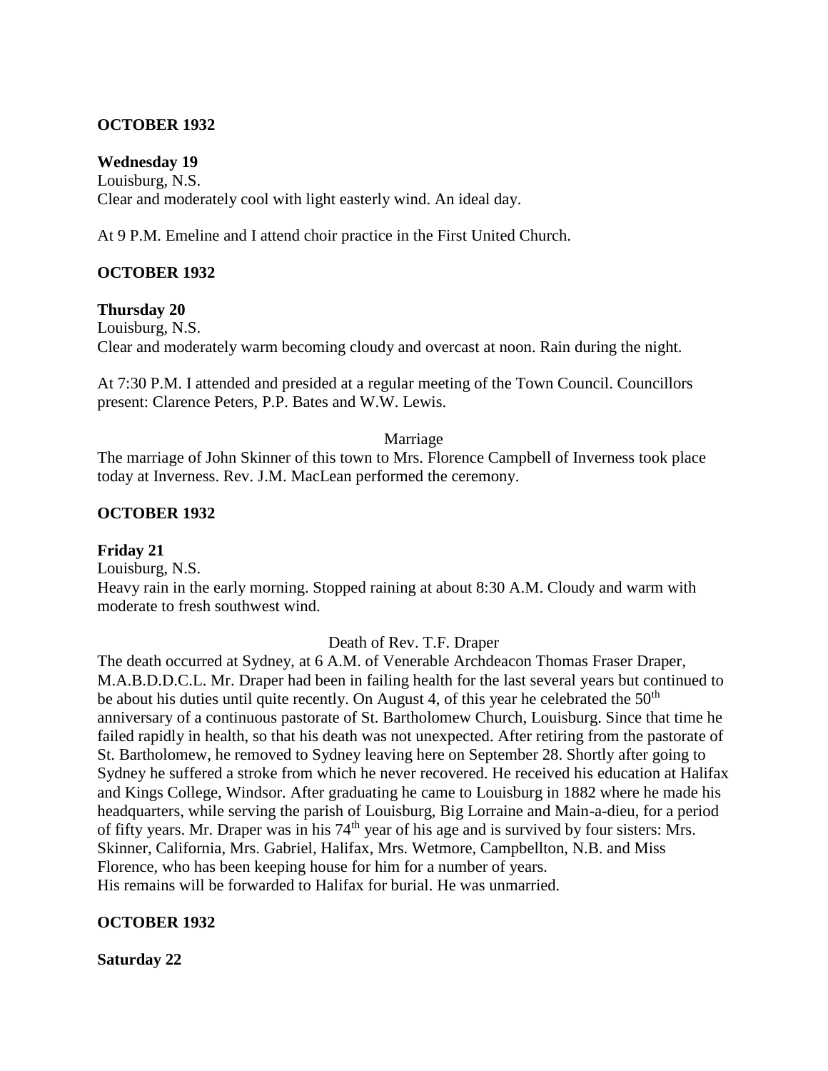**OCTOBER 1932**

**Wednesday 19**
Louisburg, N.S.
Clear and moderately cool with light easterly wind. An ideal day.

At 9 P.M. Emeline and I attend choir practice in the First United Church.

**OCTOBER 1932**

**Thursday 20**
Louisburg, N.S.
Clear and moderately warm becoming cloudy and overcast at noon. Rain during the night.

At 7:30 P.M. I attended and presided at a regular meeting of the Town Council. Councillors present: Clarence Peters, P.P. Bates and W.W. Lewis.

Marriage

The marriage of John Skinner of this town to Mrs. Florence Campbell of Inverness took place today at Inverness. Rev. J.M. MacLean performed the ceremony.

**OCTOBER 1932**

**Friday 21**
Louisburg, N.S.
Heavy rain in the early morning. Stopped raining at about 8:30 A.M. Cloudy and warm with moderate to fresh southwest wind.

Death of Rev. T.F. Draper

The death occurred at Sydney, at 6 A.M. of Venerable Archdeacon Thomas Fraser Draper, M.A.B.D.D.C.L. Mr. Draper had been in failing health for the last several years but continued to be about his duties until quite recently. On August 4, of this year he celebrated the 50th anniversary of a continuous pastorate of St. Bartholomew Church, Louisburg. Since that time he failed rapidly in health, so that his death was not unexpected. After retiring from the pastorate of St. Bartholomew, he removed to Sydney leaving here on September 28. Shortly after going to Sydney he suffered a stroke from which he never recovered. He received his education at Halifax and Kings College, Windsor. After graduating he came to Louisburg in 1882 where he made his headquarters, while serving the parish of Louisburg, Big Lorraine and Main-a-dieu, for a period of fifty years. Mr. Draper was in his 74th year of his age and is survived by four sisters: Mrs. Skinner, California, Mrs. Gabriel, Halifax, Mrs. Wetmore, Campbellton, N.B. and Miss Florence, who has been keeping house for him for a number of years.
His remains will be forwarded to Halifax for burial. He was unmarried.

**OCTOBER 1932**

**Saturday 22**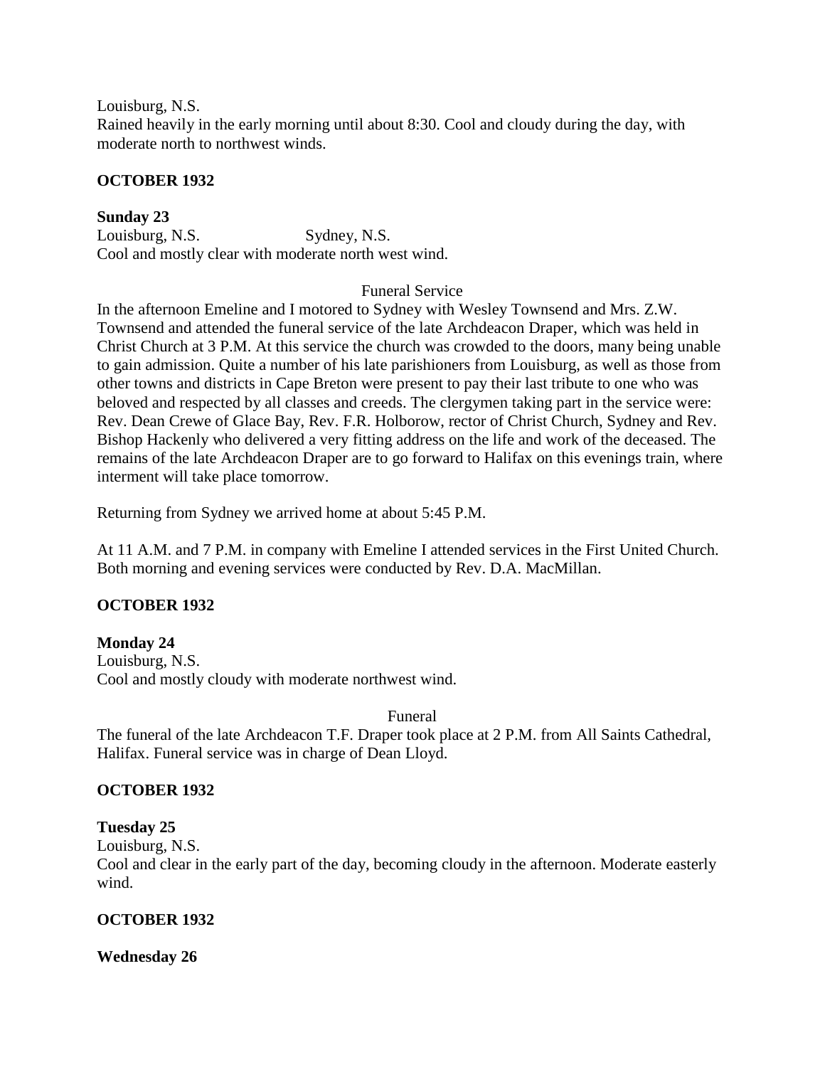Louisburg, N.S.
Rained heavily in the early morning until about 8:30. Cool and cloudy during the day, with moderate north to northwest winds.

**OCTOBER 1932**

**Sunday 23**
Louisburg, N.S. Sydney, N.S.
Cool and mostly clear with moderate north west wind.

Funeral Service

In the afternoon Emeline and I motored to Sydney with Wesley Townsend and Mrs. Z.W. Townsend and attended the funeral service of the late Archdeacon Draper, which was held in Christ Church at 3 P.M. At this service the church was crowded to the doors, many being unable to gain admission. Quite a number of his late parishioners from Louisburg, as well as those from other towns and districts in Cape Breton were present to pay their last tribute to one who was beloved and respected by all classes and creeds. The clergymen taking part in the service were: Rev. Dean Crewe of Glace Bay, Rev. F.R. Holborow, rector of Christ Church, Sydney and Rev. Bishop Hackenly who delivered a very fitting address on the life and work of the deceased. The remains of the late Archdeacon Draper are to go forward to Halifax on this evenings train, where interment will take place tomorrow.

Returning from Sydney we arrived home at about 5:45 P.M.

At 11 A.M. and 7 P.M. in company with Emeline I attended services in the First United Church. Both morning and evening services were conducted by Rev. D.A. MacMillan.

**OCTOBER 1932**

**Monday 24**
Louisburg, N.S.
Cool and mostly cloudy with moderate northwest wind.

Funeral

The funeral of the late Archdeacon T.F. Draper took place at 2 P.M. from All Saints Cathedral, Halifax. Funeral service was in charge of Dean Lloyd.

**OCTOBER 1932**

**Tuesday 25**
Louisburg, N.S.
Cool and clear in the early part of the day, becoming cloudy in the afternoon. Moderate easterly wind.

**OCTOBER 1932**

**Wednesday 26**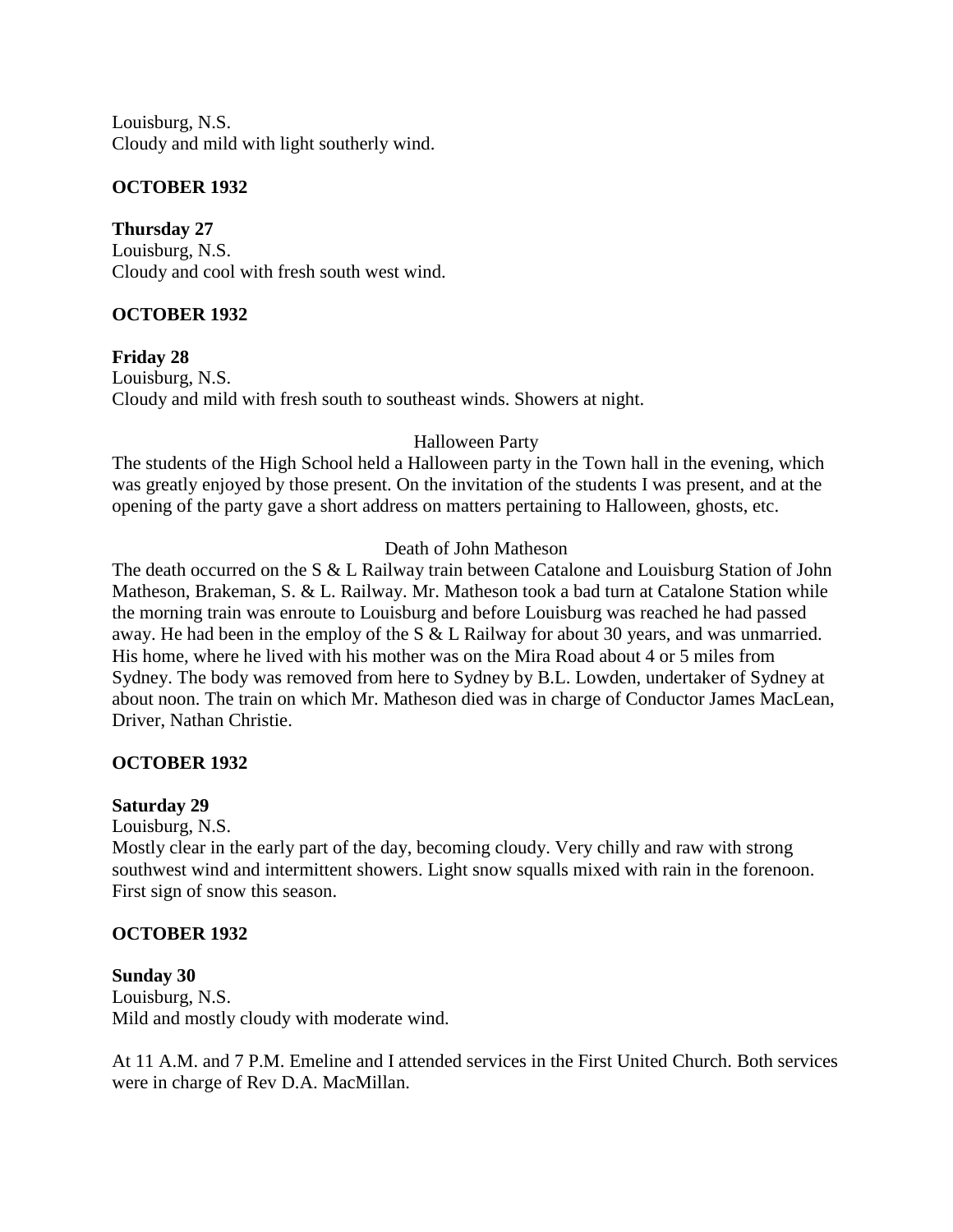Louisburg, N.S.
Cloudy and mild with light southerly wind.

**OCTOBER 1932**

**Thursday 27**
Louisburg, N.S.
Cloudy and cool with fresh south west wind.

**OCTOBER 1932**

**Friday 28**
Louisburg, N.S.
Cloudy and mild with fresh south to southeast winds. Showers at night.

Halloween Party

The students of the High School held a Halloween party in the Town hall in the evening, which was greatly enjoyed by those present. On the invitation of the students I was present, and at the opening of the party gave a short address on matters pertaining to Halloween, ghosts, etc.

Death of John Matheson

The death occurred on the S & L Railway train between Catalone and Louisburg Station of John Matheson, Brakeman, S. & L. Railway. Mr. Matheson took a bad turn at Catalone Station while the morning train was enroute to Louisburg and before Louisburg was reached he had passed away. He had been in the employ of the S & L Railway for about 30 years, and was unmarried. His home, where he lived with his mother was on the Mira Road about 4 or 5 miles from Sydney. The body was removed from here to Sydney by B.L. Lowden, undertaker of Sydney at about noon. The train on which Mr. Matheson died was in charge of Conductor James MacLean, Driver, Nathan Christie.

**OCTOBER 1932**

**Saturday 29**
Louisburg, N.S.
Mostly clear in the early part of the day, becoming cloudy. Very chilly and raw with strong southwest wind and intermittent showers. Light snow squalls mixed with rain in the forenoon. First sign of snow this season.

**OCTOBER 1932**

**Sunday 30**
Louisburg, N.S.
Mild and mostly cloudy with moderate wind.

At 11 A.M. and 7 P.M. Emeline and I attended services in the First United Church. Both services were in charge of Rev D.A. MacMillan.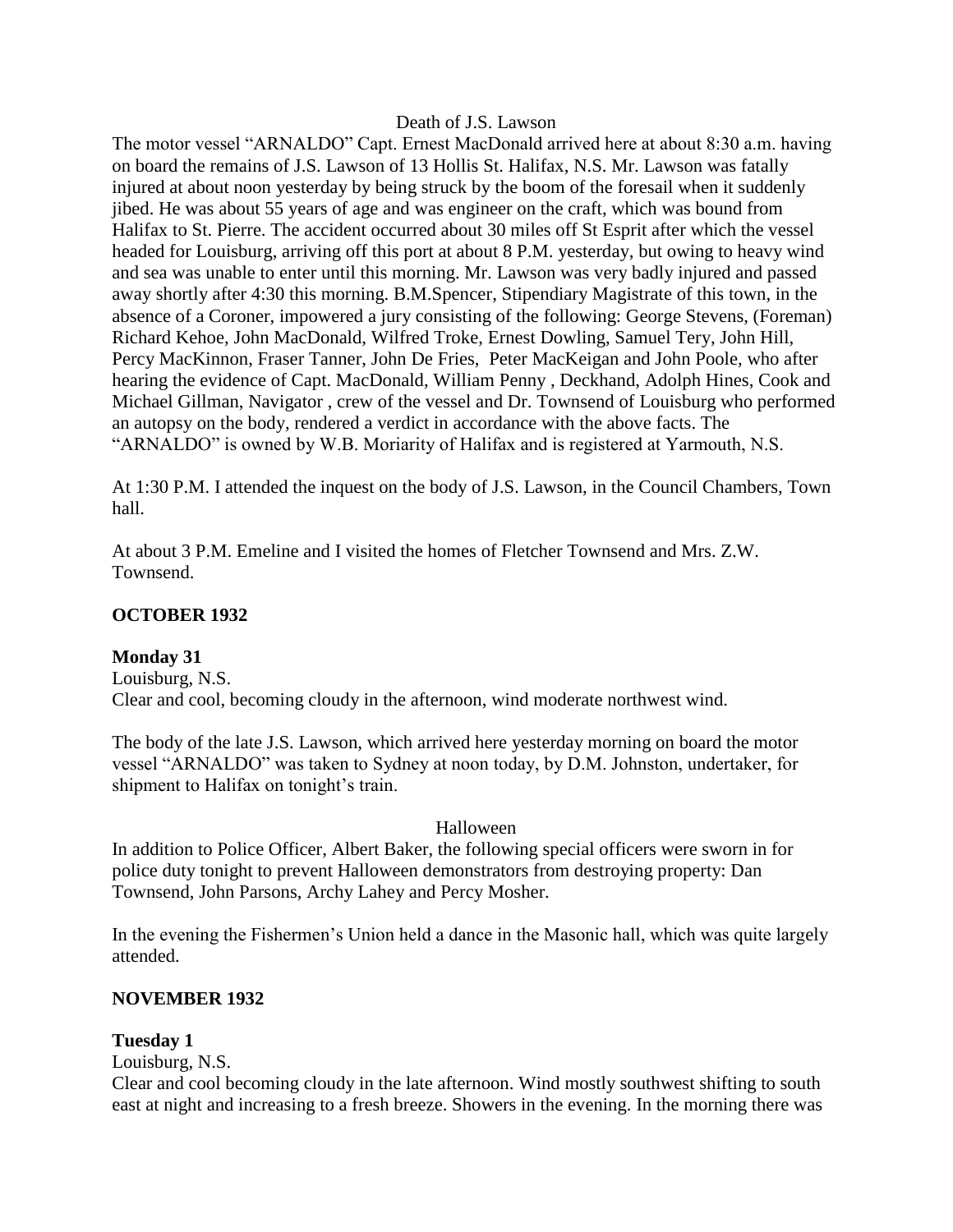Death of J.S. Lawson

The motor vessel "ARNALDO" Capt. Ernest MacDonald arrived here at about 8:30 a.m. having on board the remains of J.S. Lawson of 13 Hollis St. Halifax, N.S. Mr. Lawson was fatally injured at about noon yesterday by being struck by the boom of the foresail when it suddenly jibed. He was about 55 years of age and was engineer on the craft, which was bound from Halifax to St. Pierre. The accident occurred about 30 miles off St Esprit after which the vessel headed for Louisburg, arriving off this port at about 8 P.M. yesterday, but owing to heavy wind and sea was unable to enter until this morning. Mr. Lawson was very badly injured and passed away shortly after 4:30 this morning. B.M.Spencer, Stipendiary Magistrate of this town, in the absence of a Coroner, impowered a jury consisting of the following: George Stevens, (Foreman) Richard Kehoe, John MacDonald, Wilfred Troke, Ernest Dowling, Samuel Tery, John Hill, Percy MacKinnon, Fraser Tanner, John De Fries, Peter MacKeigan and John Poole, who after hearing the evidence of Capt. MacDonald, William Penny , Deckhand, Adolph Hines, Cook and Michael Gillman, Navigator , crew of the vessel and Dr. Townsend of Louisburg who performed an autopsy on the body, rendered a verdict in accordance with the above facts. The "ARNALDO" is owned by W.B. Moriarity of Halifax and is registered at Yarmouth, N.S.

At 1:30 P.M. I attended the inquest on the body of J.S. Lawson, in the Council Chambers, Town hall.

At about 3 P.M. Emeline and I visited the homes of Fletcher Townsend and Mrs. Z.W. Townsend.

## OCTOBER 1932

### Monday 31

Louisburg, N.S.
Clear and cool, becoming cloudy in the afternoon, wind moderate northwest wind.

The body of the late J.S. Lawson, which arrived here yesterday morning on board the motor vessel "ARNALDO" was taken to Sydney at noon today, by D.M. Johnston, undertaker, for shipment to Halifax on tonight's train.

Halloween

In addition to Police Officer, Albert Baker, the following special officers were sworn in for police duty tonight to prevent Halloween demonstrators from destroying property: Dan Townsend, John Parsons, Archy Lahey and Percy Mosher.

In the evening the Fishermen's Union held a dance in the Masonic hall, which was quite largely attended.

## NOVEMBER 1932

### Tuesday 1

Louisburg, N.S.
Clear and cool becoming cloudy in the late afternoon. Wind mostly southwest shifting to south east at night and increasing to a fresh breeze. Showers in the evening. In the morning there was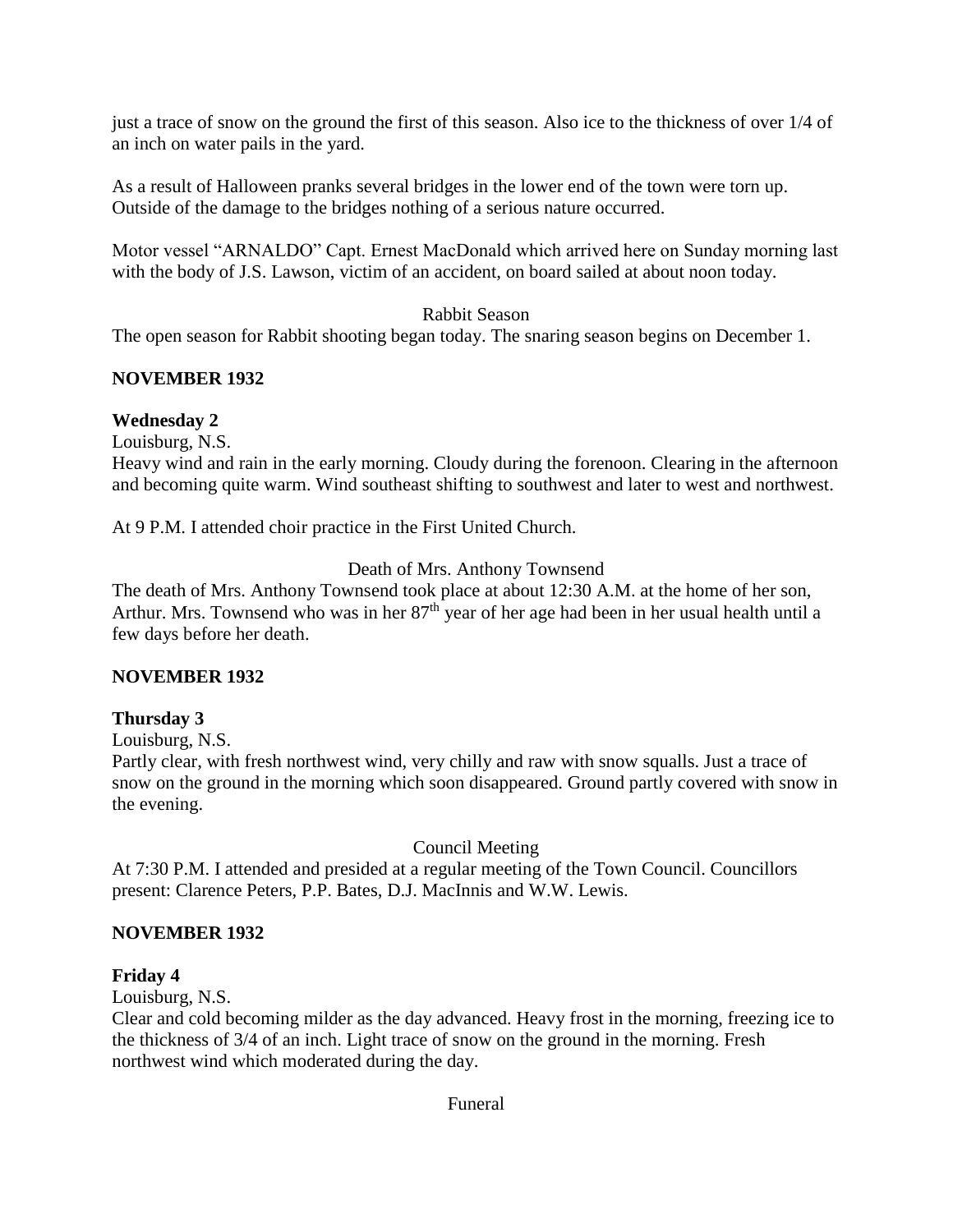just a trace of snow on the ground the first of this season. Also ice to the thickness of over 1/4 of an inch on water pails in the yard.

As a result of Halloween pranks several bridges in the lower end of the town were torn up. Outside of the damage to the bridges nothing of a serious nature occurred.

Motor vessel "ARNALDO" Capt. Ernest MacDonald which arrived here on Sunday morning last with the body of J.S. Lawson, victim of an accident, on board sailed at about noon today.

Rabbit Season

The open season for Rabbit shooting began today. The snaring season begins on December 1.

**NOVEMBER 1932**

**Wednesday 2**

Louisburg, N.S.

Heavy wind and rain in the early morning. Cloudy during the forenoon. Clearing in the afternoon and becoming quite warm. Wind southeast shifting to southwest and later to west and northwest.

At 9 P.M. I attended choir practice in the First United Church.

Death of Mrs. Anthony Townsend

The death of Mrs. Anthony Townsend took place at about 12:30 A.M. at the home of her son, Arthur. Mrs. Townsend who was in her 87th year of her age had been in her usual health until a few days before her death.

**NOVEMBER 1932**

**Thursday 3**

Louisburg, N.S.

Partly clear, with fresh northwest wind, very chilly and raw with snow squalls. Just a trace of snow on the ground in the morning which soon disappeared. Ground partly covered with snow in the evening.

Council Meeting

At 7:30 P.M. I attended and presided at a regular meeting of the Town Council. Councillors present: Clarence Peters, P.P. Bates, D.J. MacInnis and W.W. Lewis.

**NOVEMBER 1932**

**Friday 4**

Louisburg, N.S.

Clear and cold becoming milder as the day advanced. Heavy frost in the morning, freezing ice to the thickness of 3/4 of an inch. Light trace of snow on the ground in the morning. Fresh northwest wind which moderated during the day.

Funeral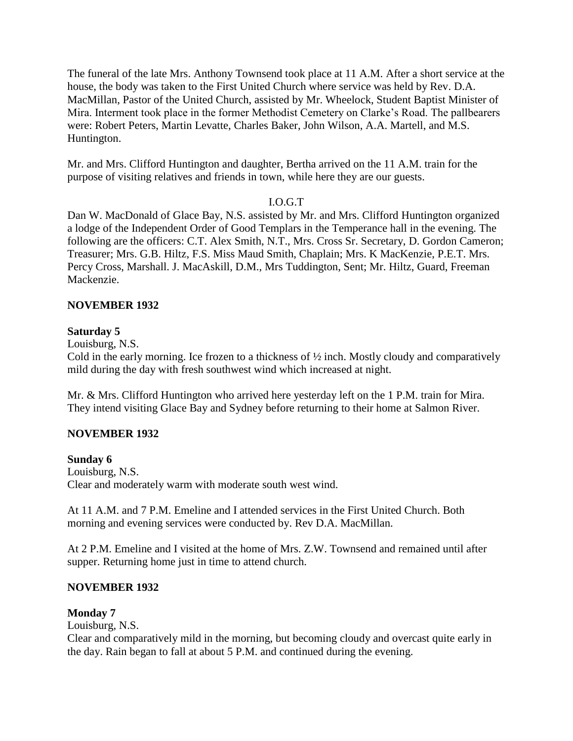The funeral of the late Mrs. Anthony Townsend took place at 11 A.M. After a short service at the house, the body was taken to the First United Church where service was held by Rev. D.A. MacMillan, Pastor of the United Church, assisted by Mr. Wheelock, Student Baptist Minister of Mira. Interment took place in the former Methodist Cemetery on Clarke's Road. The pallbearers were: Robert Peters, Martin Levatte, Charles Baker, John Wilson, A.A. Martell, and M.S. Huntington.

Mr. and Mrs. Clifford Huntington and daughter, Bertha arrived on the 11 A.M. train for the purpose of visiting relatives and friends in town, while here they are our guests.

I.O.G.T

Dan W. MacDonald of Glace Bay, N.S. assisted by Mr. and Mrs. Clifford Huntington organized a lodge of the Independent Order of Good Templars in the Temperance hall in the evening. The following are the officers: C.T. Alex Smith, N.T., Mrs. Cross Sr. Secretary, D. Gordon Cameron; Treasurer; Mrs. G.B. Hiltz, F.S. Miss Maud Smith, Chaplain; Mrs. K MacKenzie, P.E.T. Mrs. Percy Cross, Marshall. J. MacAskill, D.M., Mrs Tuddington, Sent; Mr. Hiltz, Guard, Freeman Mackenzie.

**NOVEMBER 1932**

**Saturday 5**

Louisburg, N.S.

Cold in the early morning. Ice frozen to a thickness of ½ inch. Mostly cloudy and comparatively mild during the day with fresh southwest wind which increased at night.

Mr. & Mrs. Clifford Huntington who arrived here yesterday left on the 1 P.M. train for Mira. They intend visiting Glace Bay and Sydney before returning to their home at Salmon River.

**NOVEMBER 1932**

**Sunday 6**

Louisburg, N.S.

Clear and moderately warm with moderate south west wind.

At 11 A.M. and 7 P.M. Emeline and I attended services in the First United Church. Both morning and evening services were conducted by. Rev D.A. MacMillan.

At 2 P.M. Emeline and I visited at the home of Mrs. Z.W. Townsend and remained until after supper. Returning home just in time to attend church.

**NOVEMBER 1932**

**Monday 7**

Louisburg, N.S.

Clear and comparatively mild in the morning, but becoming cloudy and overcast quite early in the day. Rain began to fall at about 5 P.M. and continued during the evening.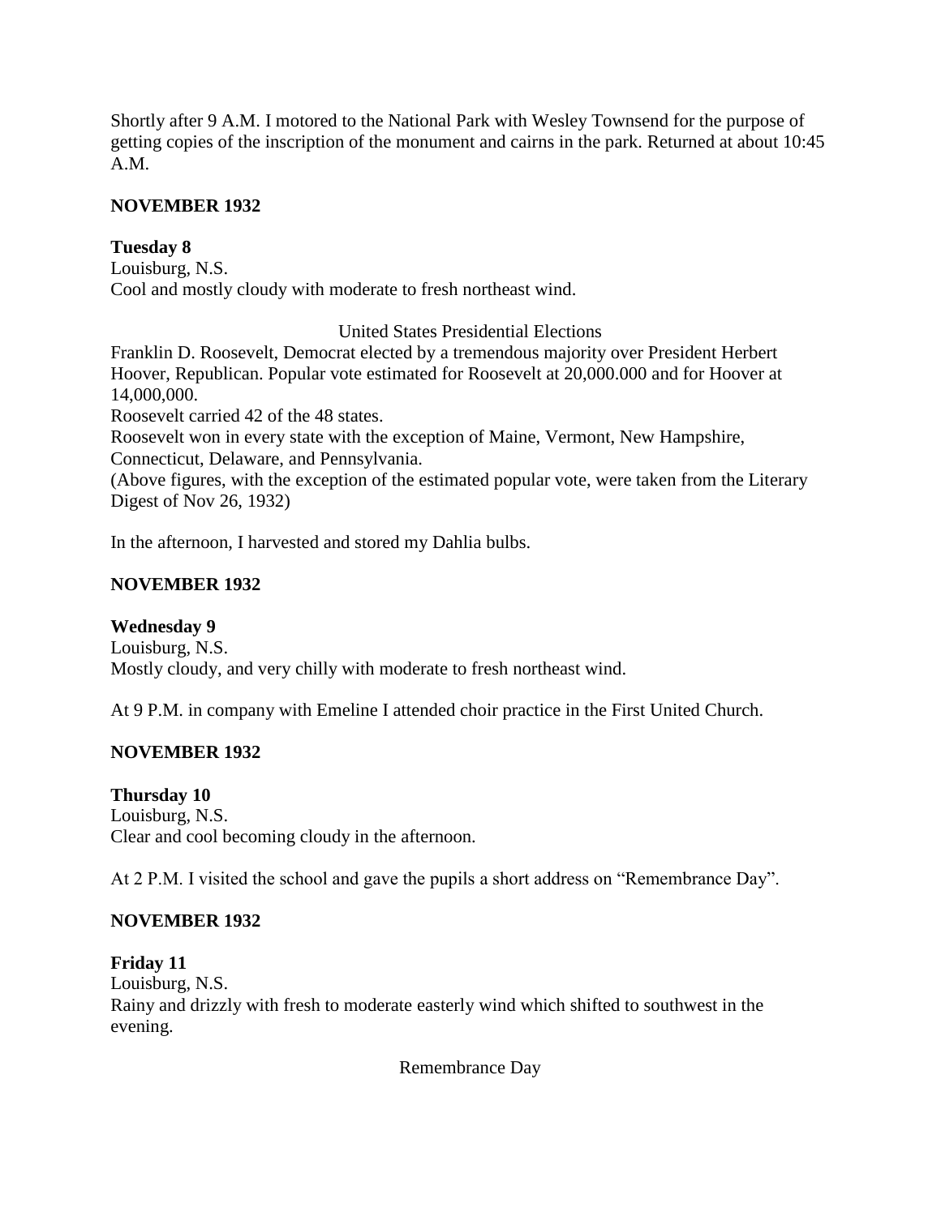Shortly after 9 A.M. I motored to the National Park with Wesley Townsend for the purpose of getting copies of the inscription of the monument and cairns in the park. Returned at about 10:45 A.M.

**NOVEMBER 1932**

**Tuesday 8**
Louisburg, N.S.
Cool and mostly cloudy with moderate to fresh northeast wind.

United States Presidential Elections

Franklin D. Roosevelt, Democrat elected by a tremendous majority over President Herbert Hoover, Republican. Popular vote estimated for Roosevelt at 20,000.000 and for Hoover at 14,000,000.
Roosevelt carried 42 of the 48 states.
Roosevelt won in every state with the exception of Maine, Vermont, New Hampshire, Connecticut, Delaware, and Pennsylvania.
(Above figures, with the exception of the estimated popular vote, were taken from the Literary Digest of Nov 26, 1932)

In the afternoon, I harvested and stored my Dahlia bulbs.

**NOVEMBER 1932**

**Wednesday 9**
Louisburg, N.S.
Mostly cloudy, and very chilly with moderate to fresh northeast wind.

At 9 P.M. in company with Emeline I attended choir practice in the First United Church.

**NOVEMBER 1932**

**Thursday 10**
Louisburg, N.S.
Clear and cool becoming cloudy in the afternoon.

At 2 P.M. I visited the school and gave the pupils a short address on "Remembrance Day".

**NOVEMBER 1932**

**Friday 11**
Louisburg, N.S.
Rainy and drizzly with fresh to moderate easterly wind which shifted to southwest in the evening.

Remembrance Day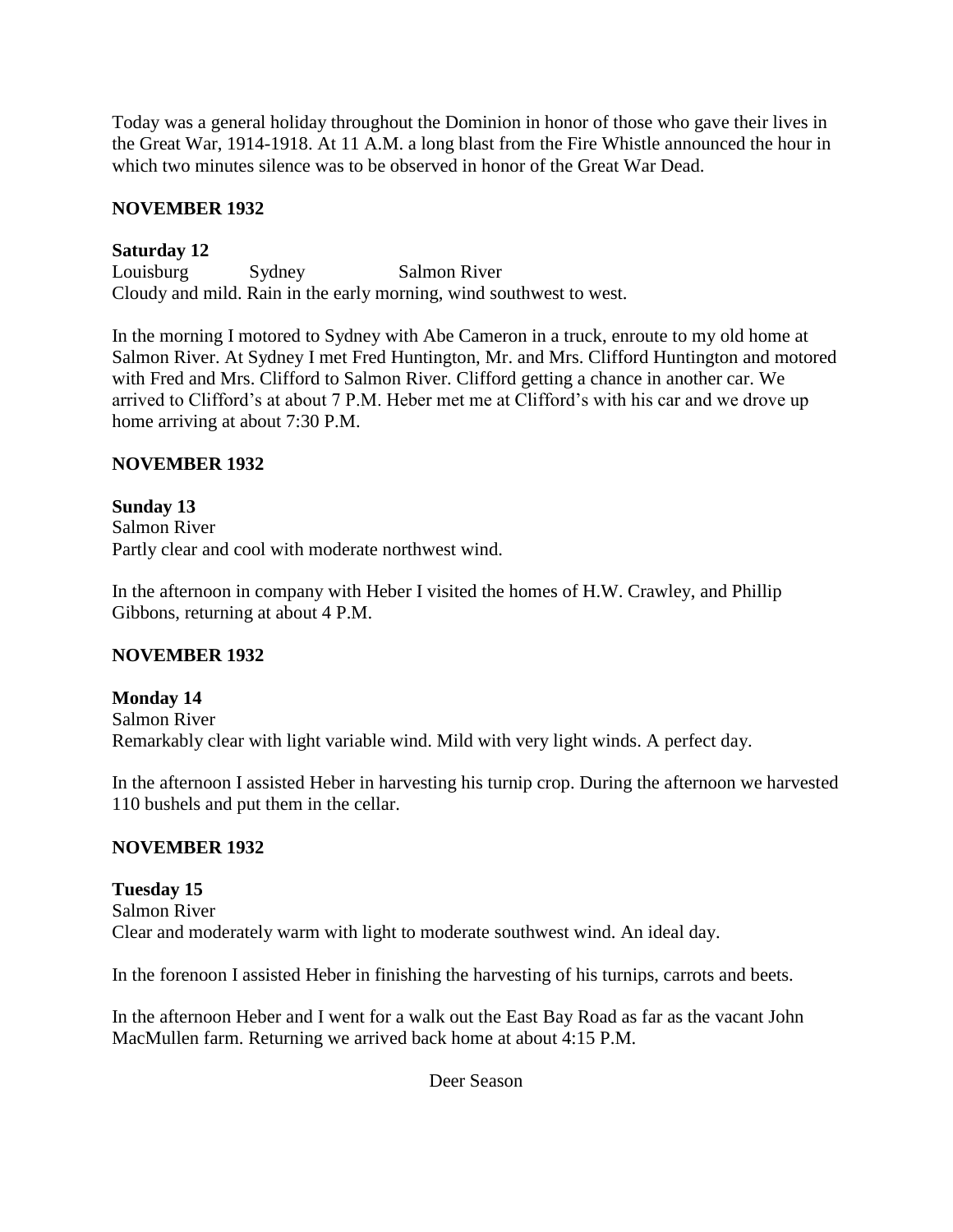Today was a general holiday throughout the Dominion in honor of those who gave their lives in the Great War, 1914-1918. At 11 A.M. a long blast from the Fire Whistle announced the hour in which two minutes silence was to be observed in honor of the Great War Dead.

**NOVEMBER 1932**

**Saturday 12**
Louisburg Sydney Salmon River
Cloudy and mild. Rain in the early morning, wind southwest to west.

In the morning I motored to Sydney with Abe Cameron in a truck, enroute to my old home at Salmon River. At Sydney I met Fred Huntington, Mr. and Mrs. Clifford Huntington and motored with Fred and Mrs. Clifford to Salmon River. Clifford getting a chance in another car. We arrived to Clifford's at about 7 P.M. Heber met me at Clifford's with his car and we drove up home arriving at about 7:30 P.M.

**NOVEMBER 1932**

**Sunday 13**
Salmon River
Partly clear and cool with moderate northwest wind.

In the afternoon in company with Heber I visited the homes of H.W. Crawley, and Phillip Gibbons, returning at about 4 P.M.

**NOVEMBER 1932**

**Monday 14**
Salmon River
Remarkably clear with light variable wind. Mild with very light winds. A perfect day.

In the afternoon I assisted Heber in harvesting his turnip crop. During the afternoon we harvested 110 bushels and put them in the cellar.

**NOVEMBER 1932**

**Tuesday 15**
Salmon River
Clear and moderately warm with light to moderate southwest wind. An ideal day.

In the forenoon I assisted Heber in finishing the harvesting of his turnips, carrots and beets.

In the afternoon Heber and I went for a walk out the East Bay Road as far as the vacant John MacMullen farm. Returning we arrived back home at about 4:15 P.M.

Deer Season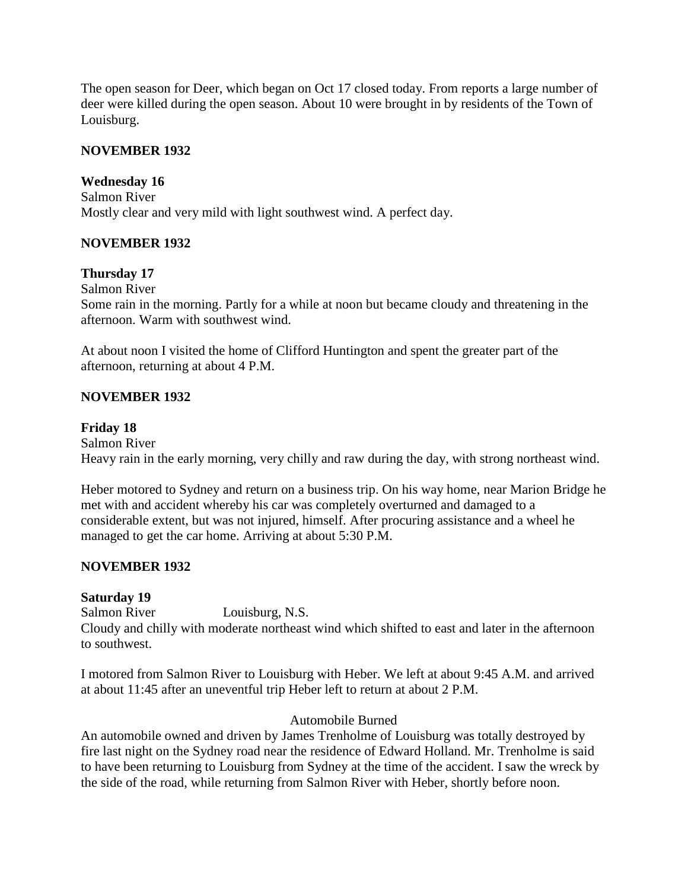The open season for Deer, which began on Oct 17 closed today. From reports a large number of deer were killed during the open season. About 10 were brought in by residents of the Town of Louisburg.

**NOVEMBER 1932**

**Wednesday 16**
Salmon River
Mostly clear and very mild with light southwest wind. A perfect day.

**NOVEMBER 1932**

**Thursday 17**
Salmon River
Some rain in the morning. Partly for a while at noon but became cloudy and threatening in the afternoon. Warm with southwest wind.

At about noon I visited the home of Clifford Huntington and spent the greater part of the afternoon, returning at about 4 P.M.

**NOVEMBER 1932**

**Friday 18**
Salmon River
Heavy rain in the early morning, very chilly and raw during the day, with strong northeast wind.

Heber motored to Sydney and return on a business trip. On his way home, near Marion Bridge he met with and accident whereby his car was completely overturned and damaged to a considerable extent, but was not injured, himself. After procuring assistance and a wheel he managed to get the car home. Arriving at about 5:30 P.M.

**NOVEMBER 1932**

**Saturday 19**
Salmon River Louisburg, N.S.
Cloudy and chilly with moderate northeast wind which shifted to east and later in the afternoon to southwest.

I motored from Salmon River to Louisburg with Heber. We left at about 9:45 A.M. and arrived at about 11:45 after an uneventful trip Heber left to return at about 2 P.M.

Automobile Burned

An automobile owned and driven by James Trenholme of Louisburg was totally destroyed by fire last night on the Sydney road near the residence of Edward Holland. Mr. Trenholme is said to have been returning to Louisburg from Sydney at the time of the accident. I saw the wreck by the side of the road, while returning from Salmon River with Heber, shortly before noon.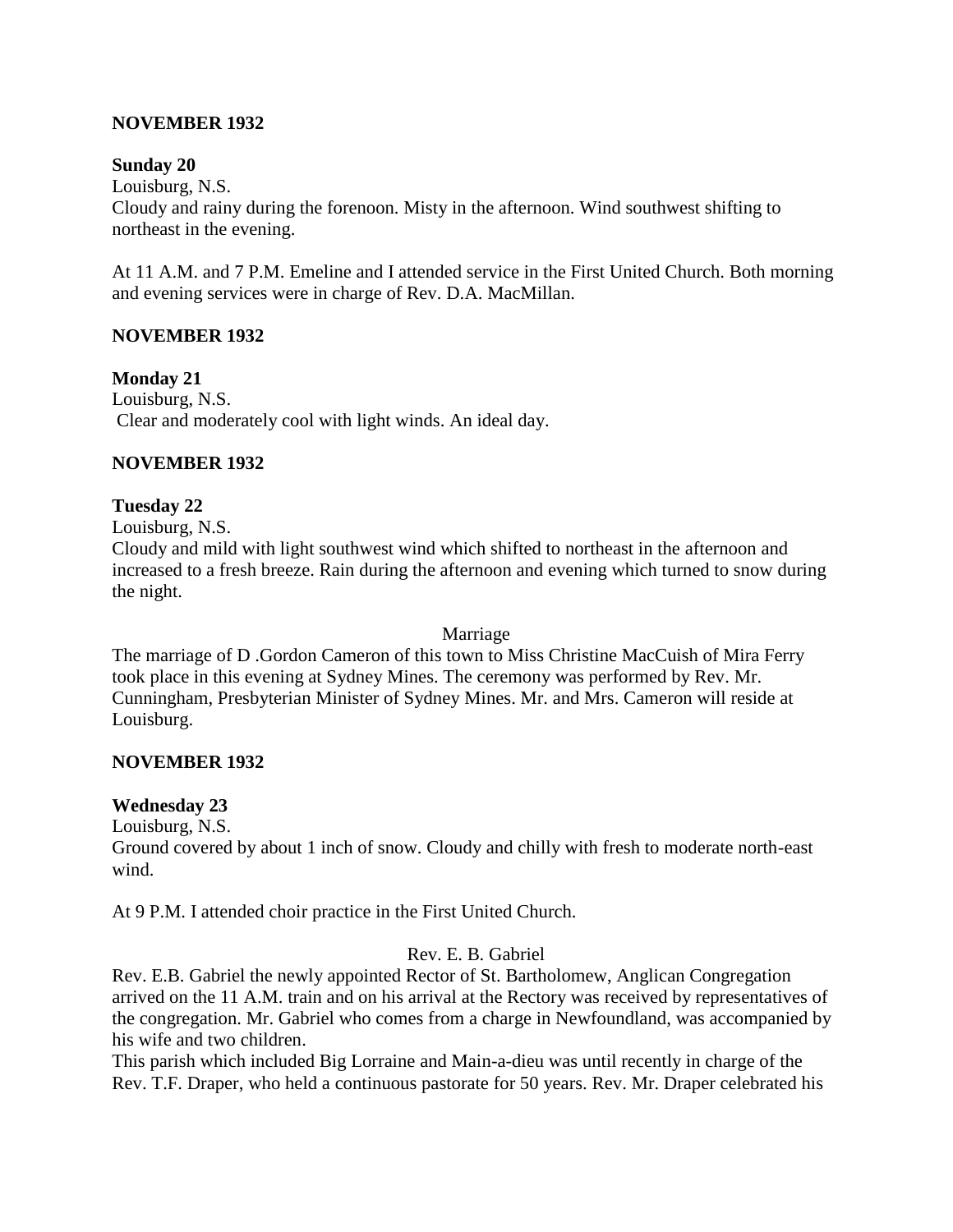**NOVEMBER 1932**

**Sunday 20**

Louisburg, N.S.

Cloudy and rainy during the forenoon. Misty in the afternoon. Wind southwest shifting to northeast in the evening.

At 11 A.M. and 7 P.M. Emeline and I attended service in the First United Church. Both morning and evening services were in charge of Rev. D.A. MacMillan.

**NOVEMBER 1932**

**Monday 21**

Louisburg, N.S.

Clear and moderately cool with light winds. An ideal day.

**NOVEMBER 1932**

**Tuesday 22**

Louisburg, N.S.

Cloudy and mild with light southwest wind which shifted to northeast in the afternoon and increased to a fresh breeze. Rain during the afternoon and evening which turned to snow during the night.

Marriage

The marriage of D .Gordon Cameron of this town to Miss Christine MacCuish of Mira Ferry took place in this evening at Sydney Mines. The ceremony was performed by Rev. Mr. Cunningham, Presbyterian Minister of Sydney Mines. Mr. and Mrs. Cameron will reside at Louisburg.

**NOVEMBER 1932**

**Wednesday 23**

Louisburg, N.S.

Ground covered by about 1 inch of snow. Cloudy and chilly with fresh to moderate north-east wind.

At 9 P.M. I attended choir practice in the First United Church.

Rev. E. B. Gabriel

Rev. E.B. Gabriel the newly appointed Rector of St. Bartholomew, Anglican Congregation arrived on the 11 A.M. train and on his arrival at the Rectory was received by representatives of the congregation. Mr. Gabriel who comes from a charge in Newfoundland, was accompanied by his wife and two children.

This parish which included Big Lorraine and Main-a-dieu was until recently in charge of the Rev. T.F. Draper, who held a continuous pastorate for 50 years. Rev. Mr. Draper celebrated his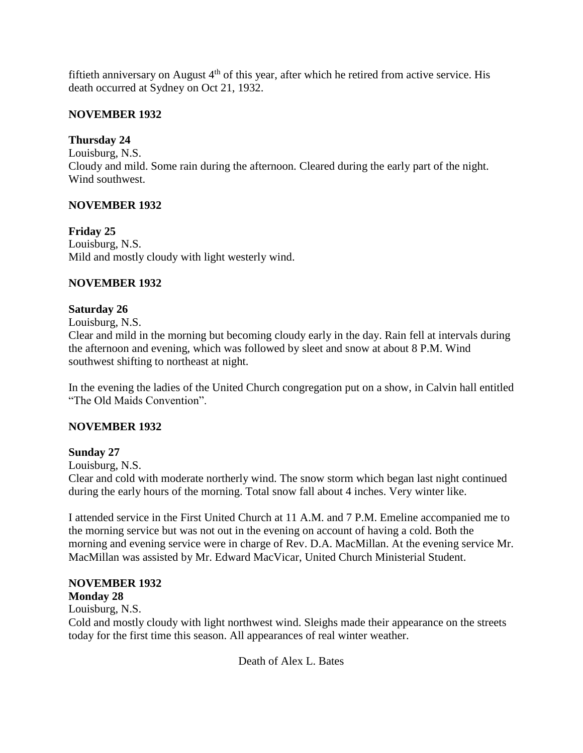fiftieth anniversary on August 4th of this year, after which he retired from active service. His death occurred at Sydney on Oct 21, 1932.

**NOVEMBER 1932**

**Thursday 24**

Louisburg, N.S.
Cloudy and mild. Some rain during the afternoon. Cleared during the early part of the night. Wind southwest.

**NOVEMBER 1932**

**Friday 25**

Louisburg, N.S.
Mild and mostly cloudy with light westerly wind.

**NOVEMBER 1932**

**Saturday 26**

Louisburg, N.S.
Clear and mild in the morning but becoming cloudy early in the day. Rain fell at intervals during the afternoon and evening, which was followed by sleet and snow at about 8 P.M. Wind southwest shifting to northeast at night.

In the evening the ladies of the United Church congregation put on a show, in Calvin hall entitled "The Old Maids Convention".

**NOVEMBER 1932**

**Sunday 27**

Louisburg, N.S.
Clear and cold with moderate northerly wind. The snow storm which began last night continued during the early hours of the morning. Total snow fall about 4 inches. Very winter like.

I attended service in the First United Church at 11 A.M. and 7 P.M. Emeline accompanied me to the morning service but was not out in the evening on account of having a cold. Both the morning and evening service were in charge of Rev. D.A. MacMillan. At the evening service Mr. MacMillan was assisted by Mr. Edward MacVicar, United Church Ministerial Student.

**NOVEMBER 1932**

**Monday 28**

Louisburg, N.S.
Cold and mostly cloudy with light northwest wind. Sleighs made their appearance on the streets today for the first time this season. All appearances of real winter weather.

Death of Alex L. Bates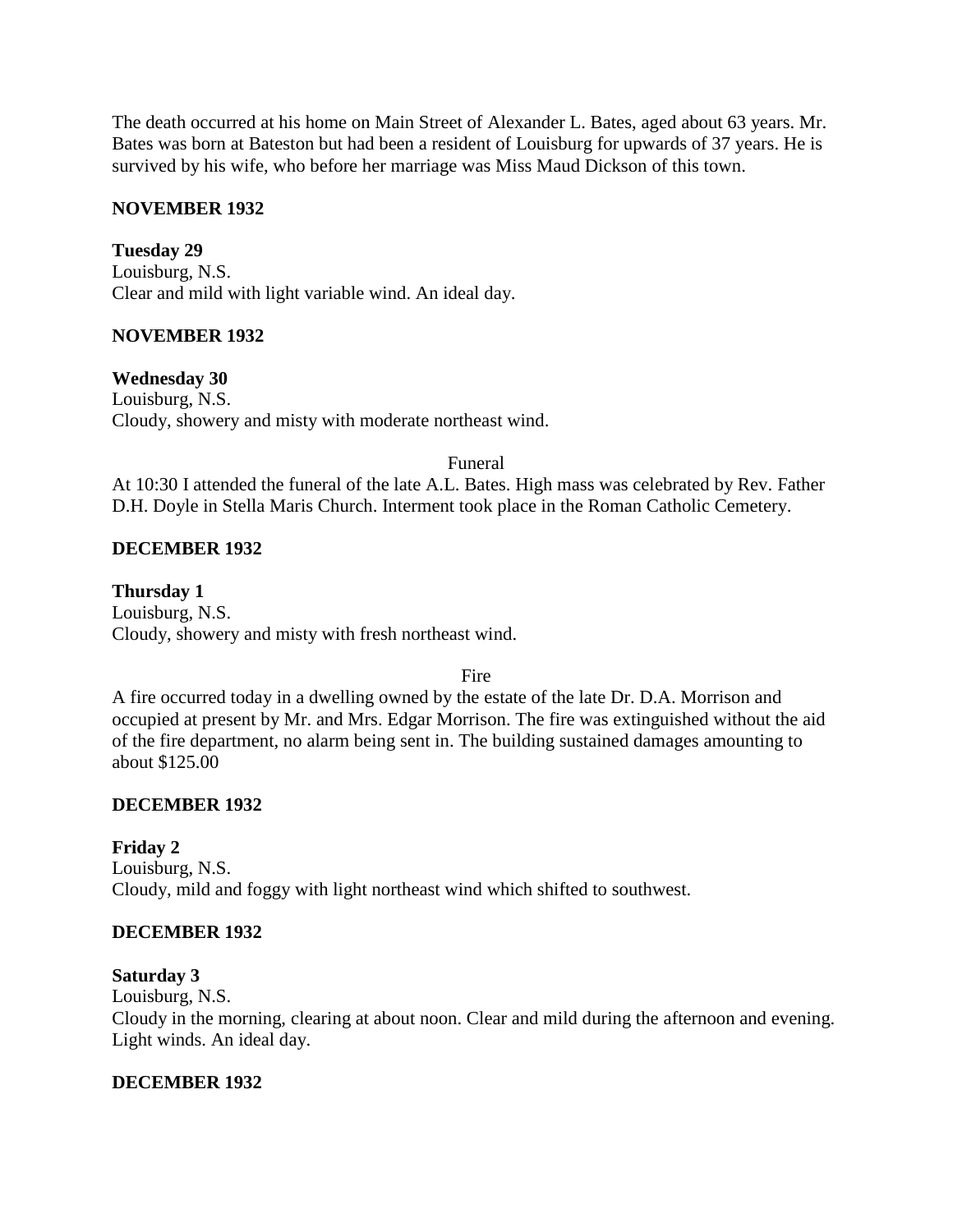The death occurred at his home on Main Street of Alexander L. Bates, aged about 63 years. Mr. Bates was born at Bateston but had been a resident of Louisburg for upwards of 37 years. He is survived by his wife, who before her marriage was Miss Maud Dickson of this town.

**NOVEMBER 1932**

**Tuesday 29**
Louisburg, N.S.
Clear and mild with light variable wind. An ideal day.

**NOVEMBER 1932**

**Wednesday 30**
Louisburg, N.S.
Cloudy, showery and misty with moderate northeast wind.

Funeral

At 10:30 I attended the funeral of the late A.L. Bates. High mass was celebrated by Rev. Father D.H. Doyle in Stella Maris Church. Interment took place in the Roman Catholic Cemetery.

**DECEMBER 1932**

**Thursday 1**
Louisburg, N.S.
Cloudy, showery and misty with fresh northeast wind.

Fire

A fire occurred today in a dwelling owned by the estate of the late Dr. D.A. Morrison and occupied at present by Mr. and Mrs. Edgar Morrison. The fire was extinguished without the aid of the fire department, no alarm being sent in. The building sustained damages amounting to about $125.00

**DECEMBER 1932**

**Friday 2**
Louisburg, N.S.
Cloudy, mild and foggy with light northeast wind which shifted to southwest.

**DECEMBER 1932**

**Saturday 3**
Louisburg, N.S.
Cloudy in the morning, clearing at about noon. Clear and mild during the afternoon and evening. Light winds. An ideal day.

**DECEMBER 1932**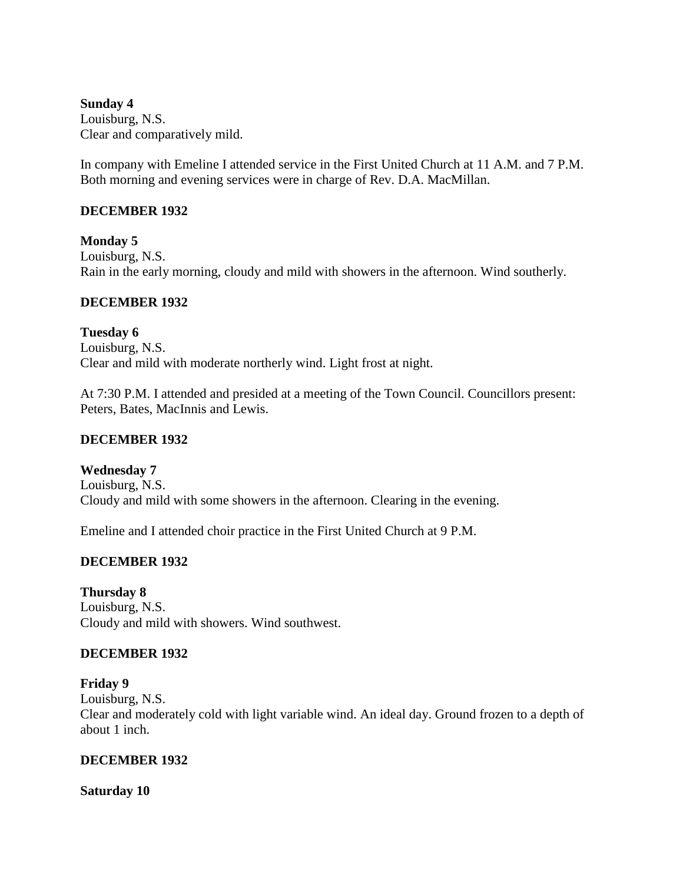**Sunday 4**
Louisburg, N.S.
Clear and comparatively mild.

In company with Emeline I attended service in the First United Church at 11 A.M. and 7 P.M. Both morning and evening services were in charge of Rev. D.A. MacMillan.

**DECEMBER 1932**

**Monday 5**
Louisburg, N.S.
Rain in the early morning, cloudy and mild with showers in the afternoon. Wind southerly.

**DECEMBER 1932**

**Tuesday 6**
Louisburg, N.S.
Clear and mild with moderate northerly wind. Light frost at night.

At 7:30 P.M. I attended and presided at a meeting of the Town Council. Councillors present: Peters, Bates, MacInnis and Lewis.

**DECEMBER 1932**

**Wednesday 7**
Louisburg, N.S.
Cloudy and mild with some showers in the afternoon. Clearing in the evening.

Emeline and I attended choir practice in the First United Church at 9 P.M.

**DECEMBER 1932**

**Thursday 8**
Louisburg, N.S.
Cloudy and mild with showers. Wind southwest.

**DECEMBER 1932**

**Friday 9**
Louisburg, N.S.
Clear and moderately cold with light variable wind. An ideal day. Ground frozen to a depth of about 1 inch.

**DECEMBER 1932**

**Saturday 10**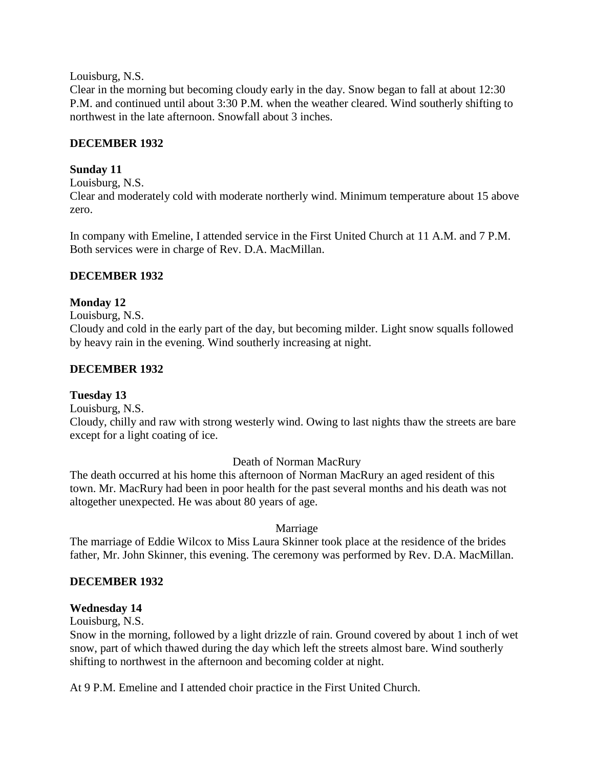Louisburg, N.S.
Clear in the morning but becoming cloudy early in the day. Snow began to fall at about 12:30 P.M. and continued until about 3:30 P.M. when the weather cleared. Wind southerly shifting to northwest in the late afternoon. Snowfall about 3 inches.

**DECEMBER 1932**

**Sunday 11**
Louisburg, N.S.
Clear and moderately cold with moderate northerly wind. Minimum temperature about 15 above zero.

In company with Emeline, I attended service in the First United Church at 11 A.M. and 7 P.M. Both services were in charge of Rev. D.A. MacMillan.

**DECEMBER 1932**

**Monday 12**
Louisburg, N.S.
Cloudy and cold in the early part of the day, but becoming milder. Light snow squalls followed by heavy rain in the evening. Wind southerly increasing at night.

**DECEMBER 1932**

**Tuesday 13**
Louisburg, N.S.
Cloudy, chilly and raw with strong westerly wind. Owing to last nights thaw the streets are bare except for a light coating of ice.

Death of Norman MacRury

The death occurred at his home this afternoon of Norman MacRury an aged resident of this town. Mr. MacRury had been in poor health for the past several months and his death was not altogether unexpected. He was about 80 years of age.

Marriage

The marriage of Eddie Wilcox to Miss Laura Skinner took place at the residence of the brides father, Mr. John Skinner, this evening. The ceremony was performed by Rev. D.A. MacMillan.

**DECEMBER 1932**

**Wednesday 14**
Louisburg, N.S.
Snow in the morning, followed by a light drizzle of rain. Ground covered by about 1 inch of wet snow, part of which thawed during the day which left the streets almost bare. Wind southerly shifting to northwest in the afternoon and becoming colder at night.

At 9 P.M. Emeline and I attended choir practice in the First United Church.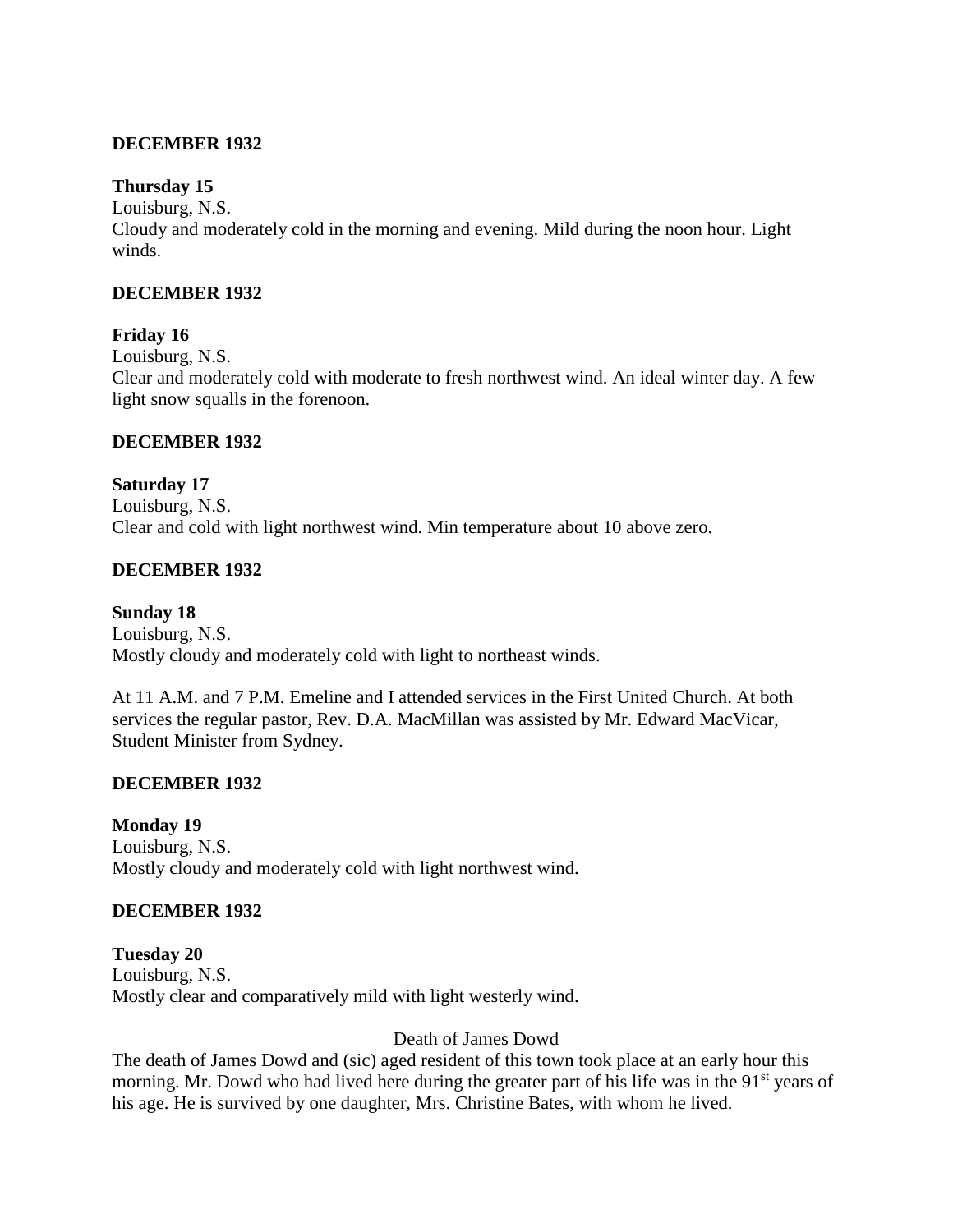**DECEMBER 1932**

**Thursday 15**
Louisburg, N.S.
Cloudy and moderately cold in the morning and evening. Mild during the noon hour. Light winds.

**DECEMBER 1932**

**Friday 16**
Louisburg, N.S.
Clear and moderately cold with moderate to fresh northwest wind. An ideal winter day. A few light snow squalls in the forenoon.

**DECEMBER 1932**

**Saturday 17**
Louisburg, N.S.
Clear and cold with light northwest wind. Min temperature about 10 above zero.

**DECEMBER 1932**

**Sunday 18**
Louisburg, N.S.
Mostly cloudy and moderately cold with light to northeast winds.

At 11 A.M. and 7 P.M. Emeline and I attended services in the First United Church. At both services the regular pastor, Rev. D.A. MacMillan was assisted by Mr. Edward MacVicar, Student Minister from Sydney.

**DECEMBER 1932**

**Monday 19**
Louisburg, N.S.
Mostly cloudy and moderately cold with light northwest wind.

**DECEMBER 1932**

**Tuesday 20**
Louisburg, N.S.
Mostly clear and comparatively mild with light westerly wind.

Death of James Dowd

The death of James Dowd and (sic) aged resident of this town took place at an early hour this morning. Mr. Dowd who had lived here during the greater part of his life was in the 91st years of his age. He is survived by one daughter, Mrs. Christine Bates, with whom he lived.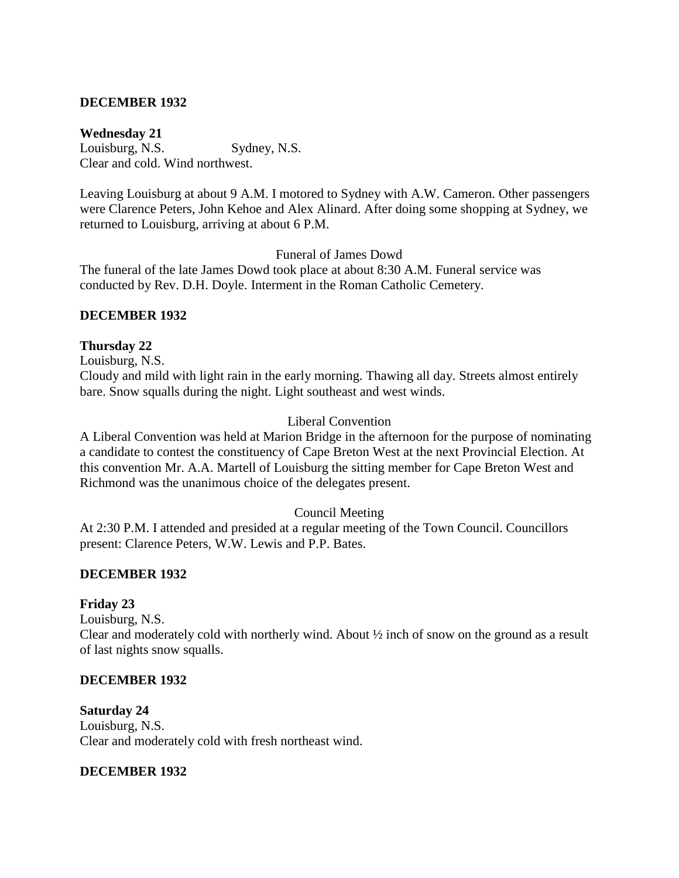**DECEMBER 1932**

**Wednesday 21**
Louisburg, N.S.                Sydney, N.S.
Clear and cold. Wind northwest.

Leaving Louisburg at about 9 A.M. I motored to Sydney with A.W. Cameron. Other passengers were Clarence Peters, John Kehoe and Alex Alinard. After doing some shopping at Sydney, we returned to Louisburg, arriving at about 6 P.M.

Funeral of James Dowd

The funeral of the late James Dowd took place at about 8:30 A.M. Funeral service was conducted by Rev. D.H. Doyle. Interment in the Roman Catholic Cemetery.

**DECEMBER 1932**

**Thursday 22**
Louisburg, N.S.
Cloudy and mild with light rain in the early morning. Thawing all day. Streets almost entirely bare. Snow squalls during the night. Light southeast and west winds.

Liberal Convention

A Liberal Convention was held at Marion Bridge in the afternoon for the purpose of nominating a candidate to contest the constituency of Cape Breton West at the next Provincial Election. At this convention Mr. A.A. Martell of Louisburg the sitting member for Cape Breton West and Richmond was the unanimous choice of the delegates present.

Council Meeting

At 2:30 P.M. I attended and presided at a regular meeting of the Town Council. Councillors present: Clarence Peters, W.W. Lewis and P.P. Bates.

**DECEMBER 1932**

**Friday 23**
Louisburg, N.S.
Clear and moderately cold with northerly wind. About ½ inch of snow on the ground as a result of last nights snow squalls.

**DECEMBER 1932**

**Saturday 24**
Louisburg, N.S.
Clear and moderately cold with fresh northeast wind.

**DECEMBER 1932**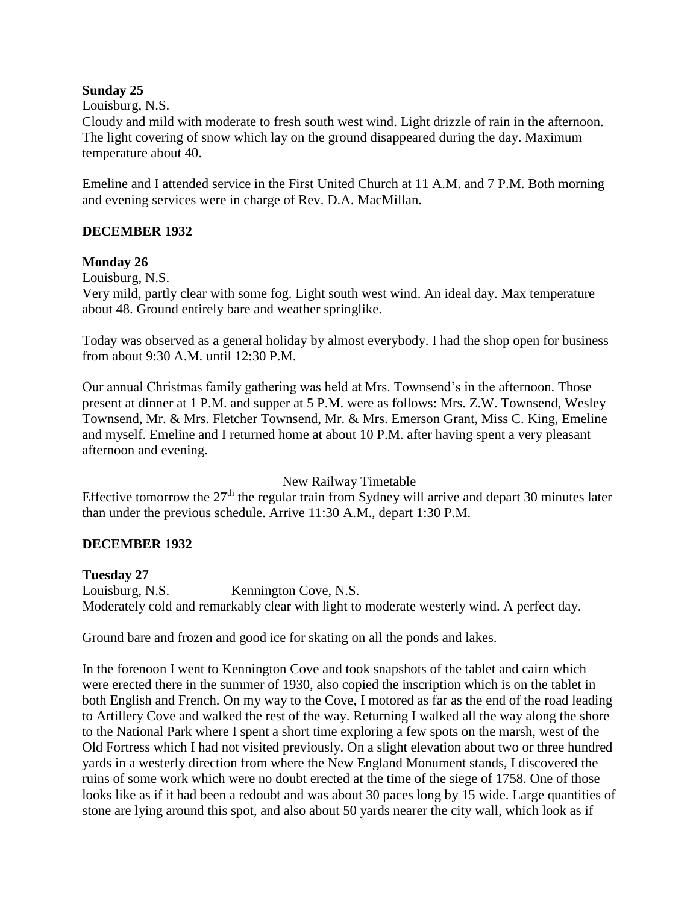**Sunday 25**

Louisburg, N.S.

Cloudy and mild with moderate to fresh south west wind. Light drizzle of rain in the afternoon. The light covering of snow which lay on the ground disappeared during the day. Maximum temperature about 40.

Emeline and I attended service in the First United Church at 11 A.M. and 7 P.M. Both morning and evening services were in charge of Rev. D.A. MacMillan.

**DECEMBER 1932**

**Monday 26**

Louisburg, N.S.

Very mild, partly clear with some fog. Light south west wind. An ideal day. Max temperature about 48. Ground entirely bare and weather springlike.

Today was observed as a general holiday by almost everybody. I had the shop open for business from about 9:30 A.M. until 12:30 P.M.

Our annual Christmas family gathering was held at Mrs. Townsend's in the afternoon. Those present at dinner at 1 P.M. and supper at 5 P.M. were as follows: Mrs. Z.W. Townsend, Wesley Townsend, Mr. & Mrs. Fletcher Townsend, Mr. & Mrs. Emerson Grant, Miss C. King, Emeline and myself. Emeline and I returned home at about 10 P.M. after having spent a very pleasant afternoon and evening.

New Railway Timetable

Effective tomorrow the 27th the regular train from Sydney will arrive and depart 30 minutes later than under the previous schedule. Arrive 11:30 A.M., depart 1:30 P.M.

**DECEMBER 1932**

**Tuesday 27**

Louisburg, N.S. Kennington Cove, N.S.

Moderately cold and remarkably clear with light to moderate westerly wind. A perfect day.

Ground bare and frozen and good ice for skating on all the ponds and lakes.

In the forenoon I went to Kennington Cove and took snapshots of the tablet and cairn which were erected there in the summer of 1930, also copied the inscription which is on the tablet in both English and French. On my way to the Cove, I motored as far as the end of the road leading to Artillery Cove and walked the rest of the way. Returning I walked all the way along the shore to the National Park where I spent a short time exploring a few spots on the marsh, west of the Old Fortress which I had not visited previously. On a slight elevation about two or three hundred yards in a westerly direction from where the New England Monument stands, I discovered the ruins of some work which were no doubt erected at the time of the siege of 1758. One of those looks like as if it had been a redoubt and was about 30 paces long by 15 wide. Large quantities of stone are lying around this spot, and also about 50 yards nearer the city wall, which look as if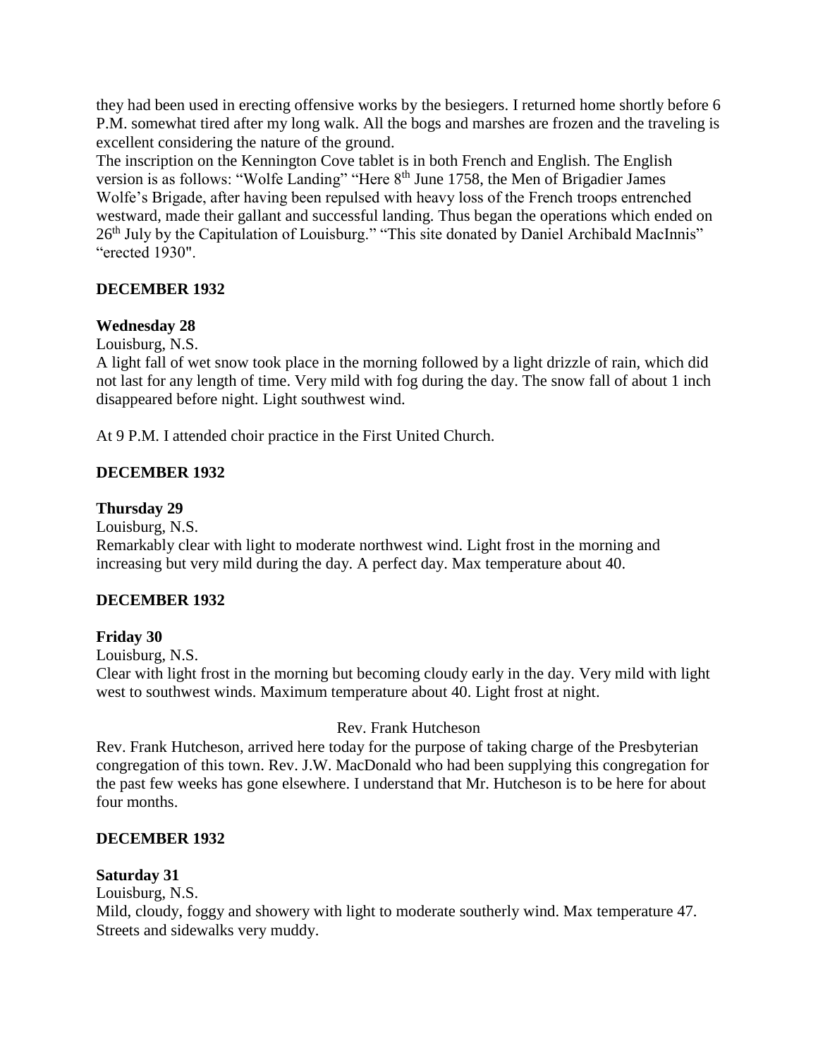they had been used in erecting offensive works by the besiegers. I returned home shortly before 6 P.M. somewhat tired after my long walk. All the bogs and marshes are frozen and the traveling is excellent considering the nature of the ground.

The inscription on the Kennington Cove tablet is in both French and English. The English version is as follows: "Wolfe Landing" "Here 8th June 1758, the Men of Brigadier James Wolfe's Brigade, after having been repulsed with heavy loss of the French troops entrenched westward, made their gallant and successful landing. Thus began the operations which ended on 26th July by the Capitulation of Louisburg." "This site donated by Daniel Archibald MacInnis" "erected 1930".

## DECEMBER 1932

**Wednesday 28**

Louisburg, N.S.

A light fall of wet snow took place in the morning followed by a light drizzle of rain, which did not last for any length of time. Very mild with fog during the day. The snow fall of about 1 inch disappeared before night. Light southwest wind.

At 9 P.M. I attended choir practice in the First United Church.

## DECEMBER 1932

**Thursday 29**

Louisburg, N.S.

Remarkably clear with light to moderate northwest wind. Light frost in the morning and increasing but very mild during the day. A perfect day. Max temperature about 40.

## DECEMBER 1932

**Friday 30**

Louisburg, N.S.

Clear with light frost in the morning but becoming cloudy early in the day. Very mild with light west to southwest winds. Maximum temperature about 40. Light frost at night.

Rev. Frank Hutcheson

Rev. Frank Hutcheson, arrived here today for the purpose of taking charge of the Presbyterian congregation of this town. Rev. J.W. MacDonald who had been supplying this congregation for the past few weeks has gone elsewhere. I understand that Mr. Hutcheson is to be here for about four months.

## DECEMBER 1932

**Saturday 31**

Louisburg, N.S.

Mild, cloudy, foggy and showery with light to moderate southerly wind. Max temperature 47. Streets and sidewalks very muddy.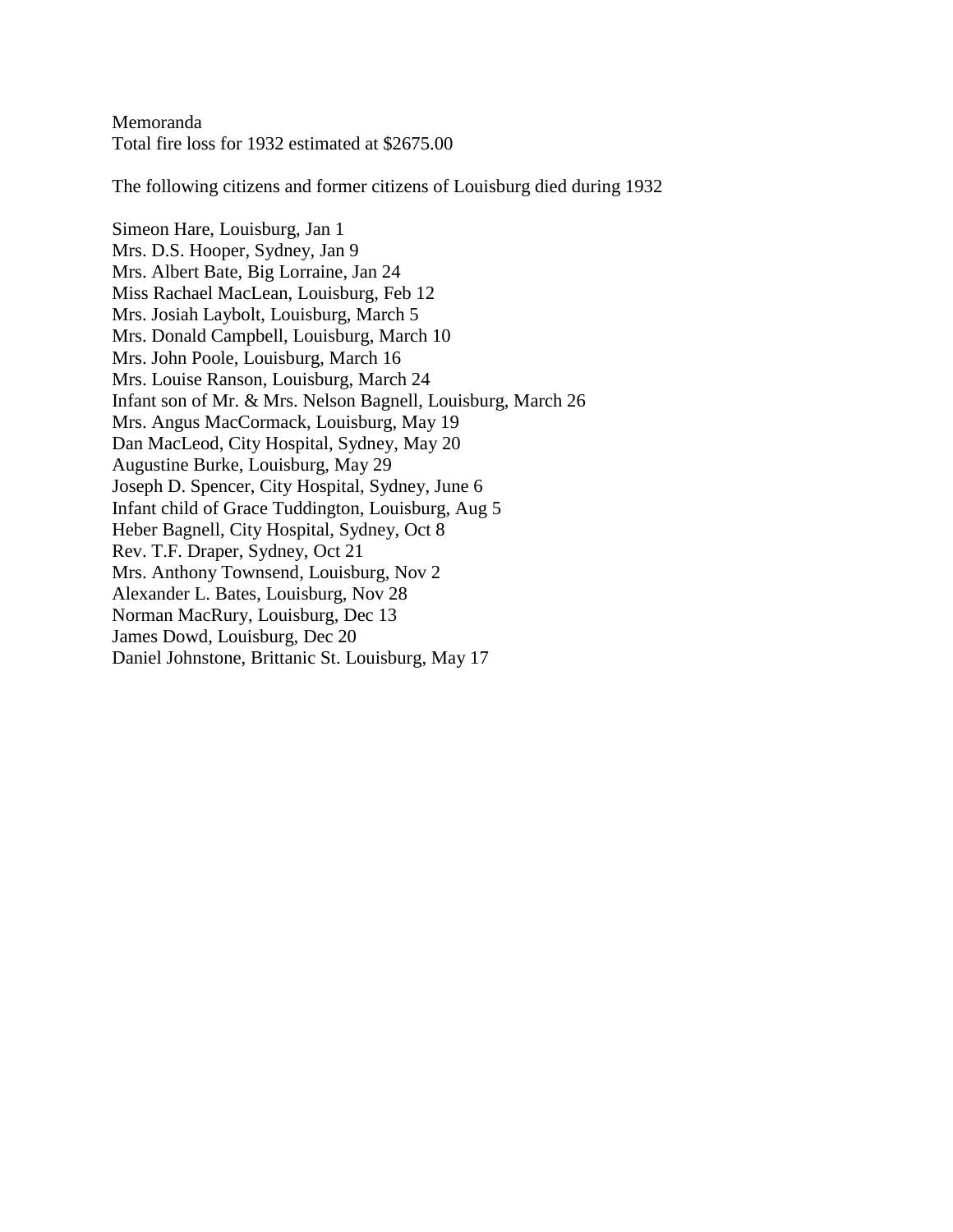Memoranda

Total fire loss for 1932 estimated at $2675.00

The following citizens and former citizens of Louisburg died during 1932

Simeon Hare, Louisburg, Jan 1  
Mrs. D.S. Hooper, Sydney, Jan 9  
Mrs. Albert Bate, Big Lorraine, Jan 24  
Miss Rachael MacLean, Louisburg, Feb 12  
Mrs. Josiah Laybolt, Louisburg, March 5  
Mrs. Donald Campbell, Louisburg, March 10  
Mrs. John Poole, Louisburg, March 16  
Mrs. Louise Ranson, Louisburg, March 24  
Infant son of Mr. & Mrs. Nelson Bagnell, Louisburg, March 26  
Mrs. Angus MacCormack, Louisburg, May 19  
Dan MacLeod, City Hospital, Sydney, May 20  
Augustine Burke, Louisburg, May 29  
Joseph D. Spencer, City Hospital, Sydney, June 6  
Infant child of Grace Tuddington, Louisburg, Aug 5  
Heber Bagnell, City Hospital, Sydney, Oct 8  
Rev. T.F. Draper, Sydney, Oct 21  
Mrs. Anthony Townsend, Louisburg, Nov 2  
Alexander L. Bates, Louisburg, Nov 28  
Norman MacRury, Louisburg, Dec 13  
James Dowd, Louisburg, Dec 20  
Daniel Johnstone, Brittanic St. Louisburg, May 17